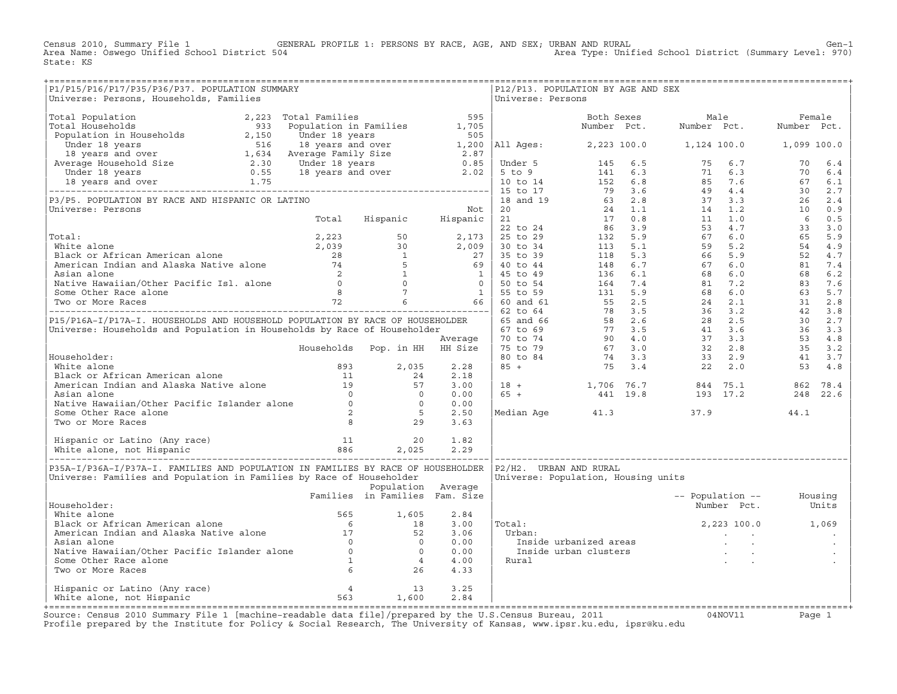Census 2010, Summary File 1 — GENERAL PROFILE 1: PERSONS BY RACE, AGE, AND SEX; URBAN AND RURAL — Gen-1

Area Name: Oswego Unified School District 504 — Area Type: Unified School District (Summary Level: 970)

State: KS

## P1/P15/P16/P17/P35/P36/P37. POPULATION SUMMARY

Universe: Persons, Households, Families

| | | | |
|---|---|---|---|
| Total Population | 2,223 | Total Families | 595 |
| Total Households | 933 | Population in Families | 1,705 |
| Population in Households | 2,150 | Under 18 years | 505 |
| Under 18 years | 516 | 18 years and over | 1,200 |
| 18 years and over | 1,634 | Average Family Size | 2.87 |
| Average Household Size | 2.30 | Under 18 years | 0.85 |
| Under 18 years | 0.55 | 18 years and over | 2.02 |
| 18 years and over | 1.75 | | |

## P3/P5. POPULATION BY RACE AND HISPANIC OR LATINO

Universe: Persons

| | Total | Hispanic | Not Hispanic |
|---|---|---|---|
| Total: | 2,223 | 50 | 2,173 |
| White alone | 2,039 | 30 | 2,009 |
| Black or African American alone | 28 | 1 | 27 |
| American Indian and Alaska Native alone | 74 | 5 | 69 |
| Asian alone | 2 | 1 | 1 |
| Native Hawaiian/Other Pacific Isl. alone | 0 | 0 | 0 |
| Some Other Race alone | 8 | 7 | 1 |
| Two or More Races | 72 | 6 | 66 |

## P15/P16A-I/P17A-I. HOUSEHOLDS AND HOUSEHOLD POPULATION BY RACE OF HOUSEHOLDER

Universe: Households and Population in Households by Race of Householder

| Householder: | Households | Pop. in HH | Average HH Size |
|---|---|---|---|
| White alone | 893 | 2,035 | 2.28 |
| Black or African American alone | 11 | 24 | 2.18 |
| American Indian and Alaska Native alone | 19 | 57 | 3.00 |
| Asian alone | 0 | 0 | 0.00 |
| Native Hawaiian/Other Pacific Islander alone | 0 | 0 | 0.00 |
| Some Other Race alone | 2 | 5 | 2.50 |
| Two or More Races | 8 | 29 | 3.63 |
| Hispanic or Latino (Any race) | 11 | 20 | 1.82 |
| White alone, not Hispanic | 886 | 2,025 | 2.29 |

## P35A-I/P36A-I/P37A-I. FAMILIES AND POPULATION IN FAMILIES BY RACE OF HOUSEHOLDER

Universe: Families and Population in Families by Race of Householder

| Householder: | Families | Population in Families | Average Fam. Size |
|---|---|---|---|
| White alone | 565 | 1,605 | 2.84 |
| Black or African American alone | 6 | 18 | 3.00 |
| American Indian and Alaska Native alone | 17 | 52 | 3.06 |
| Asian alone | 0 | 0 | 0.00 |
| Native Hawaiian/Other Pacific Islander alone | 0 | 0 | 0.00 |
| Some Other Race alone | 1 | 4 | 4.00 |
| Two or More Races | 6 | 26 | 4.33 |
| Hispanic or Latino (Any race) | 4 | 13 | 3.25 |
| White alone, not Hispanic | 563 | 1,600 | 2.84 |

## P12/P13. POPULATION BY AGE AND SEX

Universe: Persons

| | Both Sexes Number | Both Sexes Pct. | Male Number | Male Pct. | Female Number | Female Pct. |
|---|---|---|---|---|---|---|
| All Ages: | 2,223 | 100.0 | 1,124 | 100.0 | 1,099 | 100.0 |
| Under 5 | 145 | 6.5 | 75 | 6.7 | 70 | 6.4 |
| 5 to 9 | 141 | 6.3 | 71 | 6.3 | 70 | 6.4 |
| 10 to 14 | 152 | 6.8 | 85 | 7.6 | 67 | 6.1 |
| 15 to 17 | 79 | 3.6 | 49 | 4.4 | 30 | 2.7 |
| 18 and 19 | 63 | 2.8 | 37 | 3.3 | 26 | 2.4 |
| 20 | 24 | 1.1 | 14 | 1.2 | 10 | 0.9 |
| 21 | 17 | 0.8 | 11 | 1.0 | 6 | 0.5 |
| 22 to 24 | 86 | 3.9 | 53 | 4.7 | 33 | 3.0 |
| 25 to 29 | 132 | 5.9 | 67 | 6.0 | 65 | 5.9 |
| 30 to 34 | 113 | 5.1 | 59 | 5.2 | 54 | 4.9 |
| 35 to 39 | 118 | 5.3 | 66 | 5.9 | 52 | 4.7 |
| 40 to 44 | 148 | 6.7 | 67 | 6.0 | 81 | 7.4 |
| 45 to 49 | 136 | 6.1 | 68 | 6.0 | 68 | 6.2 |
| 50 to 54 | 164 | 7.4 | 81 | 7.2 | 83 | 7.6 |
| 55 to 59 | 131 | 5.9 | 68 | 6.0 | 63 | 5.7 |
| 60 and 61 | 55 | 2.5 | 24 | 2.1 | 31 | 2.8 |
| 62 to 64 | 78 | 3.5 | 36 | 3.2 | 42 | 3.8 |
| 65 and 66 | 58 | 2.6 | 28 | 2.5 | 30 | 2.7 |
| 67 to 69 | 77 | 3.5 | 41 | 3.6 | 36 | 3.3 |
| 70 to 74 | 90 | 4.0 | 37 | 3.3 | 53 | 4.8 |
| 75 to 79 | 67 | 3.0 | 32 | 2.8 | 35 | 3.2 |
| 80 to 84 | 74 | 3.3 | 33 | 2.9 | 41 | 3.7 |
| 85 + | 75 | 3.4 | 22 | 2.0 | 53 | 4.8 |
| 18 + | 1,706 | 76.7 | 844 | 75.1 | 862 | 78.4 |
| 65 + | 441 | 19.8 | 193 | 17.2 | 248 | 22.6 |
| Median Age | 41.3 | | 37.9 | | 44.1 | |

## P2/H2. URBAN AND RURAL

Universe: Population, Housing units

| | Population Number | Population Pct. | Housing Units |
|---|---|---|---|
| Total: | 2,223 | 100.0 | 1,069 |
| Urban: | . | . | . |
| Inside urbanized areas | . | . | . |
| Inside urban clusters | . | . | . |
| Rural | . | . | . |

Source: Census 2010 Summary File 1 [machine-readable data file]/prepared by the U.S.Census Bureau, 2011 — 04NOV11

Profile prepared by the Institute for Policy & Social Research, The University of Kansas, www.ipsr.ku.edu, ipsr@ku.edu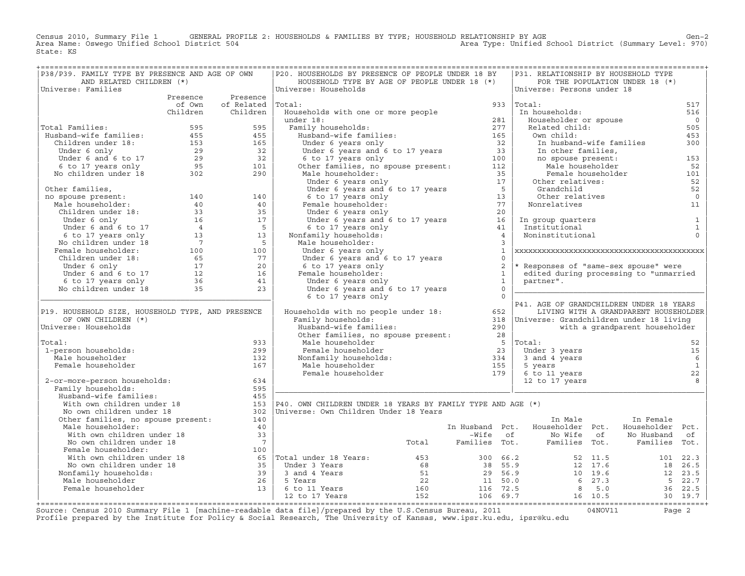Census 2010, Summary File 1 GENERAL PROFILE 2: HOUSEHOLDS & FAMILIES BY TYPE; HOUSEHOLD RELATIONSHIP BY AGE
Area Name: Oswego Unified School District 504 Area Type: Unified School District (Summary Level: 970)
State: KS

## P38/P39. FAMILY TYPE BY PRESENCE AND AGE OF OWN AND RELATED CHILDREN (*)

Universe: Families

| | Presence of Own Children | Presence of Related Children |
|---|---|---|
| Total Families: | 595 | 595 |
| Husband-wife families: | 455 | 455 |
| Children under 18: | 153 | 165 |
| Under 6 only | 29 | 32 |
| Under 6 and 6 to 17 | 29 | 32 |
| 6 to 17 years only | 95 | 101 |
| No children under 18 | 302 | 290 |
| Other families, no spouse present: | 140 | 140 |
| Male householder: | 40 | 40 |
| Children under 18: | 33 | 35 |
| Under 6 only | 16 | 17 |
| Under 6 and 6 to 17 | 4 | 5 |
| 6 to 17 years only | 13 | 13 |
| No children under 18 | 7 | 5 |
| Female householder: | 100 | 100 |
| Children under 18: | 65 | 77 |
| Under 6 only | 17 | 20 |
| Under 6 and 6 to 17 | 12 | 16 |
| 6 to 17 years only | 36 | 41 |
| No children under 18 | 35 | 23 |

## P19. HOUSEHOLD SIZE, HOUSEHOLD TYPE, AND PRESENCE OF OWN CHILDREN (*)

Universe: Households

| | |
|---|---|
| Total: | 933 |
| 1-person households: | 299 |
| Male householder | 132 |
| Female householder | 167 |
| 2-or-more-person households: | 634 |
| Family households: | 595 |
| Husband-wife families: | 455 |
| With own children under 18 | 153 |
| No own children under 18 | 302 |
| Other families, no spouse present: | 140 |
| Male householder: | 40 |
| With own children under 18 | 33 |
| No own children under 18 | 7 |
| Female householder: | 100 |
| With own children under 18 | 65 |
| No own children under 18 | 35 |
| Nonfamily households: | 39 |
| Male householder | 26 |
| Female householder | 13 |

## P20. HOUSEHOLDS BY PRESENCE OF PEOPLE UNDER 18 BY HOUSEHOLD TYPE BY AGE OF PEOPLE UNDER 18 (*)

Universe: Households

| | |
|---|---|
| Total: | 933 |
| Households with one or more people under 18: | 281 |
| Family households: | 277 |
| Husband-wife families: | 165 |
| Under 6 years only | 32 |
| Under 6 years and 6 to 17 years | 33 |
| 6 to 17 years only | 100 |
| Other families, no spouse present: | 112 |
| Male householder: | 35 |
| Under 6 years only | 17 |
| Under 6 years and 6 to 17 years | 5 |
| 6 to 17 years only | 13 |
| Female householder: | 77 |
| Under 6 years only | 20 |
| Under 6 years and 6 to 17 years | 16 |
| 6 to 17 years only | 41 |
| Nonfamily households: | 4 |
| Male householder: | 3 |
| Under 6 years only | 1 |
| Under 6 years and 6 to 17 years | 0 |
| 6 to 17 years only | 2 |
| Female householder: | 1 |
| Under 6 years only | 1 |
| Under 6 years and 6 to 17 years | 0 |
| 6 to 17 years only | 0 |
| Households with no people under 18: | 652 |
| Family households: | 318 |
| Husband-wife families: | 290 |
| Other families, no spouse present: | 28 |
| Male householder | 5 |
| Female householder | 23 |
| Nonfamily households: | 334 |
| Male householder | 155 |
| Female householder | 179 |

## P31. RELATIONSHIP BY HOUSEHOLD TYPE FOR THE POPULATION UNDER 18 (*)

Universe: Persons under 18

| | |
|---|---|
| Total: | 517 |
| In households: | 516 |
| Householder or spouse | 0 |
| Related child: | 505 |
| Own child: | 453 |
| In husband-wife families | 300 |
| In other families, no spouse present: | 153 |
| Male householder | 52 |
| Female householder | 101 |
| Other relatives: | 52 |
| Grandchild | 52 |
| Other relatives | 0 |
| Nonrelatives | 11 |
| In group quarters | 1 |
| Institutional | 1 |
| Noninstitutional | 0 |

* Responses of "same-sex spouse" were edited during processing to "unmarried partner".

## P41. AGE OF GRANDCHILDREN UNDER 18 YEARS LIVING WITH A GRANDPARENT HOUSEHOLDER

Universe: Grandchildren under 18 living with a grandparent householder

| | |
|---|---|
| Total: | 52 |
| Under 3 years | 15 |
| 3 and 4 years | 6 |
| 5 years | 1 |
| 6 to 11 years | 22 |
| 12 to 17 years | 8 |

## P40. OWN CHILDREN UNDER 18 YEARS BY FAMILY TYPE AND AGE (*)

Universe: Own Children Under 18 Years

| | Total | In Husband-Wife Families | Pct. of Tot. | In Male Householder No Wife Families | Pct. of Tot. | In Female Householder No Husband Families | Pct. of Tot. |
|---|---|---|---|---|---|---|---|
| Total under 18 Years: | 453 | 300 | 66.2 | 52 | 11.5 | 101 | 22.3 |
| Under 3 Years | 68 | 38 | 55.9 | 12 | 17.6 | 18 | 26.5 |
| 3 and 4 Years | 51 | 29 | 56.9 | 10 | 19.6 | 12 | 23.5 |
| 5 Years | 22 | 11 | 50.0 | 6 | 27.3 | 5 | 22.7 |
| 6 to 11 Years | 160 | 116 | 72.5 | 8 | 5.0 | 36 | 22.5 |
| 12 to 17 Years | 152 | 106 | 69.7 | 16 | 10.5 | 30 | 19.7 |

Source: Census 2010 Summary File 1 [machine-readable data file]/prepared by the U.S.Census Bureau, 2011 04NOV11
Profile prepared by the Institute for Policy & Social Research, The University of Kansas, www.ipsr.ku.edu, ipsr@ku.edu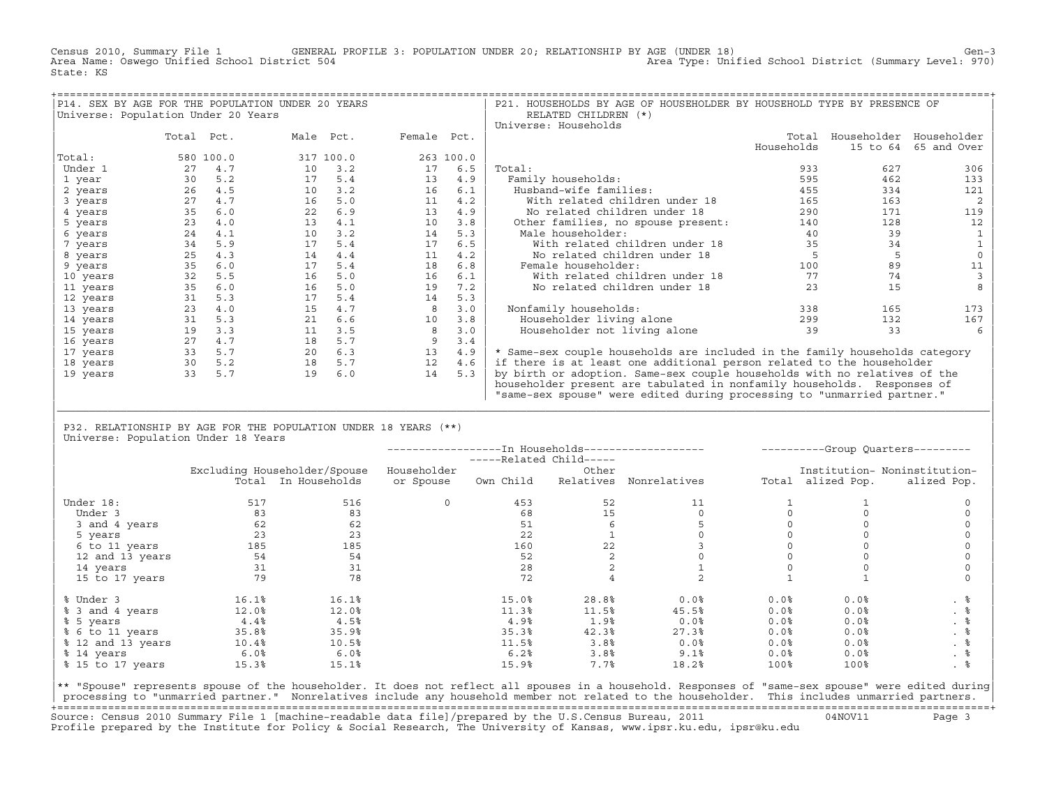Census 2010, Summary File 1 GENERAL PROFILE 3: POPULATION UNDER 20; RELATIONSHIP BY AGE (UNDER 18) Gen-3
Area Name: Oswego Unified School District 504 Area Type: Unified School District (Summary Level: 970)
State: KS

## P14. SEX BY AGE FOR THE POPULATION UNDER 20 YEARS

Universe: Population Under 20 Years

| | Total | Pct. | Male | Pct. | Female | Pct. |
|---|---|---|---|---|---|---|
| Total: | 580 | 100.0 | 317 | 100.0 | 263 | 100.0 |
| Under 1 | 27 | 4.7 | 10 | 3.2 | 17 | 6.5 |
| 1 year | 30 | 5.2 | 17 | 5.4 | 13 | 4.9 |
| 2 years | 26 | 4.5 | 10 | 3.2 | 16 | 6.1 |
| 3 years | 27 | 4.7 | 16 | 5.0 | 11 | 4.2 |
| 4 years | 35 | 6.0 | 22 | 6.9 | 13 | 4.9 |
| 5 years | 23 | 4.0 | 13 | 4.1 | 10 | 3.8 |
| 6 years | 24 | 4.1 | 10 | 3.2 | 14 | 5.3 |
| 7 years | 34 | 5.9 | 17 | 5.4 | 17 | 6.5 |
| 8 years | 25 | 4.3 | 14 | 4.4 | 11 | 4.2 |
| 9 years | 35 | 6.0 | 17 | 5.4 | 18 | 6.8 |
| 10 years | 32 | 5.5 | 16 | 5.0 | 16 | 6.1 |
| 11 years | 35 | 6.0 | 16 | 5.0 | 19 | 7.2 |
| 12 years | 31 | 5.3 | 17 | 5.4 | 14 | 5.3 |
| 13 years | 23 | 4.0 | 15 | 4.7 | 8 | 3.0 |
| 14 years | 31 | 5.3 | 21 | 6.6 | 10 | 3.8 |
| 15 years | 19 | 3.3 | 11 | 3.5 | 8 | 3.0 |
| 16 years | 27 | 4.7 | 18 | 5.7 | 9 | 3.4 |
| 17 years | 33 | 5.7 | 20 | 6.3 | 13 | 4.9 |
| 18 years | 30 | 5.2 | 18 | 5.7 | 12 | 4.6 |
| 19 years | 33 | 5.7 | 19 | 6.0 | 14 | 5.3 |

## P21. HOUSEHOLDS BY AGE OF HOUSEHOLDER BY HOUSEHOLD TYPE BY PRESENCE OF RELATED CHILDREN (*)

Universe: Households

| | Total Households | Householder 15 to 64 | Householder 65 and Over |
|---|---|---|---|
| Total: | 933 | 627 | 306 |
| Family households: | 595 | 462 | 133 |
| Husband-wife families: | 455 | 334 | 121 |
| With related children under 18 | 165 | 163 | 2 |
| No related children under 18 | 290 | 171 | 119 |
| Other families, no spouse present: | 140 | 128 | 12 |
| Male householder: | 40 | 39 | 1 |
| With related children under 18 | 35 | 34 | 1 |
| No related children under 18 | 5 | 5 | 0 |
| Female householder: | 100 | 89 | 11 |
| With related children under 18 | 77 | 74 | 3 |
| No related children under 18 | 23 | 15 | 8 |
| Nonfamily households: | 338 | 165 | 173 |
| Householder living alone | 299 | 132 | 167 |
| Householder not living alone | 39 | 33 | 6 |

\* Same-sex couple households are included in the family households category if there is at least one additional person related to the householder by birth or adoption. Same-sex couple households with no relatives of the householder present are tabulated in nonfamily households. Responses of "same-sex spouse" were edited during processing to "unmarried partner."

## P32. RELATIONSHIP BY AGE FOR THE POPULATION UNDER 18 YEARS (**)

Universe: Population Under 18 Years

| | Excluding Householder/Spouse Total | In Households | In Households: Householder or Spouse | Related Child: Own Child | Related Child: Other Relatives | Nonrelatives | Group Quarters: Total | Institutionalized Pop. | Noninstitutionalized Pop. |
|---|---|---|---|---|---|---|---|---|---|
| Under 18: | 517 | 516 | 0 | 453 | 52 | 11 | 1 | 1 | 0 |
| Under 3 | 83 | 83 | | 68 | 15 | 0 | 0 | 0 | 0 |
| 3 and 4 years | 62 | 62 | | 51 | 6 | 5 | 0 | 0 | 0 |
| 5 years | 23 | 23 | | 22 | 1 | 0 | 0 | 0 | 0 |
| 6 to 11 years | 185 | 185 | | 160 | 22 | 3 | 0 | 0 | 0 |
| 12 and 13 years | 54 | 54 | | 52 | 2 | 0 | 0 | 0 | 0 |
| 14 years | 31 | 31 | | 28 | 2 | 1 | 0 | 0 | 0 |
| 15 to 17 years | 79 | 78 | | 72 | 4 | 2 | 1 | 1 | 0 |
| % Under 3 | 16.1% | 16.1% | | 15.0% | 28.8% | 0.0% | 0.0% | 0.0% | . % |
| % 3 and 4 years | 12.0% | 12.0% | | 11.3% | 11.5% | 45.5% | 0.0% | 0.0% | . % |
| % 5 years | 4.4% | 4.5% | | 4.9% | 1.9% | 0.0% | 0.0% | 0.0% | . % |
| % 6 to 11 years | 35.8% | 35.9% | | 35.3% | 42.3% | 27.3% | 0.0% | 0.0% | . % |
| % 12 and 13 years | 10.4% | 10.5% | | 11.5% | 3.8% | 0.0% | 0.0% | 0.0% | . % |
| % 14 years | 6.0% | 6.0% | | 6.2% | 3.8% | 9.1% | 0.0% | 0.0% | . % |
| % 15 to 17 years | 15.3% | 15.1% | | 15.9% | 7.7% | 18.2% | 100% | 100% | . % |

\** "Spouse" represents spouse of the householder. It does not reflect all spouses in a household. Responses of "same-sex spouse" were edited during processing to "unmarried partner." Nonrelatives include any household member not related to the householder. This includes unmarried partners.

Source: Census 2010 Summary File 1 [machine-readable data file]/prepared by the U.S.Census Bureau, 2011 04NOV11
Profile prepared by the Institute for Policy & Social Research, The University of Kansas, www.ipsr.ku.edu, ipsr@ku.edu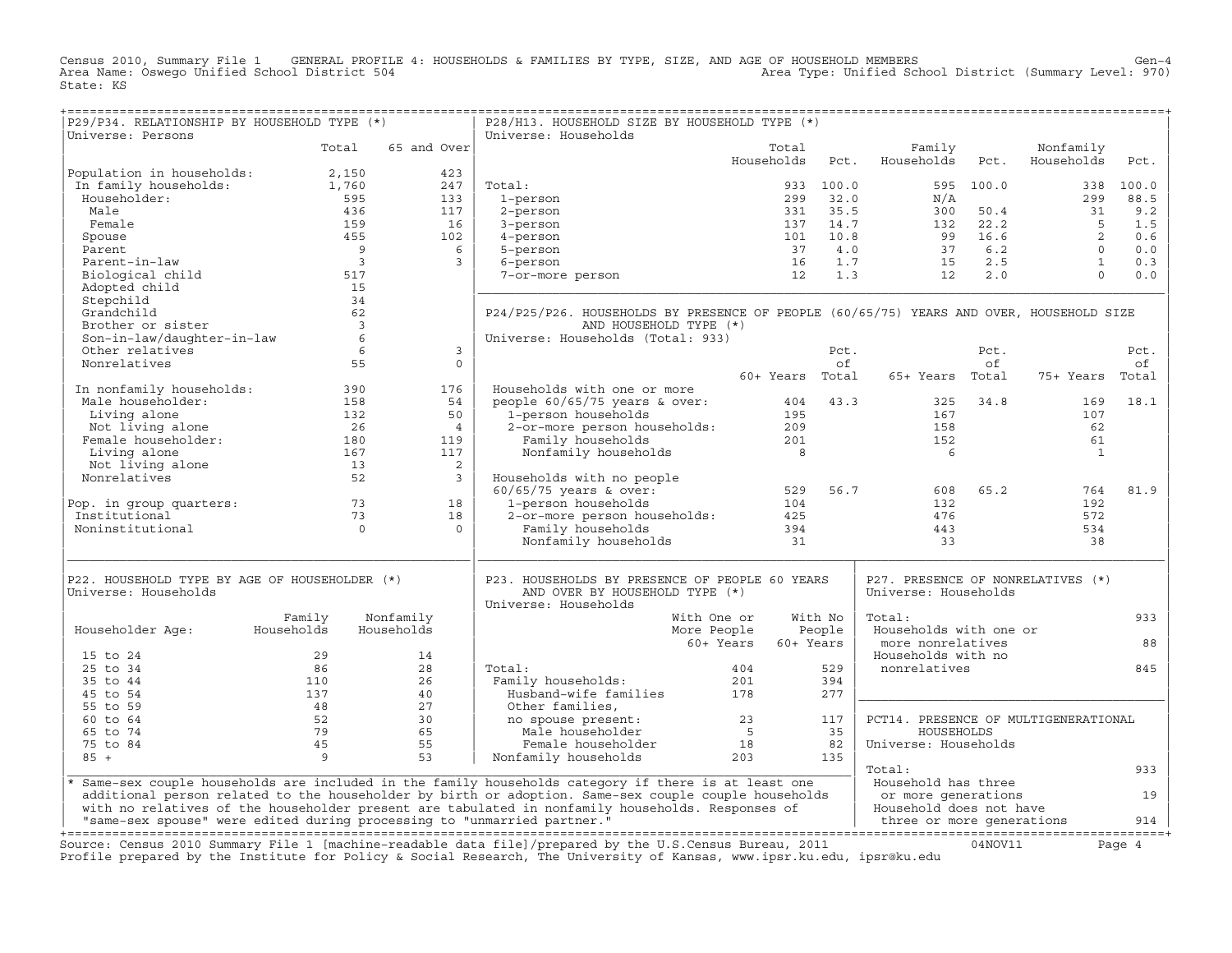Census 2010, Summary File 1 GENERAL PROFILE 4: HOUSEHOLDS & FAMILIES BY TYPE, SIZE, AND AGE OF HOUSEHOLD MEMBERS Gen-4
Area Name: Oswego Unified School District 504 Area Type: Unified School District (Summary Level: 970)
State: KS

## P29/P34. RELATIONSHIP BY HOUSEHOLD TYPE (*)

Universe: Persons

| | Total | 65 and Over |
|---|---|---|
| Population in households: | 2,150 | 423 |
| In family households: | 1,760 | 247 |
| Householder: | 595 | 133 |
| Male | 436 | 117 |
| Female | 159 | 16 |
| Spouse | 455 | 102 |
| Parent | 9 | 6 |
| Parent-in-law | 3 | 3 |
| Biological child | 517 | |
| Adopted child | 15 | |
| Stepchild | 34 | |
| Grandchild | 62 | |
| Brother or sister | 3 | |
| Son-in-law/daughter-in-law | 6 | |
| Other relatives | 6 | 3 |
| Nonrelatives | 55 | 0 |
| In nonfamily households: | 390 | 176 |
| Male householder: | 158 | 54 |
| Living alone | 132 | 50 |
| Not living alone | 26 | 4 |
| Female householder: | 180 | 119 |
| Living alone | 167 | 117 |
| Not living alone | 13 | 2 |
| Nonrelatives | 52 | 3 |
| Pop. in group quarters: | 73 | 18 |
| Institutional | 73 | 18 |
| Noninstitutional | 0 | 0 |

## P28/H13. HOUSEHOLD SIZE BY HOUSEHOLD TYPE (*)

Universe: Households

| | Total Households | Pct. | Family Households | Pct. | Nonfamily Households | Pct. |
|---|---|---|---|---|---|---|
| Total: | 933 | 100.0 | 595 | 100.0 | 338 | 100.0 |
| 1-person | 299 | 32.0 | N/A | | 299 | 88.5 |
| 2-person | 331 | 35.5 | 300 | 50.4 | 31 | 9.2 |
| 3-person | 137 | 14.7 | 132 | 22.2 | 5 | 1.5 |
| 4-person | 101 | 10.8 | 99 | 16.6 | 2 | 0.6 |
| 5-person | 37 | 4.0 | 37 | 6.2 | 0 | 0.0 |
| 6-person | 16 | 1.7 | 15 | 2.5 | 1 | 0.3 |
| 7-or-more person | 12 | 1.3 | 12 | 2.0 | 0 | 0.0 |

## P24/P25/P26. HOUSEHOLDS BY PRESENCE OF PEOPLE (60/65/75) YEARS AND OVER, HOUSEHOLD SIZE AND HOUSEHOLD TYPE (*)

Universe: Households (Total: 933)

| | 60+ Years | Pct. of Total | 65+ Years | Pct. of Total | 75+ Years | Pct. of Total |
|---|---|---|---|---|---|---|
| Households with one or more people 60/65/75 years & over: | 404 | 43.3 | 325 | 34.8 | 169 | 18.1 |
| 1-person households | 195 | | 167 | | 107 | |
| 2-or-more person households: | 209 | | 158 | | 62 | |
| Family households | 201 | | 152 | | 61 | |
| Nonfamily households | 8 | | 6 | | 1 | |
| Households with no people 60/65/75 years & over: | 529 | 56.7 | 608 | 65.2 | 764 | 81.9 |
| 1-person households | 104 | | 132 | | 192 | |
| 2-or-more person households: | 425 | | 476 | | 572 | |
| Family households | 394 | | 443 | | 534 | |
| Nonfamily households | 31 | | 33 | | 38 | |

## P22. HOUSEHOLD TYPE BY AGE OF HOUSEHOLDER (*)

Universe: Households

| Householder Age: | Family Households | Nonfamily Households |
|---|---|---|
| 15 to 24 | 29 | 14 |
| 25 to 34 | 86 | 28 |
| 35 to 44 | 110 | 26 |
| 45 to 54 | 137 | 40 |
| 55 to 59 | 48 | 27 |
| 60 to 64 | 52 | 30 |
| 65 to 74 | 79 | 65 |
| 75 to 84 | 45 | 55 |
| 85 + | 9 | 53 |

## P23. HOUSEHOLDS BY PRESENCE OF PEOPLE 60 YEARS AND OVER BY HOUSEHOLD TYPE (*)

Universe: Households

| | With One or More People 60+ Years | With No People 60+ Years |
|---|---|---|
| Total: | 404 | 529 |
| Family households: | 201 | 394 |
| Husband-wife families | 178 | 277 |
| Other families, no spouse present: | 23 | 117 |
| Male householder | 5 | 35 |
| Female householder | 18 | 82 |
| Nonfamily households | 203 | 135 |

## P27. PRESENCE OF NONRELATIVES (*)

Universe: Households

| | |
|---|---|
| Total: | 933 |
| Households with one or more nonrelatives | 88 |
| Households with no nonrelatives | 845 |

## PCT14. PRESENCE OF MULTIGENERATIONAL HOUSEHOLDS

Universe: Households

| | |
|---|---|
| Total: | 933 |
| Household has three or more generations | 19 |
| Household does not have three or more generations | 914 |

* Same-sex couple households are included in the family households category if there is at least one additional person related to the householder by birth or adoption. Same-sex couple couple households with no relatives of the householder present are tabulated in nonfamily households. Responses of "same-sex spouse" were edited during processing to "unmarried partner."

Source: Census 2010 Summary File 1 [machine-readable data file]/prepared by the U.S.Census Bureau, 2011 04NOV11
Profile prepared by the Institute for Policy & Social Research, The University of Kansas, www.ipsr.ku.edu, ipsr@ku.edu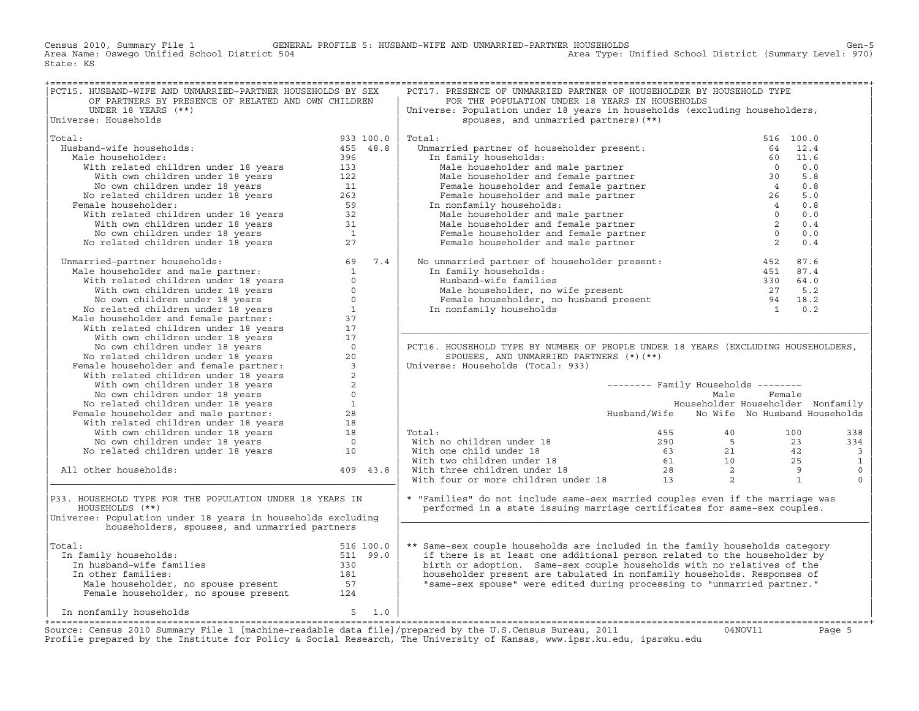Census 2010, Summary File 1 — GENERAL PROFILE 5: HUSBAND-WIFE AND UNMARRIED-PARTNER HOUSEHOLDS

Area Name: Oswego Unified School District 504 — Area Type: Unified School District (Summary Level: 970)

State: KS

## PCT15. HUSBAND-WIFE AND UNMARRIED-PARTNER HOUSEHOLDS BY SEX OF PARTNERS BY PRESENCE OF RELATED AND OWN CHILDREN UNDER 18 YEARS (**)

Universe: Households

| | Number | Percent |
|---|---|---|
| Total: | 933 | 100.0 |
| Husband-wife households: | 455 | 48.8 |
| Male householder: | 396 | |
| With related children under 18 years | 133 | |
| With own children under 18 years | 122 | |
| No own children under 18 years | 11 | |
| No related children under 18 years | 263 | |
| Female householder: | 59 | |
| With related children under 18 years | 32 | |
| With own children under 18 years | 31 | |
| No own children under 18 years | 1 | |
| No related children under 18 years | 27 | |
| Unmarried-partner households: | 69 | 7.4 |
| Male householder and male partner: | 1 | |
| With related children under 18 years | 0 | |
| With own children under 18 years | 0 | |
| No own children under 18 years | 0 | |
| No related children under 18 years | 1 | |
| Male householder and female partner: | 37 | |
| With related children under 18 years | 17 | |
| With own children under 18 years | 17 | |
| No own children under 18 years | 0 | |
| No related children under 18 years | 20 | |
| Female householder and female partner: | 3 | |
| With related children under 18 years | 2 | |
| With own children under 18 years | 2 | |
| No own children under 18 years | 0 | |
| No related children under 18 years | 1 | |
| Female householder and male partner: | 28 | |
| With related children under 18 years | 18 | |
| With own children under 18 years | 18 | |
| No own children under 18 years | 0 | |
| No related children under 18 years | 10 | |
| All other households: | 409 | 43.8 |

## P33. HOUSEHOLD TYPE FOR THE POPULATION UNDER 18 YEARS IN HOUSEHOLDS (**)

Universe: Population under 18 years in households excluding householders, spouses, and unmarried partners

| | Number | Percent |
|---|---|---|
| Total: | 516 | 100.0 |
| In family households: | 511 | 99.0 |
| In husband-wife families | 330 | |
| In other families: | 181 | |
| Male householder, no spouse present | 57 | |
| Female householder, no spouse present | 124 | |
| In nonfamily households | 5 | 1.0 |

## PCT17. PRESENCE OF UNMARRIED PARTNER OF HOUSEHOLDER BY HOUSEHOLD TYPE FOR THE POPULATION UNDER 18 YEARS IN HOUSEHOLDS

Universe: Population under 18 years in households (excluding householders, spouses, and unmarried partners) (**)

| | Number | Percent |
|---|---|---|
| Total: | 516 | 100.0 |
| Unmarried partner of householder present: | 64 | 12.4 |
| In family households: | 60 | 11.6 |
| Male householder and male partner | 0 | 0.0 |
| Male householder and female partner | 30 | 5.8 |
| Female householder and female partner | 4 | 0.8 |
| Female householder and male partner | 26 | 5.0 |
| In nonfamily households: | 4 | 0.8 |
| Male householder and male partner | 0 | 0.0 |
| Male householder and female partner | 2 | 0.4 |
| Female householder and female partner | 0 | 0.0 |
| Female householder and male partner | 2 | 0.4 |
| No unmarried partner of householder present: | 452 | 87.6 |
| In family households: | 451 | 87.4 |
| Husband-wife families | 330 | 64.0 |
| Male householder, no wife present | 27 | 5.2 |
| Female householder, no husband present | 94 | 18.2 |
| In nonfamily households | 1 | 0.2 |

## PCT16. HOUSEHOLD TYPE BY NUMBER OF PEOPLE UNDER 18 YEARS (EXCLUDING HOUSEHOLDERS, SPOUSES, AND UNMARRIED PARTNERS (*)(**)

Universe: Households (Total: 933)

| | Family Households: Husband/Wife | Family Households: Male Householder No Wife | Family Households: Female Householder No Husband | Nonfamily Households |
|---|---|---|---|---|
| Total: | 455 | 40 | 100 | 338 |
| With no children under 18 | 290 | 5 | 23 | 334 |
| With one child under 18 | 63 | 21 | 42 | 3 |
| With two children under 18 | 61 | 10 | 25 | 1 |
| With three children under 18 | 28 | 2 | 9 | 0 |
| With four or more children under 18 | 13 | 2 | 1 | 0 |

* "Families" do not include same-sex married couples even if the marriage was performed in a state issuing marriage certificates for same-sex couples.

** Same-sex couple households are included in the family households category if there is at least one additional person related to the householder by birth or adoption. Same-sex couple households with no relatives of the householder present are tabulated in nonfamily households. Responses of "same-sex spouse" were edited during processing to "unmarried partner."

Source: Census 2010 Summary File 1 [machine-readable data file]/prepared by the U.S.Census Bureau, 2011 04NOV11

Profile prepared by the Institute for Policy & Social Research, The University of Kansas, www.ipsr.ku.edu, ipsr@ku.edu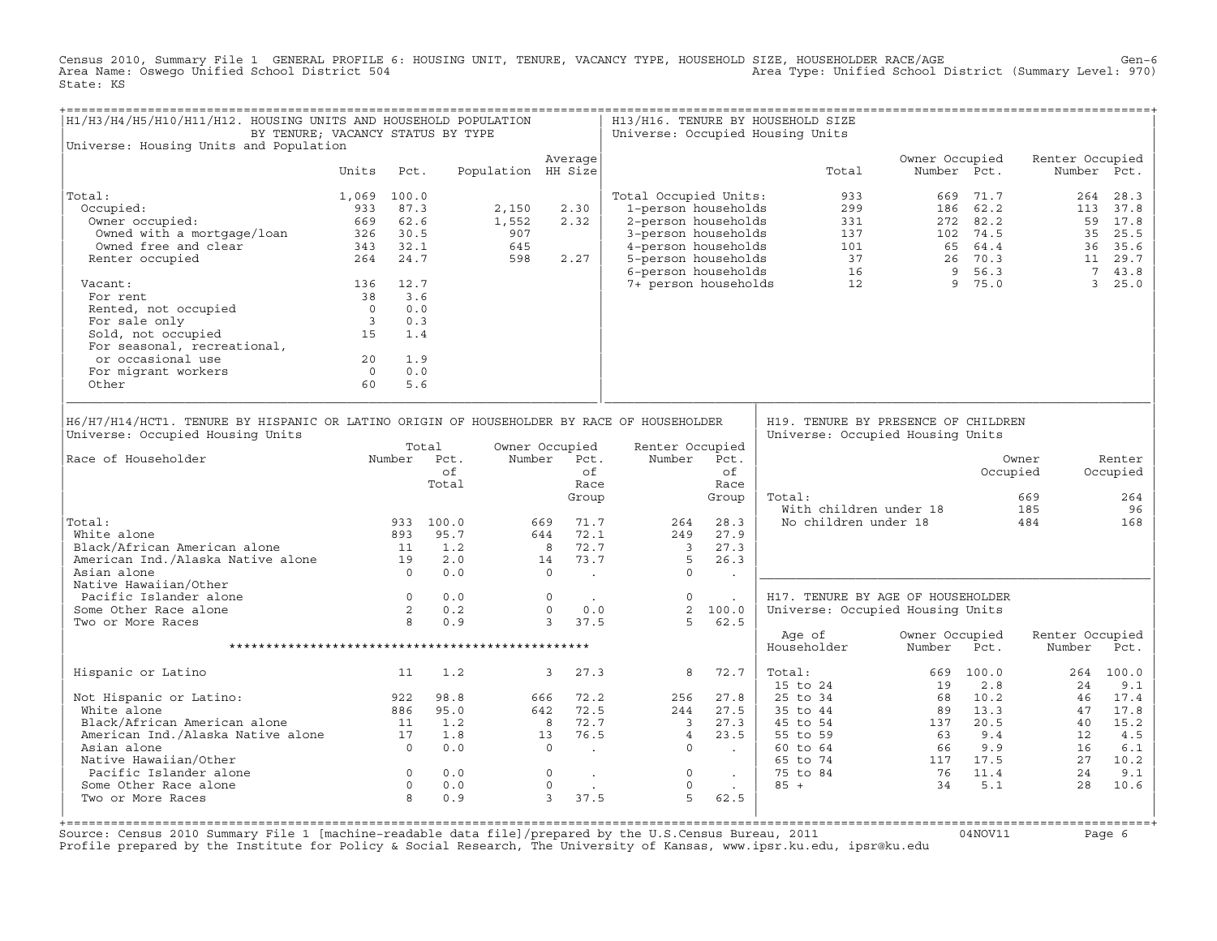Census 2010, Summary File 1 GENERAL PROFILE 6: HOUSING UNIT, TENURE, VACANCY TYPE, HOUSEHOLD SIZE, HOUSEHOLDER RACE/AGE Gen-6
Area Name: Oswego Unified School District 504 Area Type: Unified School District (Summary Level: 970)
State: KS

## H1/H3/H4/H5/H10/H11/H12. HOUSING UNITS AND HOUSEHOLD POPULATION BY TENURE; VACANCY STATUS BY TYPE

Universe: Housing Units and Population

| | Units | Pct. | Population | Average HH Size |
|---|---|---|---|---|
| Total: | 1,069 | 100.0 | | |
| Occupied: | 933 | 87.3 | 2,150 | 2.30 |
| Owner occupied: | 669 | 62.6 | 1,552 | 2.32 |
| Owned with a mortgage/loan | 326 | 30.5 | 907 | |
| Owned free and clear | 343 | 32.1 | 645 | |
| Renter occupied | 264 | 24.7 | 598 | 2.27 |
| Vacant: | 136 | 12.7 | | |
| For rent | 38 | 3.6 | | |
| Rented, not occupied | 0 | 0.0 | | |
| For sale only | 3 | 0.3 | | |
| Sold, not occupied | 15 | 1.4 | | |
| For seasonal, recreational, or occasional use | 20 | 1.9 | | |
| For migrant workers | 0 | 0.0 | | |
| Other | 60 | 5.6 | | |

## H13/H16. TENURE BY HOUSEHOLD SIZE

Universe: Occupied Housing Units

| | Total | Owner Occupied Number | Pct. | Renter Occupied Number | Pct. |
|---|---|---|---|---|---|
| Total Occupied Units: | 933 | 669 | 71.7 | 264 | 28.3 |
| 1-person households | 299 | 186 | 62.2 | 113 | 37.8 |
| 2-person households | 331 | 272 | 82.2 | 59 | 17.8 |
| 3-person households | 137 | 102 | 74.5 | 35 | 25.5 |
| 4-person households | 101 | 65 | 64.4 | 36 | 35.6 |
| 5-person households | 37 | 26 | 70.3 | 11 | 29.7 |
| 6-person households | 16 | 9 | 56.3 | 7 | 43.8 |
| 7+ person households | 12 | 9 | 75.0 | 3 | 25.0 |

## H6/H7/H14/HCT1. TENURE BY HISPANIC OR LATINO ORIGIN OF HOUSEHOLDER BY RACE OF HOUSEHOLDER

Universe: Occupied Housing Units

| Race of Householder | Total Number | Pct. of Total | Owner Occupied Number | Pct. of Race Group | Renter Occupied Number | Pct. of Race Group |
|---|---|---|---|---|---|---|
| Total: | 933 | 100.0 | 669 | 71.7 | 264 | 28.3 |
| White alone | 893 | 95.7 | 644 | 72.1 | 249 | 27.9 |
| Black/African American alone | 11 | 1.2 | 8 | 72.7 | 3 | 27.3 |
| American Ind./Alaska Native alone | 19 | 2.0 | 14 | 73.7 | 5 | 26.3 |
| Asian alone | 0 | 0.0 | 0 | . | 0 | . |
| Native Hawaiian/Other Pacific Islander alone | 0 | 0.0 | 0 | . | 0 | . |
| Some Other Race alone | 2 | 0.2 | 0 | 0.0 | 2 | 100.0 |
| Two or More Races | 8 | 0.9 | 3 | 37.5 | 5 | 62.5 |
| ************************************************** | | | | | | |
| Hispanic or Latino | 11 | 1.2 | 3 | 27.3 | 8 | 72.7 |
| Not Hispanic or Latino: | 922 | 98.8 | 666 | 72.2 | 256 | 27.8 |
| White alone | 886 | 95.0 | 642 | 72.5 | 244 | 27.5 |
| Black/African American alone | 11 | 1.2 | 8 | 72.7 | 3 | 27.3 |
| American Ind./Alaska Native alone | 17 | 1.8 | 13 | 76.5 | 4 | 23.5 |
| Asian alone | 0 | 0.0 | 0 | . | 0 | . |
| Native Hawaiian/Other Pacific Islander alone | 0 | 0.0 | 0 | . | 0 | . |
| Some Other Race alone | 0 | 0.0 | 0 | . | 0 | . |
| Two or More Races | 8 | 0.9 | 3 | 37.5 | 5 | 62.5 |

## H19. TENURE BY PRESENCE OF CHILDREN

Universe: Occupied Housing Units

| | Owner Occupied | Renter Occupied |
|---|---|---|
| Total: | 669 | 264 |
| With children under 18 | 185 | 96 |
| No children under 18 | 484 | 168 |

## H17. TENURE BY AGE OF HOUSEHOLDER

Universe: Occupied Housing Units

| Age of Householder | Owner Occupied Number | Pct. | Renter Occupied Number | Pct. |
|---|---|---|---|---|
| Total: | 669 | 100.0 | 264 | 100.0 |
| 15 to 24 | 19 | 2.8 | 24 | 9.1 |
| 25 to 34 | 68 | 10.2 | 46 | 17.4 |
| 35 to 44 | 89 | 13.3 | 47 | 17.8 |
| 45 to 54 | 137 | 20.5 | 40 | 15.2 |
| 55 to 59 | 63 | 9.4 | 12 | 4.5 |
| 60 to 64 | 66 | 9.9 | 16 | 6.1 |
| 65 to 74 | 117 | 17.5 | 27 | 10.2 |
| 75 to 84 | 76 | 11.4 | 24 | 9.1 |
| 85 + | 34 | 5.1 | 28 | 10.6 |

Source: Census 2010 Summary File 1 [machine-readable data file]/prepared by the U.S.Census Bureau, 2011 04NOV11
Profile prepared by the Institute for Policy & Social Research, The University of Kansas, www.ipsr.ku.edu, ipsr@ku.edu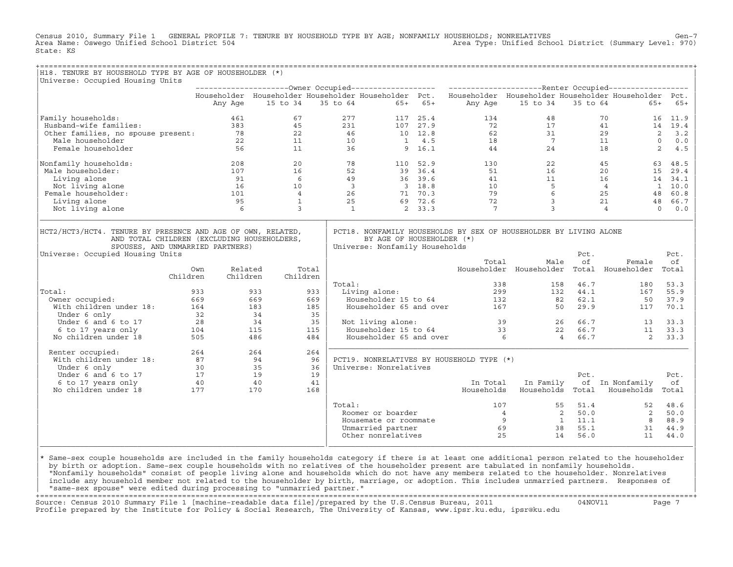Census 2010, Summary File 1 GENERAL PROFILE 7: TENURE BY HOUSEHOLD TYPE BY AGE; NONFAMILY HOUSEHOLDS; NONRELATIVES Gen-7
Area Name: Oswego Unified School District 504 Area Type: Unified School District (Summary Level: 970)
State: KS

## H18. TENURE BY HOUSEHOLD TYPE BY AGE OF HOUSEHOLDER (*)

Universe: Occupied Housing Units

| | Owner Occupied | | | | | Renter Occupied | | | | |
|---|---|---|---|---|---|---|---|---|---|---|
| | Householder Any Age | Householder 15 to 34 | Householder 35 to 64 | Householder 65+ | Pct. 65+ | Householder Any Age | Householder 15 to 34 | Householder 35 to 64 | Householder 65+ | Pct. 65+ |
| Family households: | 461 | 67 | 277 | 117 | 25.4 | 134 | 48 | 70 | 16 | 11.9 |
| Husband-wife families: | 383 | 45 | 231 | 107 | 27.9 | 72 | 17 | 41 | 14 | 19.4 |
| Other families, no spouse present: | 78 | 22 | 46 | 10 | 12.8 | 62 | 31 | 29 | 2 | 3.2 |
| Male householder | 22 | 11 | 10 | 1 | 4.5 | 18 | 7 | 11 | 0 | 0.0 |
| Female householder | 56 | 11 | 36 | 9 | 16.1 | 44 | 24 | 18 | 2 | 4.5 |
| Nonfamily households: | 208 | 20 | 78 | 110 | 52.9 | 130 | 22 | 45 | 63 | 48.5 |
| Male householder: | 107 | 16 | 52 | 39 | 36.4 | 51 | 16 | 20 | 15 | 29.4 |
| Living alone | 91 | 6 | 49 | 36 | 39.6 | 41 | 11 | 16 | 14 | 34.1 |
| Not living alone | 16 | 10 | 3 | 3 | 18.8 | 10 | 5 | 4 | 1 | 10.0 |
| Female householder: | 101 | 4 | 26 | 71 | 70.3 | 79 | 6 | 25 | 48 | 60.8 |
| Living alone | 95 | 1 | 25 | 69 | 72.6 | 72 | 3 | 21 | 48 | 66.7 |
| Not living alone | 6 | 3 | 1 | 2 | 33.3 | 7 | 3 | 4 | 0 | 0.0 |

## HCT2/HCT3/HCT4. TENURE BY PRESENCE AND AGE OF OWN, RELATED, AND TOTAL CHILDREN (EXCLUDING HOUSEHOLDERS, SPOUSES, AND UNMARRIED PARTNERS)

Universe: Occupied Housing Units

| | Own Children | Related Children | Total Children |
|---|---|---|---|
| Total: | 933 | 933 | 933 |
| Owner occupied: | 669 | 669 | 669 |
| With children under 18: | 164 | 183 | 185 |
| Under 6 only | 32 | 34 | 35 |
| Under 6 and 6 to 17 | 28 | 34 | 35 |
| 6 to 17 years only | 104 | 115 | 115 |
| No children under 18 | 505 | 486 | 484 |
| Renter occupied: | 264 | 264 | 264 |
| With children under 18: | 87 | 94 | 96 |
| Under 6 only | 30 | 35 | 36 |
| Under 6 and 6 to 17 | 17 | 19 | 19 |
| 6 to 17 years only | 40 | 40 | 41 |
| No children under 18 | 177 | 170 | 168 |

## PCT18. NONFAMILY HOUSEHOLDS BY SEX OF HOUSEHOLDER BY LIVING ALONE BY AGE OF HOUSEHOLDER (*)

Universe: Nonfamily Households

| | Total Householder | Male Householder | Pct. of Total | Female Householder | Pct. of Total |
|---|---|---|---|---|---|
| Total: | 338 | 158 | 46.7 | 180 | 53.3 |
| Living alone: | 299 | 132 | 44.1 | 167 | 55.9 |
| Householder 15 to 64 | 132 | 82 | 62.1 | 50 | 37.9 |
| Householder 65 and over | 167 | 50 | 29.9 | 117 | 70.1 |
| Not living alone: | 39 | 26 | 66.7 | 13 | 33.3 |
| Householder 15 to 64 | 33 | 22 | 66.7 | 11 | 33.3 |
| Householder 65 and over | 6 | 4 | 66.7 | 2 | 33.3 |

## PCT19. NONRELATIVES BY HOUSEHOLD TYPE (*)

Universe: Nonrelatives

| | In Total Households | In Family Households | Pct. of Total | In Nonfamily Households | Pct. of Total |
|---|---|---|---|---|---|
| Total: | 107 | 55 | 51.4 | 52 | 48.6 |
| Roomer or boarder | 4 | 2 | 50.0 | 2 | 50.0 |
| Housemate or roommate | 9 | 1 | 11.1 | 8 | 88.9 |
| Unmarried partner | 69 | 38 | 55.1 | 31 | 44.9 |
| Other nonrelatives | 25 | 14 | 56.0 | 11 | 44.0 |

* Same-sex couple households are included in the family households category if there is at least one additional person related to the householder by birth or adoption. Same-sex couple households with no relatives of the householder present are tabulated in nonfamily households. "Nonfamily households" consist of people living alone and households which do not have any members related to the householder. Nonrelatives include any household member not related to the householder by birth, marriage, or adoption. This includes unmarried partners. Responses of "same-sex spouse" were edited during processing to "unmarried partner."

Source: Census 2010 Summary File 1 [machine-readable data file]/prepared by the U.S.Census Bureau, 2011 04NOV11
Profile prepared by the Institute for Policy & Social Research, The University of Kansas, www.ipsr.ku.edu, ipsr@ku.edu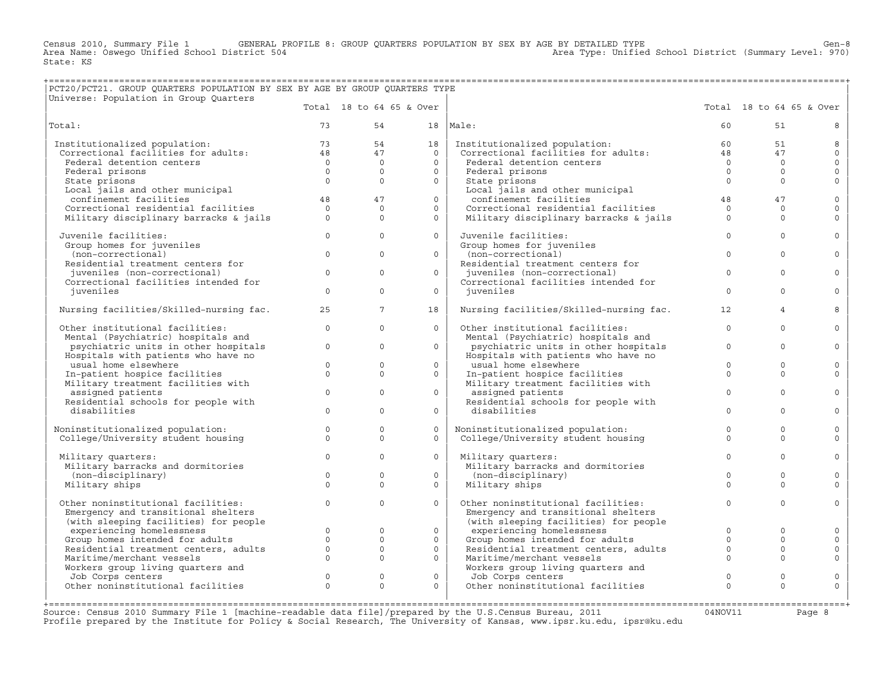Census 2010, Summary File 1 GENERAL PROFILE 8: GROUP QUARTERS POPULATION BY SEX BY AGE BY DETAILED TYPE Gen-8
Area Name: Oswego Unified School District 504 Area Type: Unified School District (Summary Level: 970)
State: KS

## PCT20/PCT21. GROUP QUARTERS POPULATION BY SEX BY AGE BY GROUP QUARTERS TYPE

Universe: Population in Group Quarters

| | Total | 18 to 64 | 65 & Over | | Total | 18 to 64 | 65 & Over |
|---|---|---|---|---|---|---|---|
| Total: | 73 | 54 | 18 | Male: | 60 | 51 | 8 |
| Institutionalized population: | 73 | 54 | 18 | Institutionalized population: | 60 | 51 | 8 |
| Correctional facilities for adults: | 48 | 47 | 0 | Correctional facilities for adults: | 48 | 47 | 0 |
| Federal detention centers | 0 | 0 | 0 | Federal detention centers | 0 | 0 | 0 |
| Federal prisons | 0 | 0 | 0 | Federal prisons | 0 | 0 | 0 |
| State prisons | 0 | 0 | 0 | State prisons | 0 | 0 | 0 |
| Local jails and other municipal confinement facilities | 48 | 47 | 0 | Local jails and other municipal confinement facilities | 48 | 47 | 0 |
| Correctional residential facilities | 0 | 0 | 0 | Correctional residential facilities | 0 | 0 | 0 |
| Military disciplinary barracks & jails | 0 | 0 | 0 | Military disciplinary barracks & jails | 0 | 0 | 0 |
| Juvenile facilities: | 0 | 0 | 0 | Juvenile facilities: | 0 | 0 | 0 |
| Group homes for juveniles (non-correctional) | 0 | 0 | 0 | Group homes for juveniles (non-correctional) | 0 | 0 | 0 |
| Residential treatment centers for juveniles (non-correctional) | 0 | 0 | 0 | Residential treatment centers for juveniles (non-correctional) | 0 | 0 | 0 |
| Correctional facilities intended for juveniles | 0 | 0 | 0 | Correctional facilities intended for juveniles | 0 | 0 | 0 |
| Nursing facilities/Skilled-nursing fac. | 25 | 7 | 18 | Nursing facilities/Skilled-nursing fac. | 12 | 4 | 8 |
| Other institutional facilities: | 0 | 0 | 0 | Other institutional facilities: | 0 | 0 | 0 |
| Mental (Psychiatric) hospitals and psychiatric units in other hospitals | 0 | 0 | 0 | Mental (Psychiatric) hospitals and psychiatric units in other hospitals | 0 | 0 | 0 |
| Hospitals with patients who have no usual home elsewhere | 0 | 0 | 0 | Hospitals with patients who have no usual home elsewhere | 0 | 0 | 0 |
| In-patient hospice facilities | 0 | 0 | 0 | In-patient hospice facilities | 0 | 0 | 0 |
| Military treatment facilities with assigned patients | 0 | 0 | 0 | Military treatment facilities with assigned patients | 0 | 0 | 0 |
| Residential schools for people with disabilities | 0 | 0 | 0 | Residential schools for people with disabilities | 0 | 0 | 0 |
| Noninstitutionalized population: | 0 | 0 | 0 | Noninstitutionalized population: | 0 | 0 | 0 |
| College/University student housing | 0 | 0 | 0 | College/University student housing | 0 | 0 | 0 |
| Military quarters: | 0 | 0 | 0 | Military quarters: | 0 | 0 | 0 |
| Military barracks and dormitories (non-disciplinary) | 0 | 0 | 0 | Military barracks and dormitories (non-disciplinary) | 0 | 0 | 0 |
| Military ships | 0 | 0 | 0 | Military ships | 0 | 0 | 0 |
| Other noninstitutional facilities: | 0 | 0 | 0 | Other noninstitutional facilities: | 0 | 0 | 0 |
| Emergency and transitional shelters (with sleeping facilities) for people experiencing homelessness | 0 | 0 | 0 | Emergency and transitional shelters (with sleeping facilities) for people experiencing homelessness | 0 | 0 | 0 |
| Group homes intended for adults | 0 | 0 | 0 | Group homes intended for adults | 0 | 0 | 0 |
| Residential treatment centers, adults | 0 | 0 | 0 | Residential treatment centers, adults | 0 | 0 | 0 |
| Maritime/merchant vessels | 0 | 0 | 0 | Maritime/merchant vessels | 0 | 0 | 0 |
| Workers group living quarters and Job Corps centers | 0 | 0 | 0 | Workers group living quarters and Job Corps centers | 0 | 0 | 0 |
| Other noninstitutional facilities | 0 | 0 | 0 | Other noninstitutional facilities | 0 | 0 | 0 |

Source: Census 2010 Summary File 1 [machine-readable data file]/prepared by the U.S.Census Bureau, 2011 04NOV11
Profile prepared by the Institute for Policy & Social Research, The University of Kansas, www.ipsr.ku.edu, ipsr@ku.edu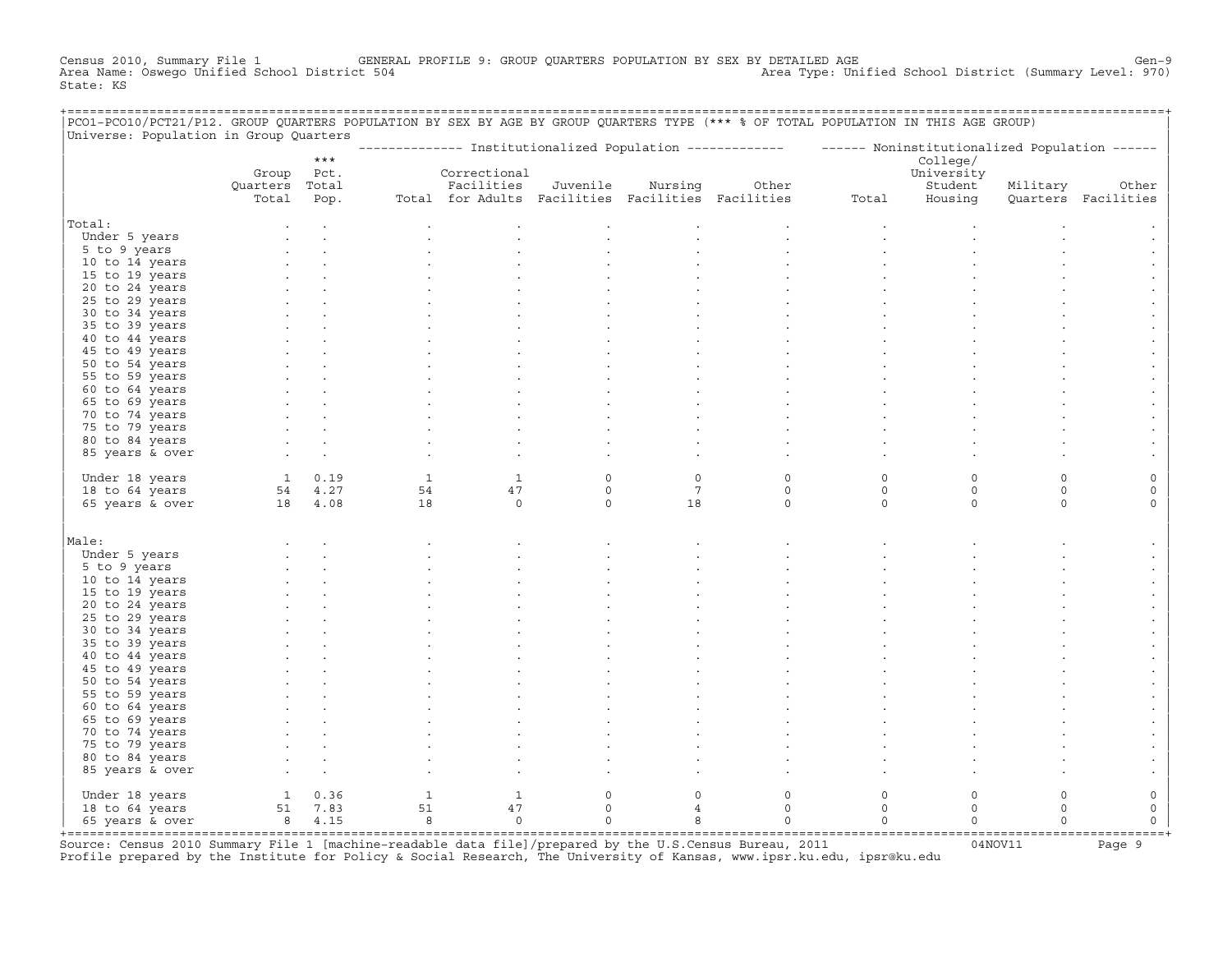Census 2010, Summary File 1 GENERAL PROFILE 9: GROUP QUARTERS POPULATION BY SEX BY DETAILED AGE Gen-9
Area Name: Oswego Unified School District 504 Area Type: Unified School District (Summary Level: 970)
State: KS

PCO1-PCO10/PCT21/P12. GROUP QUARTERS POPULATION BY SEX BY AGE BY GROUP QUARTERS TYPE (*** % OF TOTAL POPULATION IN THIS AGE GROUP)
Universe: Population in Group Quarters

| | Group Quarters Total | *** Pct. Total Pop. | Institutionalized Population: Total | Correctional Facilities for Adults | Juvenile Facilities | Nursing Facilities | Other Facilities | Noninstitutionalized Population: Total | College/ University Student Housing | Military Quarters | Other Facilities |
|---|---|---|---|---|---|---|---|---|---|---|---|
| Total: | . | . | . | . | . | . | . | . | . | . | . |
| Under 5 years | . | . | . | . | . | . | . | . | . | . | . |
| 5 to 9 years | . | . | . | . | . | . | . | . | . | . | . |
| 10 to 14 years | . | . | . | . | . | . | . | . | . | . | . |
| 15 to 19 years | . | . | . | . | . | . | . | . | . | . | . |
| 20 to 24 years | . | . | . | . | . | . | . | . | . | . | . |
| 25 to 29 years | . | . | . | . | . | . | . | . | . | . | . |
| 30 to 34 years | . | . | . | . | . | . | . | . | . | . | . |
| 35 to 39 years | . | . | . | . | . | . | . | . | . | . | . |
| 40 to 44 years | . | . | . | . | . | . | . | . | . | . | . |
| 45 to 49 years | . | . | . | . | . | . | . | . | . | . | . |
| 50 to 54 years | . | . | . | . | . | . | . | . | . | . | . |
| 55 to 59 years | . | . | . | . | . | . | . | . | . | . | . |
| 60 to 64 years | . | . | . | . | . | . | . | . | . | . | . |
| 65 to 69 years | . | . | . | . | . | . | . | . | . | . | . |
| 70 to 74 years | . | . | . | . | . | . | . | . | . | . | . |
| 75 to 79 years | . | . | . | . | . | . | . | . | . | . | . |
| 80 to 84 years | . | . | . | . | . | . | . | . | . | . | . |
| 85 years & over | . | . | . | . | . | . | . | . | . | . | . |
| Under 18 years | 1 | 0.19 | 1 | 1 | 0 | 0 | 0 | 0 | 0 | 0 | 0 |
| 18 to 64 years | 54 | 4.27 | 54 | 47 | 0 | 7 | 0 | 0 | 0 | 0 | 0 |
| 65 years & over | 18 | 4.08 | 18 | 0 | 0 | 18 | 0 | 0 | 0 | 0 | 0 |
| Male: | . | . | . | . | . | . | . | . | . | . | . |
| Under 5 years | . | . | . | . | . | . | . | . | . | . | . |
| 5 to 9 years | . | . | . | . | . | . | . | . | . | . | . |
| 10 to 14 years | . | . | . | . | . | . | . | . | . | . | . |
| 15 to 19 years | . | . | . | . | . | . | . | . | . | . | . |
| 20 to 24 years | . | . | . | . | . | . | . | . | . | . | . |
| 25 to 29 years | . | . | . | . | . | . | . | . | . | . | . |
| 30 to 34 years | . | . | . | . | . | . | . | . | . | . | . |
| 35 to 39 years | . | . | . | . | . | . | . | . | . | . | . |
| 40 to 44 years | . | . | . | . | . | . | . | . | . | . | . |
| 45 to 49 years | . | . | . | . | . | . | . | . | . | . | . |
| 50 to 54 years | . | . | . | . | . | . | . | . | . | . | . |
| 55 to 59 years | . | . | . | . | . | . | . | . | . | . | . |
| 60 to 64 years | . | . | . | . | . | . | . | . | . | . | . |
| 65 to 69 years | . | . | . | . | . | . | . | . | . | . | . |
| 70 to 74 years | . | . | . | . | . | . | . | . | . | . | . |
| 75 to 79 years | . | . | . | . | . | . | . | . | . | . | . |
| 80 to 84 years | . | . | . | . | . | . | . | . | . | . | . |
| 85 years & over | . | . | . | . | . | . | . | . | . | . | . |
| Under 18 years | 1 | 0.36 | 1 | 1 | 0 | 0 | 0 | 0 | 0 | 0 | 0 |
| 18 to 64 years | 51 | 7.83 | 51 | 47 | 0 | 4 | 0 | 0 | 0 | 0 | 0 |
| 65 years & over | 8 | 4.15 | 8 | 0 | 0 | 8 | 0 | 0 | 0 | 0 | 0 |

Source: Census 2010 Summary File 1 [machine-readable data file]/prepared by the U.S.Census Bureau, 2011 04NOV11
Profile prepared by the Institute for Policy & Social Research, The University of Kansas, www.ipsr.ku.edu, ipsr@ku.edu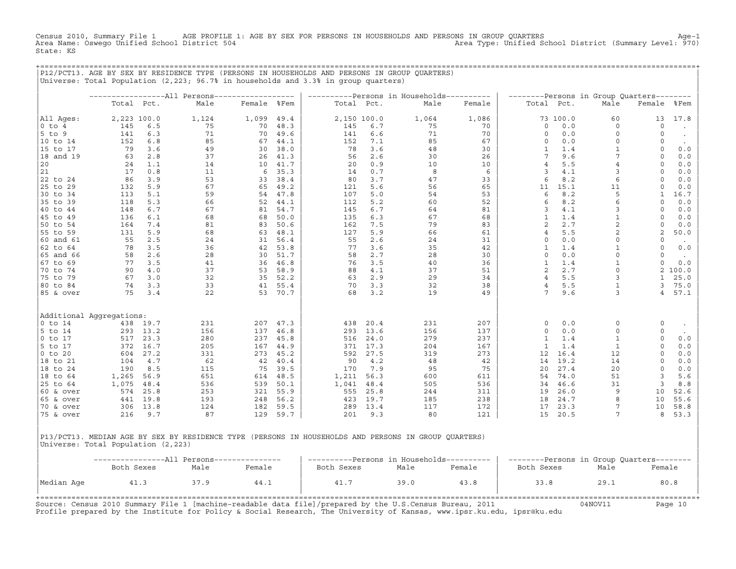Census 2010, Summary File 1 AGE PROFILE 1: AGE BY SEX FOR PERSONS IN HOUSEHOLDS AND PERSONS IN GROUP QUARTERS
Area Name: Oswego Unified School District 504 Area Type: Unified School District (Summary Level: 970)
State: KS

## P12/PCT13. AGE BY SEX BY RESIDENCE TYPE (PERSONS IN HOUSEHOLDS AND PERSONS IN GROUP QUARTERS)

Universe: Total Population (2,223; 96.7% in households and 3.3% in group quarters)

| | All Persons | | | | | Persons in Households | | | | Persons in Group Quarters | | | | |
|---|---|---|---|---|---|---|---|---|---|---|---|---|---|---|
| | Total | Pct. | Male | Female | %Fem | Total | Pct. | Male | Female | Total | Pct. | Male | Female | %Fem |
| All Ages: | 2,223 | 100.0 | 1,124 | 1,099 | 49.4 | 2,150 | 100.0 | 1,064 | 1,086 | 73 | 100.0 | 60 | 13 | 17.8 |
| 0 to 4 | 145 | 6.5 | 75 | 70 | 48.3 | 145 | 6.7 | 75 | 70 | 0 | 0.0 | 0 | 0 | . |
| 5 to 9 | 141 | 6.3 | 71 | 70 | 49.6 | 141 | 6.6 | 71 | 70 | 0 | 0.0 | 0 | 0 | . |
| 10 to 14 | 152 | 6.8 | 85 | 67 | 44.1 | 152 | 7.1 | 85 | 67 | 0 | 0.0 | 0 | 0 | . |
| 15 to 17 | 79 | 3.6 | 49 | 30 | 38.0 | 78 | 3.6 | 48 | 30 | 1 | 1.4 | 1 | 0 | 0.0 |
| 18 and 19 | 63 | 2.8 | 37 | 26 | 41.3 | 56 | 2.6 | 30 | 26 | 7 | 9.6 | 7 | 0 | 0.0 |
| 20 | 24 | 1.1 | 14 | 10 | 41.7 | 20 | 0.9 | 10 | 10 | 4 | 5.5 | 4 | 0 | 0.0 |
| 21 | 17 | 0.8 | 11 | 6 | 35.3 | 14 | 0.7 | 8 | 6 | 3 | 4.1 | 3 | 0 | 0.0 |
| 22 to 24 | 86 | 3.9 | 53 | 33 | 38.4 | 80 | 3.7 | 47 | 33 | 6 | 8.2 | 6 | 0 | 0.0 |
| 25 to 29 | 132 | 5.9 | 67 | 65 | 49.2 | 121 | 5.6 | 56 | 65 | 11 | 15.1 | 11 | 0 | 0.0 |
| 30 to 34 | 113 | 5.1 | 59 | 54 | 47.8 | 107 | 5.0 | 54 | 53 | 6 | 8.2 | 5 | 1 | 16.7 |
| 35 to 39 | 118 | 5.3 | 66 | 52 | 44.1 | 112 | 5.2 | 60 | 52 | 6 | 8.2 | 6 | 0 | 0.0 |
| 40 to 44 | 148 | 6.7 | 67 | 81 | 54.7 | 145 | 6.7 | 64 | 81 | 3 | 4.1 | 3 | 0 | 0.0 |
| 45 to 49 | 136 | 6.1 | 68 | 68 | 50.0 | 135 | 6.3 | 67 | 68 | 1 | 1.4 | 1 | 0 | 0.0 |
| 50 to 54 | 164 | 7.4 | 81 | 83 | 50.6 | 162 | 7.5 | 79 | 83 | 2 | 2.7 | 2 | 0 | 0.0 |
| 55 to 59 | 131 | 5.9 | 68 | 63 | 48.1 | 127 | 5.9 | 66 | 61 | 4 | 5.5 | 2 | 2 | 50.0 |
| 60 and 61 | 55 | 2.5 | 24 | 31 | 56.4 | 55 | 2.6 | 24 | 31 | 0 | 0.0 | 0 | 0 | . |
| 62 to 64 | 78 | 3.5 | 36 | 42 | 53.8 | 77 | 3.6 | 35 | 42 | 1 | 1.4 | 1 | 0 | 0.0 |
| 65 and 66 | 58 | 2.6 | 28 | 30 | 51.7 | 58 | 2.7 | 28 | 30 | 0 | 0.0 | 0 | 0 | . |
| 67 to 69 | 77 | 3.5 | 41 | 36 | 46.8 | 76 | 3.5 | 40 | 36 | 1 | 1.4 | 1 | 0 | 0.0 |
| 70 to 74 | 90 | 4.0 | 37 | 53 | 58.9 | 88 | 4.1 | 37 | 51 | 2 | 2.7 | 0 | 2 | 100.0 |
| 75 to 79 | 67 | 3.0 | 32 | 35 | 52.2 | 63 | 2.9 | 29 | 34 | 4 | 5.5 | 3 | 1 | 25.0 |
| 80 to 84 | 74 | 3.3 | 33 | 41 | 55.4 | 70 | 3.3 | 32 | 38 | 4 | 5.5 | 1 | 3 | 75.0 |
| 85 & over | 75 | 3.4 | 22 | 53 | 70.7 | 68 | 3.2 | 19 | 49 | 7 | 9.6 | 3 | 4 | 57.1 |
| Additional Aggregations: | | | | | | | | | | | | | | |
| 0 to 14 | 438 | 19.7 | 231 | 207 | 47.3 | 438 | 20.4 | 231 | 207 | 0 | 0.0 | 0 | 0 | . |
| 5 to 14 | 293 | 13.2 | 156 | 137 | 46.8 | 293 | 13.6 | 156 | 137 | 0 | 0.0 | 0 | 0 | . |
| 0 to 17 | 517 | 23.3 | 280 | 237 | 45.8 | 516 | 24.0 | 279 | 237 | 1 | 1.4 | 1 | 0 | 0.0 |
| 5 to 17 | 372 | 16.7 | 205 | 167 | 44.9 | 371 | 17.3 | 204 | 167 | 1 | 1.4 | 1 | 0 | 0.0 |
| 0 to 20 | 604 | 27.2 | 331 | 273 | 45.2 | 592 | 27.5 | 319 | 273 | 12 | 16.4 | 12 | 0 | 0.0 |
| 18 to 21 | 104 | 4.7 | 62 | 42 | 40.4 | 90 | 4.2 | 48 | 42 | 14 | 19.2 | 14 | 0 | 0.0 |
| 18 to 24 | 190 | 8.5 | 115 | 75 | 39.5 | 170 | 7.9 | 95 | 75 | 20 | 27.4 | 20 | 0 | 0.0 |
| 18 to 64 | 1,265 | 56.9 | 651 | 614 | 48.5 | 1,211 | 56.3 | 600 | 611 | 54 | 74.0 | 51 | 3 | 5.6 |
| 25 to 64 | 1,075 | 48.4 | 536 | 539 | 50.1 | 1,041 | 48.4 | 505 | 536 | 34 | 46.6 | 31 | 3 | 8.8 |
| 60 & over | 574 | 25.8 | 253 | 321 | 55.9 | 555 | 25.8 | 244 | 311 | 19 | 26.0 | 9 | 10 | 52.6 |
| 65 & over | 441 | 19.8 | 193 | 248 | 56.2 | 423 | 19.7 | 185 | 238 | 18 | 24.7 | 8 | 10 | 55.6 |
| 70 & over | 306 | 13.8 | 124 | 182 | 59.5 | 289 | 13.4 | 117 | 172 | 17 | 23.3 | 7 | 10 | 58.8 |
| 75 & over | 216 | 9.7 | 87 | 129 | 59.7 | 201 | 9.3 | 80 | 121 | 15 | 20.5 | 7 | 8 | 53.3 |

## P13/PCT13. MEDIAN AGE BY SEX BY RESIDENCE TYPE (PERSONS IN HOUSEHOLDS AND PERSONS IN GROUP QUARTERS)

Universe: Total Population (2,223)

| | All Persons | | | Persons in Households | | | Persons in Group Quarters | | |
|---|---|---|---|---|---|---|---|---|---|
| | Both Sexes | Male | Female | Both Sexes | Male | Female | Both Sexes | Male | Female |
| Median Age | 41.3 | 37.9 | 44.1 | 41.7 | 39.0 | 43.8 | 33.8 | 29.1 | 80.8 |

Source: Census 2010 Summary File 1 [machine-readable data file]/prepared by the U.S.Census Bureau, 2011 04NOV11
Profile prepared by the Institute for Policy & Social Research, The University of Kansas, www.ipsr.ku.edu, ipsr@ku.edu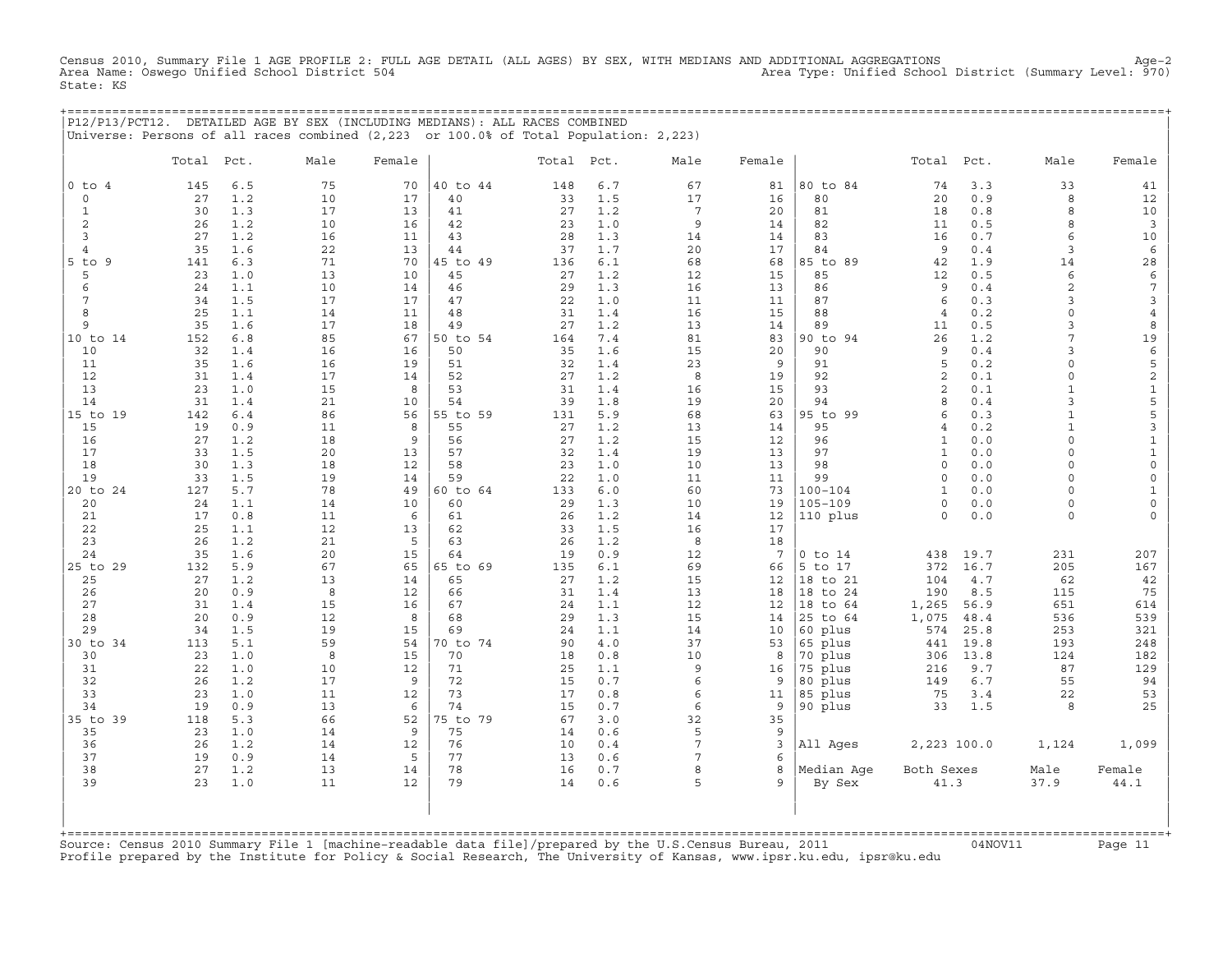Census 2010, Summary File 1 AGE PROFILE 2: FULL AGE DETAIL (ALL AGES) BY SEX, WITH MEDIANS AND ADDITIONAL AGGREGATIONS Age-2
Area Name: Oswego Unified School District 504 Area Type: Unified School District (Summary Level: 970)
State: KS

## P12/P13/PCT12. DETAILED AGE BY SEX (INCLUDING MEDIANS): ALL RACES COMBINED

Universe: Persons of all races combined (2,223 or 100.0% of Total Population: 2,223)

| | Total | Pct. | Male | Female | | Total | Pct. | Male | Female | | Total | Pct. | Male | Female |
|---|---|---|---|---|---|---|---|---|---|---|---|---|---|---|
| 0 to 4 | 145 | 6.5 | 75 | 70 | 40 to 44 | 148 | 6.7 | 67 | 81 | 80 to 84 | 74 | 3.3 | 33 | 41 |
| 0 | 27 | 1.2 | 10 | 17 | 40 | 33 | 1.5 | 17 | 16 | 80 | 20 | 0.9 | 8 | 12 |
| 1 | 30 | 1.3 | 17 | 13 | 41 | 27 | 1.2 | 7 | 20 | 81 | 18 | 0.8 | 8 | 10 |
| 2 | 26 | 1.2 | 10 | 16 | 42 | 23 | 1.0 | 9 | 14 | 82 | 11 | 0.5 | 8 | 3 |
| 3 | 27 | 1.2 | 16 | 11 | 43 | 28 | 1.3 | 14 | 14 | 83 | 16 | 0.7 | 6 | 10 |
| 4 | 35 | 1.6 | 22 | 13 | 44 | 37 | 1.7 | 20 | 17 | 84 | 9 | 0.4 | 3 | 6 |
| 5 to 9 | 141 | 6.3 | 71 | 70 | 45 to 49 | 136 | 6.1 | 68 | 68 | 85 to 89 | 42 | 1.9 | 14 | 28 |
| 5 | 23 | 1.0 | 13 | 10 | 45 | 27 | 1.2 | 12 | 15 | 85 | 12 | 0.5 | 6 | 6 |
| 6 | 24 | 1.1 | 10 | 14 | 46 | 29 | 1.3 | 16 | 13 | 86 | 9 | 0.4 | 2 | 7 |
| 7 | 34 | 1.5 | 17 | 17 | 47 | 22 | 1.0 | 11 | 11 | 87 | 6 | 0.3 | 3 | 3 |
| 8 | 25 | 1.1 | 14 | 11 | 48 | 31 | 1.4 | 16 | 15 | 88 | 4 | 0.2 | 0 | 4 |
| 9 | 35 | 1.6 | 17 | 18 | 49 | 27 | 1.2 | 13 | 14 | 89 | 11 | 0.5 | 3 | 8 |
| 10 to 14 | 152 | 6.8 | 85 | 67 | 50 to 54 | 164 | 7.4 | 81 | 83 | 90 to 94 | 26 | 1.2 | 7 | 19 |
| 10 | 32 | 1.4 | 16 | 16 | 50 | 35 | 1.6 | 15 | 20 | 90 | 9 | 0.4 | 3 | 6 |
| 11 | 35 | 1.6 | 16 | 19 | 51 | 32 | 1.4 | 23 | 9 | 91 | 5 | 0.2 | 0 | 5 |
| 12 | 31 | 1.4 | 17 | 14 | 52 | 27 | 1.2 | 8 | 19 | 92 | 2 | 0.1 | 0 | 2 |
| 13 | 23 | 1.0 | 15 | 8 | 53 | 31 | 1.4 | 16 | 15 | 93 | 2 | 0.1 | 1 | 1 |
| 14 | 31 | 1.4 | 21 | 10 | 54 | 39 | 1.8 | 19 | 20 | 94 | 8 | 0.4 | 3 | 5 |
| 15 to 19 | 142 | 6.4 | 86 | 56 | 55 to 59 | 131 | 5.9 | 68 | 63 | 95 to 99 | 6 | 0.3 | 1 | 5 |
| 15 | 19 | 0.9 | 11 | 8 | 55 | 27 | 1.2 | 13 | 14 | 95 | 4 | 0.2 | 1 | 3 |
| 16 | 27 | 1.2 | 18 | 9 | 56 | 27 | 1.2 | 15 | 12 | 96 | 1 | 0.0 | 0 | 1 |
| 17 | 33 | 1.5 | 20 | 13 | 57 | 32 | 1.4 | 19 | 13 | 97 | 1 | 0.0 | 0 | 1 |
| 18 | 30 | 1.3 | 18 | 12 | 58 | 23 | 1.0 | 10 | 13 | 98 | 0 | 0.0 | 0 | 0 |
| 19 | 33 | 1.5 | 19 | 14 | 59 | 22 | 1.0 | 11 | 11 | 99 | 0 | 0.0 | 0 | 0 |
| 20 to 24 | 127 | 5.7 | 78 | 49 | 60 to 64 | 133 | 6.0 | 60 | 73 | 100-104 | 1 | 0.0 | 0 | 1 |
| 20 | 24 | 1.1 | 14 | 10 | 60 | 29 | 1.3 | 10 | 19 | 105-109 | 0 | 0.0 | 0 | 0 |
| 21 | 17 | 0.8 | 11 | 6 | 61 | 26 | 1.2 | 14 | 12 | 110 plus | 0 | 0.0 | 0 | 0 |
| 22 | 25 | 1.1 | 12 | 13 | 62 | 33 | 1.5 | 16 | 17 | | | | | |
| 23 | 26 | 1.2 | 21 | 5 | 63 | 26 | 1.2 | 8 | 18 | | | | | |
| 24 | 35 | 1.6 | 20 | 15 | 64 | 19 | 0.9 | 12 | 7 | 0 to 14 | 438 | 19.7 | 231 | 207 |
| 25 to 29 | 132 | 5.9 | 67 | 65 | 65 to 69 | 135 | 6.1 | 69 | 66 | 5 to 17 | 372 | 16.7 | 205 | 167 |
| 25 | 27 | 1.2 | 13 | 14 | 65 | 27 | 1.2 | 15 | 12 | 18 to 21 | 104 | 4.7 | 62 | 42 |
| 26 | 20 | 0.9 | 8 | 12 | 66 | 31 | 1.4 | 13 | 18 | 18 to 24 | 190 | 8.5 | 115 | 75 |
| 27 | 31 | 1.4 | 15 | 16 | 67 | 24 | 1.1 | 12 | 12 | 18 to 64 | 1,265 | 56.9 | 651 | 614 |
| 28 | 20 | 0.9 | 12 | 8 | 68 | 29 | 1.3 | 15 | 14 | 25 to 64 | 1,075 | 48.4 | 536 | 539 |
| 29 | 34 | 1.5 | 19 | 15 | 69 | 24 | 1.1 | 14 | 10 | 60 plus | 574 | 25.8 | 253 | 321 |
| 30 to 34 | 113 | 5.1 | 59 | 54 | 70 to 74 | 90 | 4.0 | 37 | 53 | 65 plus | 441 | 19.8 | 193 | 248 |
| 30 | 23 | 1.0 | 8 | 15 | 70 | 18 | 0.8 | 10 | 8 | 70 plus | 306 | 13.8 | 124 | 182 |
| 31 | 22 | 1.0 | 10 | 12 | 71 | 25 | 1.1 | 9 | 16 | 75 plus | 216 | 9.7 | 87 | 129 |
| 32 | 26 | 1.2 | 17 | 9 | 72 | 15 | 0.7 | 6 | 9 | 80 plus | 149 | 6.7 | 55 | 94 |
| 33 | 23 | 1.0 | 11 | 12 | 73 | 17 | 0.8 | 6 | 11 | 85 plus | 75 | 3.4 | 22 | 53 |
| 34 | 19 | 0.9 | 13 | 6 | 74 | 15 | 0.7 | 6 | 9 | 90 plus | 33 | 1.5 | 8 | 25 |
| 35 to 39 | 118 | 5.3 | 66 | 52 | 75 to 79 | 67 | 3.0 | 32 | 35 | | | | | |
| 35 | 23 | 1.0 | 14 | 9 | 75 | 14 | 0.6 | 5 | 9 | | | | | |
| 36 | 26 | 1.2 | 14 | 12 | 76 | 10 | 0.4 | 7 | 3 | All Ages | 2,223 | 100.0 | 1,124 | 1,099 |
| 37 | 19 | 0.9 | 14 | 5 | 77 | 13 | 0.6 | 7 | 6 | | | | | |
| 38 | 27 | 1.2 | 13 | 14 | 78 | 16 | 0.7 | 8 | 8 | Median Age | Both Sexes | | Male | Female |
| 39 | 23 | 1.0 | 11 | 12 | 79 | 14 | 0.6 | 5 | 9 | By Sex | 41.3 | | 37.9 | 44.1 |

Source: Census 2010 Summary File 1 [machine-readable data file]/prepared by the U.S.Census Bureau, 2011 04NOV11
Profile prepared by the Institute for Policy & Social Research, The University of Kansas, www.ipsr.ku.edu, ipsr@ku.edu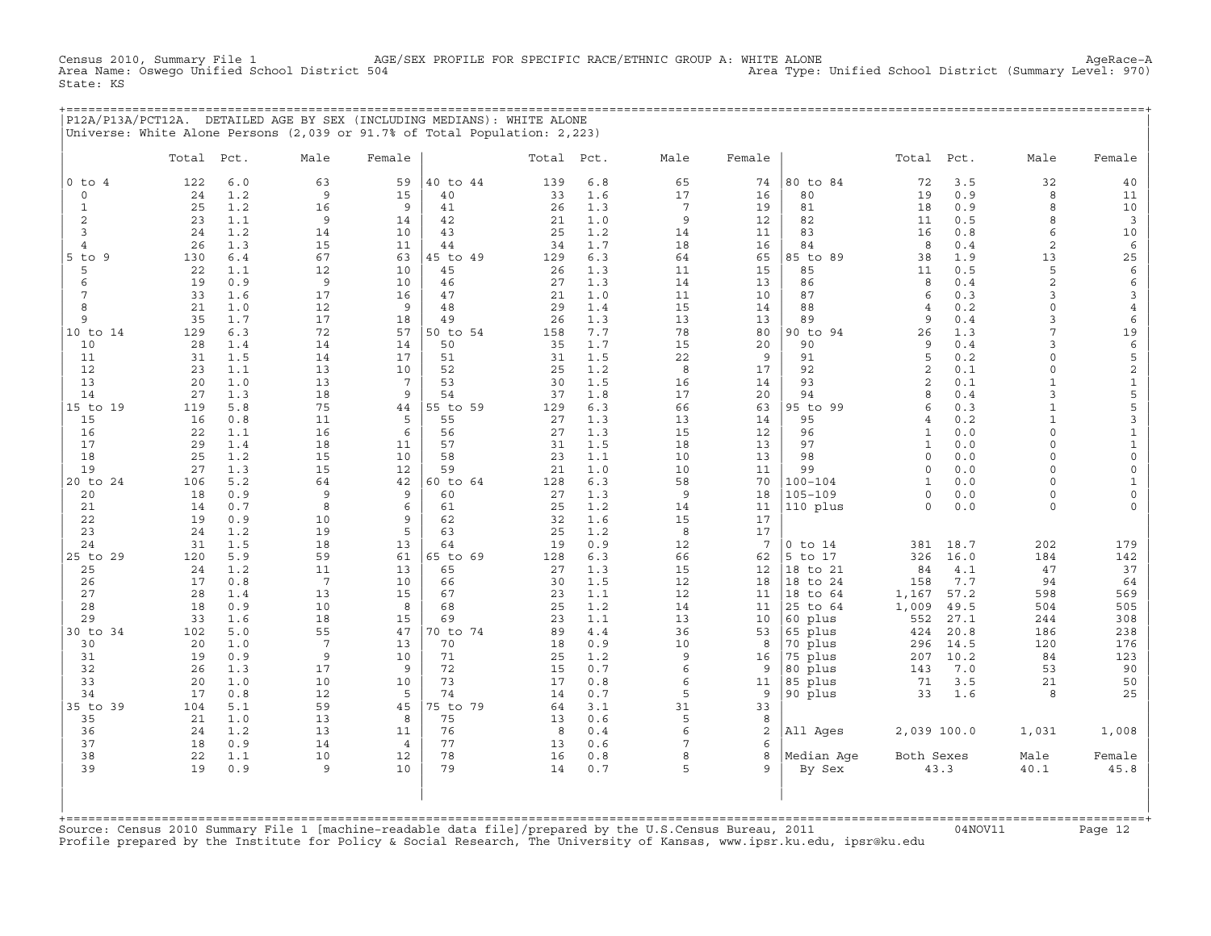Census 2010, Summary File 1 — AGE/SEX PROFILE FOR SPECIFIC RACE/ETHNIC GROUP A: WHITE ALONE — AgeRace-A
Area Name: Oswego Unified School District 504 — Area Type: Unified School District (Summary Level: 970)
State: KS

## P12A/P13A/PCT12A. DETAILED AGE BY SEX (INCLUDING MEDIANS): WHITE ALONE

Universe: White Alone Persons (2,039 or 91.7% of Total Population: 2,223)

| | Total | Pct. | Male | Female | | Total | Pct. | Male | Female | | Total | Pct. | Male | Female |
|---|---|---|---|---|---|---|---|---|---|---|---|---|---|---|
| 0 to 4 | 122 | 6.0 | 63 | 59 | 40 to 44 | 139 | 6.8 | 65 | 74 | 80 to 84 | 72 | 3.5 | 32 | 40 |
| 0 | 24 | 1.2 | 9 | 15 | 40 | 33 | 1.6 | 17 | 16 | 80 | 19 | 0.9 | 8 | 11 |
| 1 | 25 | 1.2 | 16 | 9 | 41 | 26 | 1.3 | 7 | 19 | 81 | 18 | 0.9 | 8 | 10 |
| 2 | 23 | 1.1 | 9 | 14 | 42 | 21 | 1.0 | 9 | 12 | 82 | 11 | 0.5 | 8 | 3 |
| 3 | 24 | 1.2 | 14 | 10 | 43 | 25 | 1.2 | 14 | 11 | 83 | 16 | 0.8 | 6 | 10 |
| 4 | 26 | 1.3 | 15 | 11 | 44 | 34 | 1.7 | 18 | 16 | 84 | 8 | 0.4 | 2 | 6 |
| 5 to 9 | 130 | 6.4 | 67 | 63 | 45 to 49 | 129 | 6.3 | 64 | 65 | 85 to 89 | 38 | 1.9 | 13 | 25 |
| 5 | 22 | 1.1 | 12 | 10 | 45 | 26 | 1.3 | 11 | 15 | 85 | 11 | 0.5 | 5 | 6 |
| 6 | 19 | 0.9 | 9 | 10 | 46 | 27 | 1.3 | 14 | 13 | 86 | 8 | 0.4 | 2 | 6 |
| 7 | 33 | 1.6 | 17 | 16 | 47 | 21 | 1.0 | 11 | 10 | 87 | 6 | 0.3 | 3 | 3 |
| 8 | 21 | 1.0 | 12 | 9 | 48 | 29 | 1.4 | 15 | 14 | 88 | 4 | 0.2 | 0 | 4 |
| 9 | 35 | 1.7 | 17 | 18 | 49 | 26 | 1.3 | 13 | 13 | 89 | 9 | 0.4 | 3 | 6 |
| 10 to 14 | 129 | 6.3 | 72 | 57 | 50 to 54 | 158 | 7.7 | 78 | 80 | 90 to 94 | 26 | 1.3 | 7 | 19 |
| 10 | 28 | 1.4 | 14 | 14 | 50 | 35 | 1.7 | 15 | 20 | 90 | 9 | 0.4 | 3 | 6 |
| 11 | 31 | 1.5 | 14 | 17 | 51 | 31 | 1.5 | 22 | 9 | 91 | 5 | 0.2 | 0 | 5 |
| 12 | 23 | 1.1 | 13 | 10 | 52 | 25 | 1.2 | 8 | 17 | 92 | 2 | 0.1 | 0 | 2 |
| 13 | 20 | 1.0 | 13 | 7 | 53 | 30 | 1.5 | 16 | 14 | 93 | 2 | 0.1 | 1 | 1 |
| 14 | 27 | 1.3 | 18 | 9 | 54 | 37 | 1.8 | 17 | 20 | 94 | 8 | 0.4 | 3 | 5 |
| 15 to 19 | 119 | 5.8 | 75 | 44 | 55 to 59 | 129 | 6.3 | 66 | 63 | 95 to 99 | 6 | 0.3 | 1 | 5 |
| 15 | 16 | 0.8 | 11 | 5 | 55 | 27 | 1.3 | 13 | 14 | 95 | 4 | 0.2 | 1 | 3 |
| 16 | 22 | 1.1 | 16 | 6 | 56 | 27 | 1.3 | 15 | 12 | 96 | 1 | 0.0 | 0 | 1 |
| 17 | 29 | 1.4 | 18 | 11 | 57 | 31 | 1.5 | 18 | 13 | 97 | 1 | 0.0 | 0 | 1 |
| 18 | 25 | 1.2 | 15 | 10 | 58 | 23 | 1.1 | 10 | 13 | 98 | 0 | 0.0 | 0 | 0 |
| 19 | 27 | 1.3 | 15 | 12 | 59 | 21 | 1.0 | 10 | 11 | 99 | 0 | 0.0 | 0 | 0 |
| 20 to 24 | 106 | 5.2 | 64 | 42 | 60 to 64 | 128 | 6.3 | 58 | 70 | 100-104 | 1 | 0.0 | 0 | 1 |
| 20 | 18 | 0.9 | 9 | 9 | 60 | 27 | 1.3 | 9 | 18 | 105-109 | 0 | 0.0 | 0 | 0 |
| 21 | 14 | 0.7 | 8 | 6 | 61 | 25 | 1.2 | 14 | 11 | 110 plus | 0 | 0.0 | 0 | 0 |
| 22 | 19 | 0.9 | 10 | 9 | 62 | 32 | 1.6 | 15 | 17 | | | | | |
| 23 | 24 | 1.2 | 19 | 5 | 63 | 25 | 1.2 | 8 | 17 | | | | | |
| 24 | 31 | 1.5 | 18 | 13 | 64 | 19 | 0.9 | 12 | 7 | 0 to 14 | 381 | 18.7 | 202 | 179 |
| 25 to 29 | 120 | 5.9 | 59 | 61 | 65 to 69 | 128 | 6.3 | 66 | 62 | 5 to 17 | 326 | 16.0 | 184 | 142 |
| 25 | 24 | 1.2 | 11 | 13 | 65 | 27 | 1.3 | 15 | 12 | 18 to 21 | 84 | 4.1 | 47 | 37 |
| 26 | 17 | 0.8 | 7 | 10 | 66 | 30 | 1.5 | 12 | 18 | 18 to 24 | 158 | 7.7 | 94 | 64 |
| 27 | 28 | 1.4 | 13 | 15 | 67 | 23 | 1.1 | 12 | 11 | 18 to 64 | 1,167 | 57.2 | 598 | 569 |
| 28 | 18 | 0.9 | 10 | 8 | 68 | 25 | 1.2 | 14 | 11 | 25 to 64 | 1,009 | 49.5 | 504 | 505 |
| 29 | 33 | 1.6 | 18 | 15 | 69 | 23 | 1.1 | 13 | 10 | 60 plus | 552 | 27.1 | 244 | 308 |
| 30 to 34 | 102 | 5.0 | 55 | 47 | 70 to 74 | 89 | 4.4 | 36 | 53 | 65 plus | 424 | 20.8 | 186 | 238 |
| 30 | 20 | 1.0 | 7 | 13 | 70 | 18 | 0.9 | 10 | 8 | 70 plus | 296 | 14.5 | 120 | 176 |
| 31 | 19 | 0.9 | 9 | 10 | 71 | 25 | 1.2 | 9 | 16 | 75 plus | 207 | 10.2 | 84 | 123 |
| 32 | 26 | 1.3 | 17 | 9 | 72 | 15 | 0.7 | 6 | 9 | 80 plus | 143 | 7.0 | 53 | 90 |
| 33 | 20 | 1.0 | 10 | 10 | 73 | 17 | 0.8 | 6 | 11 | 85 plus | 71 | 3.5 | 21 | 50 |
| 34 | 17 | 0.8 | 12 | 5 | 74 | 14 | 0.7 | 5 | 9 | 90 plus | 33 | 1.6 | 8 | 25 |
| 35 to 39 | 104 | 5.1 | 59 | 45 | 75 to 79 | 64 | 3.1 | 31 | 33 | | | | | |
| 35 | 21 | 1.0 | 13 | 8 | 75 | 13 | 0.6 | 5 | 8 | | | | | |
| 36 | 24 | 1.2 | 13 | 11 | 76 | 8 | 0.4 | 6 | 2 | All Ages | 2,039 | 100.0 | 1,031 | 1,008 |
| 37 | 18 | 0.9 | 14 | 4 | 77 | 13 | 0.6 | 7 | 6 | | | | | |
| 38 | 22 | 1.1 | 10 | 12 | 78 | 16 | 0.8 | 8 | 8 | Median Age | Both Sexes | | Male | Female |
| 39 | 19 | 0.9 | 9 | 10 | 79 | 14 | 0.7 | 5 | 9 | By Sex | 43.3 | | 40.1 | 45.8 |

Source: Census 2010 Summary File 1 [machine-readable data file]/prepared by the U.S.Census Bureau, 2011 — 04NOV11
Profile prepared by the Institute for Policy & Social Research, The University of Kansas, www.ipsr.ku.edu, ipsr@ku.edu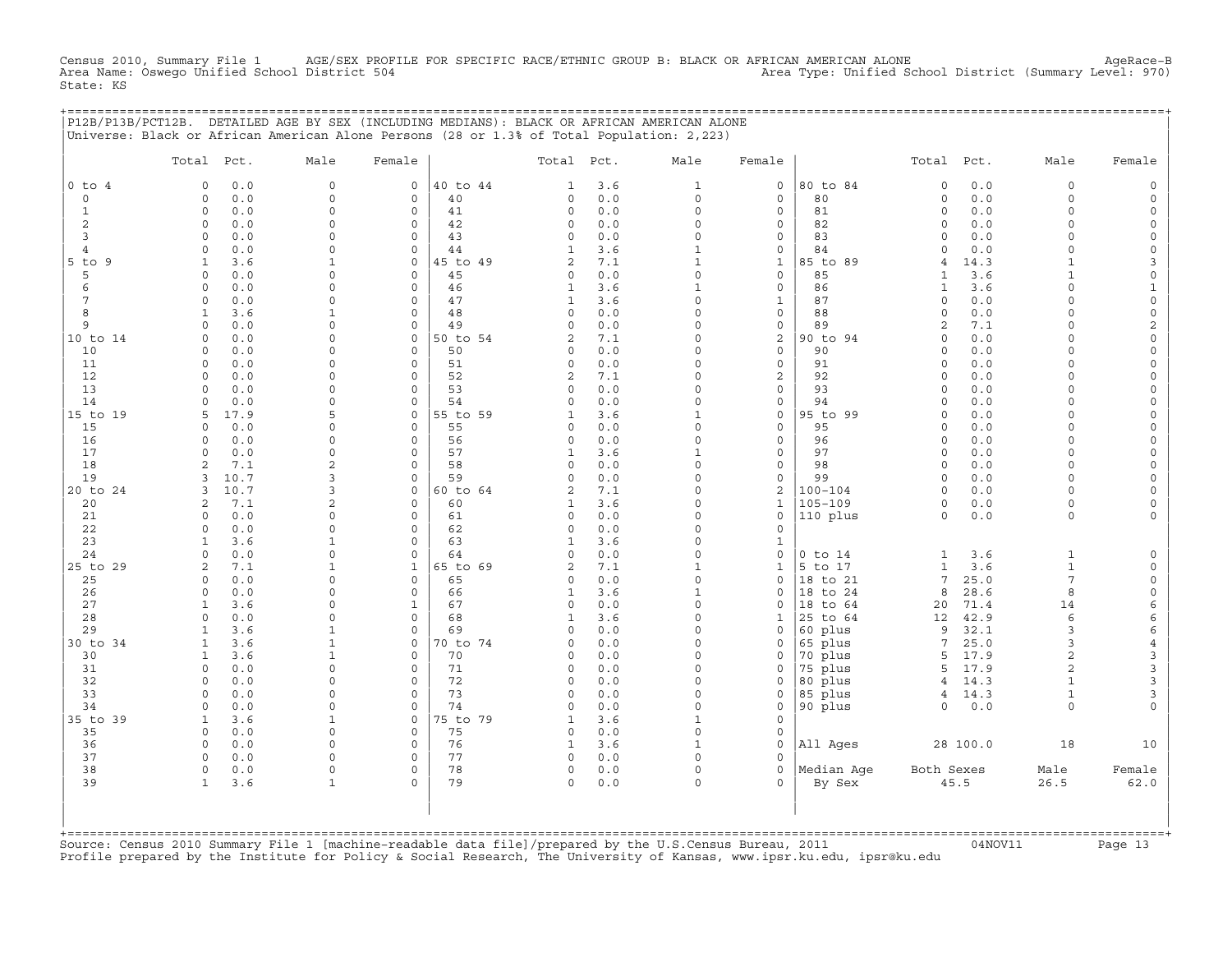Census 2010, Summary File 1 AGE/SEX PROFILE FOR SPECIFIC RACE/ETHNIC GROUP B: BLACK OR AFRICAN AMERICAN ALONE AgeRace-B
Area Name: Oswego Unified School District 504 Area Type: Unified School District (Summary Level: 970)
State: KS

## P12B/P13B/PCT12B. DETAILED AGE BY SEX (INCLUDING MEDIANS): BLACK OR AFRICAN AMERICAN ALONE

Universe: Black or African American Alone Persons (28 or 1.3% of Total Population: 2,223)

| | Total | Pct. | Male | Female | | Total | Pct. | Male | Female | | Total | Pct. | Male | Female |
|---|---|---|---|---|---|---|---|---|---|---|---|---|---|---|
| 0 to 4 | 0 | 0.0 | 0 | 0 | 40 to 44 | 1 | 3.6 | 1 | 0 | 80 to 84 | 0 | 0.0 | 0 | 0 |
| 0 | 0 | 0.0 | 0 | 0 | 40 | 0 | 0.0 | 0 | 0 | 80 | 0 | 0.0 | 0 | 0 |
| 1 | 0 | 0.0 | 0 | 0 | 41 | 0 | 0.0 | 0 | 0 | 81 | 0 | 0.0 | 0 | 0 |
| 2 | 0 | 0.0 | 0 | 0 | 42 | 0 | 0.0 | 0 | 0 | 82 | 0 | 0.0 | 0 | 0 |
| 3 | 0 | 0.0 | 0 | 0 | 43 | 0 | 0.0 | 0 | 0 | 83 | 0 | 0.0 | 0 | 0 |
| 4 | 0 | 0.0 | 0 | 0 | 44 | 1 | 3.6 | 1 | 0 | 84 | 0 | 0.0 | 0 | 0 |
| 5 to 9 | 1 | 3.6 | 1 | 0 | 45 to 49 | 2 | 7.1 | 1 | 1 | 85 to 89 | 4 | 14.3 | 1 | 3 |
| 5 | 0 | 0.0 | 0 | 0 | 45 | 0 | 0.0 | 0 | 0 | 85 | 1 | 3.6 | 1 | 0 |
| 6 | 0 | 0.0 | 0 | 0 | 46 | 1 | 3.6 | 1 | 0 | 86 | 1 | 3.6 | 0 | 1 |
| 7 | 0 | 0.0 | 0 | 0 | 47 | 1 | 3.6 | 0 | 1 | 87 | 0 | 0.0 | 0 | 0 |
| 8 | 1 | 3.6 | 1 | 0 | 48 | 0 | 0.0 | 0 | 0 | 88 | 0 | 0.0 | 0 | 0 |
| 9 | 0 | 0.0 | 0 | 0 | 49 | 0 | 0.0 | 0 | 0 | 89 | 2 | 7.1 | 0 | 2 |
| 10 to 14 | 0 | 0.0 | 0 | 0 | 50 to 54 | 2 | 7.1 | 0 | 2 | 90 to 94 | 0 | 0.0 | 0 | 0 |
| 10 | 0 | 0.0 | 0 | 0 | 50 | 0 | 0.0 | 0 | 0 | 90 | 0 | 0.0 | 0 | 0 |
| 11 | 0 | 0.0 | 0 | 0 | 51 | 0 | 0.0 | 0 | 0 | 91 | 0 | 0.0 | 0 | 0 |
| 12 | 0 | 0.0 | 0 | 0 | 52 | 2 | 7.1 | 0 | 2 | 92 | 0 | 0.0 | 0 | 0 |
| 13 | 0 | 0.0 | 0 | 0 | 53 | 0 | 0.0 | 0 | 0 | 93 | 0 | 0.0 | 0 | 0 |
| 14 | 0 | 0.0 | 0 | 0 | 54 | 0 | 0.0 | 0 | 0 | 94 | 0 | 0.0 | 0 | 0 |
| 15 to 19 | 5 | 17.9 | 5 | 0 | 55 to 59 | 1 | 3.6 | 1 | 0 | 95 to 99 | 0 | 0.0 | 0 | 0 |
| 15 | 0 | 0.0 | 0 | 0 | 55 | 0 | 0.0 | 0 | 0 | 95 | 0 | 0.0 | 0 | 0 |
| 16 | 0 | 0.0 | 0 | 0 | 56 | 0 | 0.0 | 0 | 0 | 96 | 0 | 0.0 | 0 | 0 |
| 17 | 0 | 0.0 | 0 | 0 | 57 | 1 | 3.6 | 1 | 0 | 97 | 0 | 0.0 | 0 | 0 |
| 18 | 2 | 7.1 | 2 | 0 | 58 | 0 | 0.0 | 0 | 0 | 98 | 0 | 0.0 | 0 | 0 |
| 19 | 3 | 10.7 | 3 | 0 | 59 | 0 | 0.0 | 0 | 0 | 99 | 0 | 0.0 | 0 | 0 |
| 20 to 24 | 3 | 10.7 | 3 | 0 | 60 to 64 | 2 | 7.1 | 0 | 2 | 100-104 | 0 | 0.0 | 0 | 0 |
| 20 | 2 | 7.1 | 2 | 0 | 60 | 1 | 3.6 | 0 | 1 | 105-109 | 0 | 0.0 | 0 | 0 |
| 21 | 0 | 0.0 | 0 | 0 | 61 | 0 | 0.0 | 0 | 0 | 110 plus | 0 | 0.0 | 0 | 0 |
| 22 | 0 | 0.0 | 0 | 0 | 62 | 0 | 0.0 | 0 | 0 | | | | | |
| 23 | 1 | 3.6 | 1 | 0 | 63 | 1 | 3.6 | 0 | 1 | | | | | |
| 24 | 0 | 0.0 | 0 | 0 | 64 | 0 | 0.0 | 0 | 0 | 0 to 14 | 1 | 3.6 | 1 | 0 |
| 25 to 29 | 2 | 7.1 | 1 | 1 | 65 to 69 | 2 | 7.1 | 1 | 1 | 5 to 17 | 1 | 3.6 | 1 | 0 |
| 25 | 0 | 0.0 | 0 | 0 | 65 | 0 | 0.0 | 0 | 0 | 18 to 21 | 7 | 25.0 | 7 | 0 |
| 26 | 0 | 0.0 | 0 | 0 | 66 | 1 | 3.6 | 1 | 0 | 18 to 24 | 8 | 28.6 | 8 | 0 |
| 27 | 1 | 3.6 | 0 | 1 | 67 | 0 | 0.0 | 0 | 0 | 18 to 64 | 20 | 71.4 | 14 | 6 |
| 28 | 0 | 0.0 | 0 | 0 | 68 | 1 | 3.6 | 0 | 1 | 25 to 64 | 12 | 42.9 | 6 | 6 |
| 29 | 1 | 3.6 | 1 | 0 | 69 | 0 | 0.0 | 0 | 0 | 60 plus | 9 | 32.1 | 3 | 6 |
| 30 to 34 | 1 | 3.6 | 1 | 0 | 70 to 74 | 0 | 0.0 | 0 | 0 | 65 plus | 7 | 25.0 | 3 | 4 |
| 30 | 1 | 3.6 | 1 | 0 | 70 | 0 | 0.0 | 0 | 0 | 70 plus | 5 | 17.9 | 2 | 3 |
| 31 | 0 | 0.0 | 0 | 0 | 71 | 0 | 0.0 | 0 | 0 | 75 plus | 5 | 17.9 | 2 | 3 |
| 32 | 0 | 0.0 | 0 | 0 | 72 | 0 | 0.0 | 0 | 0 | 80 plus | 4 | 14.3 | 1 | 3 |
| 33 | 0 | 0.0 | 0 | 0 | 73 | 0 | 0.0 | 0 | 0 | 85 plus | 4 | 14.3 | 1 | 3 |
| 34 | 0 | 0.0 | 0 | 0 | 74 | 0 | 0.0 | 0 | 0 | 90 plus | 0 | 0.0 | 0 | 0 |
| 35 to 39 | 1 | 3.6 | 1 | 0 | 75 to 79 | 1 | 3.6 | 1 | 0 | | | | | |
| 35 | 0 | 0.0 | 0 | 0 | 75 | 0 | 0.0 | 0 | 0 | | | | | |
| 36 | 0 | 0.0 | 0 | 0 | 76 | 1 | 3.6 | 1 | 0 | All Ages | 28 | 100.0 | 18 | 10 |
| 37 | 0 | 0.0 | 0 | 0 | 77 | 0 | 0.0 | 0 | 0 | | | | | |
| 38 | 0 | 0.0 | 0 | 0 | 78 | 0 | 0.0 | 0 | 0 | Median Age | Both Sexes | | Male | Female |
| 39 | 1 | 3.6 | 1 | 0 | 79 | 0 | 0.0 | 0 | 0 | By Sex | 45.5 | | 26.5 | 62.0 |

Source: Census 2010 Summary File 1 [machine-readable data file]/prepared by the U.S.Census Bureau, 2011 04NOV11
Profile prepared by the Institute for Policy & Social Research, The University of Kansas, www.ipsr.ku.edu, ipsr@ku.edu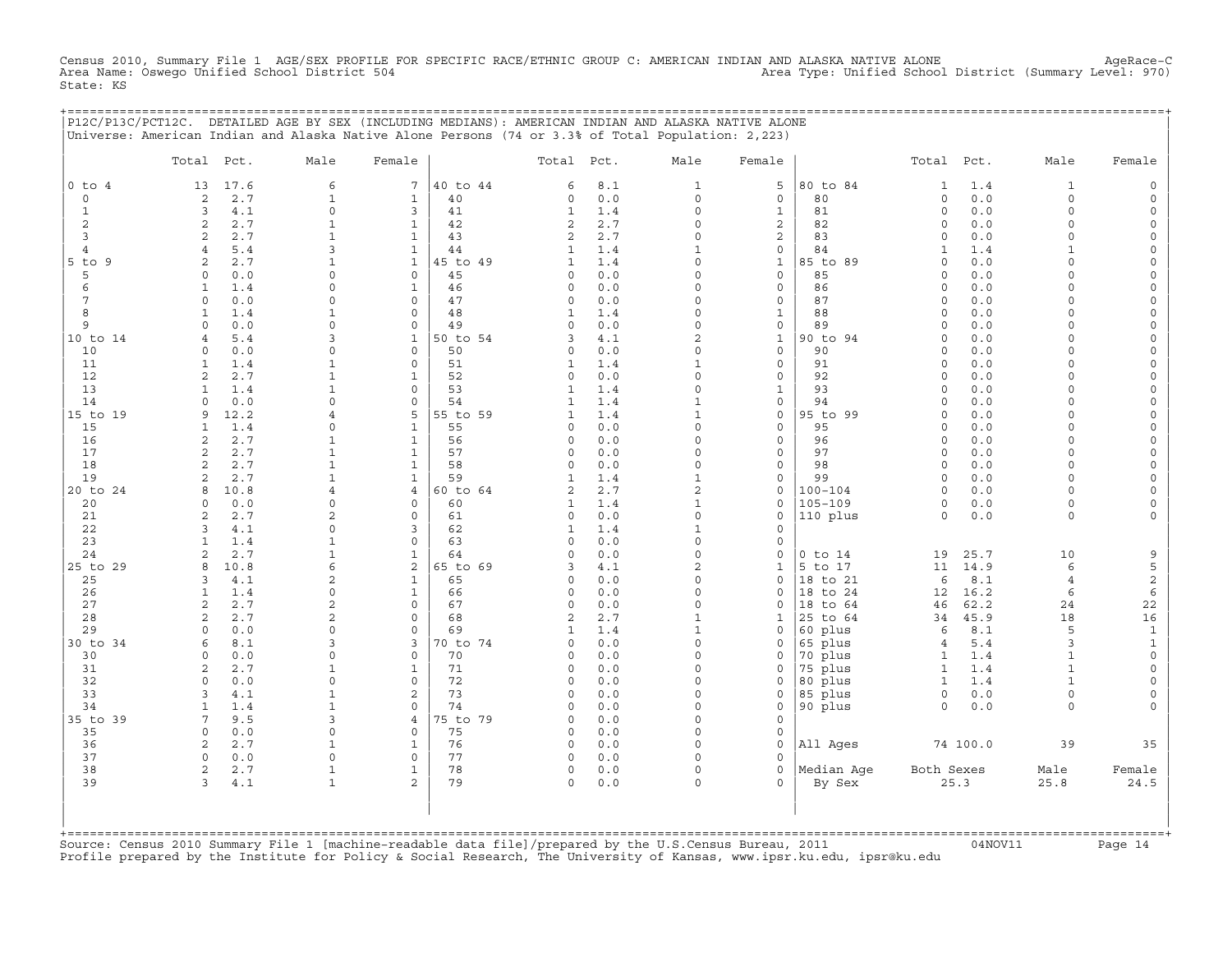Census 2010, Summary File 1 AGE/SEX PROFILE FOR SPECIFIC RACE/ETHNIC GROUP C: AMERICAN INDIAN AND ALASKA NATIVE ALONE AgeRace-C
Area Name: Oswego Unified School District 504 Area Type: Unified School District (Summary Level: 970)
State: KS

## P12C/P13C/PCT12C. DETAILED AGE BY SEX (INCLUDING MEDIANS): AMERICAN INDIAN AND ALASKA NATIVE ALONE

Universe: American Indian and Alaska Native Alone Persons (74 or 3.3% of Total Population: 2,223)

| | Total | Pct. | Male | Female | | Total | Pct. | Male | Female | | Total | Pct. | Male | Female |
|---|---|---|---|---|---|---|---|---|---|---|---|---|---|---|
| 0 to 4 | 13 | 17.6 | 6 | 7 | 40 to 44 | 6 | 8.1 | 1 | 5 | 80 to 84 | 1 | 1.4 | 1 | 0 |
| 0 | 2 | 2.7 | 1 | 1 | 40 | 0 | 0.0 | 0 | 0 | 80 | 0 | 0.0 | 0 | 0 |
| 1 | 3 | 4.1 | 0 | 3 | 41 | 1 | 1.4 | 0 | 1 | 81 | 0 | 0.0 | 0 | 0 |
| 2 | 2 | 2.7 | 1 | 1 | 42 | 2 | 2.7 | 0 | 2 | 82 | 0 | 0.0 | 0 | 0 |
| 3 | 2 | 2.7 | 1 | 1 | 43 | 2 | 2.7 | 0 | 2 | 83 | 0 | 0.0 | 0 | 0 |
| 4 | 4 | 5.4 | 3 | 1 | 44 | 1 | 1.4 | 1 | 0 | 84 | 1 | 1.4 | 1 | 0 |
| 5 to 9 | 2 | 2.7 | 1 | 1 | 45 to 49 | 1 | 1.4 | 0 | 1 | 85 to 89 | 0 | 0.0 | 0 | 0 |
| 5 | 0 | 0.0 | 0 | 0 | 45 | 0 | 0.0 | 0 | 0 | 85 | 0 | 0.0 | 0 | 0 |
| 6 | 1 | 1.4 | 0 | 1 | 46 | 0 | 0.0 | 0 | 0 | 86 | 0 | 0.0 | 0 | 0 |
| 7 | 0 | 0.0 | 0 | 0 | 47 | 0 | 0.0 | 0 | 0 | 87 | 0 | 0.0 | 0 | 0 |
| 8 | 1 | 1.4 | 1 | 0 | 48 | 1 | 1.4 | 0 | 1 | 88 | 0 | 0.0 | 0 | 0 |
| 9 | 0 | 0.0 | 0 | 0 | 49 | 0 | 0.0 | 0 | 0 | 89 | 0 | 0.0 | 0 | 0 |
| 10 to 14 | 4 | 5.4 | 3 | 1 | 50 to 54 | 3 | 4.1 | 2 | 1 | 90 to 94 | 0 | 0.0 | 0 | 0 |
| 10 | 0 | 0.0 | 0 | 0 | 50 | 0 | 0.0 | 0 | 0 | 90 | 0 | 0.0 | 0 | 0 |
| 11 | 1 | 1.4 | 1 | 0 | 51 | 1 | 1.4 | 1 | 0 | 91 | 0 | 0.0 | 0 | 0 |
| 12 | 2 | 2.7 | 1 | 1 | 52 | 0 | 0.0 | 0 | 0 | 92 | 0 | 0.0 | 0 | 0 |
| 13 | 1 | 1.4 | 1 | 0 | 53 | 1 | 1.4 | 0 | 1 | 93 | 0 | 0.0 | 0 | 0 |
| 14 | 0 | 0.0 | 0 | 0 | 54 | 1 | 1.4 | 1 | 0 | 94 | 0 | 0.0 | 0 | 0 |
| 15 to 19 | 9 | 12.2 | 4 | 5 | 55 to 59 | 1 | 1.4 | 1 | 0 | 95 to 99 | 0 | 0.0 | 0 | 0 |
| 15 | 1 | 1.4 | 0 | 1 | 55 | 0 | 0.0 | 0 | 0 | 95 | 0 | 0.0 | 0 | 0 |
| 16 | 2 | 2.7 | 1 | 1 | 56 | 0 | 0.0 | 0 | 0 | 96 | 0 | 0.0 | 0 | 0 |
| 17 | 2 | 2.7 | 1 | 1 | 57 | 0 | 0.0 | 0 | 0 | 97 | 0 | 0.0 | 0 | 0 |
| 18 | 2 | 2.7 | 1 | 1 | 58 | 0 | 0.0 | 0 | 0 | 98 | 0 | 0.0 | 0 | 0 |
| 19 | 2 | 2.7 | 1 | 1 | 59 | 1 | 1.4 | 1 | 0 | 99 | 0 | 0.0 | 0 | 0 |
| 20 to 24 | 8 | 10.8 | 4 | 4 | 60 to 64 | 2 | 2.7 | 2 | 0 | 100-104 | 0 | 0.0 | 0 | 0 |
| 20 | 0 | 0.0 | 0 | 0 | 60 | 1 | 1.4 | 1 | 0 | 105-109 | 0 | 0.0 | 0 | 0 |
| 21 | 2 | 2.7 | 2 | 0 | 61 | 0 | 0.0 | 0 | 0 | 110 plus | 0 | 0.0 | 0 | 0 |
| 22 | 3 | 4.1 | 0 | 3 | 62 | 1 | 1.4 | 1 | 0 | | | | | |
| 23 | 1 | 1.4 | 1 | 0 | 63 | 0 | 0.0 | 0 | 0 | | | | | |
| 24 | 2 | 2.7 | 1 | 1 | 64 | 0 | 0.0 | 0 | 0 | 0 to 14 | 19 | 25.7 | 10 | 9 |
| 25 to 29 | 8 | 10.8 | 6 | 2 | 65 to 69 | 3 | 4.1 | 2 | 1 | 5 to 17 | 11 | 14.9 | 6 | 5 |
| 25 | 3 | 4.1 | 2 | 1 | 65 | 0 | 0.0 | 0 | 0 | 18 to 21 | 6 | 8.1 | 4 | 2 |
| 26 | 1 | 1.4 | 0 | 1 | 66 | 0 | 0.0 | 0 | 0 | 18 to 24 | 12 | 16.2 | 6 | 6 |
| 27 | 2 | 2.7 | 2 | 0 | 67 | 0 | 0.0 | 0 | 0 | 18 to 64 | 46 | 62.2 | 24 | 22 |
| 28 | 2 | 2.7 | 2 | 0 | 68 | 2 | 2.7 | 1 | 1 | 25 to 64 | 34 | 45.9 | 18 | 16 |
| 29 | 0 | 0.0 | 0 | 0 | 69 | 1 | 1.4 | 1 | 0 | 60 plus | 6 | 8.1 | 5 | 1 |
| 30 to 34 | 6 | 8.1 | 3 | 3 | 70 to 74 | 0 | 0.0 | 0 | 0 | 65 plus | 4 | 5.4 | 3 | 1 |
| 30 | 0 | 0.0 | 0 | 0 | 70 | 0 | 0.0 | 0 | 0 | 70 plus | 1 | 1.4 | 1 | 0 |
| 31 | 2 | 2.7 | 1 | 1 | 71 | 0 | 0.0 | 0 | 0 | 75 plus | 1 | 1.4 | 1 | 0 |
| 32 | 0 | 0.0 | 0 | 0 | 72 | 0 | 0.0 | 0 | 0 | 80 plus | 1 | 1.4 | 1 | 0 |
| 33 | 3 | 4.1 | 1 | 2 | 73 | 0 | 0.0 | 0 | 0 | 85 plus | 0 | 0.0 | 0 | 0 |
| 34 | 1 | 1.4 | 1 | 0 | 74 | 0 | 0.0 | 0 | 0 | 90 plus | 0 | 0.0 | 0 | 0 |
| 35 to 39 | 7 | 9.5 | 3 | 4 | 75 to 79 | 0 | 0.0 | 0 | 0 | | | | | |
| 35 | 0 | 0.0 | 0 | 0 | 75 | 0 | 0.0 | 0 | 0 | | | | | |
| 36 | 2 | 2.7 | 1 | 1 | 76 | 0 | 0.0 | 0 | 0 | All Ages | 74 | 100.0 | 39 | 35 |
| 37 | 0 | 0.0 | 0 | 0 | 77 | 0 | 0.0 | 0 | 0 | | | | | |
| 38 | 2 | 2.7 | 1 | 1 | 78 | 0 | 0.0 | 0 | 0 | Median Age | Both Sexes | | Male | Female |
| 39 | 3 | 4.1 | 1 | 2 | 79 | 0 | 0.0 | 0 | 0 | By Sex | 25.3 | | 25.8 | 24.5 |

Source: Census 2010 Summary File 1 [machine-readable data file]/prepared by the U.S.Census Bureau, 2011 04NOV11
Profile prepared by the Institute for Policy & Social Research, The University of Kansas, www.ipsr.ku.edu, ipsr@ku.edu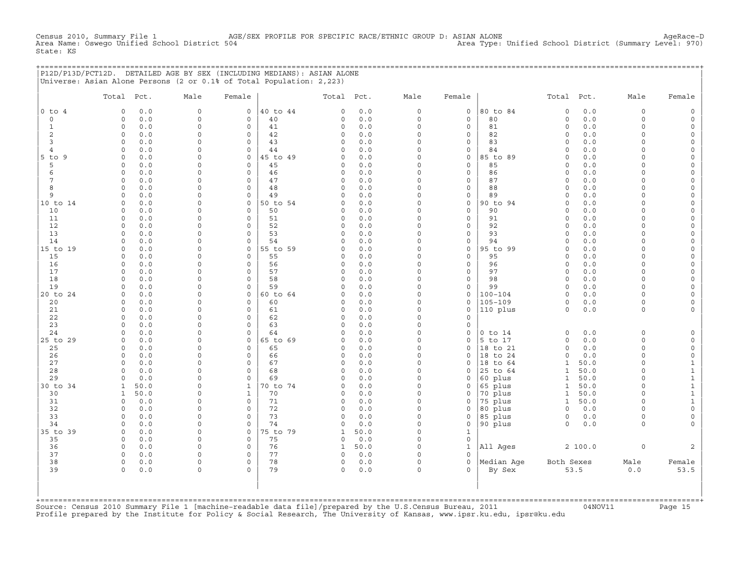Census 2010, Summary File 1 AGE/SEX PROFILE FOR SPECIFIC RACE/ETHNIC GROUP D: ASIAN ALONE AgeRace-D
Area Name: Oswego Unified School District 504 Area Type: Unified School District (Summary Level: 970)
State: KS

## P12D/P13D/PCT12D. DETAILED AGE BY SEX (INCLUDING MEDIANS): ASIAN ALONE

Universe: Asian Alone Persons (2 or 0.1% of Total Population: 2,223)

| | Total | Pct. | Male | Female | | Total | Pct. | Male | Female | | Total | Pct. | Male | Female |
|---|---|---|---|---|---|---|---|---|---|---|---|---|---|---|
| 0 to 4 | 0 | 0.0 | 0 | 0 | 40 to 44 | 0 | 0.0 | 0 | 0 | 80 to 84 | 0 | 0.0 | 0 | 0 |
| 0 | 0 | 0.0 | 0 | 0 | 40 | 0 | 0.0 | 0 | 0 | 80 | 0 | 0.0 | 0 | 0 |
| 1 | 0 | 0.0 | 0 | 0 | 41 | 0 | 0.0 | 0 | 0 | 81 | 0 | 0.0 | 0 | 0 |
| 2 | 0 | 0.0 | 0 | 0 | 42 | 0 | 0.0 | 0 | 0 | 82 | 0 | 0.0 | 0 | 0 |
| 3 | 0 | 0.0 | 0 | 0 | 43 | 0 | 0.0 | 0 | 0 | 83 | 0 | 0.0 | 0 | 0 |
| 4 | 0 | 0.0 | 0 | 0 | 44 | 0 | 0.0 | 0 | 0 | 84 | 0 | 0.0 | 0 | 0 |
| 5 to 9 | 0 | 0.0 | 0 | 0 | 45 to 49 | 0 | 0.0 | 0 | 0 | 85 to 89 | 0 | 0.0 | 0 | 0 |
| 5 | 0 | 0.0 | 0 | 0 | 45 | 0 | 0.0 | 0 | 0 | 85 | 0 | 0.0 | 0 | 0 |
| 6 | 0 | 0.0 | 0 | 0 | 46 | 0 | 0.0 | 0 | 0 | 86 | 0 | 0.0 | 0 | 0 |
| 7 | 0 | 0.0 | 0 | 0 | 47 | 0 | 0.0 | 0 | 0 | 87 | 0 | 0.0 | 0 | 0 |
| 8 | 0 | 0.0 | 0 | 0 | 48 | 0 | 0.0 | 0 | 0 | 88 | 0 | 0.0 | 0 | 0 |
| 9 | 0 | 0.0 | 0 | 0 | 49 | 0 | 0.0 | 0 | 0 | 89 | 0 | 0.0 | 0 | 0 |
| 10 to 14 | 0 | 0.0 | 0 | 0 | 50 to 54 | 0 | 0.0 | 0 | 0 | 90 to 94 | 0 | 0.0 | 0 | 0 |
| 10 | 0 | 0.0 | 0 | 0 | 50 | 0 | 0.0 | 0 | 0 | 90 | 0 | 0.0 | 0 | 0 |
| 11 | 0 | 0.0 | 0 | 0 | 51 | 0 | 0.0 | 0 | 0 | 91 | 0 | 0.0 | 0 | 0 |
| 12 | 0 | 0.0 | 0 | 0 | 52 | 0 | 0.0 | 0 | 0 | 92 | 0 | 0.0 | 0 | 0 |
| 13 | 0 | 0.0 | 0 | 0 | 53 | 0 | 0.0 | 0 | 0 | 93 | 0 | 0.0 | 0 | 0 |
| 14 | 0 | 0.0 | 0 | 0 | 54 | 0 | 0.0 | 0 | 0 | 94 | 0 | 0.0 | 0 | 0 |
| 15 to 19 | 0 | 0.0 | 0 | 0 | 55 to 59 | 0 | 0.0 | 0 | 0 | 95 to 99 | 0 | 0.0 | 0 | 0 |
| 15 | 0 | 0.0 | 0 | 0 | 55 | 0 | 0.0 | 0 | 0 | 95 | 0 | 0.0 | 0 | 0 |
| 16 | 0 | 0.0 | 0 | 0 | 56 | 0 | 0.0 | 0 | 0 | 96 | 0 | 0.0 | 0 | 0 |
| 17 | 0 | 0.0 | 0 | 0 | 57 | 0 | 0.0 | 0 | 0 | 97 | 0 | 0.0 | 0 | 0 |
| 18 | 0 | 0.0 | 0 | 0 | 58 | 0 | 0.0 | 0 | 0 | 98 | 0 | 0.0 | 0 | 0 |
| 19 | 0 | 0.0 | 0 | 0 | 59 | 0 | 0.0 | 0 | 0 | 99 | 0 | 0.0 | 0 | 0 |
| 20 to 24 | 0 | 0.0 | 0 | 0 | 60 to 64 | 0 | 0.0 | 0 | 0 | 100-104 | 0 | 0.0 | 0 | 0 |
| 20 | 0 | 0.0 | 0 | 0 | 60 | 0 | 0.0 | 0 | 0 | 105-109 | 0 | 0.0 | 0 | 0 |
| 21 | 0 | 0.0 | 0 | 0 | 61 | 0 | 0.0 | 0 | 0 | 110 plus | 0 | 0.0 | 0 | 0 |
| 22 | 0 | 0.0 | 0 | 0 | 62 | 0 | 0.0 | 0 | 0 | | | | | |
| 23 | 0 | 0.0 | 0 | 0 | 63 | 0 | 0.0 | 0 | 0 | | | | | |
| 24 | 0 | 0.0 | 0 | 0 | 64 | 0 | 0.0 | 0 | 0 | 0 to 14 | 0 | 0.0 | 0 | 0 |
| 25 to 29 | 0 | 0.0 | 0 | 0 | 65 to 69 | 0 | 0.0 | 0 | 0 | 5 to 17 | 0 | 0.0 | 0 | 0 |
| 25 | 0 | 0.0 | 0 | 0 | 65 | 0 | 0.0 | 0 | 0 | 18 to 21 | 0 | 0.0 | 0 | 0 |
| 26 | 0 | 0.0 | 0 | 0 | 66 | 0 | 0.0 | 0 | 0 | 18 to 24 | 0 | 0.0 | 0 | 0 |
| 27 | 0 | 0.0 | 0 | 0 | 67 | 0 | 0.0 | 0 | 0 | 18 to 64 | 1 | 50.0 | 0 | 1 |
| 28 | 0 | 0.0 | 0 | 0 | 68 | 0 | 0.0 | 0 | 0 | 25 to 64 | 1 | 50.0 | 0 | 1 |
| 29 | 0 | 0.0 | 0 | 0 | 69 | 0 | 0.0 | 0 | 0 | 60 plus | 1 | 50.0 | 0 | 1 |
| 30 to 34 | 1 | 50.0 | 0 | 1 | 70 to 74 | 0 | 0.0 | 0 | 0 | 65 plus | 1 | 50.0 | 0 | 1 |
| 30 | 1 | 50.0 | 0 | 1 | 70 | 0 | 0.0 | 0 | 0 | 70 plus | 1 | 50.0 | 0 | 1 |
| 31 | 0 | 0.0 | 0 | 0 | 71 | 0 | 0.0 | 0 | 0 | 75 plus | 1 | 50.0 | 0 | 1 |
| 32 | 0 | 0.0 | 0 | 0 | 72 | 0 | 0.0 | 0 | 0 | 80 plus | 0 | 0.0 | 0 | 0 |
| 33 | 0 | 0.0 | 0 | 0 | 73 | 0 | 0.0 | 0 | 0 | 85 plus | 0 | 0.0 | 0 | 0 |
| 34 | 0 | 0.0 | 0 | 0 | 74 | 0 | 0.0 | 0 | 0 | 90 plus | 0 | 0.0 | 0 | 0 |
| 35 to 39 | 0 | 0.0 | 0 | 0 | 75 to 79 | 1 | 50.0 | 0 | 1 | | | | | |
| 35 | 0 | 0.0 | 0 | 0 | 75 | 0 | 0.0 | 0 | 0 | | | | | |
| 36 | 0 | 0.0 | 0 | 0 | 76 | 1 | 50.0 | 0 | 1 | All Ages | 2 | 100.0 | 0 | 2 |
| 37 | 0 | 0.0 | 0 | 0 | 77 | 0 | 0.0 | 0 | 0 | | | | | |
| 38 | 0 | 0.0 | 0 | 0 | 78 | 0 | 0.0 | 0 | 0 | Median Age | Both Sexes | | Male | Female |
| 39 | 0 | 0.0 | 0 | 0 | 79 | 0 | 0.0 | 0 | 0 | By Sex | 53.5 | | 0.0 | 53.5 |

Source: Census 2010 Summary File 1 [machine-readable data file]/prepared by the U.S.Census Bureau, 2011 04NOV11
Profile prepared by the Institute for Policy & Social Research, The University of Kansas, www.ipsr.ku.edu, ipsr@ku.edu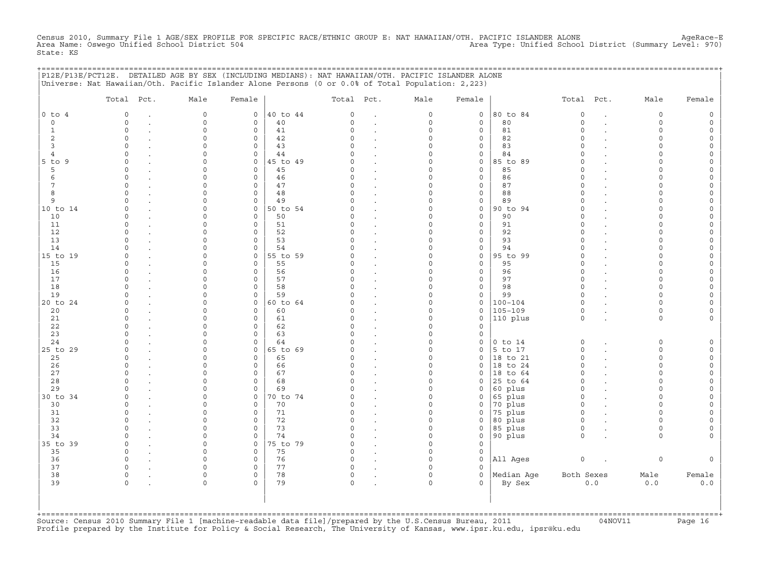Census 2010, Summary File 1 AGE/SEX PROFILE FOR SPECIFIC RACE/ETHNIC GROUP E: NAT HAWAIIAN/OTH. PACIFIC ISLANDER ALONE AgeRace-E
Area Name: Oswego Unified School District 504 Area Type: Unified School District (Summary Level: 970)
State: KS

## P12E/P13E/PCT12E. DETAILED AGE BY SEX (INCLUDING MEDIANS): NAT HAWAIIAN/OTH. PACIFIC ISLANDER ALONE

Universe: Nat Hawaiian/Oth. Pacific Islander Alone Persons (0 or 0.0% of Total Population: 2,223)

| | Total | Pct. | Male | Female | | Total | Pct. | Male | Female | | Total | Pct. | Male | Female |
|---|---|---|---|---|---|---|---|---|---|---|---|---|---|---|
| 0 to 4 | 0 | . | 0 | 0 | 40 to 44 | 0 | . | 0 | 0 | 80 to 84 | 0 | . | 0 | 0 |
| 0 | 0 | . | 0 | 0 | 40 | 0 | . | 0 | 0 | 80 | 0 | . | 0 | 0 |
| 1 | 0 | . | 0 | 0 | 41 | 0 | . | 0 | 0 | 81 | 0 | . | 0 | 0 |
| 2 | 0 | . | 0 | 0 | 42 | 0 | . | 0 | 0 | 82 | 0 | . | 0 | 0 |
| 3 | 0 | . | 0 | 0 | 43 | 0 | . | 0 | 0 | 83 | 0 | . | 0 | 0 |
| 4 | 0 | . | 0 | 0 | 44 | 0 | . | 0 | 0 | 84 | 0 | . | 0 | 0 |
| 5 to 9 | 0 | . | 0 | 0 | 45 to 49 | 0 | . | 0 | 0 | 85 to 89 | 0 | . | 0 | 0 |
| 5 | 0 | . | 0 | 0 | 45 | 0 | . | 0 | 0 | 85 | 0 | . | 0 | 0 |
| 6 | 0 | . | 0 | 0 | 46 | 0 | . | 0 | 0 | 86 | 0 | . | 0 | 0 |
| 7 | 0 | . | 0 | 0 | 47 | 0 | . | 0 | 0 | 87 | 0 | . | 0 | 0 |
| 8 | 0 | . | 0 | 0 | 48 | 0 | . | 0 | 0 | 88 | 0 | . | 0 | 0 |
| 9 | 0 | . | 0 | 0 | 49 | 0 | . | 0 | 0 | 89 | 0 | . | 0 | 0 |
| 10 to 14 | 0 | . | 0 | 0 | 50 to 54 | 0 | . | 0 | 0 | 90 to 94 | 0 | . | 0 | 0 |
| 10 | 0 | . | 0 | 0 | 50 | 0 | . | 0 | 0 | 90 | 0 | . | 0 | 0 |
| 11 | 0 | . | 0 | 0 | 51 | 0 | . | 0 | 0 | 91 | 0 | . | 0 | 0 |
| 12 | 0 | . | 0 | 0 | 52 | 0 | . | 0 | 0 | 92 | 0 | . | 0 | 0 |
| 13 | 0 | . | 0 | 0 | 53 | 0 | . | 0 | 0 | 93 | 0 | . | 0 | 0 |
| 14 | 0 | . | 0 | 0 | 54 | 0 | . | 0 | 0 | 94 | 0 | . | 0 | 0 |
| 15 to 19 | 0 | . | 0 | 0 | 55 to 59 | 0 | . | 0 | 0 | 95 to 99 | 0 | . | 0 | 0 |
| 15 | 0 | . | 0 | 0 | 55 | 0 | . | 0 | 0 | 95 | 0 | . | 0 | 0 |
| 16 | 0 | . | 0 | 0 | 56 | 0 | . | 0 | 0 | 96 | 0 | . | 0 | 0 |
| 17 | 0 | . | 0 | 0 | 57 | 0 | . | 0 | 0 | 97 | 0 | . | 0 | 0 |
| 18 | 0 | . | 0 | 0 | 58 | 0 | . | 0 | 0 | 98 | 0 | . | 0 | 0 |
| 19 | 0 | . | 0 | 0 | 59 | 0 | . | 0 | 0 | 99 | 0 | . | 0 | 0 |
| 20 to 24 | 0 | . | 0 | 0 | 60 to 64 | 0 | . | 0 | 0 | 100-104 | 0 | . | 0 | 0 |
| 20 | 0 | . | 0 | 0 | 60 | 0 | . | 0 | 0 | 105-109 | 0 | . | 0 | 0 |
| 21 | 0 | . | 0 | 0 | 61 | 0 | . | 0 | 0 | 110 plus | 0 | . | 0 | 0 |
| 22 | 0 | . | 0 | 0 | 62 | 0 | . | 0 | 0 | | | | | |
| 23 | 0 | . | 0 | 0 | 63 | 0 | . | 0 | 0 | | | | | |
| 24 | 0 | . | 0 | 0 | 64 | 0 | . | 0 | 0 | 0 to 14 | 0 | . | 0 | 0 |
| 25 to 29 | 0 | . | 0 | 0 | 65 to 69 | 0 | . | 0 | 0 | 5 to 17 | 0 | . | 0 | 0 |
| 25 | 0 | . | 0 | 0 | 65 | 0 | . | 0 | 0 | 18 to 21 | 0 | . | 0 | 0 |
| 26 | 0 | . | 0 | 0 | 66 | 0 | . | 0 | 0 | 18 to 24 | 0 | . | 0 | 0 |
| 27 | 0 | . | 0 | 0 | 67 | 0 | . | 0 | 0 | 18 to 64 | 0 | . | 0 | 0 |
| 28 | 0 | . | 0 | 0 | 68 | 0 | . | 0 | 0 | 25 to 64 | 0 | . | 0 | 0 |
| 29 | 0 | . | 0 | 0 | 69 | 0 | . | 0 | 0 | 60 plus | 0 | . | 0 | 0 |
| 30 to 34 | 0 | . | 0 | 0 | 70 to 74 | 0 | . | 0 | 0 | 65 plus | 0 | . | 0 | 0 |
| 30 | 0 | . | 0 | 0 | 70 | 0 | . | 0 | 0 | 70 plus | 0 | . | 0 | 0 |
| 31 | 0 | . | 0 | 0 | 71 | 0 | . | 0 | 0 | 75 plus | 0 | . | 0 | 0 |
| 32 | 0 | . | 0 | 0 | 72 | 0 | . | 0 | 0 | 80 plus | 0 | . | 0 | 0 |
| 33 | 0 | . | 0 | 0 | 73 | 0 | . | 0 | 0 | 85 plus | 0 | . | 0 | 0 |
| 34 | 0 | . | 0 | 0 | 74 | 0 | . | 0 | 0 | 90 plus | 0 | . | 0 | 0 |
| 35 to 39 | 0 | . | 0 | 0 | 75 to 79 | 0 | . | 0 | 0 | | | | | |
| 35 | 0 | . | 0 | 0 | 75 | 0 | . | 0 | 0 | | | | | |
| 36 | 0 | . | 0 | 0 | 76 | 0 | . | 0 | 0 | All Ages | 0 | . | 0 | 0 |
| 37 | 0 | . | 0 | 0 | 77 | 0 | . | 0 | 0 | | | | | |
| 38 | 0 | . | 0 | 0 | 78 | 0 | . | 0 | 0 | Median Age | Both Sexes | | Male | Female |
| 39 | 0 | . | 0 | 0 | 79 | 0 | . | 0 | 0 | By Sex | 0.0 | | 0.0 | 0.0 |

Source: Census 2010 Summary File 1 [machine-readable data file]/prepared by the U.S.Census Bureau, 2011 04NOV11
Profile prepared by the Institute for Policy & Social Research, The University of Kansas, www.ipsr.ku.edu, ipsr@ku.edu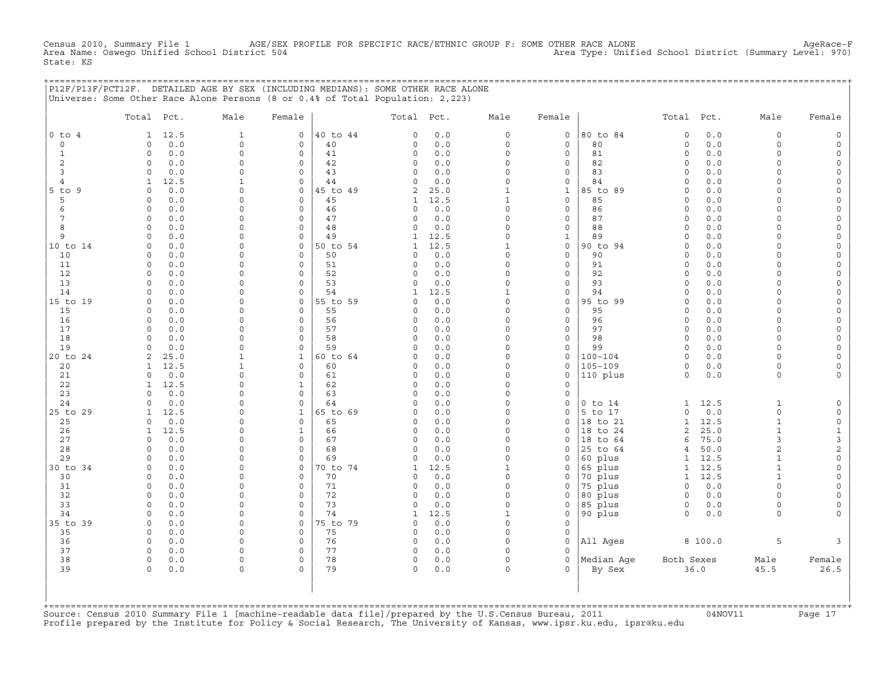Census 2010, Summary File 1 AGE/SEX PROFILE FOR SPECIFIC RACE/ETHNIC GROUP F: SOME OTHER RACE ALONE AgeRace-F
Area Name: Oswego Unified School District 504 Area Type: Unified School District (Summary Level: 970)
State: KS

## P12F/P13F/PCT12F. DETAILED AGE BY SEX (INCLUDING MEDIANS): SOME OTHER RACE ALONE

Universe: Some Other Race Alone Persons (8 or 0.4% of Total Population: 2,223)

| | Total | Pct. | Male | Female | | Total | Pct. | Male | Female | | Total | Pct. | Male | Female |
|---|---|---|---|---|---|---|---|---|---|---|---|---|---|---|
| 0 to 4 | 1 | 12.5 | 1 | 0 | 40 to 44 | 0 | 0.0 | 0 | 0 | 80 to 84 | 0 | 0.0 | 0 | 0 |
| 0 | 0 | 0.0 | 0 | 0 | 40 | 0 | 0.0 | 0 | 0 | 80 | 0 | 0.0 | 0 | 0 |
| 1 | 0 | 0.0 | 0 | 0 | 41 | 0 | 0.0 | 0 | 0 | 81 | 0 | 0.0 | 0 | 0 |
| 2 | 0 | 0.0 | 0 | 0 | 42 | 0 | 0.0 | 0 | 0 | 82 | 0 | 0.0 | 0 | 0 |
| 3 | 0 | 0.0 | 0 | 0 | 43 | 0 | 0.0 | 0 | 0 | 83 | 0 | 0.0 | 0 | 0 |
| 4 | 1 | 12.5 | 1 | 0 | 44 | 0 | 0.0 | 0 | 0 | 84 | 0 | 0.0 | 0 | 0 |
| 5 to 9 | 0 | 0.0 | 0 | 0 | 45 to 49 | 2 | 25.0 | 1 | 1 | 85 to 89 | 0 | 0.0 | 0 | 0 |
| 5 | 0 | 0.0 | 0 | 0 | 45 | 1 | 12.5 | 1 | 0 | 85 | 0 | 0.0 | 0 | 0 |
| 6 | 0 | 0.0 | 0 | 0 | 46 | 0 | 0.0 | 0 | 0 | 86 | 0 | 0.0 | 0 | 0 |
| 7 | 0 | 0.0 | 0 | 0 | 47 | 0 | 0.0 | 0 | 0 | 87 | 0 | 0.0 | 0 | 0 |
| 8 | 0 | 0.0 | 0 | 0 | 48 | 0 | 0.0 | 0 | 0 | 88 | 0 | 0.0 | 0 | 0 |
| 9 | 0 | 0.0 | 0 | 0 | 49 | 1 | 12.5 | 0 | 1 | 89 | 0 | 0.0 | 0 | 0 |
| 10 to 14 | 0 | 0.0 | 0 | 0 | 50 to 54 | 1 | 12.5 | 1 | 0 | 90 to 94 | 0 | 0.0 | 0 | 0 |
| 10 | 0 | 0.0 | 0 | 0 | 50 | 0 | 0.0 | 0 | 0 | 90 | 0 | 0.0 | 0 | 0 |
| 11 | 0 | 0.0 | 0 | 0 | 51 | 0 | 0.0 | 0 | 0 | 91 | 0 | 0.0 | 0 | 0 |
| 12 | 0 | 0.0 | 0 | 0 | 52 | 0 | 0.0 | 0 | 0 | 92 | 0 | 0.0 | 0 | 0 |
| 13 | 0 | 0.0 | 0 | 0 | 53 | 0 | 0.0 | 0 | 0 | 93 | 0 | 0.0 | 0 | 0 |
| 14 | 0 | 0.0 | 0 | 0 | 54 | 1 | 12.5 | 1 | 0 | 94 | 0 | 0.0 | 0 | 0 |
| 15 to 19 | 0 | 0.0 | 0 | 0 | 55 to 59 | 0 | 0.0 | 0 | 0 | 95 to 99 | 0 | 0.0 | 0 | 0 |
| 15 | 0 | 0.0 | 0 | 0 | 55 | 0 | 0.0 | 0 | 0 | 95 | 0 | 0.0 | 0 | 0 |
| 16 | 0 | 0.0 | 0 | 0 | 56 | 0 | 0.0 | 0 | 0 | 96 | 0 | 0.0 | 0 | 0 |
| 17 | 0 | 0.0 | 0 | 0 | 57 | 0 | 0.0 | 0 | 0 | 97 | 0 | 0.0 | 0 | 0 |
| 18 | 0 | 0.0 | 0 | 0 | 58 | 0 | 0.0 | 0 | 0 | 98 | 0 | 0.0 | 0 | 0 |
| 19 | 0 | 0.0 | 0 | 0 | 59 | 0 | 0.0 | 0 | 0 | 99 | 0 | 0.0 | 0 | 0 |
| 20 to 24 | 2 | 25.0 | 1 | 1 | 60 to 64 | 0 | 0.0 | 0 | 0 | 100-104 | 0 | 0.0 | 0 | 0 |
| 20 | 1 | 12.5 | 1 | 0 | 60 | 0 | 0.0 | 0 | 0 | 105-109 | 0 | 0.0 | 0 | 0 |
| 21 | 0 | 0.0 | 0 | 0 | 61 | 0 | 0.0 | 0 | 0 | 110 plus | 0 | 0.0 | 0 | 0 |
| 22 | 1 | 12.5 | 0 | 1 | 62 | 0 | 0.0 | 0 | 0 | | | | | |
| 23 | 0 | 0.0 | 0 | 0 | 63 | 0 | 0.0 | 0 | 0 | | | | | |
| 24 | 0 | 0.0 | 0 | 0 | 64 | 0 | 0.0 | 0 | 0 | 0 to 14 | 1 | 12.5 | 1 | 0 |
| 25 to 29 | 1 | 12.5 | 0 | 1 | 65 to 69 | 0 | 0.0 | 0 | 0 | 5 to 17 | 0 | 0.0 | 0 | 0 |
| 25 | 0 | 0.0 | 0 | 0 | 65 | 0 | 0.0 | 0 | 0 | 18 to 21 | 1 | 12.5 | 1 | 0 |
| 26 | 1 | 12.5 | 0 | 1 | 66 | 0 | 0.0 | 0 | 0 | 18 to 24 | 2 | 25.0 | 1 | 1 |
| 27 | 0 | 0.0 | 0 | 0 | 67 | 0 | 0.0 | 0 | 0 | 18 to 64 | 6 | 75.0 | 3 | 3 |
| 28 | 0 | 0.0 | 0 | 0 | 68 | 0 | 0.0 | 0 | 0 | 25 to 64 | 4 | 50.0 | 2 | 2 |
| 29 | 0 | 0.0 | 0 | 0 | 69 | 0 | 0.0 | 0 | 0 | 60 plus | 1 | 12.5 | 1 | 0 |
| 30 to 34 | 0 | 0.0 | 0 | 0 | 70 to 74 | 1 | 12.5 | 1 | 0 | 65 plus | 1 | 12.5 | 1 | 0 |
| 30 | 0 | 0.0 | 0 | 0 | 70 | 0 | 0.0 | 0 | 0 | 70 plus | 1 | 12.5 | 1 | 0 |
| 31 | 0 | 0.0 | 0 | 0 | 71 | 0 | 0.0 | 0 | 0 | 75 plus | 0 | 0.0 | 0 | 0 |
| 32 | 0 | 0.0 | 0 | 0 | 72 | 0 | 0.0 | 0 | 0 | 80 plus | 0 | 0.0 | 0 | 0 |
| 33 | 0 | 0.0 | 0 | 0 | 73 | 0 | 0.0 | 0 | 0 | 85 plus | 0 | 0.0 | 0 | 0 |
| 34 | 0 | 0.0 | 0 | 0 | 74 | 1 | 12.5 | 1 | 0 | 90 plus | 0 | 0.0 | 0 | 0 |
| 35 to 39 | 0 | 0.0 | 0 | 0 | 75 to 79 | 0 | 0.0 | 0 | 0 | | | | | |
| 35 | 0 | 0.0 | 0 | 0 | 75 | 0 | 0.0 | 0 | 0 | | | | | |
| 36 | 0 | 0.0 | 0 | 0 | 76 | 0 | 0.0 | 0 | 0 | All Ages | 8 | 100.0 | 5 | 3 |
| 37 | 0 | 0.0 | 0 | 0 | 77 | 0 | 0.0 | 0 | 0 | | | | | |
| 38 | 0 | 0.0 | 0 | 0 | 78 | 0 | 0.0 | 0 | 0 | Median Age | Both Sexes | | Male | Female |
| 39 | 0 | 0.0 | 0 | 0 | 79 | 0 | 0.0 | 0 | 0 | By Sex | 36.0 | | 45.5 | 26.5 |

Source: Census 2010 Summary File 1 [machine-readable data file]/prepared by the U.S.Census Bureau, 2011 04NOV11
Profile prepared by the Institute for Policy & Social Research, The University of Kansas, www.ipsr.ku.edu, ipsr@ku.edu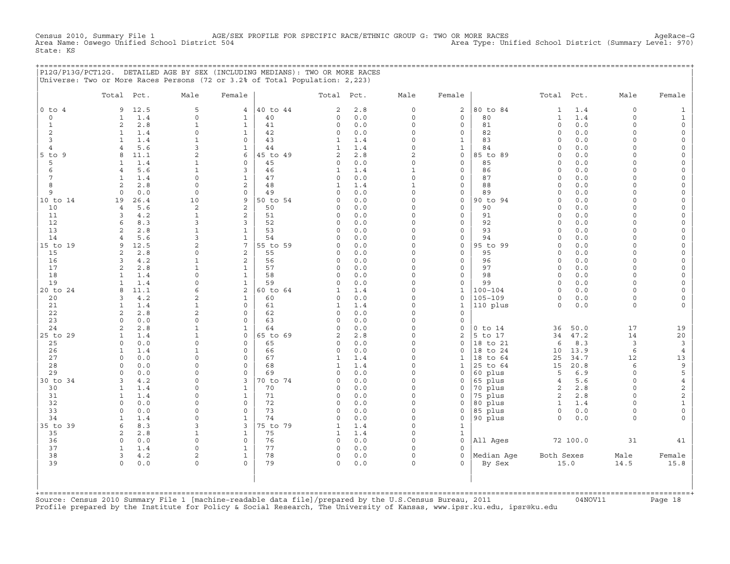Census 2010, Summary File 1 AGE/SEX PROFILE FOR SPECIFIC RACE/ETHNIC GROUP G: TWO OR MORE RACES AgeRace-G
Area Name: Oswego Unified School District 504 Area Type: Unified School District (Summary Level: 970)
State: KS

## P12G/P13G/PCT12G. DETAILED AGE BY SEX (INCLUDING MEDIANS): TWO OR MORE RACES

Universe: Two or More Races Persons (72 or 3.2% of Total Population: 2,223)

| | Total | Pct. | Male | Female | | Total | Pct. | Male | Female | | Total | Pct. | Male | Female |
|---|---|---|---|---|---|---|---|---|---|---|---|---|---|---|
| 0 to 4 | 9 | 12.5 | 5 | 4 | 40 to 44 | 2 | 2.8 | 0 | 2 | 80 to 84 | 1 | 1.4 | 0 | 1 |
| 0 | 1 | 1.4 | 0 | 1 | 40 | 0 | 0.0 | 0 | 0 | 80 | 1 | 1.4 | 0 | 1 |
| 1 | 2 | 2.8 | 1 | 1 | 41 | 0 | 0.0 | 0 | 0 | 81 | 0 | 0.0 | 0 | 0 |
| 2 | 1 | 1.4 | 0 | 1 | 42 | 0 | 0.0 | 0 | 0 | 82 | 0 | 0.0 | 0 | 0 |
| 3 | 1 | 1.4 | 1 | 0 | 43 | 1 | 1.4 | 0 | 1 | 83 | 0 | 0.0 | 0 | 0 |
| 4 | 4 | 5.6 | 3 | 1 | 44 | 1 | 1.4 | 0 | 1 | 84 | 0 | 0.0 | 0 | 0 |
| 5 to 9 | 8 | 11.1 | 2 | 6 | 45 to 49 | 2 | 2.8 | 2 | 0 | 85 to 89 | 0 | 0.0 | 0 | 0 |
| 5 | 1 | 1.4 | 1 | 0 | 45 | 0 | 0.0 | 0 | 0 | 85 | 0 | 0.0 | 0 | 0 |
| 6 | 4 | 5.6 | 1 | 3 | 46 | 1 | 1.4 | 1 | 0 | 86 | 0 | 0.0 | 0 | 0 |
| 7 | 1 | 1.4 | 0 | 1 | 47 | 0 | 0.0 | 0 | 0 | 87 | 0 | 0.0 | 0 | 0 |
| 8 | 2 | 2.8 | 0 | 2 | 48 | 1 | 1.4 | 1 | 0 | 88 | 0 | 0.0 | 0 | 0 |
| 9 | 0 | 0.0 | 0 | 0 | 49 | 0 | 0.0 | 0 | 0 | 89 | 0 | 0.0 | 0 | 0 |
| 10 to 14 | 19 | 26.4 | 10 | 9 | 50 to 54 | 0 | 0.0 | 0 | 0 | 90 to 94 | 0 | 0.0 | 0 | 0 |
| 10 | 4 | 5.6 | 2 | 2 | 50 | 0 | 0.0 | 0 | 0 | 90 | 0 | 0.0 | 0 | 0 |
| 11 | 3 | 4.2 | 1 | 2 | 51 | 0 | 0.0 | 0 | 0 | 91 | 0 | 0.0 | 0 | 0 |
| 12 | 6 | 8.3 | 3 | 3 | 52 | 0 | 0.0 | 0 | 0 | 92 | 0 | 0.0 | 0 | 0 |
| 13 | 2 | 2.8 | 1 | 1 | 53 | 0 | 0.0 | 0 | 0 | 93 | 0 | 0.0 | 0 | 0 |
| 14 | 4 | 5.6 | 3 | 1 | 54 | 0 | 0.0 | 0 | 0 | 94 | 0 | 0.0 | 0 | 0 |
| 15 to 19 | 9 | 12.5 | 2 | 7 | 55 to 59 | 0 | 0.0 | 0 | 0 | 95 to 99 | 0 | 0.0 | 0 | 0 |
| 15 | 2 | 2.8 | 0 | 2 | 55 | 0 | 0.0 | 0 | 0 | 95 | 0 | 0.0 | 0 | 0 |
| 16 | 3 | 4.2 | 1 | 2 | 56 | 0 | 0.0 | 0 | 0 | 96 | 0 | 0.0 | 0 | 0 |
| 17 | 2 | 2.8 | 1 | 1 | 57 | 0 | 0.0 | 0 | 0 | 97 | 0 | 0.0 | 0 | 0 |
| 18 | 1 | 1.4 | 0 | 1 | 58 | 0 | 0.0 | 0 | 0 | 98 | 0 | 0.0 | 0 | 0 |
| 19 | 1 | 1.4 | 0 | 1 | 59 | 0 | 0.0 | 0 | 0 | 99 | 0 | 0.0 | 0 | 0 |
| 20 to 24 | 8 | 11.1 | 6 | 2 | 60 to 64 | 1 | 1.4 | 0 | 1 | 100-104 | 0 | 0.0 | 0 | 0 |
| 20 | 3 | 4.2 | 2 | 1 | 60 | 0 | 0.0 | 0 | 0 | 105-109 | 0 | 0.0 | 0 | 0 |
| 21 | 1 | 1.4 | 1 | 0 | 61 | 1 | 1.4 | 0 | 1 | 110 plus | 0 | 0.0 | 0 | 0 |
| 22 | 2 | 2.8 | 2 | 0 | 62 | 0 | 0.0 | 0 | 0 | | | | | |
| 23 | 0 | 0.0 | 0 | 0 | 63 | 0 | 0.0 | 0 | 0 | | | | | |
| 24 | 2 | 2.8 | 1 | 1 | 64 | 0 | 0.0 | 0 | 0 | 0 to 14 | 36 | 50.0 | 17 | 19 |
| 25 to 29 | 1 | 1.4 | 1 | 0 | 65 to 69 | 2 | 2.8 | 0 | 2 | 5 to 17 | 34 | 47.2 | 14 | 20 |
| 25 | 0 | 0.0 | 0 | 0 | 65 | 0 | 0.0 | 0 | 0 | 18 to 21 | 6 | 8.3 | 3 | 3 |
| 26 | 1 | 1.4 | 1 | 0 | 66 | 0 | 0.0 | 0 | 0 | 18 to 24 | 10 | 13.9 | 6 | 4 |
| 27 | 0 | 0.0 | 0 | 0 | 67 | 1 | 1.4 | 0 | 1 | 18 to 64 | 25 | 34.7 | 12 | 13 |
| 28 | 0 | 0.0 | 0 | 0 | 68 | 1 | 1.4 | 0 | 1 | 25 to 64 | 15 | 20.8 | 6 | 9 |
| 29 | 0 | 0.0 | 0 | 0 | 69 | 0 | 0.0 | 0 | 0 | 60 plus | 5 | 6.9 | 0 | 5 |
| 30 to 34 | 3 | 4.2 | 0 | 3 | 70 to 74 | 0 | 0.0 | 0 | 0 | 65 plus | 4 | 5.6 | 0 | 4 |
| 30 | 1 | 1.4 | 0 | 1 | 70 | 0 | 0.0 | 0 | 0 | 70 plus | 2 | 2.8 | 0 | 2 |
| 31 | 1 | 1.4 | 0 | 1 | 71 | 0 | 0.0 | 0 | 0 | 75 plus | 2 | 2.8 | 0 | 2 |
| 32 | 0 | 0.0 | 0 | 0 | 72 | 0 | 0.0 | 0 | 0 | 80 plus | 1 | 1.4 | 0 | 1 |
| 33 | 0 | 0.0 | 0 | 0 | 73 | 0 | 0.0 | 0 | 0 | 85 plus | 0 | 0.0 | 0 | 0 |
| 34 | 1 | 1.4 | 0 | 1 | 74 | 0 | 0.0 | 0 | 0 | 90 plus | 0 | 0.0 | 0 | 0 |
| 35 to 39 | 6 | 8.3 | 3 | 3 | 75 to 79 | 1 | 1.4 | 0 | 1 | | | | | |
| 35 | 2 | 2.8 | 1 | 1 | 75 | 1 | 1.4 | 0 | 1 | | | | | |
| 36 | 0 | 0.0 | 0 | 0 | 76 | 0 | 0.0 | 0 | 0 | All Ages | 72 | 100.0 | 31 | 41 |
| 37 | 1 | 1.4 | 0 | 1 | 77 | 0 | 0.0 | 0 | 0 | | | | | |
| 38 | 3 | 4.2 | 2 | 1 | 78 | 0 | 0.0 | 0 | 0 | Median Age | Both Sexes | | Male | Female |
| 39 | 0 | 0.0 | 0 | 0 | 79 | 0 | 0.0 | 0 | 0 | By Sex | 15.0 | | 14.5 | 15.8 |

Source: Census 2010 Summary File 1 [machine-readable data file]/prepared by the U.S.Census Bureau, 2011 04NOV11
Profile prepared by the Institute for Policy & Social Research, The University of Kansas, www.ipsr.ku.edu, ipsr@ku.edu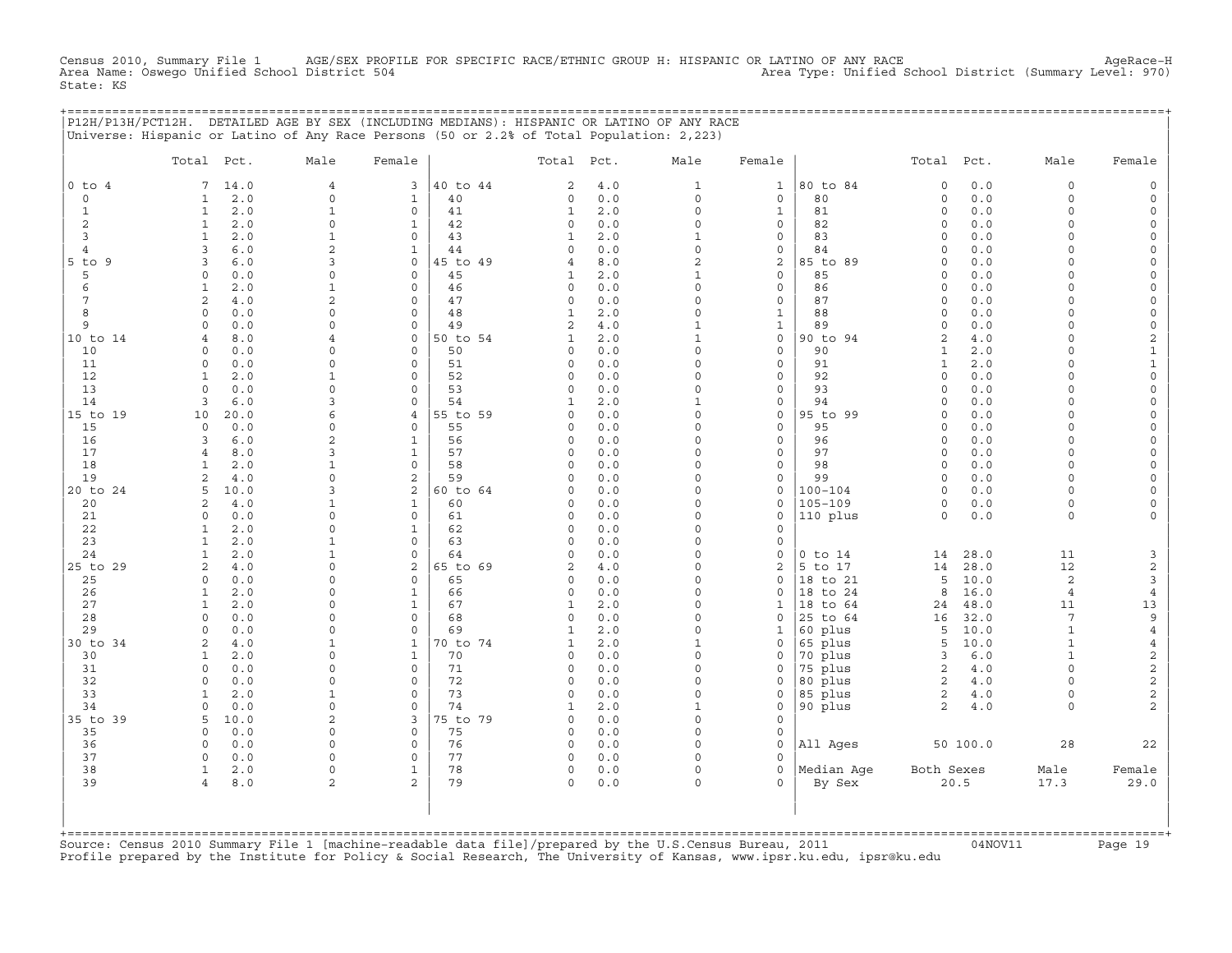Census 2010, Summary File 1 AGE/SEX PROFILE FOR SPECIFIC RACE/ETHNIC GROUP H: HISPANIC OR LATINO OF ANY RACE AgeRace-H
Area Name: Oswego Unified School District 504 Area Type: Unified School District (Summary Level: 970)
State: KS

P12H/P13H/PCT12H. DETAILED AGE BY SEX (INCLUDING MEDIANS): HISPANIC OR LATINO OF ANY RACE
Universe: Hispanic or Latino of Any Race Persons (50 or 2.2% of Total Population: 2,223)

| | Total | Pct. | Male | Female | | Total | Pct. | Male | Female | | Total | Pct. | Male | Female |
|---|---|---|---|---|---|---|---|---|---|---|---|---|---|---|
| 0 to 4 | 7 | 14.0 | 4 | 3 | 40 to 44 | 2 | 4.0 | 1 | 1 | 80 to 84 | 0 | 0.0 | 0 | 0 |
| 0 | 1 | 2.0 | 0 | 1 | 40 | 0 | 0.0 | 0 | 0 | 80 | 0 | 0.0 | 0 | 0 |
| 1 | 1 | 2.0 | 1 | 0 | 41 | 1 | 2.0 | 0 | 1 | 81 | 0 | 0.0 | 0 | 0 |
| 2 | 1 | 2.0 | 0 | 1 | 42 | 0 | 0.0 | 0 | 0 | 82 | 0 | 0.0 | 0 | 0 |
| 3 | 1 | 2.0 | 1 | 0 | 43 | 1 | 2.0 | 1 | 0 | 83 | 0 | 0.0 | 0 | 0 |
| 4 | 3 | 6.0 | 2 | 1 | 44 | 0 | 0.0 | 0 | 0 | 84 | 0 | 0.0 | 0 | 0 |
| 5 to 9 | 3 | 6.0 | 3 | 0 | 45 to 49 | 4 | 8.0 | 2 | 2 | 85 to 89 | 0 | 0.0 | 0 | 0 |
| 5 | 0 | 0.0 | 0 | 0 | 45 | 1 | 2.0 | 1 | 0 | 85 | 0 | 0.0 | 0 | 0 |
| 6 | 1 | 2.0 | 1 | 0 | 46 | 0 | 0.0 | 0 | 0 | 86 | 0 | 0.0 | 0 | 0 |
| 7 | 2 | 4.0 | 2 | 0 | 47 | 0 | 0.0 | 0 | 0 | 87 | 0 | 0.0 | 0 | 0 |
| 8 | 0 | 0.0 | 0 | 0 | 48 | 1 | 2.0 | 0 | 1 | 88 | 0 | 0.0 | 0 | 0 |
| 9 | 0 | 0.0 | 0 | 0 | 49 | 2 | 4.0 | 1 | 1 | 89 | 0 | 0.0 | 0 | 0 |
| 10 to 14 | 4 | 8.0 | 4 | 0 | 50 to 54 | 1 | 2.0 | 1 | 0 | 90 to 94 | 2 | 4.0 | 0 | 2 |
| 10 | 0 | 0.0 | 0 | 0 | 50 | 0 | 0.0 | 0 | 0 | 90 | 1 | 2.0 | 0 | 1 |
| 11 | 0 | 0.0 | 0 | 0 | 51 | 0 | 0.0 | 0 | 0 | 91 | 1 | 2.0 | 0 | 1 |
| 12 | 1 | 2.0 | 1 | 0 | 52 | 0 | 0.0 | 0 | 0 | 92 | 0 | 0.0 | 0 | 0 |
| 13 | 0 | 0.0 | 0 | 0 | 53 | 0 | 0.0 | 0 | 0 | 93 | 0 | 0.0 | 0 | 0 |
| 14 | 3 | 6.0 | 3 | 0 | 54 | 1 | 2.0 | 1 | 0 | 94 | 0 | 0.0 | 0 | 0 |
| 15 to 19 | 10 | 20.0 | 6 | 4 | 55 to 59 | 0 | 0.0 | 0 | 0 | 95 to 99 | 0 | 0.0 | 0 | 0 |
| 15 | 0 | 0.0 | 0 | 0 | 55 | 0 | 0.0 | 0 | 0 | 95 | 0 | 0.0 | 0 | 0 |
| 16 | 3 | 6.0 | 2 | 1 | 56 | 0 | 0.0 | 0 | 0 | 96 | 0 | 0.0 | 0 | 0 |
| 17 | 4 | 8.0 | 3 | 1 | 57 | 0 | 0.0 | 0 | 0 | 97 | 0 | 0.0 | 0 | 0 |
| 18 | 1 | 2.0 | 1 | 0 | 58 | 0 | 0.0 | 0 | 0 | 98 | 0 | 0.0 | 0 | 0 |
| 19 | 2 | 4.0 | 0 | 2 | 59 | 0 | 0.0 | 0 | 0 | 99 | 0 | 0.0 | 0 | 0 |
| 20 to 24 | 5 | 10.0 | 3 | 2 | 60 to 64 | 0 | 0.0 | 0 | 0 | 100-104 | 0 | 0.0 | 0 | 0 |
| 20 | 2 | 4.0 | 1 | 1 | 60 | 0 | 0.0 | 0 | 0 | 105-109 | 0 | 0.0 | 0 | 0 |
| 21 | 0 | 0.0 | 0 | 0 | 61 | 0 | 0.0 | 0 | 0 | 110 plus | 0 | 0.0 | 0 | 0 |
| 22 | 1 | 2.0 | 0 | 1 | 62 | 0 | 0.0 | 0 | 0 | | | | | |
| 23 | 1 | 2.0 | 1 | 0 | 63 | 0 | 0.0 | 0 | 0 | | | | | |
| 24 | 1 | 2.0 | 1 | 0 | 64 | 0 | 0.0 | 0 | 0 | 0 to 14 | 14 | 28.0 | 11 | 3 |
| 25 to 29 | 2 | 4.0 | 0 | 2 | 65 to 69 | 2 | 4.0 | 0 | 2 | 5 to 17 | 14 | 28.0 | 12 | 2 |
| 25 | 0 | 0.0 | 0 | 0 | 65 | 0 | 0.0 | 0 | 0 | 18 to 21 | 5 | 10.0 | 2 | 3 |
| 26 | 1 | 2.0 | 0 | 1 | 66 | 0 | 0.0 | 0 | 0 | 18 to 24 | 8 | 16.0 | 4 | 4 |
| 27 | 1 | 2.0 | 0 | 1 | 67 | 1 | 2.0 | 0 | 1 | 18 to 64 | 24 | 48.0 | 11 | 13 |
| 28 | 0 | 0.0 | 0 | 0 | 68 | 0 | 0.0 | 0 | 0 | 25 to 64 | 16 | 32.0 | 7 | 9 |
| 29 | 0 | 0.0 | 0 | 0 | 69 | 1 | 2.0 | 0 | 1 | 60 plus | 5 | 10.0 | 1 | 4 |
| 30 to 34 | 2 | 4.0 | 1 | 1 | 70 to 74 | 1 | 2.0 | 1 | 0 | 65 plus | 5 | 10.0 | 1 | 4 |
| 30 | 1 | 2.0 | 0 | 1 | 70 | 0 | 0.0 | 0 | 0 | 70 plus | 3 | 6.0 | 1 | 2 |
| 31 | 0 | 0.0 | 0 | 0 | 71 | 0 | 0.0 | 0 | 0 | 75 plus | 2 | 4.0 | 0 | 2 |
| 32 | 0 | 0.0 | 0 | 0 | 72 | 0 | 0.0 | 0 | 0 | 80 plus | 2 | 4.0 | 0 | 2 |
| 33 | 1 | 2.0 | 1 | 0 | 73 | 0 | 0.0 | 0 | 0 | 85 plus | 2 | 4.0 | 0 | 2 |
| 34 | 0 | 0.0 | 0 | 0 | 74 | 1 | 2.0 | 1 | 0 | 90 plus | 2 | 4.0 | 0 | 2 |
| 35 to 39 | 5 | 10.0 | 2 | 3 | 75 to 79 | 0 | 0.0 | 0 | 0 | | | | | |
| 35 | 0 | 0.0 | 0 | 0 | 75 | 0 | 0.0 | 0 | 0 | | | | | |
| 36 | 0 | 0.0 | 0 | 0 | 76 | 0 | 0.0 | 0 | 0 | All Ages | 50 | 100.0 | 28 | 22 |
| 37 | 0 | 0.0 | 0 | 0 | 77 | 0 | 0.0 | 0 | 0 | | | | | |
| 38 | 1 | 2.0 | 0 | 1 | 78 | 0 | 0.0 | 0 | 0 | Median Age | Both Sexes | | Male | Female |
| 39 | 4 | 8.0 | 2 | 2 | 79 | 0 | 0.0 | 0 | 0 | By Sex | 20.5 | | 17.3 | 29.0 |

Source: Census 2010 Summary File 1 [machine-readable data file]/prepared by the U.S.Census Bureau, 2011 04NOV11
Profile prepared by the Institute for Policy & Social Research, The University of Kansas, www.ipsr.ku.edu, ipsr@ku.edu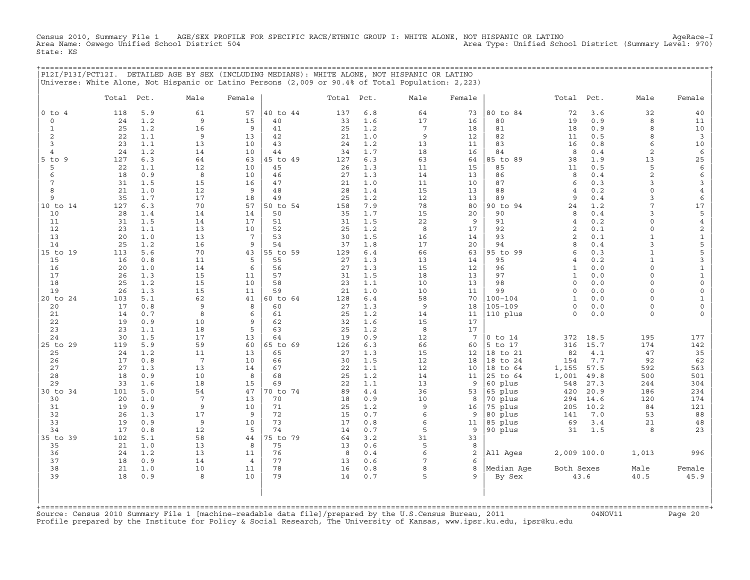Census 2010, Summary File 1 AGE/SEX PROFILE FOR SPECIFIC RACE/ETHNIC GROUP I: WHITE ALONE, NOT HISPANIC OR LATINO AgeRace-I
Area Name: Oswego Unified School District 504 Area Type: Unified School District (Summary Level: 970)
State: KS

P12I/P13I/PCT12I. DETAILED AGE BY SEX (INCLUDING MEDIANS): WHITE ALONE, NOT HISPANIC OR LATINO
Universe: White Alone, Not Hispanic or Latino Persons (2,009 or 90.4% of Total Population: 2,223)

| | Total | Pct. | Male | Female | | Total | Pct. | Male | Female | | Total | Pct. | Male | Female |
|---|---|---|---|---|---|---|---|---|---|---|---|---|---|---|
| 0 to 4 | 118 | 5.9 | 61 | 57 | 40 to 44 | 137 | 6.8 | 64 | 73 | 80 to 84 | 72 | 3.6 | 32 | 40 |
| 0 | 24 | 1.2 | 9 | 15 | 40 | 33 | 1.6 | 17 | 16 | 80 | 19 | 0.9 | 8 | 11 |
| 1 | 25 | 1.2 | 16 | 9 | 41 | 25 | 1.2 | 7 | 18 | 81 | 18 | 0.9 | 8 | 10 |
| 2 | 22 | 1.1 | 9 | 13 | 42 | 21 | 1.0 | 9 | 12 | 82 | 11 | 0.5 | 8 | 3 |
| 3 | 23 | 1.1 | 13 | 10 | 43 | 24 | 1.2 | 13 | 11 | 83 | 16 | 0.8 | 6 | 10 |
| 4 | 24 | 1.2 | 14 | 10 | 44 | 34 | 1.7 | 18 | 16 | 84 | 8 | 0.4 | 2 | 6 |
| 5 to 9 | 127 | 6.3 | 64 | 63 | 45 to 49 | 127 | 6.3 | 63 | 64 | 85 to 89 | 38 | 1.9 | 13 | 25 |
| 5 | 22 | 1.1 | 12 | 10 | 45 | 26 | 1.3 | 11 | 15 | 85 | 11 | 0.5 | 5 | 6 |
| 6 | 18 | 0.9 | 8 | 10 | 46 | 27 | 1.3 | 14 | 13 | 86 | 8 | 0.4 | 2 | 6 |
| 7 | 31 | 1.5 | 15 | 16 | 47 | 21 | 1.0 | 11 | 10 | 87 | 6 | 0.3 | 3 | 3 |
| 8 | 21 | 1.0 | 12 | 9 | 48 | 28 | 1.4 | 15 | 13 | 88 | 4 | 0.2 | 0 | 4 |
| 9 | 35 | 1.7 | 17 | 18 | 49 | 25 | 1.2 | 12 | 13 | 89 | 9 | 0.4 | 3 | 6 |
| 10 to 14 | 127 | 6.3 | 70 | 57 | 50 to 54 | 158 | 7.9 | 78 | 80 | 90 to 94 | 24 | 1.2 | 7 | 17 |
| 10 | 28 | 1.4 | 14 | 14 | 50 | 35 | 1.7 | 15 | 20 | 90 | 8 | 0.4 | 3 | 5 |
| 11 | 31 | 1.5 | 14 | 17 | 51 | 31 | 1.5 | 22 | 9 | 91 | 4 | 0.2 | 0 | 4 |
| 12 | 23 | 1.1 | 13 | 10 | 52 | 25 | 1.2 | 8 | 17 | 92 | 2 | 0.1 | 0 | 2 |
| 13 | 20 | 1.0 | 13 | 7 | 53 | 30 | 1.5 | 16 | 14 | 93 | 2 | 0.1 | 1 | 1 |
| 14 | 25 | 1.2 | 16 | 9 | 54 | 37 | 1.8 | 17 | 20 | 94 | 8 | 0.4 | 3 | 5 |
| 15 to 19 | 113 | 5.6 | 70 | 43 | 55 to 59 | 129 | 6.4 | 66 | 63 | 95 to 99 | 6 | 0.3 | 1 | 5 |
| 15 | 16 | 0.8 | 11 | 5 | 55 | 27 | 1.3 | 13 | 14 | 95 | 4 | 0.2 | 1 | 3 |
| 16 | 20 | 1.0 | 14 | 6 | 56 | 27 | 1.3 | 15 | 12 | 96 | 1 | 0.0 | 0 | 1 |
| 17 | 26 | 1.3 | 15 | 11 | 57 | 31 | 1.5 | 18 | 13 | 97 | 1 | 0.0 | 0 | 1 |
| 18 | 25 | 1.2 | 15 | 10 | 58 | 23 | 1.1 | 10 | 13 | 98 | 0 | 0.0 | 0 | 0 |
| 19 | 26 | 1.3 | 15 | 11 | 59 | 21 | 1.0 | 10 | 11 | 99 | 0 | 0.0 | 0 | 0 |
| 20 to 24 | 103 | 5.1 | 62 | 41 | 60 to 64 | 128 | 6.4 | 58 | 70 | 100-104 | 1 | 0.0 | 0 | 1 |
| 20 | 17 | 0.8 | 9 | 8 | 60 | 27 | 1.3 | 9 | 18 | 105-109 | 0 | 0.0 | 0 | 0 |
| 21 | 14 | 0.7 | 8 | 6 | 61 | 25 | 1.2 | 14 | 11 | 110 plus | 0 | 0.0 | 0 | 0 |
| 22 | 19 | 0.9 | 10 | 9 | 62 | 32 | 1.6 | 15 | 17 | | | | | |
| 23 | 23 | 1.1 | 18 | 5 | 63 | 25 | 1.2 | 8 | 17 | | | | | |
| 24 | 30 | 1.5 | 17 | 13 | 64 | 19 | 0.9 | 12 | 7 | 0 to 14 | 372 | 18.5 | 195 | 177 |
| 25 to 29 | 119 | 5.9 | 59 | 60 | 65 to 69 | 126 | 6.3 | 66 | 60 | 5 to 17 | 316 | 15.7 | 174 | 142 |
| 25 | 24 | 1.2 | 11 | 13 | 65 | 27 | 1.3 | 15 | 12 | 18 to 21 | 82 | 4.1 | 47 | 35 |
| 26 | 17 | 0.8 | 7 | 10 | 66 | 30 | 1.5 | 12 | 18 | 18 to 24 | 154 | 7.7 | 92 | 62 |
| 27 | 27 | 1.3 | 13 | 14 | 67 | 22 | 1.1 | 12 | 10 | 18 to 64 | 1,155 | 57.5 | 592 | 563 |
| 28 | 18 | 0.9 | 10 | 8 | 68 | 25 | 1.2 | 14 | 11 | 25 to 64 | 1,001 | 49.8 | 500 | 501 |
| 29 | 33 | 1.6 | 18 | 15 | 69 | 22 | 1.1 | 13 | 9 | 60 plus | 548 | 27.3 | 244 | 304 |
| 30 to 34 | 101 | 5.0 | 54 | 47 | 70 to 74 | 89 | 4.4 | 36 | 53 | 65 plus | 420 | 20.9 | 186 | 234 |
| 30 | 20 | 1.0 | 7 | 13 | 70 | 18 | 0.9 | 10 | 8 | 70 plus | 294 | 14.6 | 120 | 174 |
| 31 | 19 | 0.9 | 9 | 10 | 71 | 25 | 1.2 | 9 | 16 | 75 plus | 205 | 10.2 | 84 | 121 |
| 32 | 26 | 1.3 | 17 | 9 | 72 | 15 | 0.7 | 6 | 9 | 80 plus | 141 | 7.0 | 53 | 88 |
| 33 | 19 | 0.9 | 9 | 10 | 73 | 17 | 0.8 | 6 | 11 | 85 plus | 69 | 3.4 | 21 | 48 |
| 34 | 17 | 0.8 | 12 | 5 | 74 | 14 | 0.7 | 5 | 9 | 90 plus | 31 | 1.5 | 8 | 23 |
| 35 to 39 | 102 | 5.1 | 58 | 44 | 75 to 79 | 64 | 3.2 | 31 | 33 | | | | | |
| 35 | 21 | 1.0 | 13 | 8 | 75 | 13 | 0.6 | 5 | 8 | | | | | |
| 36 | 24 | 1.2 | 13 | 11 | 76 | 8 | 0.4 | 6 | 2 | All Ages | 2,009 | 100.0 | 1,013 | 996 |
| 37 | 18 | 0.9 | 14 | 4 | 77 | 13 | 0.6 | 7 | 6 | | | | | |
| 38 | 21 | 1.0 | 10 | 11 | 78 | 16 | 0.8 | 8 | 8 | Median Age | Both Sexes | | Male | Female |
| 39 | 18 | 0.9 | 8 | 10 | 79 | 14 | 0.7 | 5 | 9 | By Sex | 43.6 | | 40.5 | 45.9 |

Source: Census 2010 Summary File 1 [machine-readable data file]/prepared by the U.S.Census Bureau, 2011 04NOV11
Profile prepared by the Institute for Policy & Social Research, The University of Kansas, www.ipsr.ku.edu, ipsr@ku.edu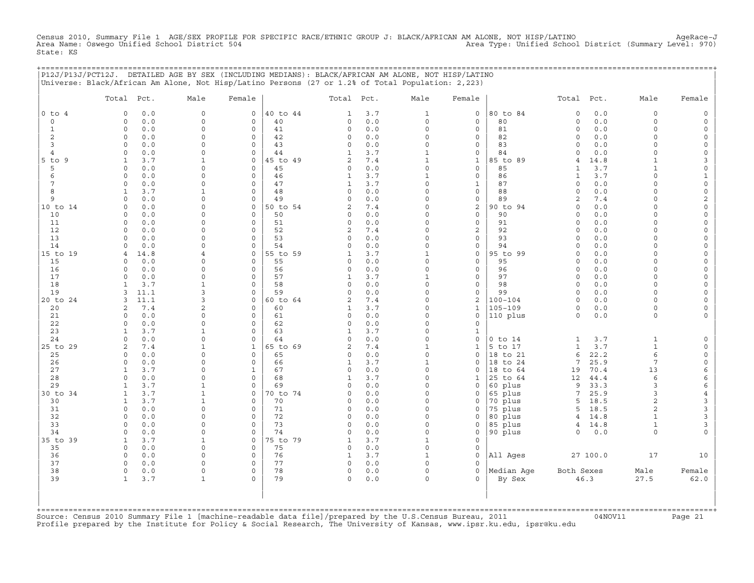Census 2010, Summary File 1 AGE/SEX PROFILE FOR SPECIFIC RACE/ETHNIC GROUP J: BLACK/AFRICAN AM ALONE, NOT HISP/LATINO AgeRace-J
Area Name: Oswego Unified School District 504 Area Type: Unified School District (Summary Level: 970)
State: KS

## P12J/P13J/PCT12J. DETAILED AGE BY SEX (INCLUDING MEDIANS): BLACK/AFRICAN AM ALONE, NOT HISP/LATINO

Universe: Black/African Am Alone, Not Hisp/Latino Persons (27 or 1.2% of Total Population: 2,223)

| | Total | Pct. | Male | Female | | Total | Pct. | Male | Female | | Total | Pct. | Male | Female |
|---|---|---|---|---|---|---|---|---|---|---|---|---|---|---|
| 0 to 4 | 0 | 0.0 | 0 | 0 | 40 to 44 | 1 | 3.7 | 1 | 0 | 80 to 84 | 0 | 0.0 | 0 | 0 |
| 0 | 0 | 0.0 | 0 | 0 | 40 | 0 | 0.0 | 0 | 0 | 80 | 0 | 0.0 | 0 | 0 |
| 1 | 0 | 0.0 | 0 | 0 | 41 | 0 | 0.0 | 0 | 0 | 81 | 0 | 0.0 | 0 | 0 |
| 2 | 0 | 0.0 | 0 | 0 | 42 | 0 | 0.0 | 0 | 0 | 82 | 0 | 0.0 | 0 | 0 |
| 3 | 0 | 0.0 | 0 | 0 | 43 | 0 | 0.0 | 0 | 0 | 83 | 0 | 0.0 | 0 | 0 |
| 4 | 0 | 0.0 | 0 | 0 | 44 | 1 | 3.7 | 1 | 0 | 84 | 0 | 0.0 | 0 | 0 |
| 5 to 9 | 1 | 3.7 | 1 | 0 | 45 to 49 | 2 | 7.4 | 1 | 1 | 85 to 89 | 4 | 14.8 | 1 | 3 |
| 5 | 0 | 0.0 | 0 | 0 | 45 | 0 | 0.0 | 0 | 0 | 85 | 1 | 3.7 | 1 | 0 |
| 6 | 0 | 0.0 | 0 | 0 | 46 | 1 | 3.7 | 1 | 0 | 86 | 1 | 3.7 | 0 | 1 |
| 7 | 0 | 0.0 | 0 | 0 | 47 | 1 | 3.7 | 0 | 1 | 87 | 0 | 0.0 | 0 | 0 |
| 8 | 1 | 3.7 | 1 | 0 | 48 | 0 | 0.0 | 0 | 0 | 88 | 0 | 0.0 | 0 | 0 |
| 9 | 0 | 0.0 | 0 | 0 | 49 | 0 | 0.0 | 0 | 0 | 89 | 2 | 7.4 | 0 | 2 |
| 10 to 14 | 0 | 0.0 | 0 | 0 | 50 to 54 | 2 | 7.4 | 0 | 2 | 90 to 94 | 0 | 0.0 | 0 | 0 |
| 10 | 0 | 0.0 | 0 | 0 | 50 | 0 | 0.0 | 0 | 0 | 90 | 0 | 0.0 | 0 | 0 |
| 11 | 0 | 0.0 | 0 | 0 | 51 | 0 | 0.0 | 0 | 0 | 91 | 0 | 0.0 | 0 | 0 |
| 12 | 0 | 0.0 | 0 | 0 | 52 | 2 | 7.4 | 0 | 2 | 92 | 0 | 0.0 | 0 | 0 |
| 13 | 0 | 0.0 | 0 | 0 | 53 | 0 | 0.0 | 0 | 0 | 93 | 0 | 0.0 | 0 | 0 |
| 14 | 0 | 0.0 | 0 | 0 | 54 | 0 | 0.0 | 0 | 0 | 94 | 0 | 0.0 | 0 | 0 |
| 15 to 19 | 4 | 14.8 | 4 | 0 | 55 to 59 | 1 | 3.7 | 1 | 0 | 95 to 99 | 0 | 0.0 | 0 | 0 |
| 15 | 0 | 0.0 | 0 | 0 | 55 | 0 | 0.0 | 0 | 0 | 95 | 0 | 0.0 | 0 | 0 |
| 16 | 0 | 0.0 | 0 | 0 | 56 | 0 | 0.0 | 0 | 0 | 96 | 0 | 0.0 | 0 | 0 |
| 17 | 0 | 0.0 | 0 | 0 | 57 | 1 | 3.7 | 1 | 0 | 97 | 0 | 0.0 | 0 | 0 |
| 18 | 1 | 3.7 | 1 | 0 | 58 | 0 | 0.0 | 0 | 0 | 98 | 0 | 0.0 | 0 | 0 |
| 19 | 3 | 11.1 | 3 | 0 | 59 | 0 | 0.0 | 0 | 0 | 99 | 0 | 0.0 | 0 | 0 |
| 20 to 24 | 3 | 11.1 | 3 | 0 | 60 to 64 | 2 | 7.4 | 0 | 2 | 100-104 | 0 | 0.0 | 0 | 0 |
| 20 | 2 | 7.4 | 2 | 0 | 60 | 1 | 3.7 | 0 | 1 | 105-109 | 0 | 0.0 | 0 | 0 |
| 21 | 0 | 0.0 | 0 | 0 | 61 | 0 | 0.0 | 0 | 0 | 110 plus | 0 | 0.0 | 0 | 0 |
| 22 | 0 | 0.0 | 0 | 0 | 62 | 0 | 0.0 | 0 | 0 | | | | | |
| 23 | 1 | 3.7 | 1 | 0 | 63 | 1 | 3.7 | 0 | 1 | | | | | |
| 24 | 0 | 0.0 | 0 | 0 | 64 | 0 | 0.0 | 0 | 0 | 0 to 14 | 1 | 3.7 | 1 | 0 |
| 25 to 29 | 2 | 7.4 | 1 | 1 | 65 to 69 | 2 | 7.4 | 1 | 1 | 5 to 17 | 1 | 3.7 | 1 | 0 |
| 25 | 0 | 0.0 | 0 | 0 | 65 | 0 | 0.0 | 0 | 0 | 18 to 21 | 6 | 22.2 | 6 | 0 |
| 26 | 0 | 0.0 | 0 | 0 | 66 | 1 | 3.7 | 1 | 0 | 18 to 24 | 7 | 25.9 | 7 | 0 |
| 27 | 1 | 3.7 | 0 | 1 | 67 | 0 | 0.0 | 0 | 0 | 18 to 64 | 19 | 70.4 | 13 | 6 |
| 28 | 0 | 0.0 | 0 | 0 | 68 | 1 | 3.7 | 0 | 1 | 25 to 64 | 12 | 44.4 | 6 | 6 |
| 29 | 1 | 3.7 | 1 | 0 | 69 | 0 | 0.0 | 0 | 0 | 60 plus | 9 | 33.3 | 3 | 6 |
| 30 to 34 | 1 | 3.7 | 1 | 0 | 70 to 74 | 0 | 0.0 | 0 | 0 | 65 plus | 7 | 25.9 | 3 | 4 |
| 30 | 1 | 3.7 | 1 | 0 | 70 | 0 | 0.0 | 0 | 0 | 70 plus | 5 | 18.5 | 2 | 3 |
| 31 | 0 | 0.0 | 0 | 0 | 71 | 0 | 0.0 | 0 | 0 | 75 plus | 5 | 18.5 | 2 | 3 |
| 32 | 0 | 0.0 | 0 | 0 | 72 | 0 | 0.0 | 0 | 0 | 80 plus | 4 | 14.8 | 1 | 3 |
| 33 | 0 | 0.0 | 0 | 0 | 73 | 0 | 0.0 | 0 | 0 | 85 plus | 4 | 14.8 | 1 | 3 |
| 34 | 0 | 0.0 | 0 | 0 | 74 | 0 | 0.0 | 0 | 0 | 90 plus | 0 | 0.0 | 0 | 0 |
| 35 to 39 | 1 | 3.7 | 1 | 0 | 75 to 79 | 1 | 3.7 | 1 | 0 | | | | | |
| 35 | 0 | 0.0 | 0 | 0 | 75 | 0 | 0.0 | 0 | 0 | | | | | |
| 36 | 0 | 0.0 | 0 | 0 | 76 | 1 | 3.7 | 1 | 0 | All Ages | 27 | 100.0 | 17 | 10 |
| 37 | 0 | 0.0 | 0 | 0 | 77 | 0 | 0.0 | 0 | 0 | | | | | |
| 38 | 0 | 0.0 | 0 | 0 | 78 | 0 | 0.0 | 0 | 0 | Median Age | Both Sexes | | Male | Female |
| 39 | 1 | 3.7 | 1 | 0 | 79 | 0 | 0.0 | 0 | 0 | By Sex | 46.3 | | 27.5 | 62.0 |

Source: Census 2010 Summary File 1 [machine-readable data file]/prepared by the U.S.Census Bureau, 2011 04NOV11
Profile prepared by the Institute for Policy & Social Research, The University of Kansas, www.ipsr.ku.edu, ipsr@ku.edu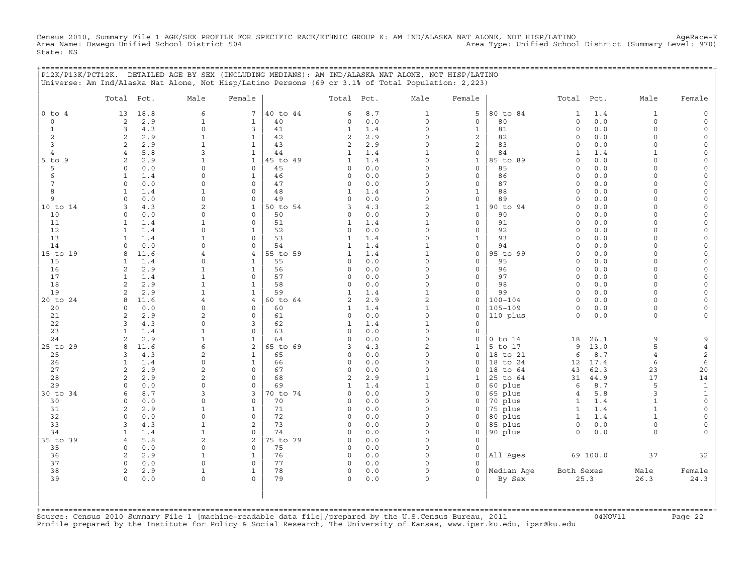Census 2010, Summary File 1 AGE/SEX PROFILE FOR SPECIFIC RACE/ETHNIC GROUP K: AM IND/ALASKA NAT ALONE, NOT HISP/LATINO AgeRace-K
Area Name: Oswego Unified School District 504 Area Type: Unified School District (Summary Level: 970)
State: KS

## P12K/P13K/PCT12K. DETAILED AGE BY SEX (INCLUDING MEDIANS): AM IND/ALASKA NAT ALONE, NOT HISP/LATINO

Universe: Am Ind/Alaska Nat Alone, Not Hisp/Latino Persons (69 or 3.1% of Total Population: 2,223)

| | Total | Pct. | Male | Female | | Total | Pct. | Male | Female | | Total | Pct. | Male | Female |
|---|---|---|---|---|---|---|---|---|---|---|---|---|---|---|
| 0 to 4 | 13 | 18.8 | 6 | 7 | 40 to 44 | 6 | 8.7 | 1 | 5 | 80 to 84 | 1 | 1.4 | 1 | 0 |
| 0 | 2 | 2.9 | 1 | 1 | 40 | 0 | 0.0 | 0 | 0 | 80 | 0 | 0.0 | 0 | 0 |
| 1 | 3 | 4.3 | 0 | 3 | 41 | 1 | 1.4 | 0 | 1 | 81 | 0 | 0.0 | 0 | 0 |
| 2 | 2 | 2.9 | 1 | 1 | 42 | 2 | 2.9 | 0 | 2 | 82 | 0 | 0.0 | 0 | 0 |
| 3 | 2 | 2.9 | 1 | 1 | 43 | 2 | 2.9 | 0 | 2 | 83 | 0 | 0.0 | 0 | 0 |
| 4 | 4 | 5.8 | 3 | 1 | 44 | 1 | 1.4 | 1 | 0 | 84 | 1 | 1.4 | 1 | 0 |
| 5 to 9 | 2 | 2.9 | 1 | 1 | 45 to 49 | 1 | 1.4 | 0 | 1 | 85 to 89 | 0 | 0.0 | 0 | 0 |
| 5 | 0 | 0.0 | 0 | 0 | 45 | 0 | 0.0 | 0 | 0 | 85 | 0 | 0.0 | 0 | 0 |
| 6 | 1 | 1.4 | 0 | 1 | 46 | 0 | 0.0 | 0 | 0 | 86 | 0 | 0.0 | 0 | 0 |
| 7 | 0 | 0.0 | 0 | 0 | 47 | 0 | 0.0 | 0 | 0 | 87 | 0 | 0.0 | 0 | 0 |
| 8 | 1 | 1.4 | 1 | 0 | 48 | 1 | 1.4 | 0 | 1 | 88 | 0 | 0.0 | 0 | 0 |
| 9 | 0 | 0.0 | 0 | 0 | 49 | 0 | 0.0 | 0 | 0 | 89 | 0 | 0.0 | 0 | 0 |
| 10 to 14 | 3 | 4.3 | 2 | 1 | 50 to 54 | 3 | 4.3 | 2 | 1 | 90 to 94 | 0 | 0.0 | 0 | 0 |
| 10 | 0 | 0.0 | 0 | 0 | 50 | 0 | 0.0 | 0 | 0 | 90 | 0 | 0.0 | 0 | 0 |
| 11 | 1 | 1.4 | 1 | 0 | 51 | 1 | 1.4 | 1 | 0 | 91 | 0 | 0.0 | 0 | 0 |
| 12 | 1 | 1.4 | 0 | 1 | 52 | 0 | 0.0 | 0 | 0 | 92 | 0 | 0.0 | 0 | 0 |
| 13 | 1 | 1.4 | 1 | 0 | 53 | 1 | 1.4 | 0 | 1 | 93 | 0 | 0.0 | 0 | 0 |
| 14 | 0 | 0.0 | 0 | 0 | 54 | 1 | 1.4 | 1 | 0 | 94 | 0 | 0.0 | 0 | 0 |
| 15 to 19 | 8 | 11.6 | 4 | 4 | 55 to 59 | 1 | 1.4 | 1 | 0 | 95 to 99 | 0 | 0.0 | 0 | 0 |
| 15 | 1 | 1.4 | 0 | 1 | 55 | 0 | 0.0 | 0 | 0 | 95 | 0 | 0.0 | 0 | 0 |
| 16 | 2 | 2.9 | 1 | 1 | 56 | 0 | 0.0 | 0 | 0 | 96 | 0 | 0.0 | 0 | 0 |
| 17 | 1 | 1.4 | 1 | 0 | 57 | 0 | 0.0 | 0 | 0 | 97 | 0 | 0.0 | 0 | 0 |
| 18 | 2 | 2.9 | 1 | 1 | 58 | 0 | 0.0 | 0 | 0 | 98 | 0 | 0.0 | 0 | 0 |
| 19 | 2 | 2.9 | 1 | 1 | 59 | 1 | 1.4 | 1 | 0 | 99 | 0 | 0.0 | 0 | 0 |
| 20 to 24 | 8 | 11.6 | 4 | 4 | 60 to 64 | 2 | 2.9 | 2 | 0 | 100-104 | 0 | 0.0 | 0 | 0 |
| 20 | 0 | 0.0 | 0 | 0 | 60 | 1 | 1.4 | 1 | 0 | 105-109 | 0 | 0.0 | 0 | 0 |
| 21 | 2 | 2.9 | 2 | 0 | 61 | 0 | 0.0 | 0 | 0 | 110 plus | 0 | 0.0 | 0 | 0 |
| 22 | 3 | 4.3 | 0 | 3 | 62 | 1 | 1.4 | 1 | 0 | | | | | |
| 23 | 1 | 1.4 | 1 | 0 | 63 | 0 | 0.0 | 0 | 0 | | | | | |
| 24 | 2 | 2.9 | 1 | 1 | 64 | 0 | 0.0 | 0 | 0 | 0 to 14 | 18 | 26.1 | 9 | 9 |
| 25 to 29 | 8 | 11.6 | 6 | 2 | 65 to 69 | 3 | 4.3 | 2 | 1 | 5 to 17 | 9 | 13.0 | 5 | 4 |
| 25 | 3 | 4.3 | 2 | 1 | 65 | 0 | 0.0 | 0 | 0 | 18 to 21 | 6 | 8.7 | 4 | 2 |
| 26 | 1 | 1.4 | 0 | 1 | 66 | 0 | 0.0 | 0 | 0 | 18 to 24 | 12 | 17.4 | 6 | 6 |
| 27 | 2 | 2.9 | 2 | 0 | 67 | 0 | 0.0 | 0 | 0 | 18 to 64 | 43 | 62.3 | 23 | 20 |
| 28 | 2 | 2.9 | 2 | 0 | 68 | 2 | 2.9 | 1 | 1 | 25 to 64 | 31 | 44.9 | 17 | 14 |
| 29 | 0 | 0.0 | 0 | 0 | 69 | 1 | 1.4 | 1 | 0 | 60 plus | 6 | 8.7 | 5 | 1 |
| 30 to 34 | 6 | 8.7 | 3 | 3 | 70 to 74 | 0 | 0.0 | 0 | 0 | 65 plus | 4 | 5.8 | 3 | 1 |
| 30 | 0 | 0.0 | 0 | 0 | 70 | 0 | 0.0 | 0 | 0 | 70 plus | 1 | 1.4 | 1 | 0 |
| 31 | 2 | 2.9 | 1 | 1 | 71 | 0 | 0.0 | 0 | 0 | 75 plus | 1 | 1.4 | 1 | 0 |
| 32 | 0 | 0.0 | 0 | 0 | 72 | 0 | 0.0 | 0 | 0 | 80 plus | 1 | 1.4 | 1 | 0 |
| 33 | 3 | 4.3 | 1 | 2 | 73 | 0 | 0.0 | 0 | 0 | 85 plus | 0 | 0.0 | 0 | 0 |
| 34 | 1 | 1.4 | 1 | 0 | 74 | 0 | 0.0 | 0 | 0 | 90 plus | 0 | 0.0 | 0 | 0 |
| 35 to 39 | 4 | 5.8 | 2 | 2 | 75 to 79 | 0 | 0.0 | 0 | 0 | | | | | |
| 35 | 0 | 0.0 | 0 | 0 | 75 | 0 | 0.0 | 0 | 0 | | | | | |
| 36 | 2 | 2.9 | 1 | 1 | 76 | 0 | 0.0 | 0 | 0 | All Ages | 69 | 100.0 | 37 | 32 |
| 37 | 0 | 0.0 | 0 | 0 | 77 | 0 | 0.0 | 0 | 0 | | | | | |
| 38 | 2 | 2.9 | 1 | 1 | 78 | 0 | 0.0 | 0 | 0 | Median Age | Both Sexes | | Male | Female |
| 39 | 0 | 0.0 | 0 | 0 | 79 | 0 | 0.0 | 0 | 0 | By Sex | 25.3 | | 26.3 | 24.3 |

Source: Census 2010 Summary File 1 [machine-readable data file]/prepared by the U.S.Census Bureau, 2011 04NOV11
Profile prepared by the Institute for Policy & Social Research, The University of Kansas, www.ipsr.ku.edu, ipsr@ku.edu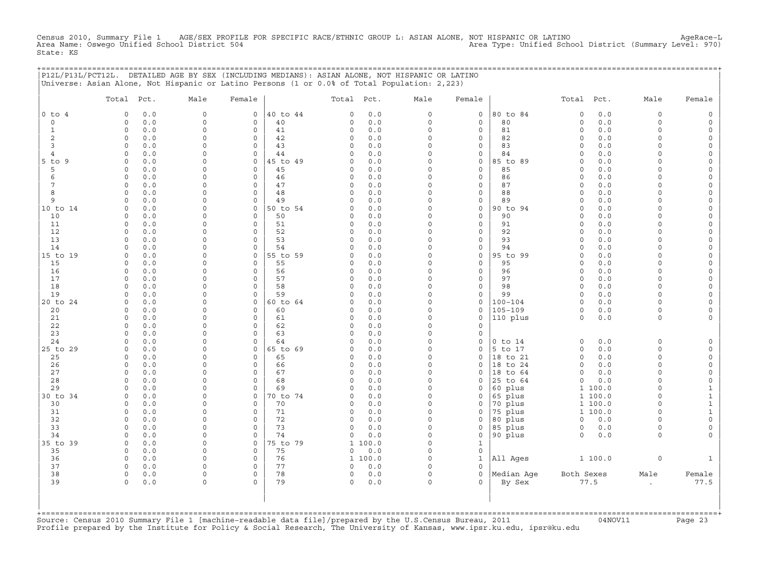Census 2010, Summary File 1 AGE/SEX PROFILE FOR SPECIFIC RACE/ETHNIC GROUP L: ASIAN ALONE, NOT HISPANIC OR LATINO AgeRace-L
Area Name: Oswego Unified School District 504 Area Type: Unified School District (Summary Level: 970)
State: KS

## P12L/P13L/PCT12L. DETAILED AGE BY SEX (INCLUDING MEDIANS): ASIAN ALONE, NOT HISPANIC OR LATINO

Universe: Asian Alone, Not Hispanic or Latino Persons (1 or 0.0% of Total Population: 2,223)

| | Total | Pct. | Male | Female | | Total | Pct. | Male | Female | | Total | Pct. | Male | Female |
|---|---|---|---|---|---|---|---|---|---|---|---|---|---|---|
| 0 to 4 | 0 | 0.0 | 0 | 0 | 40 to 44 | 0 | 0.0 | 0 | 0 | 80 to 84 | 0 | 0.0 | 0 | 0 |
| 0 | 0 | 0.0 | 0 | 0 | 40 | 0 | 0.0 | 0 | 0 | 80 | 0 | 0.0 | 0 | 0 |
| 1 | 0 | 0.0 | 0 | 0 | 41 | 0 | 0.0 | 0 | 0 | 81 | 0 | 0.0 | 0 | 0 |
| 2 | 0 | 0.0 | 0 | 0 | 42 | 0 | 0.0 | 0 | 0 | 82 | 0 | 0.0 | 0 | 0 |
| 3 | 0 | 0.0 | 0 | 0 | 43 | 0 | 0.0 | 0 | 0 | 83 | 0 | 0.0 | 0 | 0 |
| 4 | 0 | 0.0 | 0 | 0 | 44 | 0 | 0.0 | 0 | 0 | 84 | 0 | 0.0 | 0 | 0 |
| 5 to 9 | 0 | 0.0 | 0 | 0 | 45 to 49 | 0 | 0.0 | 0 | 0 | 85 to 89 | 0 | 0.0 | 0 | 0 |
| 5 | 0 | 0.0 | 0 | 0 | 45 | 0 | 0.0 | 0 | 0 | 85 | 0 | 0.0 | 0 | 0 |
| 6 | 0 | 0.0 | 0 | 0 | 46 | 0 | 0.0 | 0 | 0 | 86 | 0 | 0.0 | 0 | 0 |
| 7 | 0 | 0.0 | 0 | 0 | 47 | 0 | 0.0 | 0 | 0 | 87 | 0 | 0.0 | 0 | 0 |
| 8 | 0 | 0.0 | 0 | 0 | 48 | 0 | 0.0 | 0 | 0 | 88 | 0 | 0.0 | 0 | 0 |
| 9 | 0 | 0.0 | 0 | 0 | 49 | 0 | 0.0 | 0 | 0 | 89 | 0 | 0.0 | 0 | 0 |
| 10 to 14 | 0 | 0.0 | 0 | 0 | 50 to 54 | 0 | 0.0 | 0 | 0 | 90 to 94 | 0 | 0.0 | 0 | 0 |
| 10 | 0 | 0.0 | 0 | 0 | 50 | 0 | 0.0 | 0 | 0 | 90 | 0 | 0.0 | 0 | 0 |
| 11 | 0 | 0.0 | 0 | 0 | 51 | 0 | 0.0 | 0 | 0 | 91 | 0 | 0.0 | 0 | 0 |
| 12 | 0 | 0.0 | 0 | 0 | 52 | 0 | 0.0 | 0 | 0 | 92 | 0 | 0.0 | 0 | 0 |
| 13 | 0 | 0.0 | 0 | 0 | 53 | 0 | 0.0 | 0 | 0 | 93 | 0 | 0.0 | 0 | 0 |
| 14 | 0 | 0.0 | 0 | 0 | 54 | 0 | 0.0 | 0 | 0 | 94 | 0 | 0.0 | 0 | 0 |
| 15 to 19 | 0 | 0.0 | 0 | 0 | 55 to 59 | 0 | 0.0 | 0 | 0 | 95 to 99 | 0 | 0.0 | 0 | 0 |
| 15 | 0 | 0.0 | 0 | 0 | 55 | 0 | 0.0 | 0 | 0 | 95 | 0 | 0.0 | 0 | 0 |
| 16 | 0 | 0.0 | 0 | 0 | 56 | 0 | 0.0 | 0 | 0 | 96 | 0 | 0.0 | 0 | 0 |
| 17 | 0 | 0.0 | 0 | 0 | 57 | 0 | 0.0 | 0 | 0 | 97 | 0 | 0.0 | 0 | 0 |
| 18 | 0 | 0.0 | 0 | 0 | 58 | 0 | 0.0 | 0 | 0 | 98 | 0 | 0.0 | 0 | 0 |
| 19 | 0 | 0.0 | 0 | 0 | 59 | 0 | 0.0 | 0 | 0 | 99 | 0 | 0.0 | 0 | 0 |
| 20 to 24 | 0 | 0.0 | 0 | 0 | 60 to 64 | 0 | 0.0 | 0 | 0 | 100-104 | 0 | 0.0 | 0 | 0 |
| 20 | 0 | 0.0 | 0 | 0 | 60 | 0 | 0.0 | 0 | 0 | 105-109 | 0 | 0.0 | 0 | 0 |
| 21 | 0 | 0.0 | 0 | 0 | 61 | 0 | 0.0 | 0 | 0 | 110 plus | 0 | 0.0 | 0 | 0 |
| 22 | 0 | 0.0 | 0 | 0 | 62 | 0 | 0.0 | 0 | 0 | | | | | |
| 23 | 0 | 0.0 | 0 | 0 | 63 | 0 | 0.0 | 0 | 0 | | | | | |
| 24 | 0 | 0.0 | 0 | 0 | 64 | 0 | 0.0 | 0 | 0 | 0 to 14 | 0 | 0.0 | 0 | 0 |
| 25 to 29 | 0 | 0.0 | 0 | 0 | 65 to 69 | 0 | 0.0 | 0 | 0 | 5 to 17 | 0 | 0.0 | 0 | 0 |
| 25 | 0 | 0.0 | 0 | 0 | 65 | 0 | 0.0 | 0 | 0 | 18 to 21 | 0 | 0.0 | 0 | 0 |
| 26 | 0 | 0.0 | 0 | 0 | 66 | 0 | 0.0 | 0 | 0 | 18 to 24 | 0 | 0.0 | 0 | 0 |
| 27 | 0 | 0.0 | 0 | 0 | 67 | 0 | 0.0 | 0 | 0 | 18 to 64 | 0 | 0.0 | 0 | 0 |
| 28 | 0 | 0.0 | 0 | 0 | 68 | 0 | 0.0 | 0 | 0 | 25 to 64 | 0 | 0.0 | 0 | 0 |
| 29 | 0 | 0.0 | 0 | 0 | 69 | 0 | 0.0 | 0 | 0 | 60 plus | 1 | 100.0 | 0 | 1 |
| 30 to 34 | 0 | 0.0 | 0 | 0 | 70 to 74 | 0 | 0.0 | 0 | 0 | 65 plus | 1 | 100.0 | 0 | 1 |
| 30 | 0 | 0.0 | 0 | 0 | 70 | 0 | 0.0 | 0 | 0 | 70 plus | 1 | 100.0 | 0 | 1 |
| 31 | 0 | 0.0 | 0 | 0 | 71 | 0 | 0.0 | 0 | 0 | 75 plus | 1 | 100.0 | 0 | 1 |
| 32 | 0 | 0.0 | 0 | 0 | 72 | 0 | 0.0 | 0 | 0 | 80 plus | 0 | 0.0 | 0 | 0 |
| 33 | 0 | 0.0 | 0 | 0 | 73 | 0 | 0.0 | 0 | 0 | 85 plus | 0 | 0.0 | 0 | 0 |
| 34 | 0 | 0.0 | 0 | 0 | 74 | 0 | 0.0 | 0 | 0 | 90 plus | 0 | 0.0 | 0 | 0 |
| 35 to 39 | 0 | 0.0 | 0 | 0 | 75 to 79 | 1 | 100.0 | 0 | 1 | | | | | |
| 35 | 0 | 0.0 | 0 | 0 | 75 | 0 | 0.0 | 0 | 0 | | | | | |
| 36 | 0 | 0.0 | 0 | 0 | 76 | 1 | 100.0 | 0 | 1 | All Ages | 1 | 100.0 | 0 | 1 |
| 37 | 0 | 0.0 | 0 | 0 | 77 | 0 | 0.0 | 0 | 0 | | | | | |
| 38 | 0 | 0.0 | 0 | 0 | 78 | 0 | 0.0 | 0 | 0 | Median Age | Both Sexes | | Male | Female |
| 39 | 0 | 0.0 | 0 | 0 | 79 | 0 | 0.0 | 0 | 0 | By Sex | 77.5 | | . | 77.5 |

Source: Census 2010 Summary File 1 [machine-readable data file]/prepared by the U.S.Census Bureau, 2011 04NOV11
Profile prepared by the Institute for Policy & Social Research, The University of Kansas, www.ipsr.ku.edu, ipsr@ku.edu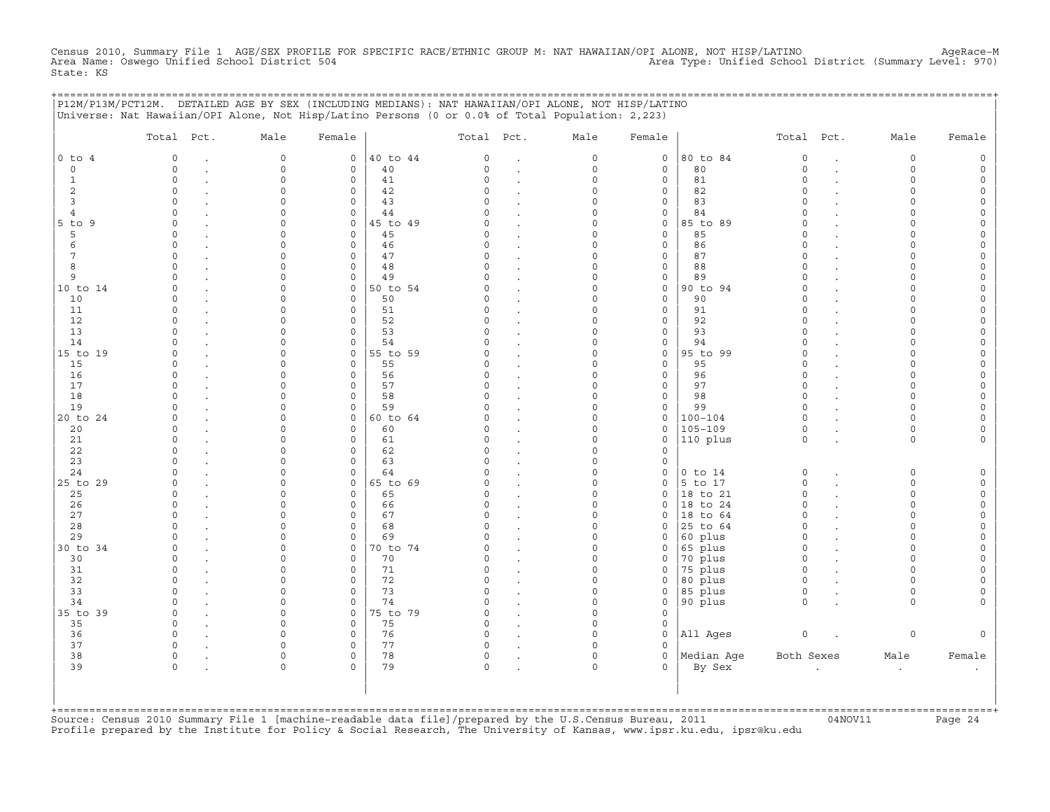Census 2010, Summary File 1 AGE/SEX PROFILE FOR SPECIFIC RACE/ETHNIC GROUP M: NAT HAWAIIAN/OPI ALONE, NOT HISP/LATINO AgeRace-M
Area Name: Oswego Unified School District 504 Area Type: Unified School District (Summary Level: 970)
State: KS

P12M/P13M/PCT12M. DETAILED AGE BY SEX (INCLUDING MEDIANS): NAT HAWAIIAN/OPI ALONE, NOT HISP/LATINO
Universe: Nat Hawaiian/OPI Alone, Not Hisp/Latino Persons (0 or 0.0% of Total Population: 2,223)

| | Total | Pct. | Male | Female | | Total | Pct. | Male | Female | | Total | Pct. | Male | Female |
|---|---|---|---|---|---|---|---|---|---|---|---|---|---|---|
| 0 to 4 | 0 | . | 0 | 0 | 40 to 44 | 0 | . | 0 | 0 | 80 to 84 | 0 | . | 0 | 0 |
| 0 | 0 | . | 0 | 0 | 40 | 0 | . | 0 | 0 | 80 | 0 | . | 0 | 0 |
| 1 | 0 | . | 0 | 0 | 41 | 0 | . | 0 | 0 | 81 | 0 | . | 0 | 0 |
| 2 | 0 | . | 0 | 0 | 42 | 0 | . | 0 | 0 | 82 | 0 | . | 0 | 0 |
| 3 | 0 | . | 0 | 0 | 43 | 0 | . | 0 | 0 | 83 | 0 | . | 0 | 0 |
| 4 | 0 | . | 0 | 0 | 44 | 0 | . | 0 | 0 | 84 | 0 | . | 0 | 0 |
| 5 to 9 | 0 | . | 0 | 0 | 45 to 49 | 0 | . | 0 | 0 | 85 to 89 | 0 | . | 0 | 0 |
| 5 | 0 | . | 0 | 0 | 45 | 0 | . | 0 | 0 | 85 | 0 | . | 0 | 0 |
| 6 | 0 | . | 0 | 0 | 46 | 0 | . | 0 | 0 | 86 | 0 | . | 0 | 0 |
| 7 | 0 | . | 0 | 0 | 47 | 0 | . | 0 | 0 | 87 | 0 | . | 0 | 0 |
| 8 | 0 | . | 0 | 0 | 48 | 0 | . | 0 | 0 | 88 | 0 | . | 0 | 0 |
| 9 | 0 | . | 0 | 0 | 49 | 0 | . | 0 | 0 | 89 | 0 | . | 0 | 0 |
| 10 to 14 | 0 | . | 0 | 0 | 50 to 54 | 0 | . | 0 | 0 | 90 to 94 | 0 | . | 0 | 0 |
| 10 | 0 | . | 0 | 0 | 50 | 0 | . | 0 | 0 | 90 | 0 | . | 0 | 0 |
| 11 | 0 | . | 0 | 0 | 51 | 0 | . | 0 | 0 | 91 | 0 | . | 0 | 0 |
| 12 | 0 | . | 0 | 0 | 52 | 0 | . | 0 | 0 | 92 | 0 | . | 0 | 0 |
| 13 | 0 | . | 0 | 0 | 53 | 0 | . | 0 | 0 | 93 | 0 | . | 0 | 0 |
| 14 | 0 | . | 0 | 0 | 54 | 0 | . | 0 | 0 | 94 | 0 | . | 0 | 0 |
| 15 to 19 | 0 | . | 0 | 0 | 55 to 59 | 0 | . | 0 | 0 | 95 to 99 | 0 | . | 0 | 0 |
| 15 | 0 | . | 0 | 0 | 55 | 0 | . | 0 | 0 | 95 | 0 | . | 0 | 0 |
| 16 | 0 | . | 0 | 0 | 56 | 0 | . | 0 | 0 | 96 | 0 | . | 0 | 0 |
| 17 | 0 | . | 0 | 0 | 57 | 0 | . | 0 | 0 | 97 | 0 | . | 0 | 0 |
| 18 | 0 | . | 0 | 0 | 58 | 0 | . | 0 | 0 | 98 | 0 | . | 0 | 0 |
| 19 | 0 | . | 0 | 0 | 59 | 0 | . | 0 | 0 | 99 | 0 | . | 0 | 0 |
| 20 to 24 | 0 | . | 0 | 0 | 60 to 64 | 0 | . | 0 | 0 | 100-104 | 0 | . | 0 | 0 |
| 20 | 0 | . | 0 | 0 | 60 | 0 | . | 0 | 0 | 105-109 | 0 | . | 0 | 0 |
| 21 | 0 | . | 0 | 0 | 61 | 0 | . | 0 | 0 | 110 plus | 0 | . | 0 | 0 |
| 22 | 0 | . | 0 | 0 | 62 | 0 | . | 0 | 0 | | | | | |
| 23 | 0 | . | 0 | 0 | 63 | 0 | . | 0 | 0 | | | | | |
| 24 | 0 | . | 0 | 0 | 64 | 0 | . | 0 | 0 | 0 to 14 | 0 | . | 0 | 0 |
| 25 to 29 | 0 | . | 0 | 0 | 65 to 69 | 0 | . | 0 | 0 | 5 to 17 | 0 | . | 0 | 0 |
| 25 | 0 | . | 0 | 0 | 65 | 0 | . | 0 | 0 | 18 to 21 | 0 | . | 0 | 0 |
| 26 | 0 | . | 0 | 0 | 66 | 0 | . | 0 | 0 | 18 to 24 | 0 | . | 0 | 0 |
| 27 | 0 | . | 0 | 0 | 67 | 0 | . | 0 | 0 | 18 to 64 | 0 | . | 0 | 0 |
| 28 | 0 | . | 0 | 0 | 68 | 0 | . | 0 | 0 | 25 to 64 | 0 | . | 0 | 0 |
| 29 | 0 | . | 0 | 0 | 69 | 0 | . | 0 | 0 | 60 plus | 0 | . | 0 | 0 |
| 30 to 34 | 0 | . | 0 | 0 | 70 to 74 | 0 | . | 0 | 0 | 65 plus | 0 | . | 0 | 0 |
| 30 | 0 | . | 0 | 0 | 70 | 0 | . | 0 | 0 | 70 plus | 0 | . | 0 | 0 |
| 31 | 0 | . | 0 | 0 | 71 | 0 | . | 0 | 0 | 75 plus | 0 | . | 0 | 0 |
| 32 | 0 | . | 0 | 0 | 72 | 0 | . | 0 | 0 | 80 plus | 0 | . | 0 | 0 |
| 33 | 0 | . | 0 | 0 | 73 | 0 | . | 0 | 0 | 85 plus | 0 | . | 0 | 0 |
| 34 | 0 | . | 0 | 0 | 74 | 0 | . | 0 | 0 | 90 plus | 0 | . | 0 | 0 |
| 35 to 39 | 0 | . | 0 | 0 | 75 to 79 | 0 | . | 0 | 0 | | | | | |
| 35 | 0 | . | 0 | 0 | 75 | 0 | . | 0 | 0 | | | | | |
| 36 | 0 | . | 0 | 0 | 76 | 0 | . | 0 | 0 | All Ages | 0 | . | 0 | 0 |
| 37 | 0 | . | 0 | 0 | 77 | 0 | . | 0 | 0 | | | | | |
| 38 | 0 | . | 0 | 0 | 78 | 0 | . | 0 | 0 | Median Age | Both Sexes | | Male | Female |
| 39 | 0 | . | 0 | 0 | 79 | 0 | . | 0 | 0 | By Sex | . | | . | . |

Source: Census 2010 Summary File 1 [machine-readable data file]/prepared by the U.S.Census Bureau, 2011 04NOV11
Profile prepared by the Institute for Policy & Social Research, The University of Kansas, www.ipsr.ku.edu, ipsr@ku.edu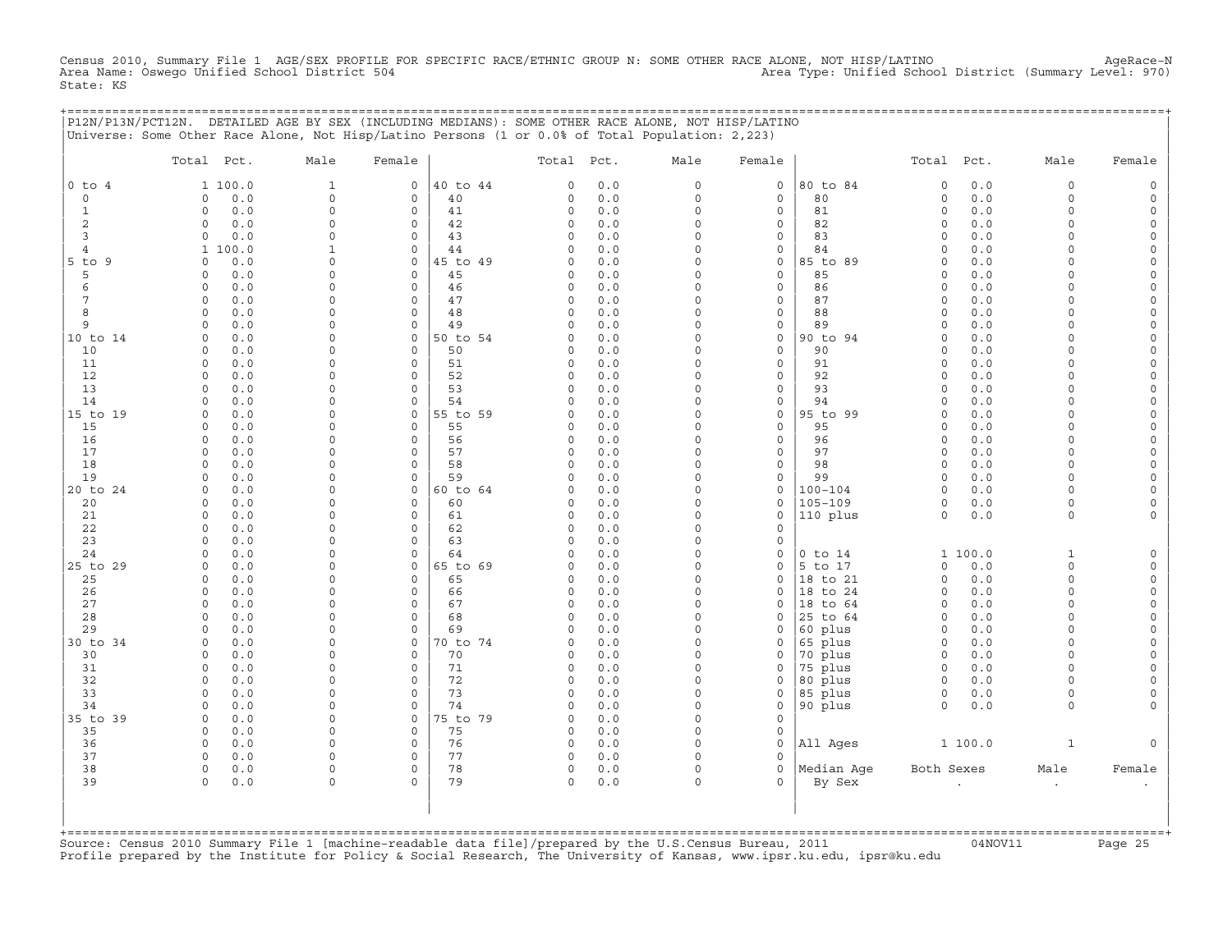Census 2010, Summary File 1 AGE/SEX PROFILE FOR SPECIFIC RACE/ETHNIC GROUP N: SOME OTHER RACE ALONE, NOT HISP/LATINO AgeRace-N
Area Name: Oswego Unified School District 504 Area Type: Unified School District (Summary Level: 970)
State: KS

## P12N/P13N/PCT12N. DETAILED AGE BY SEX (INCLUDING MEDIANS): SOME OTHER RACE ALONE, NOT HISP/LATINO

Universe: Some Other Race Alone, Not Hisp/Latino Persons (1 or 0.0% of Total Population: 2,223)

| | Total | Pct. | Male | Female | | Total | Pct. | Male | Female | | Total | Pct. | Male | Female |
|---|---|---|---|---|---|---|---|---|---|---|---|---|---|---|
| 0 to 4 | 1 | 100.0 | 1 | 0 | 40 to 44 | 0 | 0.0 | 0 | 0 | 80 to 84 | 0 | 0.0 | 0 | 0 |
| 0 | 0 | 0.0 | 0 | 0 | 40 | 0 | 0.0 | 0 | 0 | 80 | 0 | 0.0 | 0 | 0 |
| 1 | 0 | 0.0 | 0 | 0 | 41 | 0 | 0.0 | 0 | 0 | 81 | 0 | 0.0 | 0 | 0 |
| 2 | 0 | 0.0 | 0 | 0 | 42 | 0 | 0.0 | 0 | 0 | 82 | 0 | 0.0 | 0 | 0 |
| 3 | 0 | 0.0 | 0 | 0 | 43 | 0 | 0.0 | 0 | 0 | 83 | 0 | 0.0 | 0 | 0 |
| 4 | 1 | 100.0 | 1 | 0 | 44 | 0 | 0.0 | 0 | 0 | 84 | 0 | 0.0 | 0 | 0 |
| 5 to 9 | 0 | 0.0 | 0 | 0 | 45 to 49 | 0 | 0.0 | 0 | 0 | 85 to 89 | 0 | 0.0 | 0 | 0 |
| 5 | 0 | 0.0 | 0 | 0 | 45 | 0 | 0.0 | 0 | 0 | 85 | 0 | 0.0 | 0 | 0 |
| 6 | 0 | 0.0 | 0 | 0 | 46 | 0 | 0.0 | 0 | 0 | 86 | 0 | 0.0 | 0 | 0 |
| 7 | 0 | 0.0 | 0 | 0 | 47 | 0 | 0.0 | 0 | 0 | 87 | 0 | 0.0 | 0 | 0 |
| 8 | 0 | 0.0 | 0 | 0 | 48 | 0 | 0.0 | 0 | 0 | 88 | 0 | 0.0 | 0 | 0 |
| 9 | 0 | 0.0 | 0 | 0 | 49 | 0 | 0.0 | 0 | 0 | 89 | 0 | 0.0 | 0 | 0 |
| 10 to 14 | 0 | 0.0 | 0 | 0 | 50 to 54 | 0 | 0.0 | 0 | 0 | 90 to 94 | 0 | 0.0 | 0 | 0 |
| 10 | 0 | 0.0 | 0 | 0 | 50 | 0 | 0.0 | 0 | 0 | 90 | 0 | 0.0 | 0 | 0 |
| 11 | 0 | 0.0 | 0 | 0 | 51 | 0 | 0.0 | 0 | 0 | 91 | 0 | 0.0 | 0 | 0 |
| 12 | 0 | 0.0 | 0 | 0 | 52 | 0 | 0.0 | 0 | 0 | 92 | 0 | 0.0 | 0 | 0 |
| 13 | 0 | 0.0 | 0 | 0 | 53 | 0 | 0.0 | 0 | 0 | 93 | 0 | 0.0 | 0 | 0 |
| 14 | 0 | 0.0 | 0 | 0 | 54 | 0 | 0.0 | 0 | 0 | 94 | 0 | 0.0 | 0 | 0 |
| 15 to 19 | 0 | 0.0 | 0 | 0 | 55 to 59 | 0 | 0.0 | 0 | 0 | 95 to 99 | 0 | 0.0 | 0 | 0 |
| 15 | 0 | 0.0 | 0 | 0 | 55 | 0 | 0.0 | 0 | 0 | 95 | 0 | 0.0 | 0 | 0 |
| 16 | 0 | 0.0 | 0 | 0 | 56 | 0 | 0.0 | 0 | 0 | 96 | 0 | 0.0 | 0 | 0 |
| 17 | 0 | 0.0 | 0 | 0 | 57 | 0 | 0.0 | 0 | 0 | 97 | 0 | 0.0 | 0 | 0 |
| 18 | 0 | 0.0 | 0 | 0 | 58 | 0 | 0.0 | 0 | 0 | 98 | 0 | 0.0 | 0 | 0 |
| 19 | 0 | 0.0 | 0 | 0 | 59 | 0 | 0.0 | 0 | 0 | 99 | 0 | 0.0 | 0 | 0 |
| 20 to 24 | 0 | 0.0 | 0 | 0 | 60 to 64 | 0 | 0.0 | 0 | 0 | 100-104 | 0 | 0.0 | 0 | 0 |
| 20 | 0 | 0.0 | 0 | 0 | 60 | 0 | 0.0 | 0 | 0 | 105-109 | 0 | 0.0 | 0 | 0 |
| 21 | 0 | 0.0 | 0 | 0 | 61 | 0 | 0.0 | 0 | 0 | 110 plus | 0 | 0.0 | 0 | 0 |
| 22 | 0 | 0.0 | 0 | 0 | 62 | 0 | 0.0 | 0 | 0 | | | | | |
| 23 | 0 | 0.0 | 0 | 0 | 63 | 0 | 0.0 | 0 | 0 | | | | | |
| 24 | 0 | 0.0 | 0 | 0 | 64 | 0 | 0.0 | 0 | 0 | 0 to 14 | 1 | 100.0 | 1 | 0 |
| 25 to 29 | 0 | 0.0 | 0 | 0 | 65 to 69 | 0 | 0.0 | 0 | 0 | 5 to 17 | 0 | 0.0 | 0 | 0 |
| 25 | 0 | 0.0 | 0 | 0 | 65 | 0 | 0.0 | 0 | 0 | 18 to 21 | 0 | 0.0 | 0 | 0 |
| 26 | 0 | 0.0 | 0 | 0 | 66 | 0 | 0.0 | 0 | 0 | 18 to 24 | 0 | 0.0 | 0 | 0 |
| 27 | 0 | 0.0 | 0 | 0 | 67 | 0 | 0.0 | 0 | 0 | 18 to 64 | 0 | 0.0 | 0 | 0 |
| 28 | 0 | 0.0 | 0 | 0 | 68 | 0 | 0.0 | 0 | 0 | 25 to 64 | 0 | 0.0 | 0 | 0 |
| 29 | 0 | 0.0 | 0 | 0 | 69 | 0 | 0.0 | 0 | 0 | 60 plus | 0 | 0.0 | 0 | 0 |
| 30 to 34 | 0 | 0.0 | 0 | 0 | 70 to 74 | 0 | 0.0 | 0 | 0 | 65 plus | 0 | 0.0 | 0 | 0 |
| 30 | 0 | 0.0 | 0 | 0 | 70 | 0 | 0.0 | 0 | 0 | 70 plus | 0 | 0.0 | 0 | 0 |
| 31 | 0 | 0.0 | 0 | 0 | 71 | 0 | 0.0 | 0 | 0 | 75 plus | 0 | 0.0 | 0 | 0 |
| 32 | 0 | 0.0 | 0 | 0 | 72 | 0 | 0.0 | 0 | 0 | 80 plus | 0 | 0.0 | 0 | 0 |
| 33 | 0 | 0.0 | 0 | 0 | 73 | 0 | 0.0 | 0 | 0 | 85 plus | 0 | 0.0 | 0 | 0 |
| 34 | 0 | 0.0 | 0 | 0 | 74 | 0 | 0.0 | 0 | 0 | 90 plus | 0 | 0.0 | 0 | 0 |
| 35 to 39 | 0 | 0.0 | 0 | 0 | 75 to 79 | 0 | 0.0 | 0 | 0 | | | | | |
| 35 | 0 | 0.0 | 0 | 0 | 75 | 0 | 0.0 | 0 | 0 | | | | | |
| 36 | 0 | 0.0 | 0 | 0 | 76 | 0 | 0.0 | 0 | 0 | All Ages | 1 | 100.0 | 1 | 0 |
| 37 | 0 | 0.0 | 0 | 0 | 77 | 0 | 0.0 | 0 | 0 | | | | | |
| 38 | 0 | 0.0 | 0 | 0 | 78 | 0 | 0.0 | 0 | 0 | Median Age | Both Sexes | | Male | Female |
| 39 | 0 | 0.0 | 0 | 0 | 79 | 0 | 0.0 | 0 | 0 | By Sex | . | | . | . |

Source: Census 2010 Summary File 1 [machine-readable data file]/prepared by the U.S.Census Bureau, 2011 04NOV11
Profile prepared by the Institute for Policy & Social Research, The University of Kansas, www.ipsr.ku.edu, ipsr@ku.edu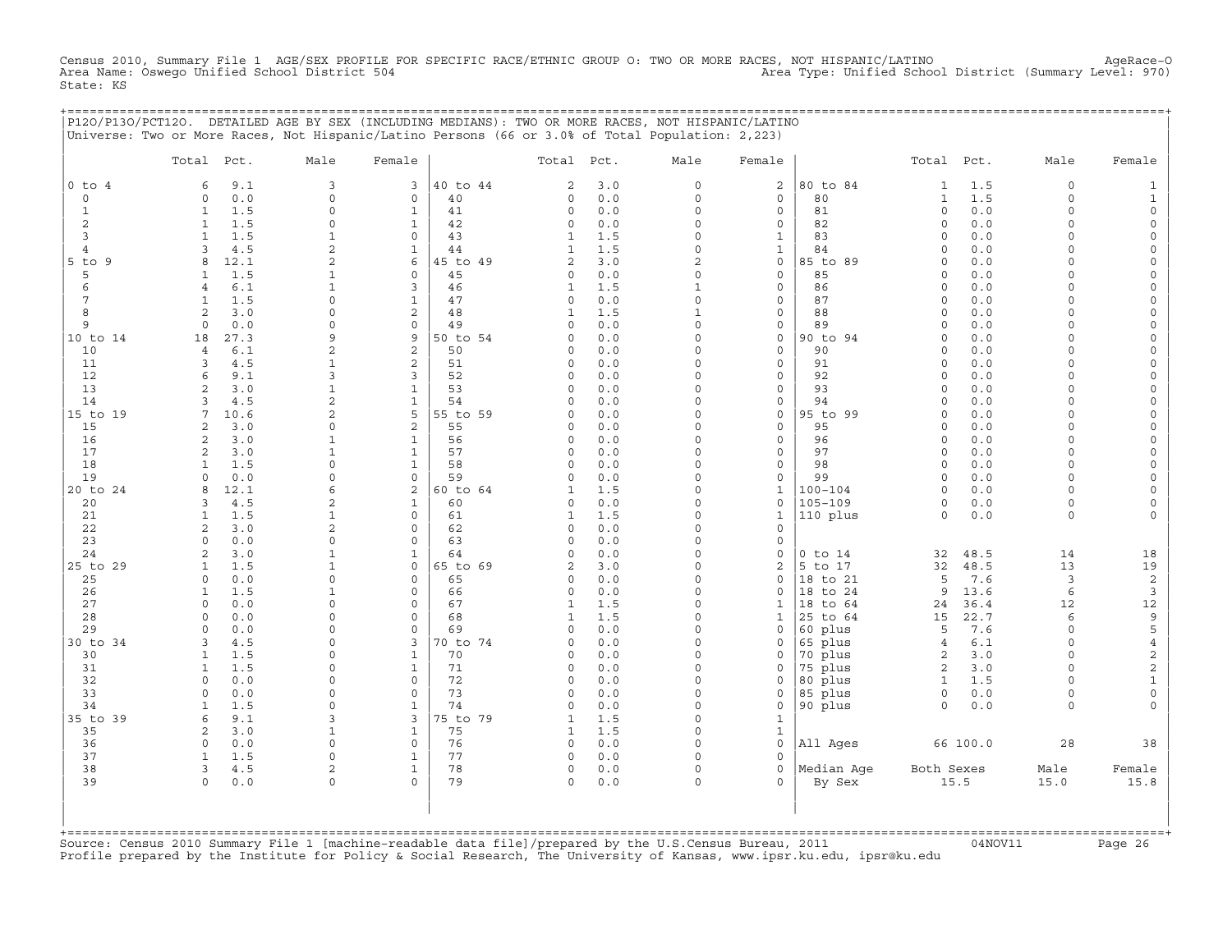Census 2010, Summary File 1 AGE/SEX PROFILE FOR SPECIFIC RACE/ETHNIC GROUP O: TWO OR MORE RACES, NOT HISPANIC/LATINO AgeRace-O
Area Name: Oswego Unified School District 504 Area Type: Unified School District (Summary Level: 970)
State: KS

P12O/P13O/PCT12O. DETAILED AGE BY SEX (INCLUDING MEDIANS): TWO OR MORE RACES, NOT HISPANIC/LATINO
Universe: Two or More Races, Not Hispanic/Latino Persons (66 or 3.0% of Total Population: 2,223)

| | Total | Pct. | Male | Female | | Total | Pct. | Male | Female | | Total | Pct. | Male | Female |
|---|---|---|---|---|---|---|---|---|---|---|---|---|---|---|
| 0 to 4 | 6 | 9.1 | 3 | 3 | 40 to 44 | 2 | 3.0 | 0 | 2 | 80 to 84 | 1 | 1.5 | 0 | 1 |
| 0 | 0 | 0.0 | 0 | 0 | 40 | 0 | 0.0 | 0 | 0 | 80 | 1 | 1.5 | 0 | 1 |
| 1 | 1 | 1.5 | 0 | 1 | 41 | 0 | 0.0 | 0 | 0 | 81 | 0 | 0.0 | 0 | 0 |
| 2 | 1 | 1.5 | 0 | 1 | 42 | 0 | 0.0 | 0 | 0 | 82 | 0 | 0.0 | 0 | 0 |
| 3 | 1 | 1.5 | 1 | 0 | 43 | 1 | 1.5 | 0 | 1 | 83 | 0 | 0.0 | 0 | 0 |
| 4 | 3 | 4.5 | 2 | 1 | 44 | 1 | 1.5 | 0 | 1 | 84 | 0 | 0.0 | 0 | 0 |
| 5 to 9 | 8 | 12.1 | 2 | 6 | 45 to 49 | 2 | 3.0 | 2 | 0 | 85 to 89 | 0 | 0.0 | 0 | 0 |
| 5 | 1 | 1.5 | 1 | 0 | 45 | 0 | 0.0 | 0 | 0 | 85 | 0 | 0.0 | 0 | 0 |
| 6 | 4 | 6.1 | 1 | 3 | 46 | 1 | 1.5 | 1 | 0 | 86 | 0 | 0.0 | 0 | 0 |
| 7 | 1 | 1.5 | 0 | 1 | 47 | 0 | 0.0 | 0 | 0 | 87 | 0 | 0.0 | 0 | 0 |
| 8 | 2 | 3.0 | 0 | 2 | 48 | 1 | 1.5 | 1 | 0 | 88 | 0 | 0.0 | 0 | 0 |
| 9 | 0 | 0.0 | 0 | 0 | 49 | 0 | 0.0 | 0 | 0 | 89 | 0 | 0.0 | 0 | 0 |
| 10 to 14 | 18 | 27.3 | 9 | 9 | 50 to 54 | 0 | 0.0 | 0 | 0 | 90 to 94 | 0 | 0.0 | 0 | 0 |
| 10 | 4 | 6.1 | 2 | 2 | 50 | 0 | 0.0 | 0 | 0 | 90 | 0 | 0.0 | 0 | 0 |
| 11 | 3 | 4.5 | 1 | 2 | 51 | 0 | 0.0 | 0 | 0 | 91 | 0 | 0.0 | 0 | 0 |
| 12 | 6 | 9.1 | 3 | 3 | 52 | 0 | 0.0 | 0 | 0 | 92 | 0 | 0.0 | 0 | 0 |
| 13 | 2 | 3.0 | 1 | 1 | 53 | 0 | 0.0 | 0 | 0 | 93 | 0 | 0.0 | 0 | 0 |
| 14 | 3 | 4.5 | 2 | 1 | 54 | 0 | 0.0 | 0 | 0 | 94 | 0 | 0.0 | 0 | 0 |
| 15 to 19 | 7 | 10.6 | 2 | 5 | 55 to 59 | 0 | 0.0 | 0 | 0 | 95 to 99 | 0 | 0.0 | 0 | 0 |
| 15 | 2 | 3.0 | 0 | 2 | 55 | 0 | 0.0 | 0 | 0 | 95 | 0 | 0.0 | 0 | 0 |
| 16 | 2 | 3.0 | 1 | 1 | 56 | 0 | 0.0 | 0 | 0 | 96 | 0 | 0.0 | 0 | 0 |
| 17 | 2 | 3.0 | 1 | 1 | 57 | 0 | 0.0 | 0 | 0 | 97 | 0 | 0.0 | 0 | 0 |
| 18 | 1 | 1.5 | 0 | 1 | 58 | 0 | 0.0 | 0 | 0 | 98 | 0 | 0.0 | 0 | 0 |
| 19 | 0 | 0.0 | 0 | 0 | 59 | 0 | 0.0 | 0 | 0 | 99 | 0 | 0.0 | 0 | 0 |
| 20 to 24 | 8 | 12.1 | 6 | 2 | 60 to 64 | 1 | 1.5 | 0 | 1 | 100-104 | 0 | 0.0 | 0 | 0 |
| 20 | 3 | 4.5 | 2 | 1 | 60 | 0 | 0.0 | 0 | 0 | 105-109 | 0 | 0.0 | 0 | 0 |
| 21 | 1 | 1.5 | 1 | 0 | 61 | 1 | 1.5 | 0 | 1 | 110 plus | 0 | 0.0 | 0 | 0 |
| 22 | 2 | 3.0 | 2 | 0 | 62 | 0 | 0.0 | 0 | 0 | | | | | |
| 23 | 0 | 0.0 | 0 | 0 | 63 | 0 | 0.0 | 0 | 0 | | | | | |
| 24 | 2 | 3.0 | 1 | 1 | 64 | 0 | 0.0 | 0 | 0 | 0 to 14 | 32 | 48.5 | 14 | 18 |
| 25 to 29 | 1 | 1.5 | 1 | 0 | 65 to 69 | 2 | 3.0 | 0 | 2 | 5 to 17 | 32 | 48.5 | 13 | 19 |
| 25 | 0 | 0.0 | 0 | 0 | 65 | 0 | 0.0 | 0 | 0 | 18 to 21 | 5 | 7.6 | 3 | 2 |
| 26 | 1 | 1.5 | 1 | 0 | 66 | 0 | 0.0 | 0 | 0 | 18 to 24 | 9 | 13.6 | 6 | 3 |
| 27 | 0 | 0.0 | 0 | 0 | 67 | 1 | 1.5 | 0 | 1 | 18 to 64 | 24 | 36.4 | 12 | 12 |
| 28 | 0 | 0.0 | 0 | 0 | 68 | 1 | 1.5 | 0 | 1 | 25 to 64 | 15 | 22.7 | 6 | 9 |
| 29 | 0 | 0.0 | 0 | 0 | 69 | 0 | 0.0 | 0 | 0 | 60 plus | 5 | 7.6 | 0 | 5 |
| 30 to 34 | 3 | 4.5 | 0 | 3 | 70 to 74 | 0 | 0.0 | 0 | 0 | 65 plus | 4 | 6.1 | 0 | 4 |
| 30 | 1 | 1.5 | 0 | 1 | 70 | 0 | 0.0 | 0 | 0 | 70 plus | 2 | 3.0 | 0 | 2 |
| 31 | 1 | 1.5 | 0 | 1 | 71 | 0 | 0.0 | 0 | 0 | 75 plus | 2 | 3.0 | 0 | 2 |
| 32 | 0 | 0.0 | 0 | 0 | 72 | 0 | 0.0 | 0 | 0 | 80 plus | 1 | 1.5 | 0 | 1 |
| 33 | 0 | 0.0 | 0 | 0 | 73 | 0 | 0.0 | 0 | 0 | 85 plus | 0 | 0.0 | 0 | 0 |
| 34 | 1 | 1.5 | 0 | 1 | 74 | 0 | 0.0 | 0 | 0 | 90 plus | 0 | 0.0 | 0 | 0 |
| 35 to 39 | 6 | 9.1 | 3 | 3 | 75 to 79 | 1 | 1.5 | 0 | 1 | | | | | |
| 35 | 2 | 3.0 | 1 | 1 | 75 | 1 | 1.5 | 0 | 1 | | | | | |
| 36 | 0 | 0.0 | 0 | 0 | 76 | 0 | 0.0 | 0 | 0 | All Ages | 66 | 100.0 | 28 | 38 |
| 37 | 1 | 1.5 | 0 | 1 | 77 | 0 | 0.0 | 0 | 0 | | | | | |
| 38 | 3 | 4.5 | 2 | 1 | 78 | 0 | 0.0 | 0 | 0 | Median Age | Both Sexes | | Male | Female |
| 39 | 0 | 0.0 | 0 | 0 | 79 | 0 | 0.0 | 0 | 0 | By Sex | 15.5 | | 15.0 | 15.8 |

Source: Census 2010 Summary File 1 [machine-readable data file]/prepared by the U.S.Census Bureau, 2011 04NOV11
Profile prepared by the Institute for Policy & Social Research, The University of Kansas, www.ipsr.ku.edu, ipsr@ku.edu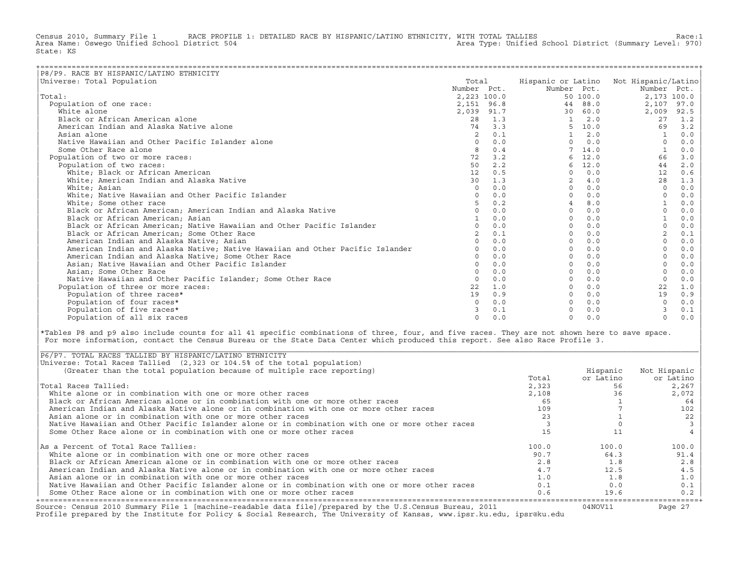Census 2010, Summary File 1 RACE PROFILE 1: DETAILED RACE BY HISPANIC/LATINO ETHNICITY, WITH TOTAL TALLIES Race:1
Area Name: Oswego Unified School District 504 Area Type: Unified School District (Summary Level: 970)
State: KS

## P8/P9. RACE BY HISPANIC/LATINO ETHNICITY

Universe: Total Population

| | Total Number | Total Pct. | Hispanic or Latino Number | Hispanic or Latino Pct. | Not Hispanic/Latino Number | Not Hispanic/Latino Pct. |
|---|---|---|---|---|---|---|
| Total: | 2,223 | 100.0 | 50 | 100.0 | 2,173 | 100.0 |
| Population of one race: | 2,151 | 96.8 | 44 | 88.0 | 2,107 | 97.0 |
| White alone | 2,039 | 91.7 | 30 | 60.0 | 2,009 | 92.5 |
| Black or African American alone | 28 | 1.3 | 1 | 2.0 | 27 | 1.2 |
| American Indian and Alaska Native alone | 74 | 3.3 | 5 | 10.0 | 69 | 3.2 |
| Asian alone | 2 | 0.1 | 1 | 2.0 | 1 | 0.0 |
| Native Hawaiian and Other Pacific Islander alone | 0 | 0.0 | 0 | 0.0 | 0 | 0.0 |
| Some Other Race alone | 8 | 0.4 | 7 | 14.0 | 1 | 0.0 |
| Population of two or more races: | 72 | 3.2 | 6 | 12.0 | 66 | 3.0 |
| Population of two races: | 50 | 2.2 | 6 | 12.0 | 44 | 2.0 |
| White; Black or African American | 12 | 0.5 | 0 | 0.0 | 12 | 0.6 |
| White; American Indian and Alaska Native | 30 | 1.3 | 2 | 4.0 | 28 | 1.3 |
| White; Asian | 0 | 0.0 | 0 | 0.0 | 0 | 0.0 |
| White; Native Hawaiian and Other Pacific Islander | 0 | 0.0 | 0 | 0.0 | 0 | 0.0 |
| White; Some other race | 5 | 0.2 | 4 | 8.0 | 1 | 0.0 |
| Black or African American; American Indian and Alaska Native | 0 | 0.0 | 0 | 0.0 | 0 | 0.0 |
| Black or African American; Asian | 1 | 0.0 | 0 | 0.0 | 1 | 0.0 |
| Black or African American; Native Hawaiian and Other Pacific Islander | 0 | 0.0 | 0 | 0.0 | 0 | 0.0 |
| Black or African American; Some Other Race | 2 | 0.1 | 0 | 0.0 | 2 | 0.1 |
| American Indian and Alaska Native; Asian | 0 | 0.0 | 0 | 0.0 | 0 | 0.0 |
| American Indian and Alaska Native; Native Hawaiian and Other Pacific Islander | 0 | 0.0 | 0 | 0.0 | 0 | 0.0 |
| American Indian and Alaska Native; Some Other Race | 0 | 0.0 | 0 | 0.0 | 0 | 0.0 |
| Asian; Native Hawaiian and Other Pacific Islander | 0 | 0.0 | 0 | 0.0 | 0 | 0.0 |
| Asian; Some Other Race | 0 | 0.0 | 0 | 0.0 | 0 | 0.0 |
| Native Hawaiian and Other Pacific Islander; Some Other Race | 0 | 0.0 | 0 | 0.0 | 0 | 0.0 |
| Population of three or more races: | 22 | 1.0 | 0 | 0.0 | 22 | 1.0 |
| Population of three races* | 19 | 0.9 | 0 | 0.0 | 19 | 0.9 |
| Population of four races* | 0 | 0.0 | 0 | 0.0 | 0 | 0.0 |
| Population of five races* | 3 | 0.1 | 0 | 0.0 | 3 | 0.1 |
| Population of all six races | 0 | 0.0 | 0 | 0.0 | 0 | 0.0 |

*Tables P8 and p9 also include counts for all 41 specific combinations of three, four, and five races. They are not shown here to save space. For more information, contact the Census Bureau or the State Data Center which produced this report. See also Race Profile 3.

## P6/P7. TOTAL RACES TALLIED BY HISPANIC/LATINO ETHNICITY

Universe: Total Races Tallied (2,323 or 104.5% of the total population)
(Greater than the total population because of multiple race reporting)

| | Total | Hispanic or Latino | Not Hispanic or Latino |
|---|---|---|---|
| Total Races Tallied: | 2,323 | 56 | 2,267 |
| White alone or in combination with one or more other races | 2,108 | 36 | 2,072 |
| Black or African American alone or in combination with one or more other races | 65 | 1 | 64 |
| American Indian and Alaska Native alone or in combination with one or more other races | 109 | 7 | 102 |
| Asian alone or in combination with one or more other races | 23 | 1 | 22 |
| Native Hawaiian and Other Pacific Islander alone or in combination with one or more other races | 3 | 0 | 3 |
| Some Other Race alone or in combination with one or more other races | 15 | 11 | 4 |
| As a Percent of Total Race Tallies: | 100.0 | 100.0 | 100.0 |
| White alone or in combination with one or more other races | 90.7 | 64.3 | 91.4 |
| Black or African American alone or in combination with one or more other races | 2.8 | 1.8 | 2.8 |
| American Indian and Alaska Native alone or in combination with one or more other races | 4.7 | 12.5 | 4.5 |
| Asian alone or in combination with one or more other races | 1.0 | 1.8 | 1.0 |
| Native Hawaiian and Other Pacific Islander alone or in combination with one or more other races | 0.1 | 0.0 | 0.1 |
| Some Other Race alone or in combination with one or more other races | 0.6 | 19.6 | 0.2 |

Source: Census 2010 Summary File 1 [machine-readable data file]/prepared by the U.S.Census Bureau, 2011 04NOV11
Profile prepared by the Institute for Policy & Social Research, The University of Kansas, www.ipsr.ku.edu, ipsr@ku.edu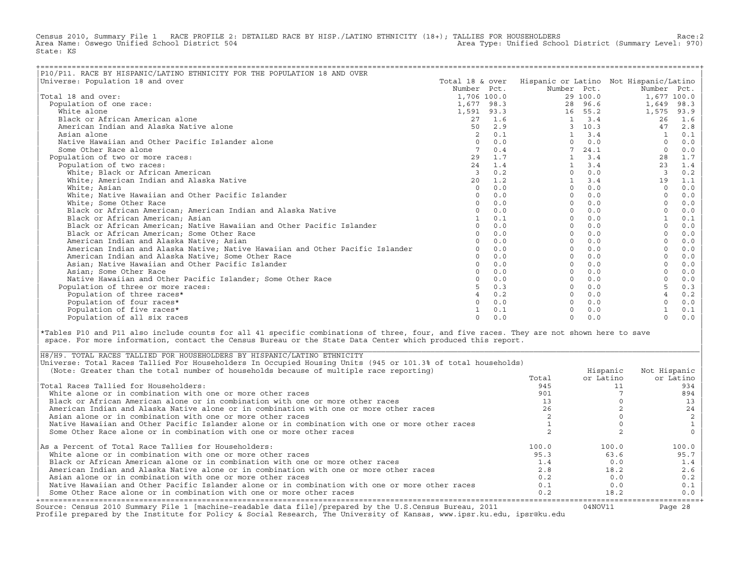Census 2010, Summary File 1 RACE PROFILE 2: DETAILED RACE BY HISP./LATINO ETHNICITY (18+); TALLIES FOR HOUSEHOLDERS Race:2
Area Name: Oswego Unified School District 504 Area Type: Unified School District (Summary Level: 970)
State: KS

## P10/P11. RACE BY HISPANIC/LATINO ETHNICITY FOR THE POPULATION 18 AND OVER

Universe: Population 18 and over

| | Total 18 & over Number | Pct. | Hispanic or Latino Number | Pct. | Not Hispanic/Latino Number | Pct. |
|---|---|---|---|---|---|---|
| Total 18 and over: | 1,706 | 100.0 | 29 | 100.0 | 1,677 | 100.0 |
| Population of one race: | 1,677 | 98.3 | 28 | 96.6 | 1,649 | 98.3 |
| White alone | 1,591 | 93.3 | 16 | 55.2 | 1,575 | 93.9 |
| Black or African American alone | 27 | 1.6 | 1 | 3.4 | 26 | 1.6 |
| American Indian and Alaska Native alone | 50 | 2.9 | 3 | 10.3 | 47 | 2.8 |
| Asian alone | 2 | 0.1 | 1 | 3.4 | 1 | 0.1 |
| Native Hawaiian and Other Pacific Islander alone | 0 | 0.0 | 0 | 0.0 | 0 | 0.0 |
| Some Other Race alone | 7 | 0.4 | 7 | 24.1 | 0 | 0.0 |
| Population of two or more races: | 29 | 1.7 | 1 | 3.4 | 28 | 1.7 |
| Population of two races: | 24 | 1.4 | 1 | 3.4 | 23 | 1.4 |
| White; Black or African American | 3 | 0.2 | 0 | 0.0 | 3 | 0.2 |
| White; American Indian and Alaska Native | 20 | 1.2 | 1 | 3.4 | 19 | 1.1 |
| White; Asian | 0 | 0.0 | 0 | 0.0 | 0 | 0.0 |
| White; Native Hawaiian and Other Pacific Islander | 0 | 0.0 | 0 | 0.0 | 0 | 0.0 |
| White; Some Other Race | 0 | 0.0 | 0 | 0.0 | 0 | 0.0 |
| Black or African American; American Indian and Alaska Native | 0 | 0.0 | 0 | 0.0 | 0 | 0.0 |
| Black or African American; Asian | 1 | 0.1 | 0 | 0.0 | 1 | 0.1 |
| Black or African American; Native Hawaiian and Other Pacific Islander | 0 | 0.0 | 0 | 0.0 | 0 | 0.0 |
| Black or African American; Some Other Race | 0 | 0.0 | 0 | 0.0 | 0 | 0.0 |
| American Indian and Alaska Native; Asian | 0 | 0.0 | 0 | 0.0 | 0 | 0.0 |
| American Indian and Alaska Native; Native Hawaiian and Other Pacific Islander | 0 | 0.0 | 0 | 0.0 | 0 | 0.0 |
| American Indian and Alaska Native; Some Other Race | 0 | 0.0 | 0 | 0.0 | 0 | 0.0 |
| Asian; Native Hawaiian and Other Pacific Islander | 0 | 0.0 | 0 | 0.0 | 0 | 0.0 |
| Asian; Some Other Race | 0 | 0.0 | 0 | 0.0 | 0 | 0.0 |
| Native Hawaiian and Other Pacific Islander; Some Other Race | 0 | 0.0 | 0 | 0.0 | 0 | 0.0 |
| Population of three or more races: | 5 | 0.3 | 0 | 0.0 | 5 | 0.3 |
| Population of three races* | 4 | 0.2 | 0 | 0.0 | 4 | 0.2 |
| Population of four races* | 0 | 0.0 | 0 | 0.0 | 0 | 0.0 |
| Population of five races* | 1 | 0.1 | 0 | 0.0 | 1 | 0.1 |
| Population of all six races | 0 | 0.0 | 0 | 0.0 | 0 | 0.0 |

*Tables P10 and P11 also include counts for all 41 specific combinations of three, four, and five races. They are not shown here to save space. For more information, contact the Census Bureau or the State Data Center which produced this report.

## H8/H9. TOTAL RACES TALLIED FOR HOUSEHOLDERS BY HISPANIC/LATINO ETHNICITY

Universe: Total Races Tallied For Householders In Occupied Housing Units (945 or 101.3% of total households)
(Note: Greater than the total number of households because of multiple race reporting)

| | Total | Hispanic or Latino | Not Hispanic or Latino |
|---|---|---|---|
| Total Races Tallied for Householders: | 945 | 11 | 934 |
| White alone or in combination with one or more other races | 901 | 7 | 894 |
| Black or African American alone or in combination with one or more other races | 13 | 0 | 13 |
| American Indian and Alaska Native alone or in combination with one or more other races | 26 | 2 | 24 |
| Asian alone or in combination with one or more other races | 2 | 0 | 2 |
| Native Hawaiian and Other Pacific Islander alone or in combination with one or more other races | 1 | 0 | 1 |
| Some Other Race alone or in combination with one or more other races | 2 | 2 | 0 |
| As a Percent of Total Race Tallies for Householders: | 100.0 | 100.0 | 100.0 |
| White alone or in combination with one or more other races | 95.3 | 63.6 | 95.7 |
| Black or African American alone or in combination with one or more other races | 1.4 | 0.0 | 1.4 |
| American Indian and Alaska Native alone or in combination with one or more other races | 2.8 | 18.2 | 2.6 |
| Asian alone or in combination with one or more other races | 0.2 | 0.0 | 0.2 |
| Native Hawaiian and Other Pacific Islander alone or in combination with one or more other races | 0.1 | 0.0 | 0.1 |
| Some Other Race alone or in combination with one or more other races | 0.2 | 18.2 | 0.0 |

Source: Census 2010 Summary File 1 [machine-readable data file]/prepared by the U.S.Census Bureau, 2011 04NOV11
Profile prepared by the Institute for Policy & Social Research, The University of Kansas, www.ipsr.ku.edu, ipsr@ku.edu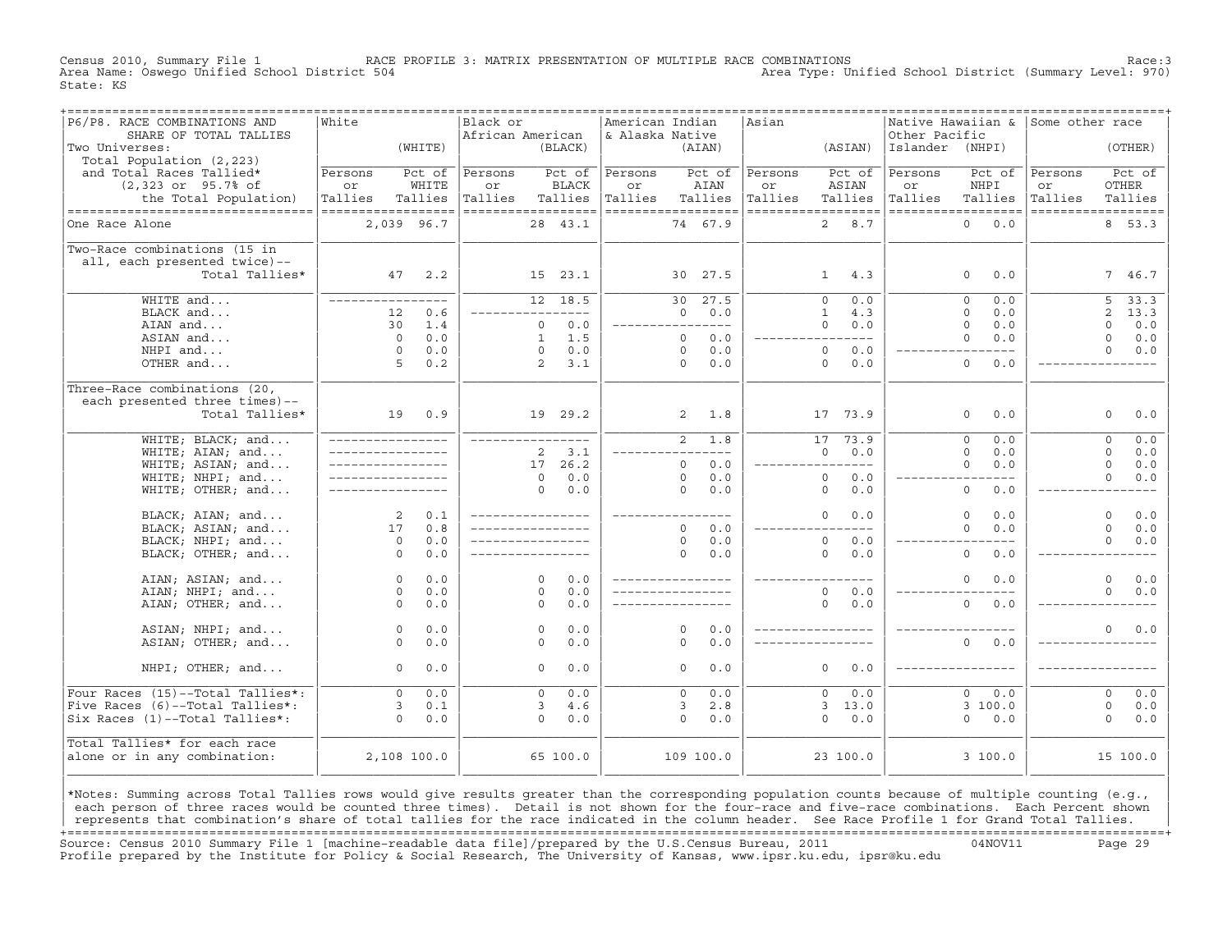Census 2010, Summary File 1 RACE PROFILE 3: MATRIX PRESENTATION OF MULTIPLE RACE COMBINATIONS Race:3
Area Name: Oswego Unified School District 504 Area Type: Unified School District (Summary Level: 970)
State: KS

| P6/P8. RACE COMBINATIONS AND SHARE OF TOTAL TALLIES<br>Two Universes:<br>Total Population (2,223) and Total Races Tallied* (2,323 or 95.7% of the Total Population) | White (WHITE) Persons or Tallies | Pct of WHITE Tallies | Black or African American (BLACK) Persons or Tallies | Pct of BLACK Tallies | American Indian & Alaska Native (AIAN) Persons or Tallies | Pct of AIAN Tallies | Asian (ASIAN) Persons or Tallies | Pct of ASIAN Tallies | Native Hawaiian & Other Pacific Islander (NHPI) Persons or Tallies | Pct of NHPI Tallies | Some other race (OTHER) Persons or Tallies | Pct of OTHER Tallies |
|---|---|---|---|---|---|---|---|---|---|---|---|---|
| One Race Alone | 2,039 | 96.7 | 28 | 43.1 | 74 | 67.9 | 2 | 8.7 | 0 | 0.0 | 8 | 53.3 |
| Two-Race combinations (15 in all, each presented twice)-- Total Tallies* | 47 | 2.2 | 15 | 23.1 | 30 | 27.5 | 1 | 4.3 | 0 | 0.0 | 7 | 46.7 |
| WHITE and... | --- | --- | 12 | 18.5 | 30 | 27.5 | 0 | 0.0 | 0 | 0.0 | 5 | 33.3 |
| BLACK and... | 12 | 0.6 | --- | --- | 0 | 0.0 | 1 | 4.3 | 0 | 0.0 | 2 | 13.3 |
| AIAN and... | 30 | 1.4 | 0 | 0.0 | --- | --- | 0 | 0.0 | 0 | 0.0 | 0 | 0.0 |
| ASIAN and... | 0 | 0.0 | 1 | 1.5 | 0 | 0.0 | --- | --- | 0 | 0.0 | 0 | 0.0 |
| NHPI and... | 0 | 0.0 | 0 | 0.0 | 0 | 0.0 | 0 | 0.0 | --- | --- | 0 | 0.0 |
| OTHER and... | 5 | 0.2 | 2 | 3.1 | 0 | 0.0 | 0 | 0.0 | 0 | 0.0 | --- | --- |
| Three-Race combinations (20, each presented three times)-- Total Tallies* | 19 | 0.9 | 19 | 29.2 | 2 | 1.8 | 17 | 73.9 | 0 | 0.0 | 0 | 0.0 |
| WHITE; BLACK; and... | --- | --- | --- | --- | 2 | 1.8 | 17 | 73.9 | 0 | 0.0 | 0 | 0.0 |
| WHITE; AIAN; and... | --- | --- | 2 | 3.1 | --- | --- | 0 | 0.0 | 0 | 0.0 | 0 | 0.0 |
| WHITE; ASIAN; and... | --- | --- | 17 | 26.2 | 0 | 0.0 | --- | --- | 0 | 0.0 | 0 | 0.0 |
| WHITE; NHPI; and... | --- | --- | 0 | 0.0 | 0 | 0.0 | 0 | 0.0 | --- | --- | 0 | 0.0 |
| WHITE; OTHER; and... | --- | --- | 0 | 0.0 | 0 | 0.0 | 0 | 0.0 | 0 | 0.0 | --- | --- |
| BLACK; AIAN; and... | 2 | 0.1 | --- | --- | --- | --- | 0 | 0.0 | 0 | 0.0 | 0 | 0.0 |
| BLACK; ASIAN; and... | 17 | 0.8 | --- | --- | 0 | 0.0 | --- | --- | 0 | 0.0 | 0 | 0.0 |
| BLACK; NHPI; and... | 0 | 0.0 | --- | --- | 0 | 0.0 | 0 | 0.0 | --- | --- | 0 | 0.0 |
| BLACK; OTHER; and... | 0 | 0.0 | --- | --- | 0 | 0.0 | 0 | 0.0 | 0 | 0.0 | --- | --- |
| AIAN; ASIAN; and... | 0 | 0.0 | 0 | 0.0 | --- | --- | --- | --- | 0 | 0.0 | 0 | 0.0 |
| AIAN; NHPI; and... | 0 | 0.0 | 0 | 0.0 | --- | --- | 0 | 0.0 | --- | --- | 0 | 0.0 |
| AIAN; OTHER; and... | 0 | 0.0 | 0 | 0.0 | --- | --- | 0 | 0.0 | 0 | 0.0 | --- | --- |
| ASIAN; NHPI; and... | 0 | 0.0 | 0 | 0.0 | 0 | 0.0 | --- | --- | --- | --- | 0 | 0.0 |
| ASIAN; OTHER; and... | 0 | 0.0 | 0 | 0.0 | 0 | 0.0 | --- | --- | 0 | 0.0 | --- | --- |
| NHPI; OTHER; and... | 0 | 0.0 | 0 | 0.0 | 0 | 0.0 | 0 | 0.0 | --- | --- | --- | --- |
| Four Races (15)--Total Tallies*: | 0 | 0.0 | 0 | 0.0 | 0 | 0.0 | 0 | 0.0 | 0 | 0.0 | 0 | 0.0 |
| Five Races (6)--Total Tallies*: | 3 | 0.1 | 3 | 4.6 | 3 | 2.8 | 3 | 13.0 | 3 | 100.0 | 0 | 0.0 |
| Six Races (1)--Total Tallies*: | 0 | 0.0 | 0 | 0.0 | 0 | 0.0 | 0 | 0.0 | 0 | 0.0 | 0 | 0.0 |
| Total Tallies* for each race alone or in any combination: | 2,108 | 100.0 | 65 | 100.0 | 109 | 100.0 | 23 | 100.0 | 3 | 100.0 | 15 | 100.0 |

*Notes: Summing across Total Tallies rows would give results greater than the corresponding population counts because of multiple counting (e.g., each person of three races would be counted three times). Detail is not shown for the four-race and five-race combinations. Each Percent shown represents that combination's share of total tallies for the race indicated in the column header. See Race Profile 1 for Grand Total Tallies.

Source: Census 2010 Summary File 1 [machine-readable data file]/prepared by the U.S.Census Bureau, 2011 04NOV11
Profile prepared by the Institute for Policy & Social Research, The University of Kansas, www.ipsr.ku.edu, ipsr@ku.edu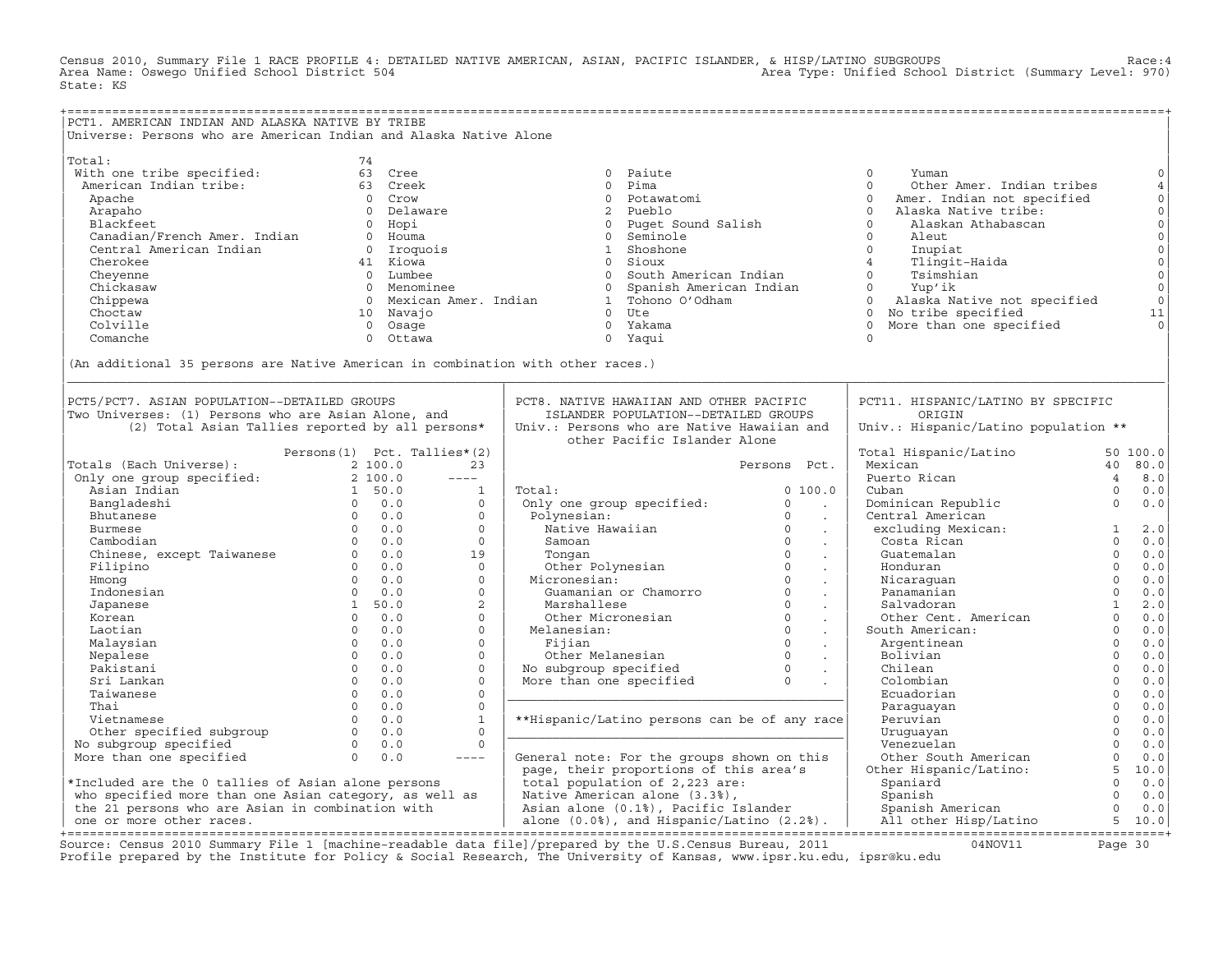Census 2010, Summary File 1 RACE PROFILE 4: DETAILED NATIVE AMERICAN, ASIAN, PACIFIC ISLANDER, & HISP/LATINO SUBGROUPS Race:4
Area Name: Oswego Unified School District 504 Area Type: Unified School District (Summary Level: 970)
State: KS

## PCT1. AMERICAN INDIAN AND ALASKA NATIVE BY TRIBE

Universe: Persons who are American Indian and Alaska Native Alone

| Tribe | Persons | Tribe | Persons | Tribe | Persons | Tribe | Persons |
|---|---|---|---|---|---|---|---|
| Total: | 74 | | | | | | |
| With one tribe specified: | 63 | Cree | 0 | Paiute | 0 | Yuman | 0 |
| American Indian tribe: | 63 | Creek | 0 | Pima | 0 | Other Amer. Indian tribes | 4 |
| Apache | 0 | Crow | 0 | Potawatomi | 0 | Amer. Indian not specified | 0 |
| Arapaho | 0 | Delaware | 2 | Pueblo | 0 | Alaska Native tribe: | 0 |
| Blackfeet | 0 | Hopi | 0 | Puget Sound Salish | 0 | Alaskan Athabascan | 0 |
| Canadian/French Amer. Indian | 0 | Houma | 0 | Seminole | 0 | Aleut | 0 |
| Central American Indian | 0 | Iroquois | 1 | Shoshone | 0 | Inupiat | 0 |
| Cherokee | 41 | Kiowa | 0 | Sioux | 4 | Tlingit-Haida | 0 |
| Cheyenne | 0 | Lumbee | 0 | South American Indian | 0 | Tsimshian | 0 |
| Chickasaw | 0 | Menominee | 0 | Spanish American Indian | 0 | Yup'ik | 0 |
| Chippewa | 0 | Mexican Amer. Indian | 1 | Tohono O'Odham | 0 | Alaska Native not specified | 0 |
| Choctaw | 10 | Navajo | 0 | Ute | 0 | No tribe specified | 11 |
| Colville | 0 | Osage | 0 | Yakama | 0 | More than one specified | 0 |
| Comanche | 0 | Ottawa | 0 | Yaqui | 0 | | |

(An additional 35 persons are Native American in combination with other races.)

## PCT5/PCT7. ASIAN POPULATION--DETAILED GROUPS

Two Universes: (1) Persons who are Asian Alone, and (2) Total Asian Tallies reported by all persons*

| | Persons(1) | Pct. | Tallies*(2) |
|---|---|---|---|
| Totals (Each Universe): | 2 | 100.0 | 23 |
| Only one group specified: | 2 | 100.0 | ---- |
| Asian Indian | 1 | 50.0 | 1 |
| Bangladeshi | 0 | 0.0 | 0 |
| Bhutanese | 0 | 0.0 | 0 |
| Burmese | 0 | 0.0 | 0 |
| Cambodian | 0 | 0.0 | 0 |
| Chinese, except Taiwanese | 0 | 0.0 | 19 |
| Filipino | 0 | 0.0 | 0 |
| Hmong | 0 | 0.0 | 0 |
| Indonesian | 0 | 0.0 | 0 |
| Japanese | 1 | 50.0 | 2 |
| Korean | 0 | 0.0 | 0 |
| Laotian | 0 | 0.0 | 0 |
| Malaysian | 0 | 0.0 | 0 |
| Nepalese | 0 | 0.0 | 0 |
| Pakistani | 0 | 0.0 | 0 |
| Sri Lankan | 0 | 0.0 | 0 |
| Taiwanese | 0 | 0.0 | 0 |
| Thai | 0 | 0.0 | 0 |
| Vietnamese | 0 | 0.0 | 1 |
| Other specified subgroup | 0 | 0.0 | 0 |
| No subgroup specified | 0 | 0.0 | 0 |
| More than one specified | 0 | 0.0 | ---- |

*Included are the 0 tallies of Asian alone persons who specified more than one Asian category, as well as the 21 persons who are Asian in combination with one or more other races.

## PCT8. NATIVE HAWAIIAN AND OTHER PACIFIC ISLANDER POPULATION--DETAILED GROUPS

Univ.: Persons who are Native Hawaiian and other Pacific Islander Alone

| | Persons | Pct. |
|---|---|---|
| Total: | 0 | 100.0 |
| Only one group specified: | 0 | . |
| Polynesian: | 0 | . |
| Native Hawaiian | 0 | . |
| Samoan | 0 | . |
| Tongan | 0 | . |
| Other Polynesian | 0 | . |
| Micronesian: | 0 | . |
| Guamanian or Chamorro | 0 | . |
| Marshallese | 0 | . |
| Other Micronesian | 0 | . |
| Melanesian: | 0 | . |
| Fijian | 0 | . |
| Other Melanesian | 0 | . |
| No subgroup specified | 0 | . |
| More than one specified | 0 | . |

**Hispanic/Latino persons can be of any race

General note: For the groups shown on this page, their proportions of this area's total population of 2,223 are: Native American alone (3.3%), Asian alone (0.1%), Pacific Islander alone (0.0%), and Hispanic/Latino (2.2%).

## PCT11. HISPANIC/LATINO BY SPECIFIC ORIGIN

Univ.: Hispanic/Latino population **

| | Persons | Pct. |
|---|---|---|
| Total Hispanic/Latino | 50 | 100.0 |
| Mexican | 40 | 80.0 |
| Puerto Rican | 4 | 8.0 |
| Cuban | 0 | 0.0 |
| Dominican Republic | 0 | 0.0 |
| Central American excluding Mexican: | 1 | 2.0 |
| Costa Rican | 0 | 0.0 |
| Guatemalan | 0 | 0.0 |
| Honduran | 0 | 0.0 |
| Nicaraguan | 0 | 0.0 |
| Panamanian | 0 | 0.0 |
| Salvadoran | 1 | 2.0 |
| Other Cent. American | 0 | 0.0 |
| South American: | 0 | 0.0 |
| Argentinean | 0 | 0.0 |
| Bolivian | 0 | 0.0 |
| Chilean | 0 | 0.0 |
| Colombian | 0 | 0.0 |
| Ecuadorian | 0 | 0.0 |
| Paraguayan | 0 | 0.0 |
| Peruvian | 0 | 0.0 |
| Uruguayan | 0 | 0.0 |
| Venezuelan | 0 | 0.0 |
| Other South American | 0 | 0.0 |
| Other Hispanic/Latino: | 5 | 10.0 |
| Spaniard | 0 | 0.0 |
| Spanish | 0 | 0.0 |
| Spanish American | 0 | 0.0 |
| All other Hisp/Latino | 5 | 10.0 |

Source: Census 2010 Summary File 1 [machine-readable data file]/prepared by the U.S.Census Bureau, 2011 04NOV11
Profile prepared by the Institute for Policy & Social Research, The University of Kansas, www.ipsr.ku.edu, ipsr@ku.edu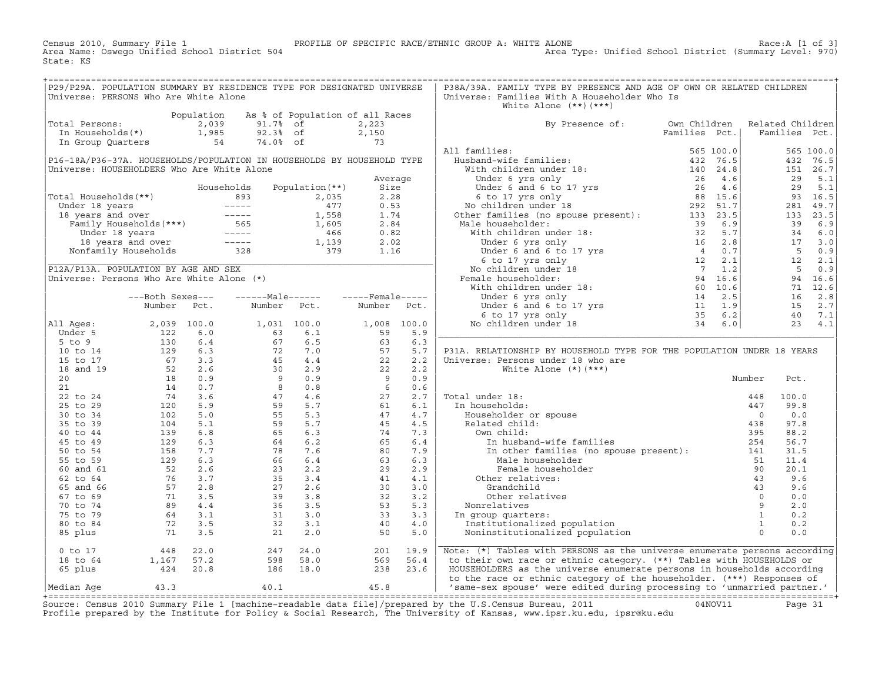Census 2010, Summary File 1 — PROFILE OF SPECIFIC RACE/ETHNIC GROUP A: WHITE ALONE — Race:A [1 of 3]
Area Name: Oswego Unified School District 504 — Area Type: Unified School District (Summary Level: 970)
State: KS

## P29/P29A. POPULATION SUMMARY BY RESIDENCE TYPE FOR DESIGNATED UNIVERSE

Universe: PERSONS Who Are White Alone

| | Population | As % of Population of all Races | |
|---|---|---|---|
| Total Persons: | 2,039 | 91.7% of | 2,223 |
| In Households(*) | 1,985 | 92.3% of | 2,150 |
| In Group Quarters | 54 | 74.0% of | 73 |

## P16-18A/P36-37A. HOUSEHOLDS/POPULATION IN HOUSEHOLDS BY HOUSEHOLD TYPE

Universe: HOUSEHOLDERS Who Are White Alone

| | Households | Population(**) | Average Size |
|---|---|---|---|
| Total Households(**) | 893 | 2,035 | 2.28 |
| Under 18 years | ----- | 477 | 0.53 |
| 18 years and over | ----- | 1,558 | 1.74 |
| Family Households(***) | 565 | 1,605 | 2.84 |
| Under 18 years | ----- | 466 | 0.82 |
| 18 years and over | ----- | 1,139 | 2.02 |
| Nonfamily Households | 328 | 379 | 1.16 |

## P12A/P13A. POPULATION BY AGE AND SEX

Universe: Persons Who Are White Alone (*)

| | Both Sexes Number | Both Sexes Pct. | Male Number | Male Pct. | Female Number | Female Pct. |
|---|---|---|---|---|---|---|
| All Ages: | 2,039 | 100.0 | 1,031 | 100.0 | 1,008 | 100.0 |
| Under 5 | 122 | 6.0 | 63 | 6.1 | 59 | 5.9 |
| 5 to 9 | 130 | 6.4 | 67 | 6.5 | 63 | 6.3 |
| 10 to 14 | 129 | 6.3 | 72 | 7.0 | 57 | 5.7 |
| 15 to 17 | 67 | 3.3 | 45 | 4.4 | 22 | 2.2 |
| 18 and 19 | 52 | 2.6 | 30 | 2.9 | 22 | 2.2 |
| 20 | 18 | 0.9 | 9 | 0.9 | 9 | 0.9 |
| 21 | 14 | 0.7 | 8 | 0.8 | 6 | 0.6 |
| 22 to 24 | 74 | 3.6 | 47 | 4.6 | 27 | 2.7 |
| 25 to 29 | 120 | 5.9 | 59 | 5.7 | 61 | 6.1 |
| 30 to 34 | 102 | 5.0 | 55 | 5.3 | 47 | 4.7 |
| 35 to 39 | 104 | 5.1 | 59 | 5.7 | 45 | 4.5 |
| 40 to 44 | 139 | 6.8 | 65 | 6.3 | 74 | 7.3 |
| 45 to 49 | 129 | 6.3 | 64 | 6.2 | 65 | 6.4 |
| 50 to 54 | 158 | 7.7 | 78 | 7.6 | 80 | 7.9 |
| 55 to 59 | 129 | 6.3 | 66 | 6.4 | 63 | 6.3 |
| 60 and 61 | 52 | 2.6 | 23 | 2.2 | 29 | 2.9 |
| 62 to 64 | 76 | 3.7 | 35 | 3.4 | 41 | 4.1 |
| 65 and 66 | 57 | 2.8 | 27 | 2.6 | 30 | 3.0 |
| 67 to 69 | 71 | 3.5 | 39 | 3.8 | 32 | 3.2 |
| 70 to 74 | 89 | 4.4 | 36 | 3.5 | 53 | 5.3 |
| 75 to 79 | 64 | 3.1 | 31 | 3.0 | 33 | 3.3 |
| 80 to 84 | 72 | 3.5 | 32 | 3.1 | 40 | 4.0 |
| 85 plus | 71 | 3.5 | 21 | 2.0 | 50 | 5.0 |
| 0 to 17 | 448 | 22.0 | 247 | 24.0 | 201 | 19.9 |
| 18 to 64 | 1,167 | 57.2 | 598 | 58.0 | 569 | 56.4 |
| 65 plus | 424 | 20.8 | 186 | 18.0 | 238 | 23.6 |
| Median Age | 43.3 | | 40.1 | | 45.8 | |

## P38A/39A. FAMILY TYPE BY PRESENCE AND AGE OF OWN OR RELATED CHILDREN

Universe: Families With A Householder Who Is White Alone (**)(***)

| By Presence of: | Own Children Families | Own Children Pct. | Related Children Families | Related Children Pct. |
|---|---|---|---|---|
| All families: | 565 | 100.0 | 565 | 100.0 |
| Husband-wife families: | 432 | 76.5 | 432 | 76.5 |
| With children under 18: | 140 | 24.8 | 151 | 26.7 |
| Under 6 yrs only | 26 | 4.6 | 29 | 5.1 |
| Under 6 and 6 to 17 yrs | 26 | 4.6 | 29 | 5.1 |
| 6 to 17 yrs only | 88 | 15.6 | 93 | 16.5 |
| No children under 18 | 292 | 51.7 | 281 | 49.7 |
| Other families (no spouse present): | 133 | 23.5 | 133 | 23.5 |
| Male householder: | 39 | 6.9 | 39 | 6.9 |
| With children under 18: | 32 | 5.7 | 34 | 6.0 |
| Under 6 yrs only | 16 | 2.8 | 17 | 3.0 |
| Under 6 and 6 to 17 yrs | 4 | 0.7 | 5 | 0.9 |
| 6 to 17 yrs only | 12 | 2.1 | 12 | 2.1 |
| No children under 18 | 7 | 1.2 | 5 | 0.9 |
| Female householder: | 94 | 16.6 | 94 | 16.6 |
| With children under 18: | 60 | 10.6 | 71 | 12.6 |
| Under 6 yrs only | 14 | 2.5 | 16 | 2.8 |
| Under 6 and 6 to 17 yrs | 11 | 1.9 | 15 | 2.7 |
| 6 to 17 yrs only | 35 | 6.2 | 40 | 7.1 |
| No children under 18 | 34 | 6.0 | 23 | 4.1 |

## P31A. RELATIONSHIP BY HOUSEHOLD TYPE FOR THE POPULATION UNDER 18 YEARS

Universe: Persons under 18 who are White Alone (*)(***)

| | Number | Pct. |
|---|---|---|
| Total under 18: | 448 | 100.0 |
| In households: | 447 | 99.8 |
| Householder or spouse | 0 | 0.0 |
| Related child: | 438 | 97.8 |
| Own child: | 395 | 88.2 |
| In husband-wife families | 254 | 56.7 |
| In other families (no spouse present): | 141 | 31.5 |
| Male householder | 51 | 11.4 |
| Female householder | 90 | 20.1 |
| Other relatives: | 43 | 9.6 |
| Grandchild | 43 | 9.6 |
| Other relatives | 0 | 0.0 |
| Nonrelatives | 9 | 2.0 |
| In group quarters: | 1 | 0.2 |
| Institutionalized population | 1 | 0.2 |
| Noninstitutionalized population | 0 | 0.0 |

Note: (*) Tables with PERSONS as the universe enumerate persons according to their own race or ethnic category. (**) Tables with HOUSEHOLDS or HOUSEHOLDERS as the universe enumerate persons in households according to the race or ethnic category of the householder. (***) Responses of 'same-sex spouse' were edited during processing to 'unmarried partner.'

Source: Census 2010 Summary File 1 [machine-readable data file]/prepared by the U.S.Census Bureau, 2011 04NOV11
Profile prepared by the Institute for Policy & Social Research, The University of Kansas, www.ipsr.ku.edu, ipsr@ku.edu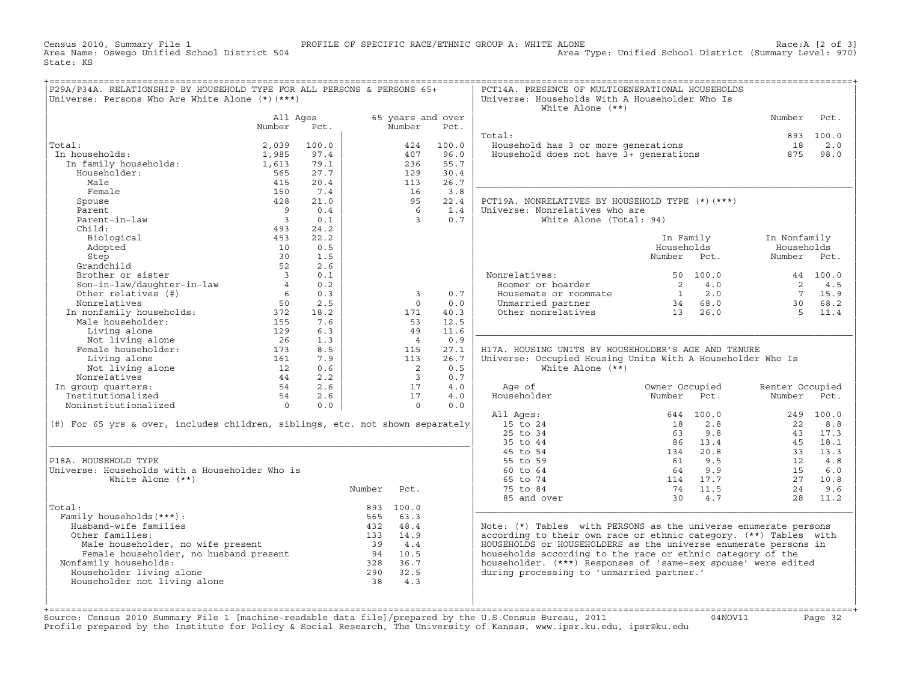Census 2010, Summary File 1 — PROFILE OF SPECIFIC RACE/ETHNIC GROUP A: WHITE ALONE — Race:A [2 of 3]
Area Name: Oswego Unified School District 504 — Area Type: Unified School District (Summary Level: 970)
State: KS

## P29A/P34A. RELATIONSHIP BY HOUSEHOLD TYPE FOR ALL PERSONS & PERSONS 65+

Universe: Persons Who Are White Alone (*)(***)

| | All Ages Number | All Ages Pct. | 65 years and over Number | 65 years and over Pct. |
|---|---|---|---|---|
| Total: | 2,039 | 100.0 | 424 | 100.0 |
| In households: | 1,985 | 97.4 | 407 | 96.0 |
| In family households: | 1,613 | 79.1 | 236 | 55.7 |
| Householder: | 565 | 27.7 | 129 | 30.4 |
| Male | 415 | 20.4 | 113 | 26.7 |
| Female | 150 | 7.4 | 16 | 3.8 |
| Spouse | 428 | 21.0 | 95 | 22.4 |
| Parent | 9 | 0.4 | 6 | 1.4 |
| Parent-in-law | 3 | 0.1 | 3 | 0.7 |
| Child: | 493 | 24.2 | | |
| Biological | 453 | 22.2 | | |
| Adopted | 10 | 0.5 | | |
| Step | 30 | 1.5 | | |
| Grandchild | 52 | 2.6 | | |
| Brother or sister | 3 | 0.1 | | |
| Son-in-law/daughter-in-law | 4 | 0.2 | | |
| Other relatives (#) | 6 | 0.3 | 3 | 0.7 |
| Nonrelatives | 50 | 2.5 | 0 | 0.0 |
| In nonfamily households: | 372 | 18.2 | 171 | 40.3 |
| Male householder: | 155 | 7.6 | 53 | 12.5 |
| Living alone | 129 | 6.3 | 49 | 11.6 |
| Not living alone | 26 | 1.3 | 4 | 0.9 |
| Female householder: | 173 | 8.5 | 115 | 27.1 |
| Living alone | 161 | 7.9 | 113 | 26.7 |
| Not living alone | 12 | 0.6 | 2 | 0.5 |
| Nonrelatives | 44 | 2.2 | 3 | 0.7 |
| In group quarters: | 54 | 2.6 | 17 | 4.0 |
| Institutionalized | 54 | 2.6 | 17 | 4.0 |
| Noninstitutionalized | 0 | 0.0 | 0 | 0.0 |

(#) For 65 yrs & over, includes children, siblings, etc. not shown separately

## P18A. HOUSEHOLD TYPE

Universe: Households with a Householder Who is White Alone (**)

| | Number | Pct. |
|---|---|---|
| Total: | 893 | 100.0 |
| Family households(***): | 565 | 63.3 |
| Husband-wife families | 432 | 48.4 |
| Other families: | 133 | 14.9 |
| Male householder, no wife present | 39 | 4.4 |
| Female householder, no husband present | 94 | 10.5 |
| Nonfamily households: | 328 | 36.7 |
| Householder living alone | 290 | 32.5 |
| Householder not living alone | 38 | 4.3 |

## PCT14A. PRESENCE OF MULTIGENERATIONAL HOUSEHOLDS

Universe: Households With A Householder Who Is White Alone (**)

| | Number | Pct. |
|---|---|---|
| Total: | 893 | 100.0 |
| Household has 3 or more generations | 18 | 2.0 |
| Household does not have 3+ generations | 875 | 98.0 |

## PCT19A. NONRELATIVES BY HOUSEHOLD TYPE (*)(***)

Universe: Nonrelatives who are White Alone (Total: 94)

| | In Family Households Number | In Family Households Pct. | In Nonfamily Households Number | In Nonfamily Households Pct. |
|---|---|---|---|---|
| Nonrelatives: | 50 | 100.0 | 44 | 100.0 |
| Roomer or boarder | 2 | 4.0 | 2 | 4.5 |
| Housemate or roommate | 1 | 2.0 | 7 | 15.9 |
| Unmarried partner | 34 | 68.0 | 30 | 68.2 |
| Other nonrelatives | 13 | 26.0 | 5 | 11.4 |

## H17A. HOUSING UNITS BY HOUSEHOLDER'S AGE AND TENURE

Universe: Occupied Housing Units With A Householder Who Is White Alone (**)

| Age of Householder | Owner Occupied Number | Owner Occupied Pct. | Renter Occupied Number | Renter Occupied Pct. |
|---|---|---|---|---|
| All Ages: | 644 | 100.0 | 249 | 100.0 |
| 15 to 24 | 18 | 2.8 | 22 | 8.8 |
| 25 to 34 | 63 | 9.8 | 43 | 17.3 |
| 35 to 44 | 86 | 13.4 | 45 | 18.1 |
| 45 to 54 | 134 | 20.8 | 33 | 13.3 |
| 55 to 59 | 61 | 9.5 | 12 | 4.8 |
| 60 to 64 | 64 | 9.9 | 15 | 6.0 |
| 65 to 74 | 114 | 17.7 | 27 | 10.8 |
| 75 to 84 | 74 | 11.5 | 24 | 9.6 |
| 85 and over | 30 | 4.7 | 28 | 11.2 |

Note: (*) Tables with PERSONS as the universe enumerate persons according to their own race or ethnic category. (**) Tables with HOUSEHOLDS or HOUSEHOLDERS as the universe enumerate persons in households according to the race or ethnic category of the householder. (***) Responses of 'same-sex spouse' were edited during processing to 'unmarried partner.'

Source: Census 2010 Summary File 1 [machine-readable data file]/prepared by the U.S.Census Bureau, 2011 04NOV11
Profile prepared by the Institute for Policy & Social Research, The University of Kansas, www.ipsr.ku.edu, ipsr@ku.edu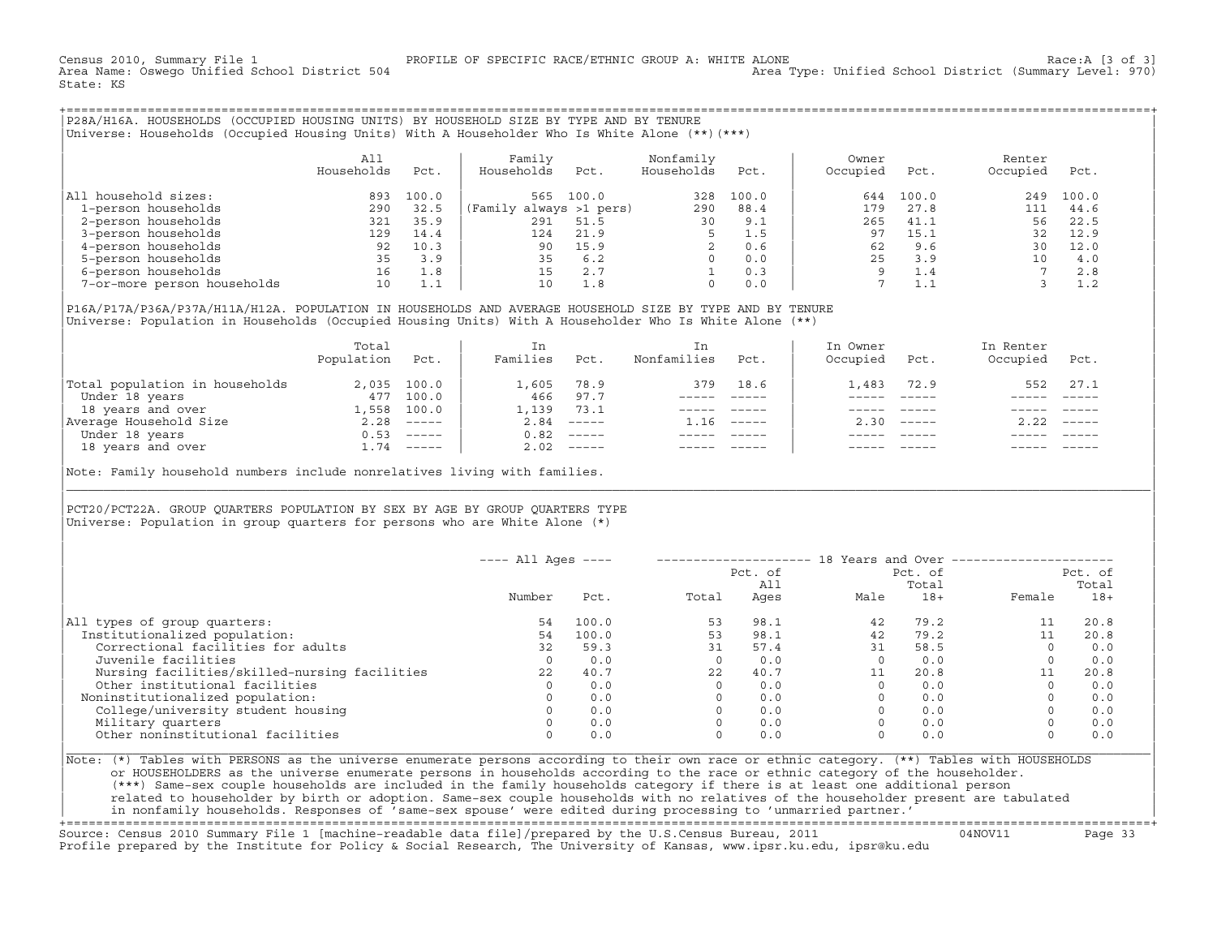Census 2010, Summary File 1 PROFILE OF SPECIFIC RACE/ETHNIC GROUP A: WHITE ALONE Race:A [3 of 3]
Area Name: Oswego Unified School District 504 Area Type: Unified School District (Summary Level: 970)
State: KS

## P28A/H16A. HOUSEHOLDS (OCCUPIED HOUSING UNITS) BY HOUSEHOLD SIZE BY TYPE AND BY TENURE

Universe: Households (Occupied Housing Units) With A Householder Who Is White Alone (**)(***)

| | All Households | Pct. | Family Households | Pct. | Nonfamily Households | Pct. | Owner Occupied | Pct. | Renter Occupied | Pct. |
|---|---|---|---|---|---|---|---|---|---|---|
| All household sizes: | 893 | 100.0 | 565 | 100.0 | 328 | 100.0 | 644 | 100.0 | 249 | 100.0 |
| 1-person households | 290 | 32.5 | (Family always >1 pers) | | 290 | 88.4 | 179 | 27.8 | 111 | 44.6 |
| 2-person households | 321 | 35.9 | 291 | 51.5 | 30 | 9.1 | 265 | 41.1 | 56 | 22.5 |
| 3-person households | 129 | 14.4 | 124 | 21.9 | 5 | 1.5 | 97 | 15.1 | 32 | 12.9 |
| 4-person households | 92 | 10.3 | 90 | 15.9 | 2 | 0.6 | 62 | 9.6 | 30 | 12.0 |
| 5-person households | 35 | 3.9 | 35 | 6.2 | 0 | 0.0 | 25 | 3.9 | 10 | 4.0 |
| 6-person households | 16 | 1.8 | 15 | 2.7 | 1 | 0.3 | 9 | 1.4 | 7 | 2.8 |
| 7-or-more person households | 10 | 1.1 | 10 | 1.8 | 0 | 0.0 | 7 | 1.1 | 3 | 1.2 |

## P16A/P17A/P36A/P37A/H11A/H12A. POPULATION IN HOUSEHOLDS AND AVERAGE HOUSEHOLD SIZE BY TYPE AND BY TENURE

Universe: Population in Households (Occupied Housing Units) With A Householder Who Is White Alone (**)

| | Total Population | Pct. | In Families | Pct. | In Nonfamilies | Pct. | In Owner Occupied | Pct. | In Renter Occupied | Pct. |
|---|---|---|---|---|---|---|---|---|---|---|
| Total population in households | 2,035 | 100.0 | 1,605 | 78.9 | 379 | 18.6 | 1,483 | 72.9 | 552 | 27.1 |
| Under 18 years | 477 | 100.0 | 466 | 97.7 | ----- | ----- | ----- | ----- | ----- | ----- |
| 18 years and over | 1,558 | 100.0 | 1,139 | 73.1 | ----- | ----- | ----- | ----- | ----- | ----- |
| Average Household Size | 2.28 | ----- | 2.84 | ----- | 1.16 | ----- | 2.30 | ----- | 2.22 | ----- |
| Under 18 years | 0.53 | ----- | 0.82 | ----- | ----- | ----- | ----- | ----- | ----- | ----- |
| 18 years and over | 1.74 | ----- | 2.02 | ----- | ----- | ----- | ----- | ----- | ----- | ----- |

Note: Family household numbers include nonrelatives living with families.

## PCT20/PCT22A. GROUP QUARTERS POPULATION BY SEX BY AGE BY GROUP QUARTERS TYPE

Universe: Population in group quarters for persons who are White Alone (*)

| | ---- All Ages ---- | | 18 Years and Over | | | | | |
|---|---|---|---|---|---|---|---|---|
| | Number | Pct. | Total | Pct. of All Ages | Male | Pct. of Total 18+ | Female | Pct. of Total 18+ |
| All types of group quarters: | 54 | 100.0 | 53 | 98.1 | 42 | 79.2 | 11 | 20.8 |
| Institutionalized population: | 54 | 100.0 | 53 | 98.1 | 42 | 79.2 | 11 | 20.8 |
| Correctional facilities for adults | 32 | 59.3 | 31 | 57.4 | 31 | 58.5 | 0 | 0.0 |
| Juvenile facilities | 0 | 0.0 | 0 | 0.0 | 0 | 0.0 | 0 | 0.0 |
| Nursing facilities/skilled-nursing facilities | 22 | 40.7 | 22 | 40.7 | 11 | 20.8 | 11 | 20.8 |
| Other institutional facilities | 0 | 0.0 | 0 | 0.0 | 0 | 0.0 | 0 | 0.0 |
| Noninstitutionalized population: | 0 | 0.0 | 0 | 0.0 | 0 | 0.0 | 0 | 0.0 |
| College/university student housing | 0 | 0.0 | 0 | 0.0 | 0 | 0.0 | 0 | 0.0 |
| Military quarters | 0 | 0.0 | 0 | 0.0 | 0 | 0.0 | 0 | 0.0 |
| Other noninstitutional facilities | 0 | 0.0 | 0 | 0.0 | 0 | 0.0 | 0 | 0.0 |

Note: (*) Tables with PERSONS as the universe enumerate persons according to their own race or ethnic category. (**) Tables with HOUSEHOLDS or HOUSEHOLDERS as the universe enumerate persons in households according to the race or ethnic category of the householder. (***) Same-sex couple households are included in the family households category if there is at least one additional person related to householder by birth or adoption. Same-sex couple households with no relatives of the householder present are tabulated in nonfamily households. Responses of 'same-sex spouse' were edited during processing to 'unmarried partner.'

Source: Census 2010 Summary File 1 [machine-readable data file]/prepared by the U.S.Census Bureau, 2011 04NOV11
Profile prepared by the Institute for Policy & Social Research, The University of Kansas, www.ipsr.ku.edu, ipsr@ku.edu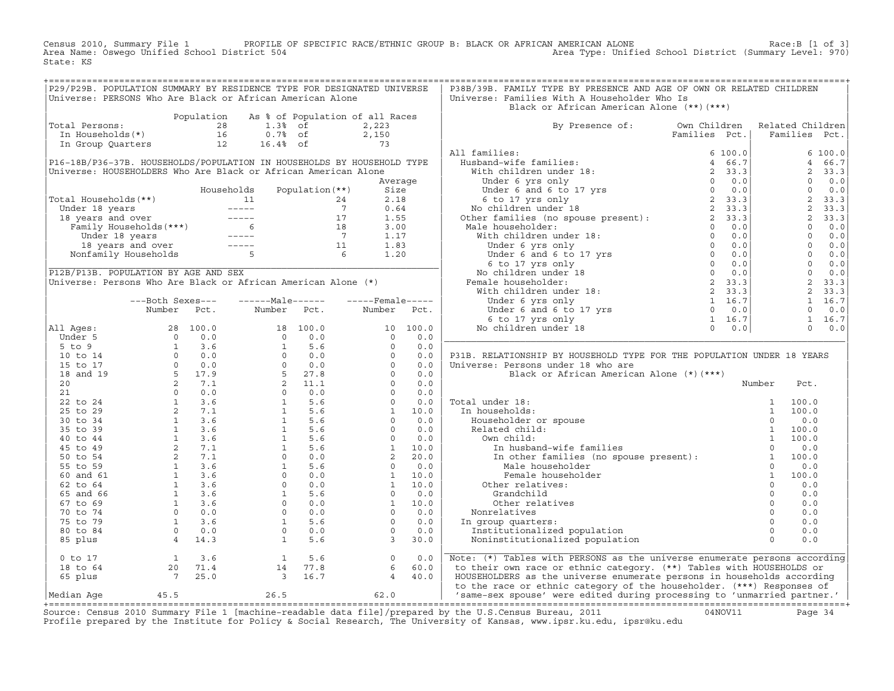Census 2010, Summary File 1 PROFILE OF SPECIFIC RACE/ETHNIC GROUP B: BLACK OR AFRICAN AMERICAN ALONE Race:B [1 of 3]
Area Name: Oswego Unified School District 504 Area Type: Unified School District (Summary Level: 970)
State: KS

## P29/P29B. POPULATION SUMMARY BY RESIDENCE TYPE FOR DESIGNATED UNIVERSE

Universe: PERSONS Who Are Black or African American Alone

| | Population | As % of Population of all Races | |
|---|---|---|---|
| Total Persons: | 28 | 1.3% of | 2,223 |
| In Households(*) | 16 | 0.7% of | 2,150 |
| In Group Quarters | 12 | 16.4% of | 73 |

## P16-18B/P36-37B. HOUSEHOLDS/POPULATION IN HOUSEHOLDS BY HOUSEHOLD TYPE

Universe: HOUSEHOLDERS Who Are Black or African American Alone

| | Households | Population(**) | Average Size |
|---|---|---|---|
| Total Households(**) | 11 | 24 | 2.18 |
| Under 18 years | ----- | 7 | 0.64 |
| 18 years and over | ----- | 17 | 1.55 |
| Family Households(***) | 6 | 18 | 3.00 |
| Under 18 years | ----- | 7 | 1.17 |
| 18 years and over | ----- | 11 | 1.83 |
| Nonfamily Households | 5 | 6 | 1.20 |

## P12B/P13B. POPULATION BY AGE AND SEX

Universe: Persons Who Are Black or African American Alone (*)

| | Both Sexes Number | Both Sexes Pct. | Male Number | Male Pct. | Female Number | Female Pct. |
|---|---|---|---|---|---|---|
| All Ages: | 28 | 100.0 | 18 | 100.0 | 10 | 100.0 |
| Under 5 | 0 | 0.0 | 0 | 0.0 | 0 | 0.0 |
| 5 to 9 | 1 | 3.6 | 1 | 5.6 | 0 | 0.0 |
| 10 to 14 | 0 | 0.0 | 0 | 0.0 | 0 | 0.0 |
| 15 to 17 | 0 | 0.0 | 0 | 0.0 | 0 | 0.0 |
| 18 and 19 | 5 | 17.9 | 5 | 27.8 | 0 | 0.0 |
| 20 | 2 | 7.1 | 2 | 11.1 | 0 | 0.0 |
| 21 | 0 | 0.0 | 0 | 0.0 | 0 | 0.0 |
| 22 to 24 | 1 | 3.6 | 1 | 5.6 | 0 | 0.0 |
| 25 to 29 | 2 | 7.1 | 1 | 5.6 | 1 | 10.0 |
| 30 to 34 | 1 | 3.6 | 1 | 5.6 | 0 | 0.0 |
| 35 to 39 | 1 | 3.6 | 1 | 5.6 | 0 | 0.0 |
| 40 to 44 | 1 | 3.6 | 1 | 5.6 | 0 | 0.0 |
| 45 to 49 | 2 | 7.1 | 1 | 5.6 | 1 | 10.0 |
| 50 to 54 | 2 | 7.1 | 0 | 0.0 | 2 | 20.0 |
| 55 to 59 | 1 | 3.6 | 1 | 5.6 | 0 | 0.0 |
| 60 and 61 | 1 | 3.6 | 0 | 0.0 | 1 | 10.0 |
| 62 to 64 | 1 | 3.6 | 0 | 0.0 | 1 | 10.0 |
| 65 and 66 | 1 | 3.6 | 1 | 5.6 | 0 | 0.0 |
| 67 to 69 | 1 | 3.6 | 0 | 0.0 | 1 | 10.0 |
| 70 to 74 | 0 | 0.0 | 0 | 0.0 | 0 | 0.0 |
| 75 to 79 | 1 | 3.6 | 1 | 5.6 | 0 | 0.0 |
| 80 to 84 | 0 | 0.0 | 0 | 0.0 | 0 | 0.0 |
| 85 plus | 4 | 14.3 | 1 | 5.6 | 3 | 30.0 |
| 0 to 17 | 1 | 3.6 | 1 | 5.6 | 0 | 0.0 |
| 18 to 64 | 20 | 71.4 | 14 | 77.8 | 6 | 60.0 |
| 65 plus | 7 | 25.0 | 3 | 16.7 | 4 | 40.0 |
| Median Age | 45.5 | | 26.5 | | 62.0 | |

## P38B/39B. FAMILY TYPE BY PRESENCE AND AGE OF OWN OR RELATED CHILDREN

Universe: Families With A Householder Who Is Black or African American Alone (**)(***)

| By Presence of: | Own Children Families | Own Children Pct. | Related Children Families | Related Children Pct. |
|---|---|---|---|---|
| All families: | 6 | 100.0 | 6 | 100.0 |
| Husband-wife families: | 4 | 66.7 | 4 | 66.7 |
| With children under 18: | 2 | 33.3 | 2 | 33.3 |
| Under 6 yrs only | 0 | 0.0 | 0 | 0.0 |
| Under 6 and 6 to 17 yrs | 0 | 0.0 | 0 | 0.0 |
| 6 to 17 yrs only | 2 | 33.3 | 2 | 33.3 |
| No children under 18 | 2 | 33.3 | 2 | 33.3 |
| Other families (no spouse present): | 2 | 33.3 | 2 | 33.3 |
| Male householder: | 0 | 0.0 | 0 | 0.0 |
| With children under 18: | 0 | 0.0 | 0 | 0.0 |
| Under 6 yrs only | 0 | 0.0 | 0 | 0.0 |
| Under 6 and 6 to 17 yrs | 0 | 0.0 | 0 | 0.0 |
| 6 to 17 yrs only | 0 | 0.0 | 0 | 0.0 |
| No children under 18 | 0 | 0.0 | 0 | 0.0 |
| Female householder: | 2 | 33.3 | 2 | 33.3 |
| With children under 18: | 2 | 33.3 | 2 | 33.3 |
| Under 6 yrs only | 1 | 16.7 | 1 | 16.7 |
| Under 6 and 6 to 17 yrs | 0 | 0.0 | 0 | 0.0 |
| 6 to 17 yrs only | 1 | 16.7 | 1 | 16.7 |
| No children under 18 | 0 | 0.0 | 0 | 0.0 |

## P31B. RELATIONSHIP BY HOUSEHOLD TYPE FOR THE POPULATION UNDER 18 YEARS

Universe: Persons under 18 who are Black or African American Alone (*)(***)

| | Number | Pct. |
|---|---|---|
| Total under 18: | 1 | 100.0 |
| In households: | 1 | 100.0 |
| Householder or spouse | 0 | 0.0 |
| Related child: | 1 | 100.0 |
| Own child: | 1 | 100.0 |
| In husband-wife families | 0 | 0.0 |
| In other families (no spouse present): | 1 | 100.0 |
| Male householder | 0 | 0.0 |
| Female householder | 1 | 100.0 |
| Other relatives: | 0 | 0.0 |
| Grandchild | 0 | 0.0 |
| Other relatives | 0 | 0.0 |
| Nonrelatives | 0 | 0.0 |
| In group quarters: | 0 | 0.0 |
| Institutionalized population | 0 | 0.0 |
| Noninstitutionalized population | 0 | 0.0 |

Note: (*) Tables with PERSONS as the universe enumerate persons according to their own race or ethnic category. (**) Tables with HOUSEHOLDS or HOUSEHOLDERS as the universe enumerate persons in households according to the race or ethnic category of the householder. (***) Responses of 'same-sex spouse' were edited during processing to 'unmarried partner.'

Source: Census 2010 Summary File 1 [machine-readable data file]/prepared by the U.S.Census Bureau, 2011 04NOV11
Profile prepared by the Institute for Policy & Social Research, The University of Kansas, www.ipsr.ku.edu, ipsr@ku.edu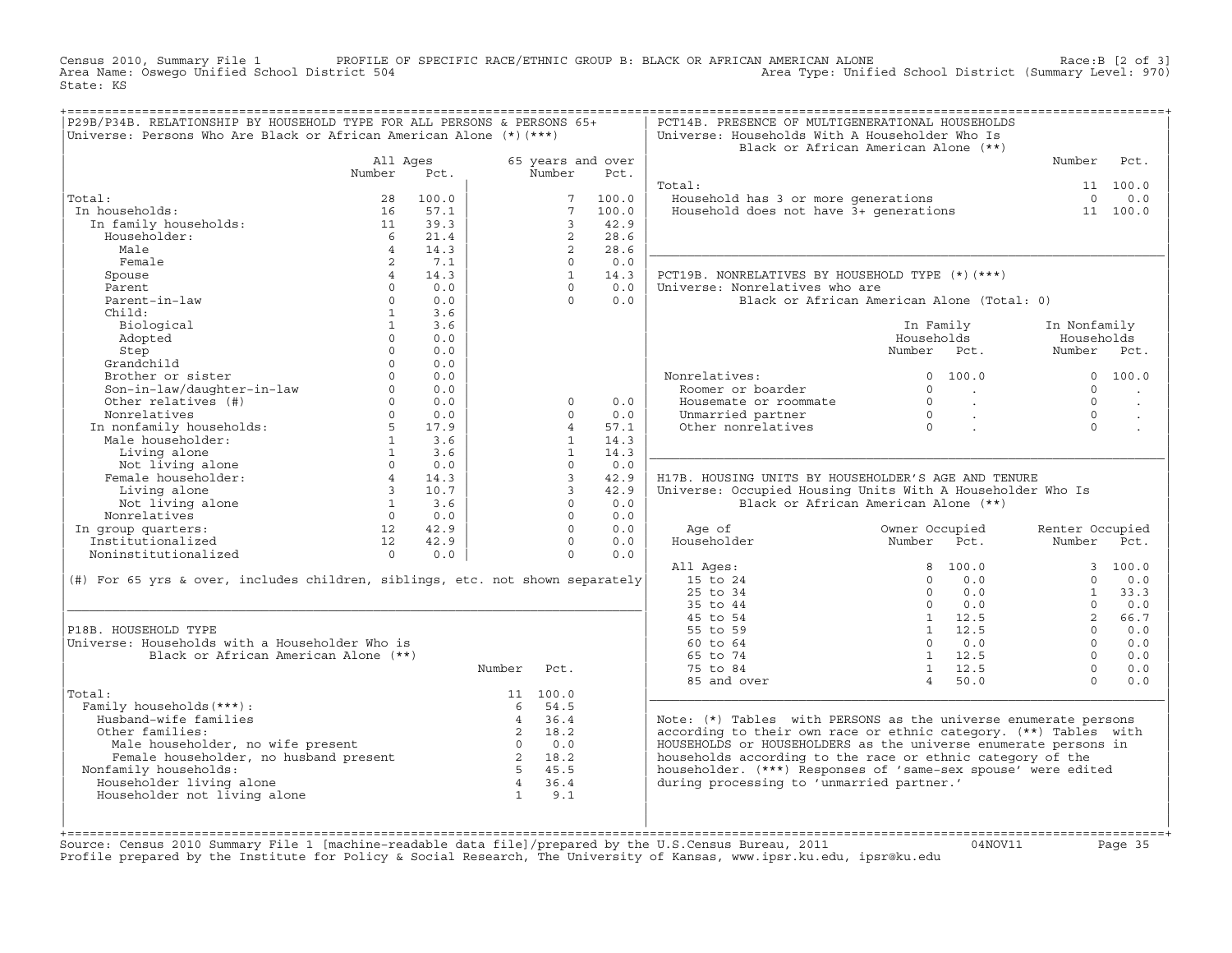Census 2010, Summary File 1 PROFILE OF SPECIFIC RACE/ETHNIC GROUP B: BLACK OR AFRICAN AMERICAN ALONE Race:B [2 of 3]
Area Name: Oswego Unified School District 504 Area Type: Unified School District (Summary Level: 970)
State: KS

## P29B/P34B. RELATIONSHIP BY HOUSEHOLD TYPE FOR ALL PERSONS & PERSONS 65+

Universe: Persons Who Are Black or African American Alone (*)(***)

| | All Ages Number | All Ages Pct. | 65 years and over Number | 65 years and over Pct. |
|---|---|---|---|---|
| Total: | 28 | 100.0 | 7 | 100.0 |
| In households: | 16 | 57.1 | 7 | 100.0 |
| In family households: | 11 | 39.3 | 3 | 42.9 |
| Householder: | 6 | 21.4 | 2 | 28.6 |
| Male | 4 | 14.3 | 2 | 28.6 |
| Female | 2 | 7.1 | 0 | 0.0 |
| Spouse | 4 | 14.3 | 1 | 14.3 |
| Parent | 0 | 0.0 | 0 | 0.0 |
| Parent-in-law | 0 | 0.0 | 0 | 0.0 |
| Child: | 1 | 3.6 | | |
| Biological | 1 | 3.6 | | |
| Adopted | 0 | 0.0 | | |
| Step | 0 | 0.0 | | |
| Grandchild | 0 | 0.0 | | |
| Brother or sister | 0 | 0.0 | | |
| Son-in-law/daughter-in-law | 0 | 0.0 | | |
| Other relatives (#) | 0 | 0.0 | 0 | 0.0 |
| Nonrelatives | 0 | 0.0 | 0 | 0.0 |
| In nonfamily households: | 5 | 17.9 | 4 | 57.1 |
| Male householder: | 1 | 3.6 | 1 | 14.3 |
| Living alone | 1 | 3.6 | 1 | 14.3 |
| Not living alone | 0 | 0.0 | 0 | 0.0 |
| Female householder: | 4 | 14.3 | 3 | 42.9 |
| Living alone | 3 | 10.7 | 3 | 42.9 |
| Not living alone | 1 | 3.6 | 0 | 0.0 |
| Nonrelatives | 0 | 0.0 | 0 | 0.0 |
| In group quarters: | 12 | 42.9 | 0 | 0.0 |
| Institutionalized | 12 | 42.9 | 0 | 0.0 |
| Noninstitutionalized | 0 | 0.0 | 0 | 0.0 |

(#) For 65 yrs & over, includes children, siblings, etc. not shown separately

## P18B. HOUSEHOLD TYPE

Universe: Households with a Householder Who is Black or African American Alone (**)

| | Number | Pct. |
|---|---|---|
| Total: | 11 | 100.0 |
| Family households(***): | 6 | 54.5 |
| Husband-wife families | 4 | 36.4 |
| Other families: | 2 | 18.2 |
| Male householder, no wife present | 0 | 0.0 |
| Female householder, no husband present | 2 | 18.2 |
| Nonfamily households: | 5 | 45.5 |
| Householder living alone | 4 | 36.4 |
| Householder not living alone | 1 | 9.1 |

## PCT14B. PRESENCE OF MULTIGENERATIONAL HOUSEHOLDS

Universe: Households With A Householder Who Is Black or African American Alone (**)

| | Number | Pct. |
|---|---|---|
| Total: | 11 | 100.0 |
| Household has 3 or more generations | 0 | 0.0 |
| Household does not have 3+ generations | 11 | 100.0 |

## PCT19B. NONRELATIVES BY HOUSEHOLD TYPE (*)(***)

Universe: Nonrelatives who are Black or African American Alone (Total: 0)

| | In Family Households Number | In Family Households Pct. | In Nonfamily Households Number | In Nonfamily Households Pct. |
|---|---|---|---|---|
| Nonrelatives: | 0 | 100.0 | 0 | 100.0 |
| Roomer or boarder | 0 | . | 0 | . |
| Housemate or roommate | 0 | . | 0 | . |
| Unmarried partner | 0 | . | 0 | . |
| Other nonrelatives | 0 | . | 0 | . |

## H17B. HOUSING UNITS BY HOUSEHOLDER'S AGE AND TENURE

Universe: Occupied Housing Units With A Householder Who Is Black or African American Alone (**)

| Age of Householder | Owner Occupied Number | Owner Occupied Pct. | Renter Occupied Number | Renter Occupied Pct. |
|---|---|---|---|---|
| All Ages: | 8 | 100.0 | 3 | 100.0 |
| 15 to 24 | 0 | 0.0 | 0 | 0.0 |
| 25 to 34 | 0 | 0.0 | 1 | 33.3 |
| 35 to 44 | 0 | 0.0 | 0 | 0.0 |
| 45 to 54 | 1 | 12.5 | 2 | 66.7 |
| 55 to 59 | 1 | 12.5 | 0 | 0.0 |
| 60 to 64 | 0 | 0.0 | 0 | 0.0 |
| 65 to 74 | 1 | 12.5 | 0 | 0.0 |
| 75 to 84 | 1 | 12.5 | 0 | 0.0 |
| 85 and over | 4 | 50.0 | 0 | 0.0 |

Note: (*) Tables with PERSONS as the universe enumerate persons according to their own race or ethnic category. (**) Tables with HOUSEHOLDS or HOUSEHOLDERS as the universe enumerate persons in households according to the race or ethnic category of the householder. (***) Responses of 'same-sex spouse' were edited during processing to 'unmarried partner.'

Source: Census 2010 Summary File 1 [machine-readable data file]/prepared by the U.S.Census Bureau, 2011 04NOV11
Profile prepared by the Institute for Policy & Social Research, The University of Kansas, www.ipsr.ku.edu, ipsr@ku.edu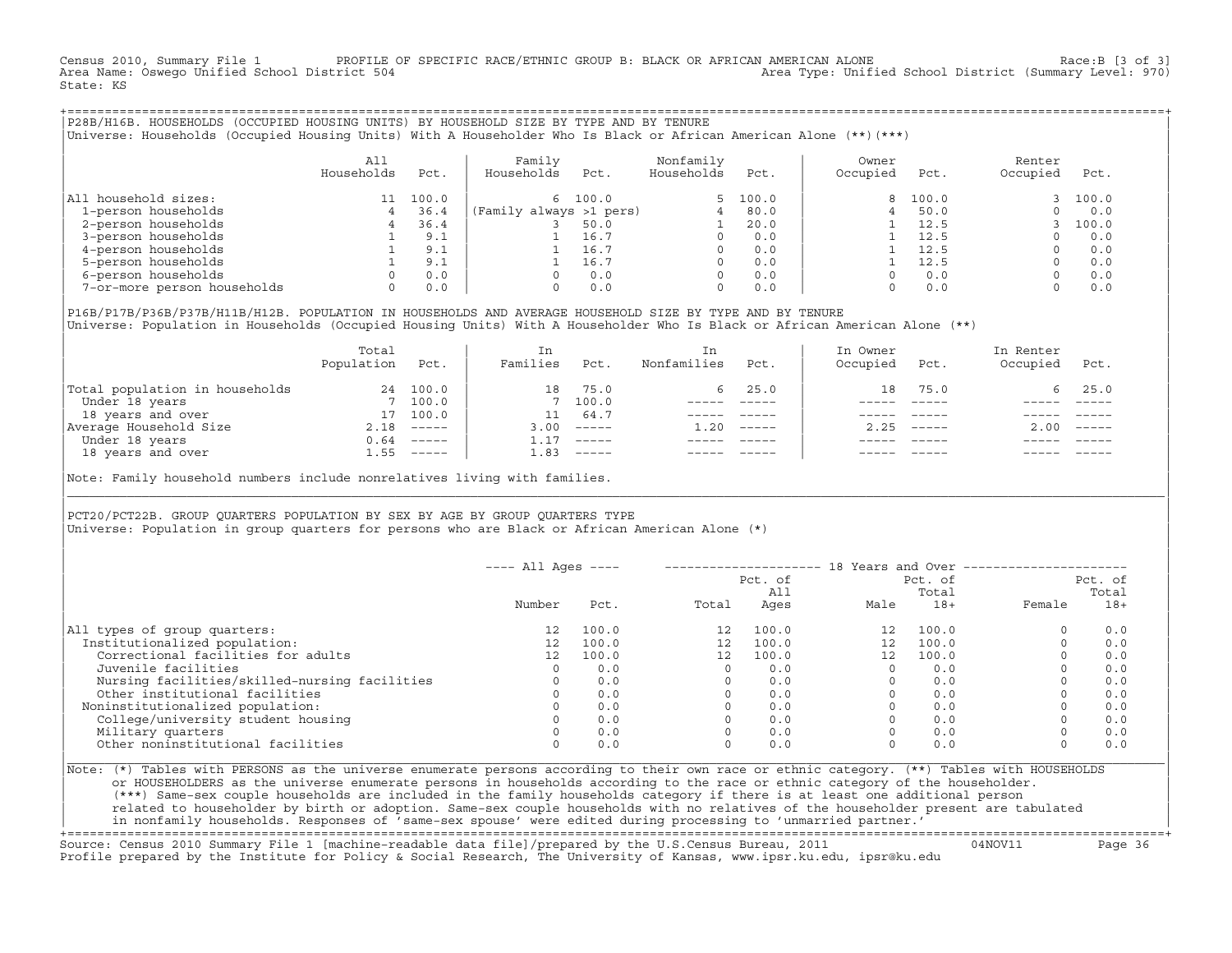Census 2010, Summary File 1 PROFILE OF SPECIFIC RACE/ETHNIC GROUP B: BLACK OR AFRICAN AMERICAN ALONE Race:B [3 of 3]
Area Name: Oswego Unified School District 504 Area Type: Unified School District (Summary Level: 970)
State: KS

## P28B/H16B. HOUSEHOLDS (OCCUPIED HOUSING UNITS) BY HOUSEHOLD SIZE BY TYPE AND BY TENURE

Universe: Households (Occupied Housing Units) With A Householder Who Is Black or African American Alone (**)(***)

| | All Households | Pct. | Family Households | Pct. | Nonfamily Households | Pct. | Owner Occupied | Pct. | Renter Occupied | Pct. |
|---|---|---|---|---|---|---|---|---|---|---|
| All household sizes: | 11 | 100.0 | 6 | 100.0 | 5 | 100.0 | 8 | 100.0 | 3 | 100.0 |
| 1-person households | 4 | 36.4 | (Family always >1 pers) | | 4 | 80.0 | 4 | 50.0 | 0 | 0.0 |
| 2-person households | 4 | 36.4 | 3 | 50.0 | 1 | 20.0 | 1 | 12.5 | 3 | 100.0 |
| 3-person households | 1 | 9.1 | 1 | 16.7 | 0 | 0.0 | 1 | 12.5 | 0 | 0.0 |
| 4-person households | 1 | 9.1 | 1 | 16.7 | 0 | 0.0 | 1 | 12.5 | 0 | 0.0 |
| 5-person households | 1 | 9.1 | 1 | 16.7 | 0 | 0.0 | 1 | 12.5 | 0 | 0.0 |
| 6-person households | 0 | 0.0 | 0 | 0.0 | 0 | 0.0 | 0 | 0.0 | 0 | 0.0 |
| 7-or-more person households | 0 | 0.0 | 0 | 0.0 | 0 | 0.0 | 0 | 0.0 | 0 | 0.0 |

## P16B/P17B/P36B/P37B/H11B/H12B. POPULATION IN HOUSEHOLDS AND AVERAGE HOUSEHOLD SIZE BY TYPE AND BY TENURE

Universe: Population in Households (Occupied Housing Units) With A Householder Who Is Black or African American Alone (**)

| | Total Population | Pct. | In Families | Pct. | In Nonfamilies | Pct. | In Owner Occupied | Pct. | In Renter Occupied | Pct. |
|---|---|---|---|---|---|---|---|---|---|---|
| Total population in households | 24 | 100.0 | 18 | 75.0 | 6 | 25.0 | 18 | 75.0 | 6 | 25.0 |
| Under 18 years | 7 | 100.0 | 7 | 100.0 | ----- | ----- | ----- | ----- | ----- | ----- |
| 18 years and over | 17 | 100.0 | 11 | 64.7 | ----- | ----- | ----- | ----- | ----- | ----- |
| Average Household Size | 2.18 | ----- | 3.00 | ----- | 1.20 | ----- | 2.25 | ----- | 2.00 | ----- |
| Under 18 years | 0.64 | ----- | 1.17 | ----- | ----- | ----- | ----- | ----- | ----- | ----- |
| 18 years and over | 1.55 | ----- | 1.83 | ----- | ----- | ----- | ----- | ----- | ----- | ----- |

Note: Family household numbers include nonrelatives living with families.

## PCT20/PCT22B. GROUP QUARTERS POPULATION BY SEX BY AGE BY GROUP QUARTERS TYPE

Universe: Population in group quarters for persons who are Black or African American Alone (*)

| | All Ages | | 18 Years and Over | | | | | |
|---|---|---|---|---|---|---|---|---|
| | Number | Pct. | Total | Pct. of All Ages | Male | Pct. of Total 18+ | Female | Pct. of Total 18+ |
| All types of group quarters: | 12 | 100.0 | 12 | 100.0 | 12 | 100.0 | 0 | 0.0 |
| Institutionalized population: | 12 | 100.0 | 12 | 100.0 | 12 | 100.0 | 0 | 0.0 |
| Correctional facilities for adults | 12 | 100.0 | 12 | 100.0 | 12 | 100.0 | 0 | 0.0 |
| Juvenile facilities | 0 | 0.0 | 0 | 0.0 | 0 | 0.0 | 0 | 0.0 |
| Nursing facilities/skilled-nursing facilities | 0 | 0.0 | 0 | 0.0 | 0 | 0.0 | 0 | 0.0 |
| Other institutional facilities | 0 | 0.0 | 0 | 0.0 | 0 | 0.0 | 0 | 0.0 |
| Noninstitutionalized population: | 0 | 0.0 | 0 | 0.0 | 0 | 0.0 | 0 | 0.0 |
| College/university student housing | 0 | 0.0 | 0 | 0.0 | 0 | 0.0 | 0 | 0.0 |
| Military quarters | 0 | 0.0 | 0 | 0.0 | 0 | 0.0 | 0 | 0.0 |
| Other noninstitutional facilities | 0 | 0.0 | 0 | 0.0 | 0 | 0.0 | 0 | 0.0 |

Note: (*) Tables with PERSONS as the universe enumerate persons according to their own race or ethnic category. (**) Tables with HOUSEHOLDS or HOUSEHOLDERS as the universe enumerate persons in households according to the race or ethnic category of the householder. (***) Same-sex couple households are included in the family households category if there is at least one additional person related to householder by birth or adoption. Same-sex couple households with no relatives of the householder present are tabulated in nonfamily households. Responses of 'same-sex spouse' were edited during processing to 'unmarried partner.'

Source: Census 2010 Summary File 1 [machine-readable data file]/prepared by the U.S.Census Bureau, 2011 04NOV11
Profile prepared by the Institute for Policy & Social Research, The University of Kansas, www.ipsr.ku.edu, ipsr@ku.edu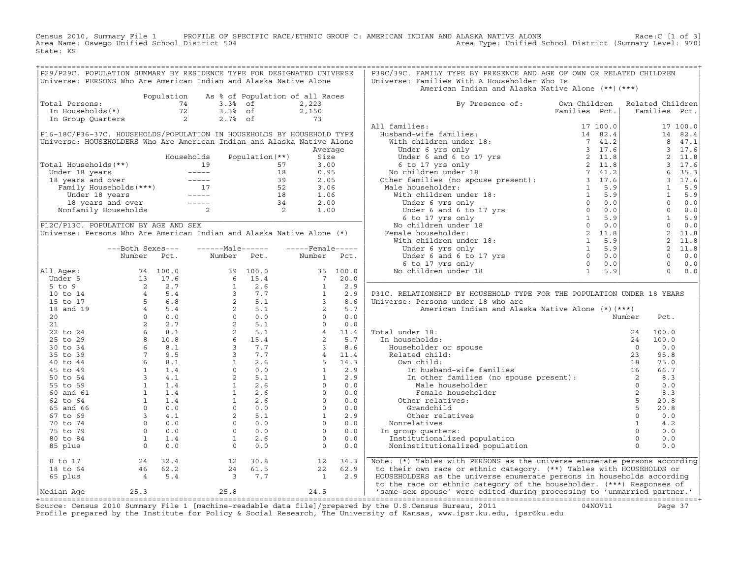Census 2010, Summary File 1 PROFILE OF SPECIFIC RACE/ETHNIC GROUP C: AMERICAN INDIAN AND ALASKA NATIVE ALONE Race:C [1 of 3]
Area Name: Oswego Unified School District 504 Area Type: Unified School District (Summary Level: 970)
State: KS

## P29/P29C. POPULATION SUMMARY BY RESIDENCE TYPE FOR DESIGNATED UNIVERSE

Universe: PERSONS Who Are American Indian and Alaska Native Alone

| | Population | As % of Population of all Races | |
|---|---|---|---|
| Total Persons: | 74 | 3.3% of | 2,223 |
| In Households(*) | 72 | 3.3% of | 2,150 |
| In Group Quarters | 2 | 2.7% of | 73 |

## P16-18C/P36-37C. HOUSEHOLDS/POPULATION IN HOUSEHOLDS BY HOUSEHOLD TYPE

Universe: HOUSEHOLDERS Who Are American Indian and Alaska Native Alone

| | Households | Population(**) | Average Size |
|---|---|---|---|
| Total Households(**) | 19 | 57 | 3.00 |
| Under 18 years | ----- | 18 | 0.95 |
| 18 years and over | ----- | 39 | 2.05 |
| Family Households(***) | 17 | 52 | 3.06 |
| Under 18 years | ----- | 18 | 1.06 |
| 18 years and over | ----- | 34 | 2.00 |
| Nonfamily Households | 2 | 2 | 1.00 |

## P12C/P13C. POPULATION BY AGE AND SEX

Universe: Persons Who Are American Indian and Alaska Native Alone (*)

| | Both Sexes Number | Both Sexes Pct. | Male Number | Male Pct. | Female Number | Female Pct. |
|---|---|---|---|---|---|---|
| All Ages: | 74 | 100.0 | 39 | 100.0 | 35 | 100.0 |
| Under 5 | 13 | 17.6 | 6 | 15.4 | 7 | 20.0 |
| 5 to 9 | 2 | 2.7 | 1 | 2.6 | 1 | 2.9 |
| 10 to 14 | 4 | 5.4 | 3 | 7.7 | 1 | 2.9 |
| 15 to 17 | 5 | 6.8 | 2 | 5.1 | 3 | 8.6 |
| 18 and 19 | 4 | 5.4 | 2 | 5.1 | 2 | 5.7 |
| 20 | 0 | 0.0 | 0 | 0.0 | 0 | 0.0 |
| 21 | 2 | 2.7 | 2 | 5.1 | 0 | 0.0 |
| 22 to 24 | 6 | 8.1 | 2 | 5.1 | 4 | 11.4 |
| 25 to 29 | 8 | 10.8 | 6 | 15.4 | 2 | 5.7 |
| 30 to 34 | 6 | 8.1 | 3 | 7.7 | 3 | 8.6 |
| 35 to 39 | 7 | 9.5 | 3 | 7.7 | 4 | 11.4 |
| 40 to 44 | 6 | 8.1 | 1 | 2.6 | 5 | 14.3 |
| 45 to 49 | 1 | 1.4 | 0 | 0.0 | 1 | 2.9 |
| 50 to 54 | 3 | 4.1 | 2 | 5.1 | 1 | 2.9 |
| 55 to 59 | 1 | 1.4 | 1 | 2.6 | 0 | 0.0 |
| 60 and 61 | 1 | 1.4 | 1 | 2.6 | 0 | 0.0 |
| 62 to 64 | 1 | 1.4 | 1 | 2.6 | 0 | 0.0 |
| 65 and 66 | 0 | 0.0 | 0 | 0.0 | 0 | 0.0 |
| 67 to 69 | 3 | 4.1 | 2 | 5.1 | 1 | 2.9 |
| 70 to 74 | 0 | 0.0 | 0 | 0.0 | 0 | 0.0 |
| 75 to 79 | 0 | 0.0 | 0 | 0.0 | 0 | 0.0 |
| 80 to 84 | 1 | 1.4 | 1 | 2.6 | 0 | 0.0 |
| 85 plus | 0 | 0.0 | 0 | 0.0 | 0 | 0.0 |
| 0 to 17 | 24 | 32.4 | 12 | 30.8 | 12 | 34.3 |
| 18 to 64 | 46 | 62.2 | 24 | 61.5 | 22 | 62.9 |
| 65 plus | 4 | 5.4 | 3 | 7.7 | 1 | 2.9 |
| Median Age | 25.3 | | 25.8 | | 24.5 | |

## P38C/39C. FAMILY TYPE BY PRESENCE AND AGE OF OWN OR RELATED CHILDREN

Universe: Families With A Householder Who Is American Indian and Alaska Native Alone (**)(***)

| By Presence of: | Own Children Families | Own Children Pct. | Related Children Families | Related Children Pct. |
|---|---|---|---|---|
| All families: | 17 | 100.0 | 17 | 100.0 |
| Husband-wife families: | 14 | 82.4 | 14 | 82.4 |
| With children under 18: | 7 | 41.2 | 8 | 47.1 |
| Under 6 yrs only | 3 | 17.6 | 3 | 17.6 |
| Under 6 and 6 to 17 yrs | 2 | 11.8 | 2 | 11.8 |
| 6 to 17 yrs only | 2 | 11.8 | 3 | 17.6 |
| No children under 18 | 7 | 41.2 | 6 | 35.3 |
| Other families (no spouse present): | 3 | 17.6 | 3 | 17.6 |
| Male householder: | 1 | 5.9 | 1 | 5.9 |
| With children under 18: | 1 | 5.9 | 1 | 5.9 |
| Under 6 yrs only | 0 | 0.0 | 0 | 0.0 |
| Under 6 and 6 to 17 yrs | 0 | 0.0 | 0 | 0.0 |
| 6 to 17 yrs only | 1 | 5.9 | 1 | 5.9 |
| No children under 18 | 0 | 0.0 | 0 | 0.0 |
| Female householder: | 2 | 11.8 | 2 | 11.8 |
| With children under 18: | 1 | 5.9 | 2 | 11.8 |
| Under 6 yrs only | 1 | 5.9 | 2 | 11.8 |
| Under 6 and 6 to 17 yrs | 0 | 0.0 | 0 | 0.0 |
| 6 to 17 yrs only | 0 | 0.0 | 0 | 0.0 |
| No children under 18 | 1 | 5.9 | 0 | 0.0 |

## P31C. RELATIONSHIP BY HOUSEHOLD TYPE FOR THE POPULATION UNDER 18 YEARS

Universe: Persons under 18 who are American Indian and Alaska Native Alone (*)(***)

| | Number | Pct. |
|---|---|---|
| Total under 18: | 24 | 100.0 |
| In households: | 24 | 100.0 |
| Householder or spouse | 0 | 0.0 |
| Related child: | 23 | 95.8 |
| Own child: | 18 | 75.0 |
| In husband-wife families | 16 | 66.7 |
| In other families (no spouse present): | 2 | 8.3 |
| Male householder | 0 | 0.0 |
| Female householder | 2 | 8.3 |
| Other relatives: | 5 | 20.8 |
| Grandchild | 5 | 20.8 |
| Other relatives | 0 | 0.0 |
| Nonrelatives | 1 | 4.2 |
| In group quarters: | 0 | 0.0 |
| Institutionalized population | 0 | 0.0 |
| Noninstitutionalized population | 0 | 0.0 |

Note: (*) Tables with PERSONS as the universe enumerate persons according to their own race or ethnic category. (**) Tables with HOUSEHOLDS or HOUSEHOLDERS as the universe enumerate persons in households according to the race or ethnic category of the householder. (***) Responses of 'same-sex spouse' were edited during processing to 'unmarried partner.'

Source: Census 2010 Summary File 1 [machine-readable data file]/prepared by the U.S.Census Bureau, 2011 04NOV11
Profile prepared by the Institute for Policy & Social Research, The University of Kansas, www.ipsr.ku.edu, ipsr@ku.edu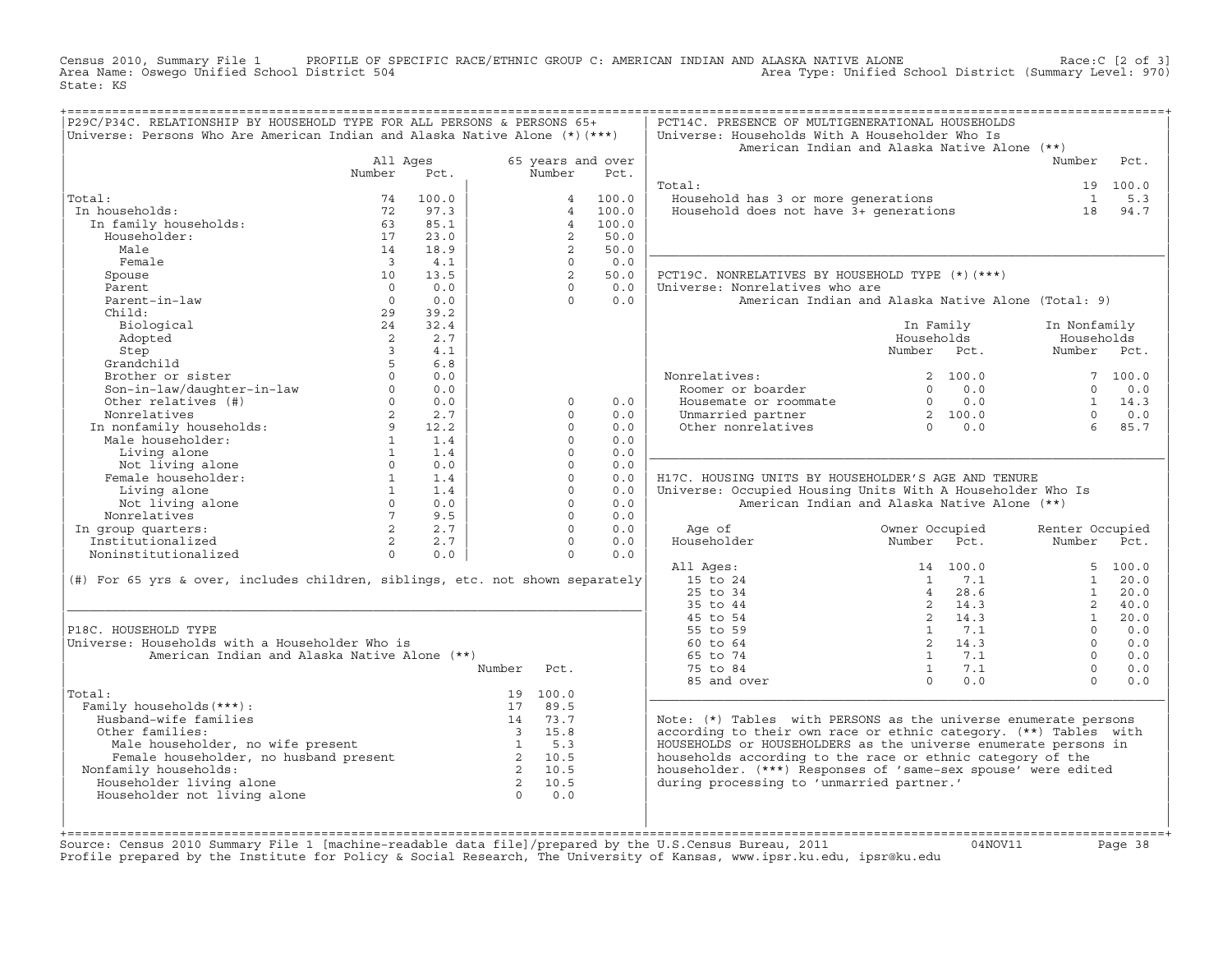Census 2010, Summary File 1 PROFILE OF SPECIFIC RACE/ETHNIC GROUP C: AMERICAN INDIAN AND ALASKA NATIVE ALONE Race:C [2 of 3]
Area Name: Oswego Unified School District 504 Area Type: Unified School District (Summary Level: 970)
State: KS

## P29C/P34C. RELATIONSHIP BY HOUSEHOLD TYPE FOR ALL PERSONS & PERSONS 65+

Universe: Persons Who Are American Indian and Alaska Native Alone (*)(***)

| | All Ages Number | All Ages Pct. | 65 years and over Number | 65 years and over Pct. |
|---|---|---|---|---|
| Total: | 74 | 100.0 | 4 | 100.0 |
| In households: | 72 | 97.3 | 4 | 100.0 |
| In family households: | 63 | 85.1 | 4 | 100.0 |
| Householder: | 17 | 23.0 | 2 | 50.0 |
| Male | 14 | 18.9 | 2 | 50.0 |
| Female | 3 | 4.1 | 0 | 0.0 |
| Spouse | 10 | 13.5 | 2 | 50.0 |
| Parent | 0 | 0.0 | 0 | 0.0 |
| Parent-in-law | 0 | 0.0 | 0 | 0.0 |
| Child: | 29 | 39.2 | | |
| Biological | 24 | 32.4 | | |
| Adopted | 2 | 2.7 | | |
| Step | 3 | 4.1 | | |
| Grandchild | 5 | 6.8 | | |
| Brother or sister | 0 | 0.0 | | |
| Son-in-law/daughter-in-law | 0 | 0.0 | | |
| Other relatives (#) | 0 | 0.0 | 0 | 0.0 |
| Nonrelatives | 2 | 2.7 | 0 | 0.0 |
| In nonfamily households: | 9 | 12.2 | 0 | 0.0 |
| Male householder: | 1 | 1.4 | 0 | 0.0 |
| Living alone | 1 | 1.4 | 0 | 0.0 |
| Not living alone | 0 | 0.0 | 0 | 0.0 |
| Female householder: | 1 | 1.4 | 0 | 0.0 |
| Living alone | 1 | 1.4 | 0 | 0.0 |
| Not living alone | 0 | 0.0 | 0 | 0.0 |
| Nonrelatives | 7 | 9.5 | 0 | 0.0 |
| In group quarters: | 2 | 2.7 | 0 | 0.0 |
| Institutionalized | 2 | 2.7 | 0 | 0.0 |
| Noninstitutionalized | 0 | 0.0 | 0 | 0.0 |

(#) For 65 yrs & over, includes children, siblings, etc. not shown separately

## P18C. HOUSEHOLD TYPE

Universe: Households with a Householder Who is American Indian and Alaska Native Alone (**)

| | Number | Pct. |
|---|---|---|
| Total: | 19 | 100.0 |
| Family households(***): | 17 | 89.5 |
| Husband-wife families | 14 | 73.7 |
| Other families: | 3 | 15.8 |
| Male householder, no wife present | 1 | 5.3 |
| Female householder, no husband present | 2 | 10.5 |
| Nonfamily households: | 2 | 10.5 |
| Householder living alone | 2 | 10.5 |
| Householder not living alone | 0 | 0.0 |

## PCT14C. PRESENCE OF MULTIGENERATIONAL HOUSEHOLDS

Universe: Households With A Householder Who Is American Indian and Alaska Native Alone (**)

| | Number | Pct. |
|---|---|---|
| Total: | 19 | 100.0 |
| Household has 3 or more generations | 1 | 5.3 |
| Household does not have 3+ generations | 18 | 94.7 |

## PCT19C. NONRELATIVES BY HOUSEHOLD TYPE (*)(***)

Universe: Nonrelatives who are American Indian and Alaska Native Alone (Total: 9)

| | In Family Households Number | In Family Households Pct. | In Nonfamily Households Number | In Nonfamily Households Pct. |
|---|---|---|---|---|
| Nonrelatives: | 2 | 100.0 | 7 | 100.0 |
| Roomer or boarder | 0 | 0.0 | 0 | 0.0 |
| Housemate or roommate | 0 | 0.0 | 1 | 14.3 |
| Unmarried partner | 2 | 100.0 | 0 | 0.0 |
| Other nonrelatives | 0 | 0.0 | 6 | 85.7 |

## H17C. HOUSING UNITS BY HOUSEHOLDER'S AGE AND TENURE

Universe: Occupied Housing Units With A Householder Who Is American Indian and Alaska Native Alone (**)

| Age of Householder | Owner Occupied Number | Owner Occupied Pct. | Renter Occupied Number | Renter Occupied Pct. |
|---|---|---|---|---|
| All Ages: | 14 | 100.0 | 5 | 100.0 |
| 15 to 24 | 1 | 7.1 | 1 | 20.0 |
| 25 to 34 | 4 | 28.6 | 1 | 20.0 |
| 35 to 44 | 2 | 14.3 | 2 | 40.0 |
| 45 to 54 | 2 | 14.3 | 1 | 20.0 |
| 55 to 59 | 1 | 7.1 | 0 | 0.0 |
| 60 to 64 | 2 | 14.3 | 0 | 0.0 |
| 65 to 74 | 1 | 7.1 | 0 | 0.0 |
| 75 to 84 | 1 | 7.1 | 0 | 0.0 |
| 85 and over | 0 | 0.0 | 0 | 0.0 |

Note: (*) Tables with PERSONS as the universe enumerate persons according to their own race or ethnic category. (**) Tables with HOUSEHOLDS or HOUSEHOLDERS as the universe enumerate persons in households according to the race or ethnic category of the householder. (***) Responses of 'same-sex spouse' were edited during processing to 'unmarried partner.'

Source: Census 2010 Summary File 1 [machine-readable data file]/prepared by the U.S.Census Bureau, 2011 04NOV11
Profile prepared by the Institute for Policy & Social Research, The University of Kansas, www.ipsr.ku.edu, ipsr@ku.edu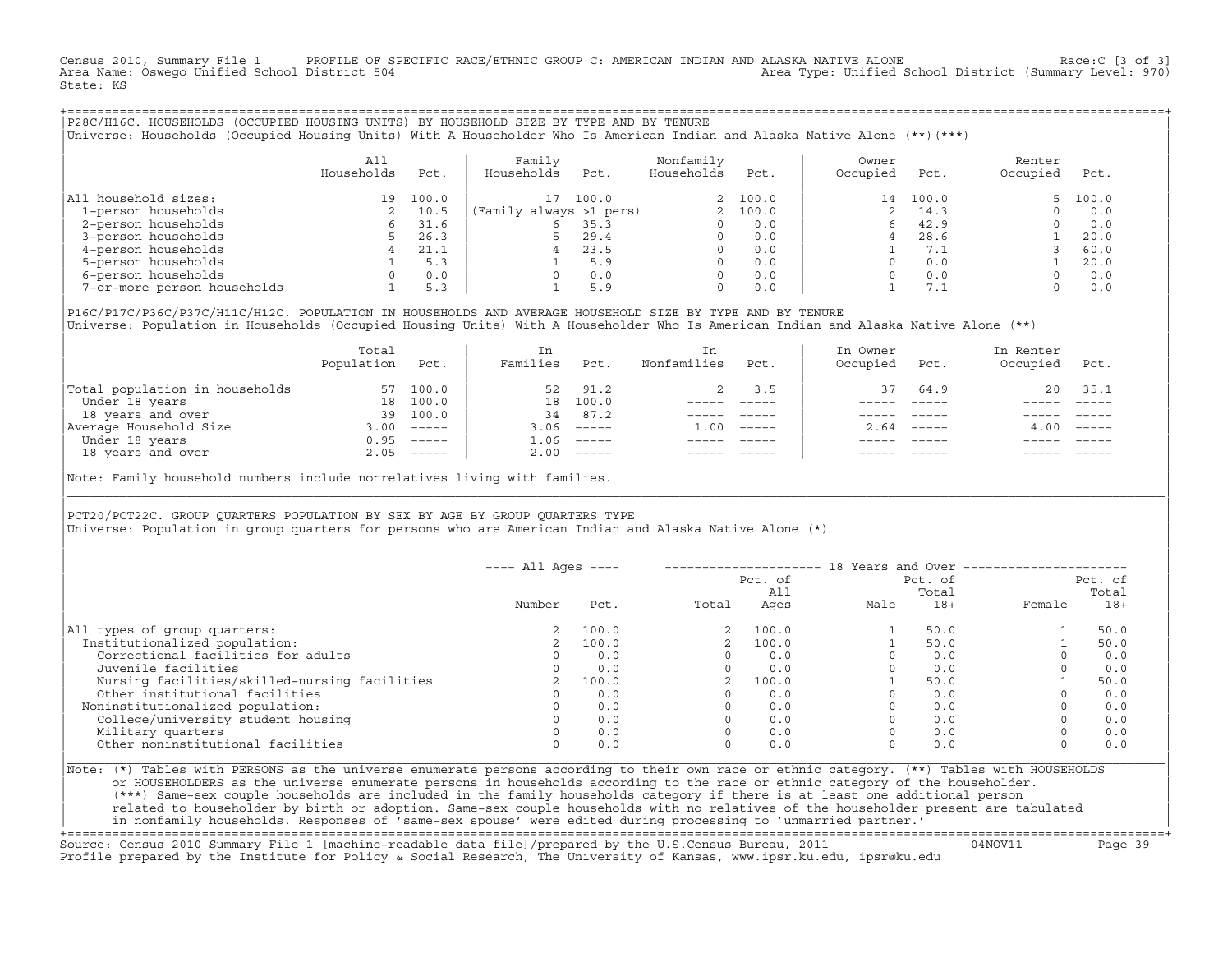Census 2010, Summary File 1 PROFILE OF SPECIFIC RACE/ETHNIC GROUP C: AMERICAN INDIAN AND ALASKA NATIVE ALONE Race:C [3 of 3]
Area Name: Oswego Unified School District 504 Area Type: Unified School District (Summary Level: 970)
State: KS

## P28C/H16C. HOUSEHOLDS (OCCUPIED HOUSING UNITS) BY HOUSEHOLD SIZE BY TYPE AND BY TENURE

Universe: Households (Occupied Housing Units) With A Householder Who Is American Indian and Alaska Native Alone (**)(***)

| | All Households | Pct. | Family Households | Pct. | Nonfamily Households | Pct. | Owner Occupied | Pct. | Renter Occupied | Pct. |
|---|---|---|---|---|---|---|---|---|---|---|
| All household sizes: | 19 | 100.0 | 17 | 100.0 | 2 | 100.0 | 14 | 100.0 | 5 | 100.0 |
| 1-person households | 2 | 10.5 | (Family always >1 pers) | | 2 | 100.0 | 2 | 14.3 | 0 | 0.0 |
| 2-person households | 6 | 31.6 | 6 | 35.3 | 0 | 0.0 | 6 | 42.9 | 0 | 0.0 |
| 3-person households | 5 | 26.3 | 5 | 29.4 | 0 | 0.0 | 4 | 28.6 | 1 | 20.0 |
| 4-person households | 4 | 21.1 | 4 | 23.5 | 0 | 0.0 | 1 | 7.1 | 3 | 60.0 |
| 5-person households | 1 | 5.3 | 1 | 5.9 | 0 | 0.0 | 0 | 0.0 | 1 | 20.0 |
| 6-person households | 0 | 0.0 | 0 | 0.0 | 0 | 0.0 | 0 | 0.0 | 0 | 0.0 |
| 7-or-more person households | 1 | 5.3 | 1 | 5.9 | 0 | 0.0 | 1 | 7.1 | 0 | 0.0 |

## P16C/P17C/P36C/P37C/H11C/H12C. POPULATION IN HOUSEHOLDS AND AVERAGE HOUSEHOLD SIZE BY TYPE AND BY TENURE

Universe: Population in Households (Occupied Housing Units) With A Householder Who Is American Indian and Alaska Native Alone (**)

| | Total Population | Pct. | In Families | Pct. | In Nonfamilies | Pct. | In Owner Occupied | Pct. | In Renter Occupied | Pct. |
|---|---|---|---|---|---|---|---|---|---|---|
| Total population in households | 57 | 100.0 | 52 | 91.2 | 2 | 3.5 | 37 | 64.9 | 20 | 35.1 |
| Under 18 years | 18 | 100.0 | 18 | 100.0 | ----- | ----- | ----- | ----- | ----- | ----- |
| 18 years and over | 39 | 100.0 | 34 | 87.2 | ----- | ----- | ----- | ----- | ----- | ----- |
| Average Household Size | 3.00 | ----- | 3.06 | ----- | 1.00 | ----- | 2.64 | ----- | 4.00 | ----- |
| Under 18 years | 0.95 | ----- | 1.06 | ----- | ----- | ----- | ----- | ----- | ----- | ----- |
| 18 years and over | 2.05 | ----- | 2.00 | ----- | ----- | ----- | ----- | ----- | ----- | ----- |

Note: Family household numbers include nonrelatives living with families.

## PCT20/PCT22C. GROUP QUARTERS POPULATION BY SEX BY AGE BY GROUP QUARTERS TYPE

Universe: Population in group quarters for persons who are American Indian and Alaska Native Alone (*)

| | All Ages | | 18 Years and Over | | | | | |
|---|---|---|---|---|---|---|---|---|
| | Number | Pct. | Total | Pct. of All Ages | Male | Pct. of Total 18+ | Female | Pct. of Total 18+ |
| All types of group quarters: | 2 | 100.0 | 2 | 100.0 | 1 | 50.0 | 1 | 50.0 |
| Institutionalized population: | 2 | 100.0 | 2 | 100.0 | 1 | 50.0 | 1 | 50.0 |
| Correctional facilities for adults | 0 | 0.0 | 0 | 0.0 | 0 | 0.0 | 0 | 0.0 |
| Juvenile facilities | 0 | 0.0 | 0 | 0.0 | 0 | 0.0 | 0 | 0.0 |
| Nursing facilities/skilled-nursing facilities | 2 | 100.0 | 2 | 100.0 | 1 | 50.0 | 1 | 50.0 |
| Other institutional facilities | 0 | 0.0 | 0 | 0.0 | 0 | 0.0 | 0 | 0.0 |
| Noninstitutionalized population: | 0 | 0.0 | 0 | 0.0 | 0 | 0.0 | 0 | 0.0 |
| College/university student housing | 0 | 0.0 | 0 | 0.0 | 0 | 0.0 | 0 | 0.0 |
| Military quarters | 0 | 0.0 | 0 | 0.0 | 0 | 0.0 | 0 | 0.0 |
| Other noninstitutional facilities | 0 | 0.0 | 0 | 0.0 | 0 | 0.0 | 0 | 0.0 |

Note: (*) Tables with PERSONS as the universe enumerate persons according to their own race or ethnic category. (**) Tables with HOUSEHOLDS or HOUSEHOLDERS as the universe enumerate persons in households according to the race or ethnic category of the householder. (***) Same-sex couple households are included in the family households category if there is at least one additional person related to householder by birth or adoption. Same-sex couple households with no relatives of the householder present are tabulated in nonfamily households. Responses of 'same-sex spouse' were edited during processing to 'unmarried partner.'

Source: Census 2010 Summary File 1 [machine-readable data file]/prepared by the U.S.Census Bureau, 2011 04NOV11
Profile prepared by the Institute for Policy & Social Research, The University of Kansas, www.ipsr.ku.edu, ipsr@ku.edu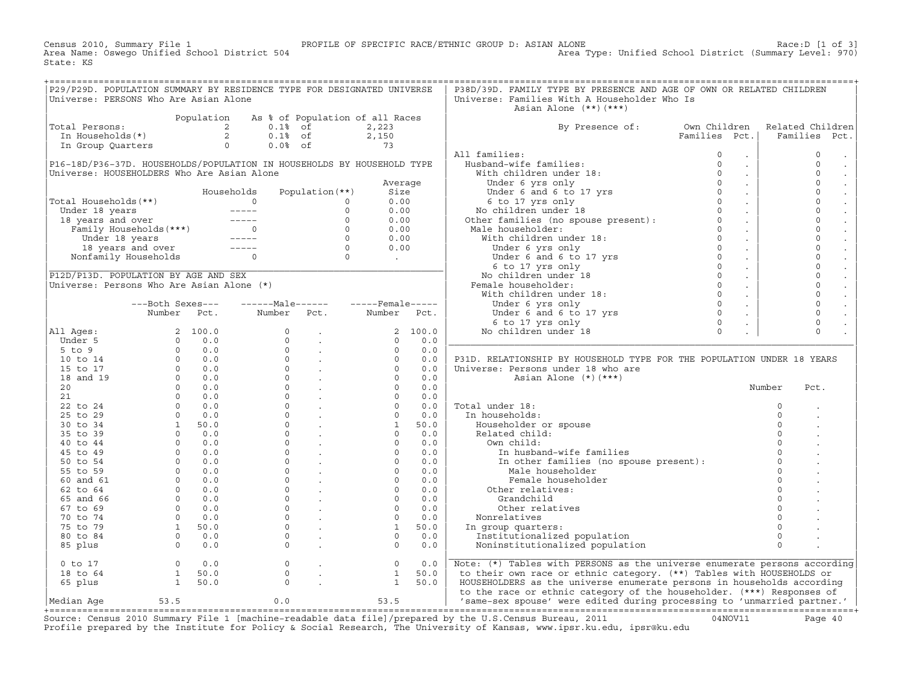Census 2010, Summary File 1 — PROFILE OF SPECIFIC RACE/ETHNIC GROUP D: ASIAN ALONE — Race:D [1 of 3]

Area Name: Oswego Unified School District 504 — Area Type: Unified School District (Summary Level: 970)

State: KS

## P29/P29D. POPULATION SUMMARY BY RESIDENCE TYPE FOR DESIGNATED UNIVERSE

Universe: PERSONS Who Are Asian Alone

| | Population | As % of Population of all Races | |
|---|---|---|---|
| Total Persons: | 2 | 0.1% of | 2,223 |
| In Households(*) | 2 | 0.1% of | 2,150 |
| In Group Quarters | 0 | 0.0% of | 73 |

## P16-18D/P36-37D. HOUSEHOLDS/POPULATION IN HOUSEHOLDS BY HOUSEHOLD TYPE

Universe: HOUSEHOLDERS Who Are Asian Alone

| | Households | Population(**) | Average Size |
|---|---|---|---|
| Total Households(**) | 0 | 0 | 0.00 |
| Under 18 years | ----- | 0 | 0.00 |
| 18 years and over | ----- | 0 | 0.00 |
| Family Households(***) | 0 | 0 | 0.00 |
| Under 18 years | ----- | 0 | 0.00 |
| 18 years and over | ----- | 0 | 0.00 |
| Nonfamily Households | 0 | 0 | . |

## P12D/P13D. POPULATION BY AGE AND SEX

Universe: Persons Who Are Asian Alone (*)

| | Both Sexes Number | Both Sexes Pct. | Male Number | Male Pct. | Female Number | Female Pct. |
|---|---|---|---|---|---|---|
| All Ages: | 2 | 100.0 | 0 | . | 2 | 100.0 |
| Under 5 | 0 | 0.0 | 0 | . | 0 | 0.0 |
| 5 to 9 | 0 | 0.0 | 0 | . | 0 | 0.0 |
| 10 to 14 | 0 | 0.0 | 0 | . | 0 | 0.0 |
| 15 to 17 | 0 | 0.0 | 0 | . | 0 | 0.0 |
| 18 and 19 | 0 | 0.0 | 0 | . | 0 | 0.0 |
| 20 | 0 | 0.0 | 0 | . | 0 | 0.0 |
| 21 | 0 | 0.0 | 0 | . | 0 | 0.0 |
| 22 to 24 | 0 | 0.0 | 0 | . | 0 | 0.0 |
| 25 to 29 | 0 | 0.0 | 0 | . | 0 | 0.0 |
| 30 to 34 | 1 | 50.0 | 0 | . | 1 | 50.0 |
| 35 to 39 | 0 | 0.0 | 0 | . | 0 | 0.0 |
| 40 to 44 | 0 | 0.0 | 0 | . | 0 | 0.0 |
| 45 to 49 | 0 | 0.0 | 0 | . | 0 | 0.0 |
| 50 to 54 | 0 | 0.0 | 0 | . | 0 | 0.0 |
| 55 to 59 | 0 | 0.0 | 0 | . | 0 | 0.0 |
| 60 and 61 | 0 | 0.0 | 0 | . | 0 | 0.0 |
| 62 to 64 | 0 | 0.0 | 0 | . | 0 | 0.0 |
| 65 and 66 | 0 | 0.0 | 0 | . | 0 | 0.0 |
| 67 to 69 | 0 | 0.0 | 0 | . | 0 | 0.0 |
| 70 to 74 | 0 | 0.0 | 0 | . | 0 | 0.0 |
| 75 to 79 | 1 | 50.0 | 0 | . | 1 | 50.0 |
| 80 to 84 | 0 | 0.0 | 0 | . | 0 | 0.0 |
| 85 plus | 0 | 0.0 | 0 | . | 0 | 0.0 |
| 0 to 17 | 0 | 0.0 | 0 | . | 0 | 0.0 |
| 18 to 64 | 1 | 50.0 | 0 | . | 1 | 50.0 |
| 65 plus | 1 | 50.0 | 0 | . | 1 | 50.0 |
| Median Age | 53.5 | | 0.0 | | 53.5 | |

## P38D/39D. FAMILY TYPE BY PRESENCE AND AGE OF OWN OR RELATED CHILDREN

Universe: Families With A Householder Who Is Asian Alone (**)(***)

| By Presence of: | Own Children Families | Own Children Pct. | Related Children Families | Related Children Pct. |
|---|---|---|---|---|
| All families: | 0 | . | 0 | . |
| Husband-wife families: | 0 | . | 0 | . |
| With children under 18: | 0 | . | 0 | . |
| Under 6 yrs only | 0 | . | 0 | . |
| Under 6 and 6 to 17 yrs | 0 | . | 0 | . |
| 6 to 17 yrs only | 0 | . | 0 | . |
| No children under 18 | 0 | . | 0 | . |
| Other families (no spouse present): | 0 | . | 0 | . |
| Male householder: | 0 | . | 0 | . |
| With children under 18: | 0 | . | 0 | . |
| Under 6 yrs only | 0 | . | 0 | . |
| Under 6 and 6 to 17 yrs | 0 | . | 0 | . |
| 6 to 17 yrs only | 0 | . | 0 | . |
| No children under 18 | 0 | . | 0 | . |
| Female householder: | 0 | . | 0 | . |
| With children under 18: | 0 | . | 0 | . |
| Under 6 yrs only | 0 | . | 0 | . |
| Under 6 and 6 to 17 yrs | 0 | . | 0 | . |
| 6 to 17 yrs only | 0 | . | 0 | . |
| No children under 18 | 0 | . | 0 | . |

## P31D. RELATIONSHIP BY HOUSEHOLD TYPE FOR THE POPULATION UNDER 18 YEARS

Universe: Persons under 18 who are Asian Alone (*)(***)

| | Number | Pct. |
|---|---|---|
| Total under 18: | 0 | . |
| In households: | 0 | . |
| Householder or spouse | 0 | . |
| Related child: | 0 | . |
| Own child: | 0 | . |
| In husband-wife families | 0 | . |
| In other families (no spouse present): | 0 | . |
| Male householder | 0 | . |
| Female householder | 0 | . |
| Other relatives: | 0 | . |
| Grandchild | 0 | . |
| Other relatives | 0 | . |
| Nonrelatives | 0 | . |
| In group quarters: | 0 | . |
| Institutionalized population | 0 | . |
| Noninstitutionalized population | 0 | . |

Note: (*) Tables with PERSONS as the universe enumerate persons according to their own race or ethnic category. (**) Tables with HOUSEHOLDS or HOUSEHOLDERS as the universe enumerate persons in households according to the race or ethnic category of the householder. (***) Responses of 'same-sex spouse' were edited during processing to 'unmarried partner.'

Source: Census 2010 Summary File 1 [machine-readable data file]/prepared by the U.S.Census Bureau, 2011 04NOV11

Profile prepared by the Institute for Policy & Social Research, The University of Kansas, www.ipsr.ku.edu, ipsr@ku.edu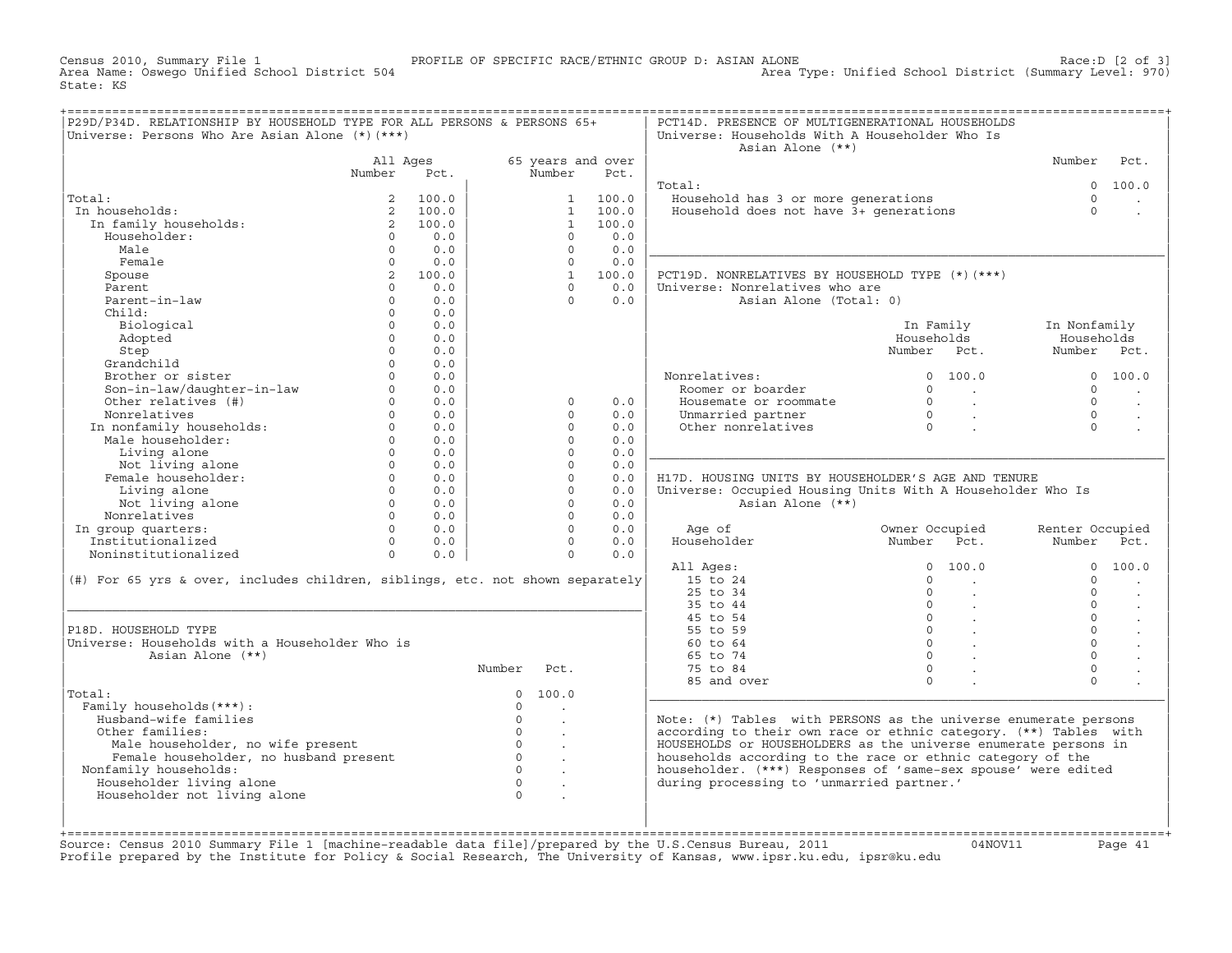Census 2010, Summary File 1 PROFILE OF SPECIFIC RACE/ETHNIC GROUP D: ASIAN ALONE Race:D [2 of 3]
Area Name: Oswego Unified School District 504 Area Type: Unified School District (Summary Level: 970)
State: KS

## P29D/P34D. RELATIONSHIP BY HOUSEHOLD TYPE FOR ALL PERSONS & PERSONS 65+

Universe: Persons Who Are Asian Alone (*)(***)

| | All Ages Number | All Ages Pct. | 65 years and over Number | 65 years and over Pct. |
|---|---|---|---|---|
| Total: | 2 | 100.0 | 1 | 100.0 |
| In households: | 2 | 100.0 | 1 | 100.0 |
| In family households: | 2 | 100.0 | 1 | 100.0 |
| Householder: | 0 | 0.0 | 0 | 0.0 |
| Male | 0 | 0.0 | 0 | 0.0 |
| Female | 0 | 0.0 | 0 | 0.0 |
| Spouse | 2 | 100.0 | 1 | 100.0 |
| Parent | 0 | 0.0 | 0 | 0.0 |
| Parent-in-law | 0 | 0.0 | 0 | 0.0 |
| Child: | 0 | 0.0 | | |
| Biological | 0 | 0.0 | | |
| Adopted | 0 | 0.0 | | |
| Step | 0 | 0.0 | | |
| Grandchild | 0 | 0.0 | | |
| Brother or sister | 0 | 0.0 | | |
| Son-in-law/daughter-in-law | 0 | 0.0 | | |
| Other relatives (#) | 0 | 0.0 | 0 | 0.0 |
| Nonrelatives | 0 | 0.0 | 0 | 0.0 |
| In nonfamily households: | 0 | 0.0 | 0 | 0.0 |
| Male householder: | 0 | 0.0 | 0 | 0.0 |
| Living alone | 0 | 0.0 | 0 | 0.0 |
| Not living alone | 0 | 0.0 | 0 | 0.0 |
| Female householder: | 0 | 0.0 | 0 | 0.0 |
| Living alone | 0 | 0.0 | 0 | 0.0 |
| Not living alone | 0 | 0.0 | 0 | 0.0 |
| Nonrelatives | 0 | 0.0 | 0 | 0.0 |
| In group quarters: | 0 | 0.0 | 0 | 0.0 |
| Institutionalized | 0 | 0.0 | 0 | 0.0 |
| Noninstitutionalized | 0 | 0.0 | 0 | 0.0 |

(#) For 65 yrs & over, includes children, siblings, etc. not shown separately

## P18D. HOUSEHOLD TYPE

Universe: Households with a Householder Who is Asian Alone (**)

| | Number | Pct. |
|---|---|---|
| Total: | 0 | 100.0 |
| Family households(***): | 0 | . |
| Husband-wife families | 0 | . |
| Other families: | 0 | . |
| Male householder, no wife present | 0 | . |
| Female householder, no husband present | 0 | . |
| Nonfamily households: | 0 | . |
| Householder living alone | 0 | . |
| Householder not living alone | 0 | . |

## PCT14D. PRESENCE OF MULTIGENERATIONAL HOUSEHOLDS

Universe: Households With A Householder Who Is Asian Alone (**)

| | Number | Pct. |
|---|---|---|
| Total: | 0 | 100.0 |
| Household has 3 or more generations | 0 | . |
| Household does not have 3+ generations | 0 | . |

## PCT19D. NONRELATIVES BY HOUSEHOLD TYPE (*)(***)

Universe: Nonrelatives who are Asian Alone (Total: 0)

| | In Family Households Number | In Family Households Pct. | In Nonfamily Households Number | In Nonfamily Households Pct. |
|---|---|---|---|---|
| Nonrelatives: | 0 | 100.0 | 0 | 100.0 |
| Roomer or boarder | 0 | . | 0 | . |
| Housemate or roommate | 0 | . | 0 | . |
| Unmarried partner | 0 | . | 0 | . |
| Other nonrelatives | 0 | . | 0 | . |

## H17D. HOUSING UNITS BY HOUSEHOLDER'S AGE AND TENURE

Universe: Occupied Housing Units With A Householder Who Is Asian Alone (**)

| Age of Householder | Owner Occupied Number | Owner Occupied Pct. | Renter Occupied Number | Renter Occupied Pct. |
|---|---|---|---|---|
| All Ages: | 0 | 100.0 | 0 | 100.0 |
| 15 to 24 | 0 | . | 0 | . |
| 25 to 34 | 0 | . | 0 | . |
| 35 to 44 | 0 | . | 0 | . |
| 45 to 54 | 0 | . | 0 | . |
| 55 to 59 | 0 | . | 0 | . |
| 60 to 64 | 0 | . | 0 | . |
| 65 to 74 | 0 | . | 0 | . |
| 75 to 84 | 0 | . | 0 | . |
| 85 and over | 0 | . | 0 | . |

Note: (*) Tables with PERSONS as the universe enumerate persons according to their own race or ethnic category. (**) Tables with HOUSEHOLDS or HOUSEHOLDERS as the universe enumerate persons in households according to the race or ethnic category of the householder. (***) Responses of 'same-sex spouse' were edited during processing to 'unmarried partner.'

Source: Census 2010 Summary File 1 [machine-readable data file]/prepared by the U.S.Census Bureau, 2011 04NOV11
Profile prepared by the Institute for Policy & Social Research, The University of Kansas, www.ipsr.ku.edu, ipsr@ku.edu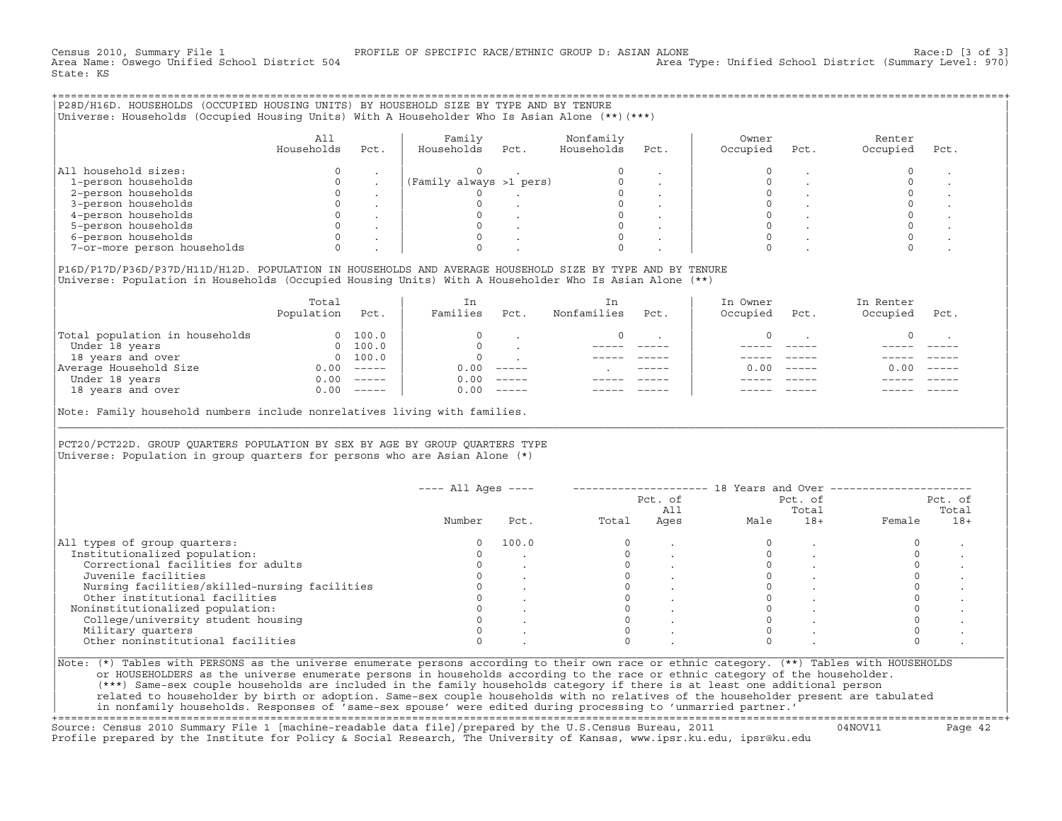Census 2010, Summary File 1 PROFILE OF SPECIFIC RACE/ETHNIC GROUP D: ASIAN ALONE Race:D [3 of 3]
Area Name: Oswego Unified School District 504 Area Type: Unified School District (Summary Level: 970)
State: KS

## P28D/H16D. HOUSEHOLDS (OCCUPIED HOUSING UNITS) BY HOUSEHOLD SIZE BY TYPE AND BY TENURE

Universe: Households (Occupied Housing Units) With A Householder Who Is Asian Alone (**)(***)

| | All Households | Pct. | Family Households | Pct. | Nonfamily Households | Pct. | Owner Occupied | Pct. | Renter Occupied | Pct. |
|---|---|---|---|---|---|---|---|---|---|---|
| All household sizes: | 0 | . | 0 | . | 0 | . | 0 | . | 0 | . |
| 1-person households | 0 | . | (Family always >1 pers) | | 0 | . | 0 | . | 0 | . |
| 2-person households | 0 | . | 0 | . | 0 | . | 0 | . | 0 | . |
| 3-person households | 0 | . | 0 | . | 0 | . | 0 | . | 0 | . |
| 4-person households | 0 | . | 0 | . | 0 | . | 0 | . | 0 | . |
| 5-person households | 0 | . | 0 | . | 0 | . | 0 | . | 0 | . |
| 6-person households | 0 | . | 0 | . | 0 | . | 0 | . | 0 | . |
| 7-or-more person households | 0 | . | 0 | . | 0 | . | 0 | . | 0 | . |

## P16D/P17D/P36D/P37D/H11D/H12D. POPULATION IN HOUSEHOLDS AND AVERAGE HOUSEHOLD SIZE BY TYPE AND BY TENURE

Universe: Population in Households (Occupied Housing Units) With A Householder Who Is Asian Alone (**)

| | Total Population | Pct. | In Families | Pct. | In Nonfamilies | Pct. | In Owner Occupied | Pct. | In Renter Occupied | Pct. |
|---|---|---|---|---|---|---|---|---|---|---|
| Total population in households | 0 | 100.0 | 0 | . | 0 | . | 0 | . | 0 | . |
| Under 18 years | 0 | 100.0 | 0 | . | ----- | ----- | ----- | ----- | ----- | ----- |
| 18 years and over | 0 | 100.0 | 0 | . | ----- | ----- | ----- | ----- | ----- | ----- |
| Average Household Size | 0.00 | ----- | 0.00 | ----- | . | ----- | 0.00 | ----- | 0.00 | ----- |
| Under 18 years | 0.00 | ----- | 0.00 | ----- | ----- | ----- | ----- | ----- | ----- | ----- |
| 18 years and over | 0.00 | ----- | 0.00 | ----- | ----- | ----- | ----- | ----- | ----- | ----- |

Note: Family household numbers include nonrelatives living with families.

## PCT20/PCT22D. GROUP QUARTERS POPULATION BY SEX BY AGE BY GROUP QUARTERS TYPE

Universe: Population in group quarters for persons who are Asian Alone (*)

| | All Ages Number | All Ages Pct. | 18 Years and Over Total | Pct. of All Ages | Male | Pct. of Total 18+ | Female | Pct. of Total 18+ |
|---|---|---|---|---|---|---|---|---|
| All types of group quarters: | 0 | 100.0 | 0 | . | 0 | . | 0 | . |
| Institutionalized population: | 0 | . | 0 | . | 0 | . | 0 | . |
| Correctional facilities for adults | 0 | . | 0 | . | 0 | . | 0 | . |
| Juvenile facilities | 0 | . | 0 | . | 0 | . | 0 | . |
| Nursing facilities/skilled-nursing facilities | 0 | . | 0 | . | 0 | . | 0 | . |
| Other institutional facilities | 0 | . | 0 | . | 0 | . | 0 | . |
| Noninstitutionalized population: | 0 | . | 0 | . | 0 | . | 0 | . |
| College/university student housing | 0 | . | 0 | . | 0 | . | 0 | . |
| Military quarters | 0 | . | 0 | . | 0 | . | 0 | . |
| Other noninstitutional facilities | 0 | . | 0 | . | 0 | . | 0 | . |

Note: (*) Tables with PERSONS as the universe enumerate persons according to their own race or ethnic category. (**) Tables with HOUSEHOLDS or HOUSEHOLDERS as the universe enumerate persons in households according to the race or ethnic category of the householder. (***) Same-sex couple households are included in the family households category if there is at least one additional person related to householder by birth or adoption. Same-sex couple households with no relatives of the householder present are tabulated in nonfamily households. Responses of 'same-sex spouse' were edited during processing to 'unmarried partner.'

Source: Census 2010 Summary File 1 [machine-readable data file]/prepared by the U.S.Census Bureau, 2011 04NOV11
Profile prepared by the Institute for Policy & Social Research, The University of Kansas, www.ipsr.ku.edu, ipsr@ku.edu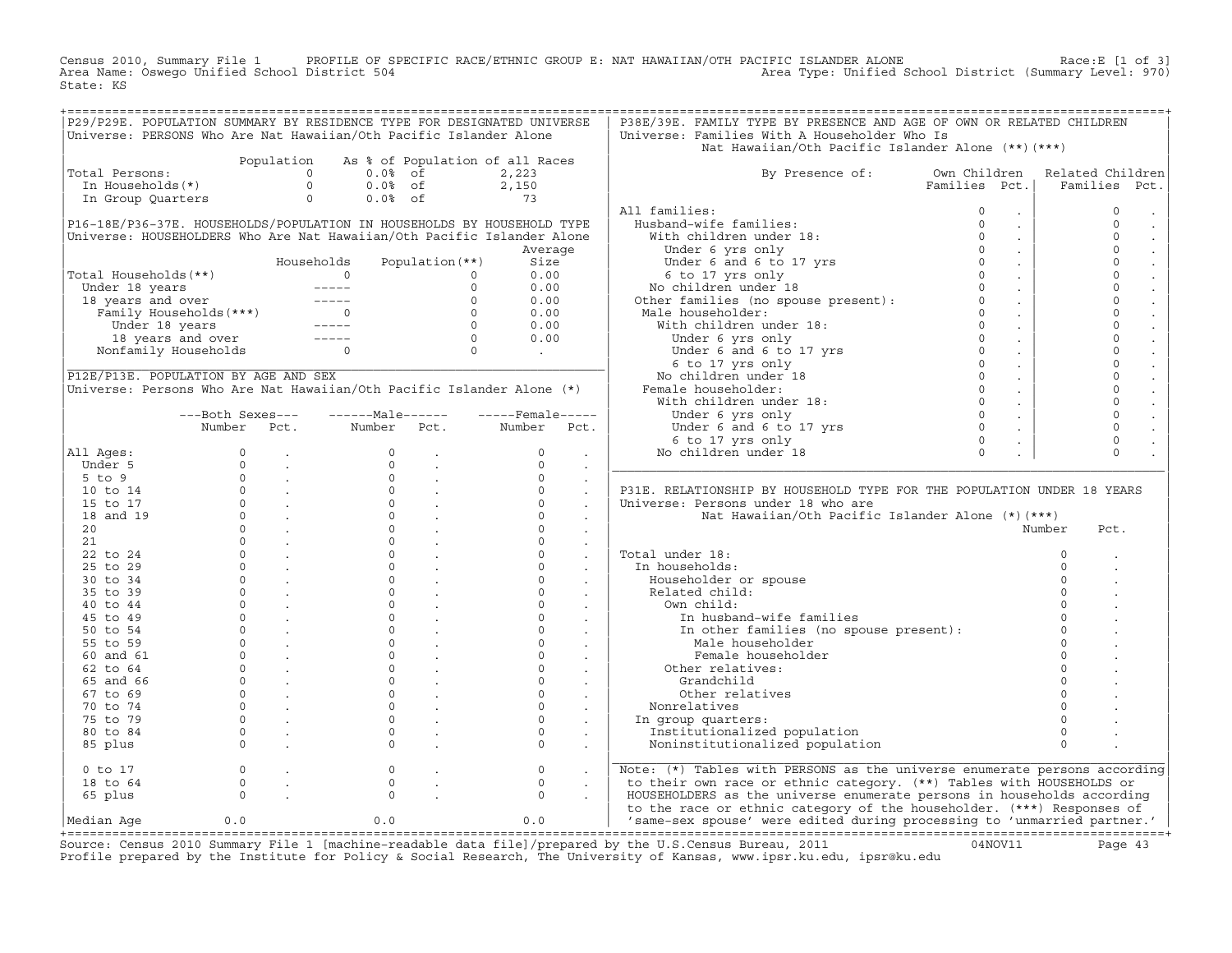Census 2010, Summary File 1 PROFILE OF SPECIFIC RACE/ETHNIC GROUP E: NAT HAWAIIAN/OTH PACIFIC ISLANDER ALONE Race:E [1 of 3]
Area Name: Oswego Unified School District 504 Area Type: Unified School District (Summary Level: 970)
State: KS

## P29/P29E. POPULATION SUMMARY BY RESIDENCE TYPE FOR DESIGNATED UNIVERSE

Universe: PERSONS Who Are Nat Hawaiian/Oth Pacific Islander Alone

| | Population | As % of Population of all Races | |
|---|---|---|---|
| Total Persons: | 0 | 0.0% of | 2,223 |
| In Households(*) | 0 | 0.0% of | 2,150 |
| In Group Quarters | 0 | 0.0% of | 73 |

## P16-18E/P36-37E. HOUSEHOLDS/POPULATION IN HOUSEHOLDS BY HOUSEHOLD TYPE

Universe: HOUSEHOLDERS Who Are Nat Hawaiian/Oth Pacific Islander Alone

| | Households | Population(**) | Average Size |
|---|---|---|---|
| Total Households(**) | 0 | 0 | 0.00 |
| Under 18 years | ----- | 0 | 0.00 |
| 18 years and over | ----- | 0 | 0.00 |
| Family Households(***) | 0 | 0 | 0.00 |
| Under 18 years | ----- | 0 | 0.00 |
| 18 years and over | ----- | 0 | 0.00 |
| Nonfamily Households | 0 | 0 | . |

## P12E/P13E. POPULATION BY AGE AND SEX

Universe: Persons Who Are Nat Hawaiian/Oth Pacific Islander Alone (*)

| | Both Sexes Number | Both Sexes Pct. | Male Number | Male Pct. | Female Number | Female Pct. |
|---|---|---|---|---|---|---|
| All Ages: | 0 | . | 0 | . | 0 | . |
| Under 5 | 0 | . | 0 | . | 0 | . |
| 5 to 9 | 0 | . | 0 | . | 0 | . |
| 10 to 14 | 0 | . | 0 | . | 0 | . |
| 15 to 17 | 0 | . | 0 | . | 0 | . |
| 18 and 19 | 0 | . | 0 | . | 0 | . |
| 20 | 0 | . | 0 | . | 0 | . |
| 21 | 0 | . | 0 | . | 0 | . |
| 22 to 24 | 0 | . | 0 | . | 0 | . |
| 25 to 29 | 0 | . | 0 | . | 0 | . |
| 30 to 34 | 0 | . | 0 | . | 0 | . |
| 35 to 39 | 0 | . | 0 | . | 0 | . |
| 40 to 44 | 0 | . | 0 | . | 0 | . |
| 45 to 49 | 0 | . | 0 | . | 0 | . |
| 50 to 54 | 0 | . | 0 | . | 0 | . |
| 55 to 59 | 0 | . | 0 | . | 0 | . |
| 60 and 61 | 0 | . | 0 | . | 0 | . |
| 62 to 64 | 0 | . | 0 | . | 0 | . |
| 65 and 66 | 0 | . | 0 | . | 0 | . |
| 67 to 69 | 0 | . | 0 | . | 0 | . |
| 70 to 74 | 0 | . | 0 | . | 0 | . |
| 75 to 79 | 0 | . | 0 | . | 0 | . |
| 80 to 84 | 0 | . | 0 | . | 0 | . |
| 85 plus | 0 | . | 0 | . | 0 | . |
| 0 to 17 | 0 | . | 0 | . | 0 | . |
| 18 to 64 | 0 | . | 0 | . | 0 | . |
| 65 plus | 0 | . | 0 | . | 0 | . |
| Median Age | 0.0 | | 0.0 | | 0.0 | |

## P38E/39E. FAMILY TYPE BY PRESENCE AND AGE OF OWN OR RELATED CHILDREN

Universe: Families With A Householder Who Is Nat Hawaiian/Oth Pacific Islander Alone (**)(***)

| By Presence of: | Own Children Families | Own Children Pct. | Related Children Families | Related Children Pct. |
|---|---|---|---|---|
| All families: | 0 | . | 0 | . |
| Husband-wife families: | 0 | . | 0 | . |
| With children under 18: | 0 | . | 0 | . |
| Under 6 yrs only | 0 | . | 0 | . |
| Under 6 and 6 to 17 yrs | 0 | . | 0 | . |
| 6 to 17 yrs only | 0 | . | 0 | . |
| No children under 18 | 0 | . | 0 | . |
| Other families (no spouse present): | 0 | . | 0 | . |
| Male householder: | 0 | . | 0 | . |
| With children under 18: | 0 | . | 0 | . |
| Under 6 yrs only | 0 | . | 0 | . |
| Under 6 and 6 to 17 yrs | 0 | . | 0 | . |
| 6 to 17 yrs only | 0 | . | 0 | . |
| No children under 18 | 0 | . | 0 | . |
| Female householder: | 0 | . | 0 | . |
| With children under 18: | 0 | . | 0 | . |
| Under 6 yrs only | 0 | . | 0 | . |
| Under 6 and 6 to 17 yrs | 0 | . | 0 | . |
| 6 to 17 yrs only | 0 | . | 0 | . |
| No children under 18 | 0 | . | 0 | . |

## P31E. RELATIONSHIP BY HOUSEHOLD TYPE FOR THE POPULATION UNDER 18 YEARS

Universe: Persons under 18 who are Nat Hawaiian/Oth Pacific Islander Alone (*)(***)

| | Number | Pct. |
|---|---|---|
| Total under 18: | 0 | . |
| In households: | 0 | . |
| Householder or spouse | 0 | . |
| Related child: | 0 | . |
| Own child: | 0 | . |
| In husband-wife families | 0 | . |
| In other families (no spouse present): | 0 | . |
| Male householder | 0 | . |
| Female householder | 0 | . |
| Other relatives: | 0 | . |
| Grandchild | 0 | . |
| Other relatives | 0 | . |
| Nonrelatives | 0 | . |
| In group quarters: | 0 | . |
| Institutionalized population | 0 | . |
| Noninstitutionalized population | 0 | . |

Note: (*) Tables with PERSONS as the universe enumerate persons according to their own race or ethnic category. (**) Tables with HOUSEHOLDS or HOUSEHOLDERS as the universe enumerate persons in households according to the race or ethnic category of the householder. (***) Responses of 'same-sex spouse' were edited during processing to 'unmarried partner.'

Source: Census 2010 Summary File 1 [machine-readable data file]/prepared by the U.S.Census Bureau, 2011 04NOV11
Profile prepared by the Institute for Policy & Social Research, The University of Kansas, www.ipsr.ku.edu, ipsr@ku.edu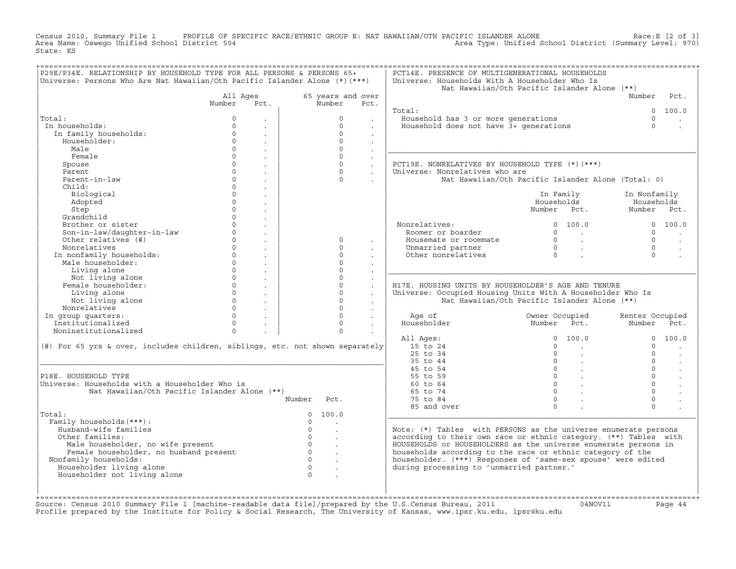Census 2010, Summary File 1 PROFILE OF SPECIFIC RACE/ETHNIC GROUP E: NAT HAWAIIAN/OTH PACIFIC ISLANDER ALONE Race:E [2 of 3]
Area Name: Oswego Unified School District 504 Area Type: Unified School District (Summary Level: 970)
State: KS

## P29E/P34E. RELATIONSHIP BY HOUSEHOLD TYPE FOR ALL PERSONS & PERSONS 65+
Universe: Persons Who Are Nat Hawaiian/Oth Pacific Islander Alone (*)(***)

| | All Ages Number | All Ages Pct. | 65 years and over Number | 65 years and over Pct. |
|---|---|---|---|---|
| Total: | 0 | . | 0 | . |
| In households: | 0 | . | 0 | . |
| In family households: | 0 | . | 0 | . |
| Householder: | 0 | . | 0 | . |
| Male | 0 | . | 0 | . |
| Female | 0 | . | 0 | . |
| Spouse | 0 | . | 0 | . |
| Parent | 0 | . | 0 | . |
| Parent-in-law | 0 | . | 0 | . |
| Child: | 0 | . | | |
| Biological | 0 | . | | |
| Adopted | 0 | . | | |
| Step | 0 | . | | |
| Grandchild | 0 | . | | |
| Brother or sister | 0 | . | | |
| Son-in-law/daughter-in-law | 0 | . | | |
| Other relatives (#) | 0 | . | 0 | . |
| Nonrelatives | 0 | . | 0 | . |
| In nonfamily households: | 0 | . | 0 | . |
| Male householder: | 0 | . | 0 | . |
| Living alone | 0 | . | 0 | . |
| Not living alone | 0 | . | 0 | . |
| Female householder: | 0 | . | 0 | . |
| Living alone | 0 | . | 0 | . |
| Not living alone | 0 | . | 0 | . |
| Nonrelatives | 0 | . | 0 | . |
| In group quarters: | 0 | . | 0 | . |
| Institutionalized | 0 | . | 0 | . |
| Noninstitutionalized | 0 | . | 0 | . |

(#) For 65 yrs & over, includes children, siblings, etc. not shown separately

## P18E. HOUSEHOLD TYPE
Universe: Households with a Householder Who is Nat Hawaiian/Oth Pacific Islander Alone (**)

| | Number | Pct. |
|---|---|---|
| Total: | 0 | 100.0 |
| Family households(***): | 0 | . |
| Husband-wife families | 0 | . |
| Other families: | 0 | . |
| Male householder, no wife present | 0 | . |
| Female householder, no husband present | 0 | . |
| Nonfamily households: | 0 | . |
| Householder living alone | 0 | . |
| Householder not living alone | 0 | . |

## PCT14E. PRESENCE OF MULTIGENERATIONAL HOUSEHOLDS
Universe: Households With A Householder Who Is Nat Hawaiian/Oth Pacific Islander Alone (**)

| | Number | Pct. |
|---|---|---|
| Total: | 0 | 100.0 |
| Household has 3 or more generations | 0 | . |
| Household does not have 3+ generations | 0 | . |

## PCT19E. NONRELATIVES BY HOUSEHOLD TYPE (*)(***)
Universe: Nonrelatives who are Nat Hawaiian/Oth Pacific Islander Alone (Total: 0)

| | In Family Households Number | In Family Households Pct. | In Nonfamily Households Number | In Nonfamily Households Pct. |
|---|---|---|---|---|
| Nonrelatives: | 0 | 100.0 | 0 | 100.0 |
| Roomer or boarder | 0 | . | 0 | . |
| Housemate or roommate | 0 | . | 0 | . |
| Unmarried partner | 0 | . | 0 | . |
| Other nonrelatives | 0 | . | 0 | . |

## H17E. HOUSING UNITS BY HOUSEHOLDER'S AGE AND TENURE
Universe: Occupied Housing Units With A Householder Who Is Nat Hawaiian/Oth Pacific Islander Alone (**)

| Age of Householder | Owner Occupied Number | Owner Occupied Pct. | Renter Occupied Number | Renter Occupied Pct. |
|---|---|---|---|---|
| All Ages: | 0 | 100.0 | 0 | 100.0 |
| 15 to 24 | 0 | . | 0 | . |
| 25 to 34 | 0 | . | 0 | . |
| 35 to 44 | 0 | . | 0 | . |
| 45 to 54 | 0 | . | 0 | . |
| 55 to 59 | 0 | . | 0 | . |
| 60 to 64 | 0 | . | 0 | . |
| 65 to 74 | 0 | . | 0 | . |
| 75 to 84 | 0 | . | 0 | . |
| 85 and over | 0 | . | 0 | . |

Note: (*) Tables with PERSONS as the universe enumerate persons according to their own race or ethnic category. (**) Tables with HOUSEHOLDS or HOUSEHOLDERS as the universe enumerate persons in households according to the race or ethnic category of the householder. (***) Responses of 'same-sex spouse' were edited during processing to 'unmarried partner.'

Source: Census 2010 Summary File 1 [machine-readable data file]/prepared by the U.S.Census Bureau, 2011 04NOV11
Profile prepared by the Institute for Policy & Social Research, The University of Kansas, www.ipsr.ku.edu, ipsr@ku.edu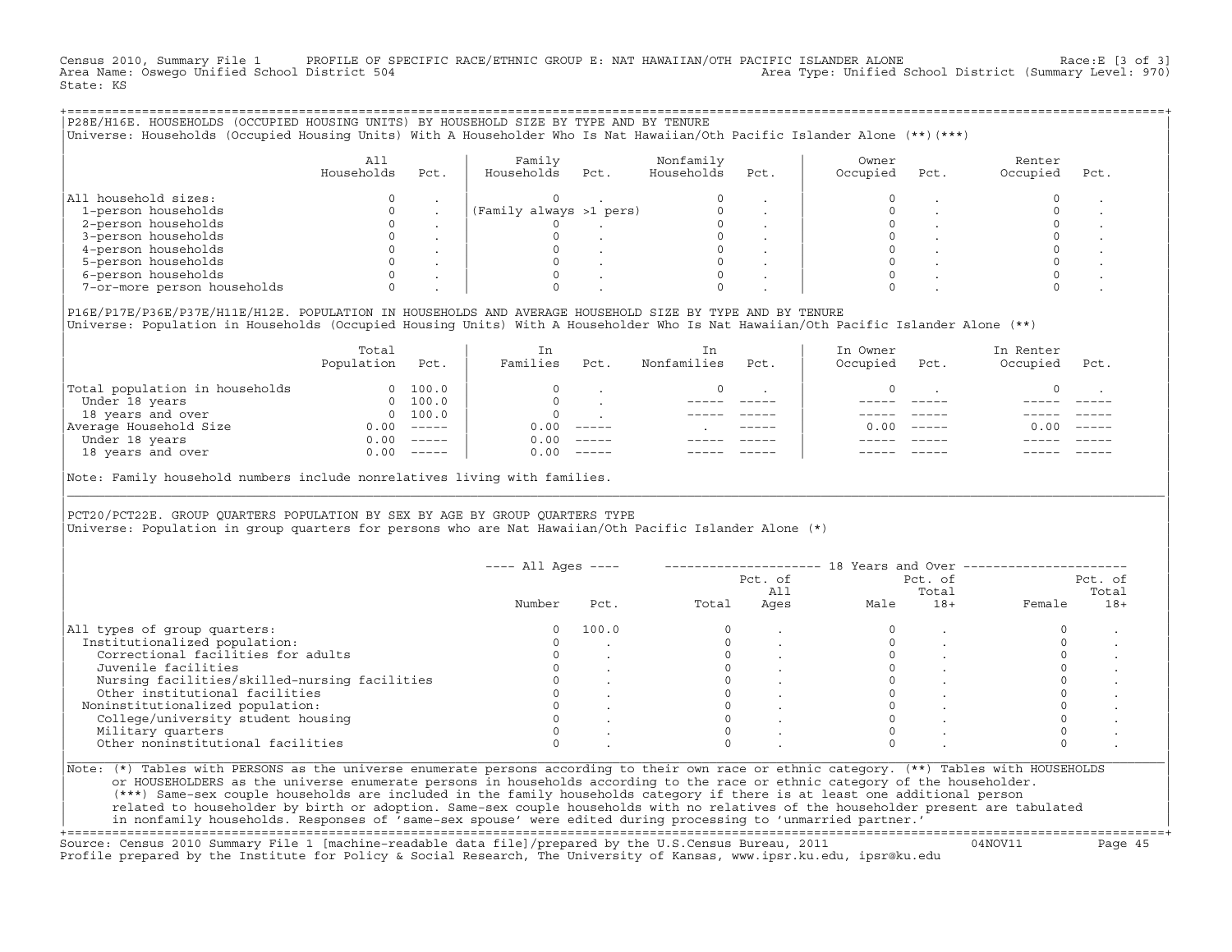Census 2010, Summary File 1 PROFILE OF SPECIFIC RACE/ETHNIC GROUP E: NAT HAWAIIAN/OTH PACIFIC ISLANDER ALONE Race:E [3 of 3]
Area Name: Oswego Unified School District 504 Area Type: Unified School District (Summary Level: 970)
State: KS

## P28E/H16E. HOUSEHOLDS (OCCUPIED HOUSING UNITS) BY HOUSEHOLD SIZE BY TYPE AND BY TENURE

Universe: Households (Occupied Housing Units) With A Householder Who Is Nat Hawaiian/Oth Pacific Islander Alone (**)(***)

| | All Households | Pct. | Family Households | Pct. | Nonfamily Households | Pct. | Owner Occupied | Pct. | Renter Occupied | Pct. |
|---|---|---|---|---|---|---|---|---|---|---|
| All household sizes: | 0 | . | 0 | . | 0 | . | 0 | . | 0 | . |
| 1-person households | 0 | . | (Family always >1 pers) | | 0 | . | 0 | . | 0 | . |
| 2-person households | 0 | . | 0 | . | 0 | . | 0 | . | 0 | . |
| 3-person households | 0 | . | 0 | . | 0 | . | 0 | . | 0 | . |
| 4-person households | 0 | . | 0 | . | 0 | . | 0 | . | 0 | . |
| 5-person households | 0 | . | 0 | . | 0 | . | 0 | . | 0 | . |
| 6-person households | 0 | . | 0 | . | 0 | . | 0 | . | 0 | . |
| 7-or-more person households | 0 | . | 0 | . | 0 | . | 0 | . | 0 | . |

## P16E/P17E/P36E/P37E/H11E/H12E. POPULATION IN HOUSEHOLDS AND AVERAGE HOUSEHOLD SIZE BY TYPE AND BY TENURE

Universe: Population in Households (Occupied Housing Units) With A Householder Who Is Nat Hawaiian/Oth Pacific Islander Alone (**)

| | Total Population | Pct. | In Families | Pct. | In Nonfamilies | Pct. | In Owner Occupied | Pct. | In Renter Occupied | Pct. |
|---|---|---|---|---|---|---|---|---|---|---|
| Total population in households | 0 | 100.0 | 0 | . | 0 | . | 0 | . | 0 | . |
| Under 18 years | 0 | 100.0 | 0 | . | ----- | ----- | ----- | ----- | ----- | ----- |
| 18 years and over | 0 | 100.0 | 0 | . | ----- | ----- | ----- | ----- | ----- | ----- |
| Average Household Size | 0.00 | ----- | 0.00 | ----- | . | ----- | 0.00 | ----- | 0.00 | ----- |
| Under 18 years | 0.00 | ----- | 0.00 | ----- | ----- | ----- | ----- | ----- | ----- | ----- |
| 18 years and over | 0.00 | ----- | 0.00 | ----- | ----- | ----- | ----- | ----- | ----- | ----- |

Note: Family household numbers include nonrelatives living with families.

## PCT20/PCT22E. GROUP QUARTERS POPULATION BY SEX BY AGE BY GROUP QUARTERS TYPE

Universe: Population in group quarters for persons who are Nat Hawaiian/Oth Pacific Islander Alone (*)

| | ---- All Ages ---- | | 18 Years and Over | | | | | |
|---|---|---|---|---|---|---|---|---|
| | Number | Pct. | Total | Pct. of All Ages | Male | Pct. of Total 18+ | Female | Pct. of Total 18+ |
| All types of group quarters: | 0 | 100.0 | 0 | . | 0 | . | 0 | . |
| Institutionalized population: | 0 | . | 0 | . | 0 | . | 0 | . |
| Correctional facilities for adults | 0 | . | 0 | . | 0 | . | 0 | . |
| Juvenile facilities | 0 | . | 0 | . | 0 | . | 0 | . |
| Nursing facilities/skilled-nursing facilities | 0 | . | 0 | . | 0 | . | 0 | . |
| Other institutional facilities | 0 | . | 0 | . | 0 | . | 0 | . |
| Noninstitutionalized population: | 0 | . | 0 | . | 0 | . | 0 | . |
| College/university student housing | 0 | . | 0 | . | 0 | . | 0 | . |
| Military quarters | 0 | . | 0 | . | 0 | . | 0 | . |
| Other noninstitutional facilities | 0 | . | 0 | . | 0 | . | 0 | . |

Note: (*) Tables with PERSONS as the universe enumerate persons according to their own race or ethnic category. (**) Tables with HOUSEHOLDS or HOUSEHOLDERS as the universe enumerate persons in households according to the race or ethnic category of the householder. (***) Same-sex couple households are included in the family households category if there is at least one additional person related to householder by birth or adoption. Same-sex couple households with no relatives of the householder present are tabulated in nonfamily households. Responses of 'same-sex spouse' were edited during processing to 'unmarried partner.'

Source: Census 2010 Summary File 1 [machine-readable data file]/prepared by the U.S.Census Bureau, 2011 04NOV11
Profile prepared by the Institute for Policy & Social Research, The University of Kansas, www.ipsr.ku.edu, ipsr@ku.edu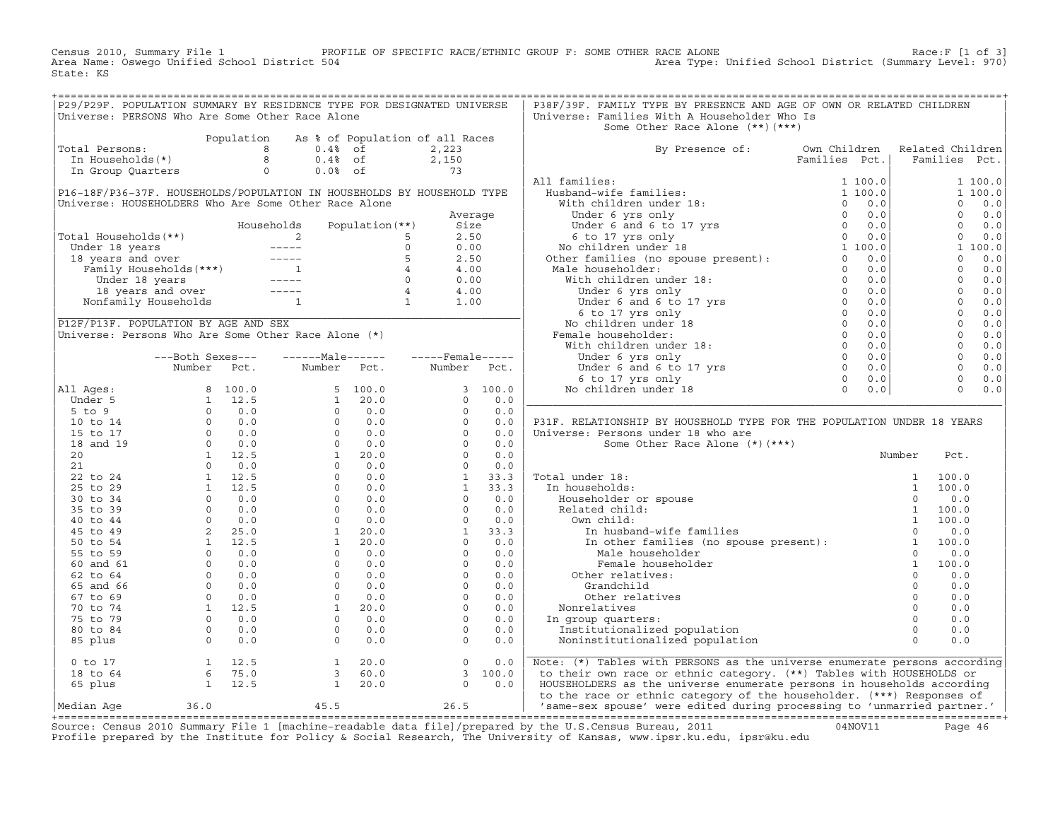Census 2010, Summary File 1 — PROFILE OF SPECIFIC RACE/ETHNIC GROUP F: SOME OTHER RACE ALONE — Race:F [1 of 3]
Area Name: Oswego Unified School District 504 — Area Type: Unified School District (Summary Level: 970)
State: KS

## P29/P29F. POPULATION SUMMARY BY RESIDENCE TYPE FOR DESIGNATED UNIVERSE

Universe: PERSONS Who Are Some Other Race Alone

| | Population | As % of Population of all Races | |
|---|---|---|---|
| Total Persons: | 8 | 0.4% of | 2,223 |
| In Households(*) | 8 | 0.4% of | 2,150 |
| In Group Quarters | 0 | 0.0% of | 73 |

## P16-18F/P36-37F. HOUSEHOLDS/POPULATION IN HOUSEHOLDS BY HOUSEHOLD TYPE

Universe: HOUSEHOLDERS Who Are Some Other Race Alone

| | Households | Population(**) | Average Size |
|---|---|---|---|
| Total Households(**) | 2 | 5 | 2.50 |
| Under 18 years | ----- | 0 | 0.00 |
| 18 years and over | ----- | 5 | 2.50 |
| Family Households(***) | 1 | 4 | 4.00 |
| Under 18 years | ----- | 0 | 0.00 |
| 18 years and over | ----- | 4 | 4.00 |
| Nonfamily Households | 1 | 1 | 1.00 |

## P12F/P13F. POPULATION BY AGE AND SEX

Universe: Persons Who Are Some Other Race Alone (*)

| | Both Sexes Number | Both Sexes Pct. | Male Number | Male Pct. | Female Number | Female Pct. |
|---|---|---|---|---|---|---|
| All Ages: | 8 | 100.0 | 5 | 100.0 | 3 | 100.0 |
| Under 5 | 1 | 12.5 | 1 | 20.0 | 0 | 0.0 |
| 5 to 9 | 0 | 0.0 | 0 | 0.0 | 0 | 0.0 |
| 10 to 14 | 0 | 0.0 | 0 | 0.0 | 0 | 0.0 |
| 15 to 17 | 0 | 0.0 | 0 | 0.0 | 0 | 0.0 |
| 18 and 19 | 0 | 0.0 | 0 | 0.0 | 0 | 0.0 |
| 20 | 1 | 12.5 | 1 | 20.0 | 0 | 0.0 |
| 21 | 0 | 0.0 | 0 | 0.0 | 0 | 0.0 |
| 22 to 24 | 1 | 12.5 | 0 | 0.0 | 1 | 33.3 |
| 25 to 29 | 1 | 12.5 | 0 | 0.0 | 1 | 33.3 |
| 30 to 34 | 0 | 0.0 | 0 | 0.0 | 0 | 0.0 |
| 35 to 39 | 0 | 0.0 | 0 | 0.0 | 0 | 0.0 |
| 40 to 44 | 0 | 0.0 | 0 | 0.0 | 0 | 0.0 |
| 45 to 49 | 2 | 25.0 | 1 | 20.0 | 1 | 33.3 |
| 50 to 54 | 1 | 12.5 | 1 | 20.0 | 0 | 0.0 |
| 55 to 59 | 0 | 0.0 | 0 | 0.0 | 0 | 0.0 |
| 60 and 61 | 0 | 0.0 | 0 | 0.0 | 0 | 0.0 |
| 62 to 64 | 0 | 0.0 | 0 | 0.0 | 0 | 0.0 |
| 65 and 66 | 0 | 0.0 | 0 | 0.0 | 0 | 0.0 |
| 67 to 69 | 0 | 0.0 | 0 | 0.0 | 0 | 0.0 |
| 70 to 74 | 1 | 12.5 | 1 | 20.0 | 0 | 0.0 |
| 75 to 79 | 0 | 0.0 | 0 | 0.0 | 0 | 0.0 |
| 80 to 84 | 0 | 0.0 | 0 | 0.0 | 0 | 0.0 |
| 85 plus | 0 | 0.0 | 0 | 0.0 | 0 | 0.0 |
| 0 to 17 | 1 | 12.5 | 1 | 20.0 | 0 | 0.0 |
| 18 to 64 | 6 | 75.0 | 3 | 60.0 | 3 | 100.0 |
| 65 plus | 1 | 12.5 | 1 | 20.0 | 0 | 0.0 |
| Median Age | 36.0 | | 45.5 | | 26.5 | |

## P38F/39F. FAMILY TYPE BY PRESENCE AND AGE OF OWN OR RELATED CHILDREN

Universe: Families With A Householder Who Is Some Other Race Alone (**)(***)

| By Presence of: | Own Children Families | Own Children Pct. | Related Children Families | Related Children Pct. |
|---|---|---|---|---|
| All families: | 1 | 100.0 | 1 | 100.0 |
| Husband-wife families: | 1 | 100.0 | 1 | 100.0 |
| With children under 18: | 0 | 0.0 | 0 | 0.0 |
| Under 6 yrs only | 0 | 0.0 | 0 | 0.0 |
| Under 6 and 6 to 17 yrs | 0 | 0.0 | 0 | 0.0 |
| 6 to 17 yrs only | 0 | 0.0 | 0 | 0.0 |
| No children under 18 | 1 | 100.0 | 1 | 100.0 |
| Other families (no spouse present): | 0 | 0.0 | 0 | 0.0 |
| Male householder: | 0 | 0.0 | 0 | 0.0 |
| With children under 18: | 0 | 0.0 | 0 | 0.0 |
| Under 6 yrs only | 0 | 0.0 | 0 | 0.0 |
| Under 6 and 6 to 17 yrs | 0 | 0.0 | 0 | 0.0 |
| 6 to 17 yrs only | 0 | 0.0 | 0 | 0.0 |
| No children under 18 | 0 | 0.0 | 0 | 0.0 |
| Female householder: | 0 | 0.0 | 0 | 0.0 |
| With children under 18: | 0 | 0.0 | 0 | 0.0 |
| Under 6 yrs only | 0 | 0.0 | 0 | 0.0 |
| Under 6 and 6 to 17 yrs | 0 | 0.0 | 0 | 0.0 |
| 6 to 17 yrs only | 0 | 0.0 | 0 | 0.0 |
| No children under 18 | 0 | 0.0 | 0 | 0.0 |

## P31F. RELATIONSHIP BY HOUSEHOLD TYPE FOR THE POPULATION UNDER 18 YEARS

Universe: Persons under 18 who are Some Other Race Alone (*)(***)

| | Number | Pct. |
|---|---|---|
| Total under 18: | 1 | 100.0 |
| In households: | 1 | 100.0 |
| Householder or spouse | 0 | 0.0 |
| Related child: | 1 | 100.0 |
| Own child: | 1 | 100.0 |
| In husband-wife families | 0 | 0.0 |
| In other families (no spouse present): | 1 | 100.0 |
| Male householder | 0 | 0.0 |
| Female householder | 1 | 100.0 |
| Other relatives: | 0 | 0.0 |
| Grandchild | 0 | 0.0 |
| Other relatives | 0 | 0.0 |
| Nonrelatives | 0 | 0.0 |
| In group quarters: | 0 | 0.0 |
| Institutionalized population | 0 | 0.0 |
| Noninstitutionalized population | 0 | 0.0 |

Note: (*) Tables with PERSONS as the universe enumerate persons according to their own race or ethnic category. (**) Tables with HOUSEHOLDS or HOUSEHOLDERS as the universe enumerate persons in households according to the race or ethnic category of the householder. (***) Responses of 'same-sex spouse' were edited during processing to 'unmarried partner.'

Source: Census 2010 Summary File 1 [machine-readable data file]/prepared by the U.S.Census Bureau, 2011 04NOV11
Profile prepared by the Institute for Policy & Social Research, The University of Kansas, www.ipsr.ku.edu, ipsr@ku.edu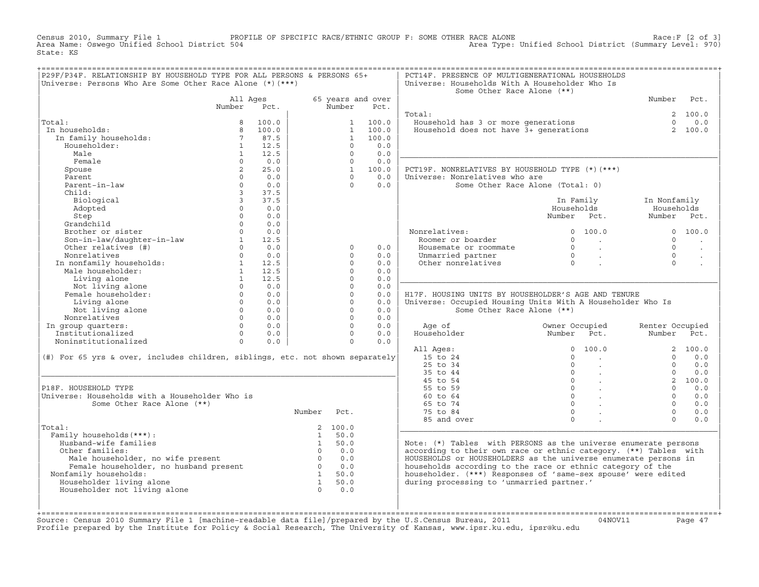Census 2010, Summary File 1 — PROFILE OF SPECIFIC RACE/ETHNIC GROUP F: SOME OTHER RACE ALONE — Race:F [2 of 3]
Area Name: Oswego Unified School District 504 — Area Type: Unified School District (Summary Level: 970)
State: KS

## P29F/P34F. RELATIONSHIP BY HOUSEHOLD TYPE FOR ALL PERSONS & PERSONS 65+

Universe: Persons Who Are Some Other Race Alone (*)(***)

| | All Ages Number | All Ages Pct. | 65 years and over Number | 65 years and over Pct. |
|---|---|---|---|---|
| Total: | 8 | 100.0 | 1 | 100.0 |
| In households: | 8 | 100.0 | 1 | 100.0 |
| In family households: | 7 | 87.5 | 1 | 100.0 |
| Householder: | 1 | 12.5 | 0 | 0.0 |
| Male | 1 | 12.5 | 0 | 0.0 |
| Female | 0 | 0.0 | 0 | 0.0 |
| Spouse | 2 | 25.0 | 1 | 100.0 |
| Parent | 0 | 0.0 | 0 | 0.0 |
| Parent-in-law | 0 | 0.0 | 0 | 0.0 |
| Child: | 3 | 37.5 | | |
| Biological | 3 | 37.5 | | |
| Adopted | 0 | 0.0 | | |
| Step | 0 | 0.0 | | |
| Grandchild | 0 | 0.0 | | |
| Brother or sister | 0 | 0.0 | | |
| Son-in-law/daughter-in-law | 1 | 12.5 | | |
| Other relatives (#) | 0 | 0.0 | 0 | 0.0 |
| Nonrelatives | 0 | 0.0 | 0 | 0.0 |
| In nonfamily households: | 1 | 12.5 | 0 | 0.0 |
| Male householder: | 1 | 12.5 | 0 | 0.0 |
| Living alone | 1 | 12.5 | 0 | 0.0 |
| Not living alone | 0 | 0.0 | 0 | 0.0 |
| Female householder: | 0 | 0.0 | 0 | 0.0 |
| Living alone | 0 | 0.0 | 0 | 0.0 |
| Not living alone | 0 | 0.0 | 0 | 0.0 |
| Nonrelatives | 0 | 0.0 | 0 | 0.0 |
| In group quarters: | 0 | 0.0 | 0 | 0.0 |
| Institutionalized | 0 | 0.0 | 0 | 0.0 |
| Noninstitutionalized | 0 | 0.0 | 0 | 0.0 |

(#) For 65 yrs & over, includes children, siblings, etc. not shown separately

## P18F. HOUSEHOLD TYPE

Universe: Households with a Householder Who is Some Other Race Alone (**)

| | Number | Pct. |
|---|---|---|
| Total: | 2 | 100.0 |
| Family households(***): | 1 | 50.0 |
| Husband-wife families | 1 | 50.0 |
| Other families: | 0 | 0.0 |
| Male householder, no wife present | 0 | 0.0 |
| Female householder, no husband present | 0 | 0.0 |
| Nonfamily households: | 1 | 50.0 |
| Householder living alone | 1 | 50.0 |
| Householder not living alone | 0 | 0.0 |

## PCT14F. PRESENCE OF MULTIGENERATIONAL HOUSEHOLDS

Universe: Households With A Householder Who Is Some Other Race Alone (**)

| | Number | Pct. |
|---|---|---|
| Total: | 2 | 100.0 |
| Household has 3 or more generations | 0 | 0.0 |
| Household does not have 3+ generations | 2 | 100.0 |

## PCT19F. NONRELATIVES BY HOUSEHOLD TYPE (*)(***)

Universe: Nonrelatives who are Some Other Race Alone (Total: 0)

| | In Family Households Number | In Family Households Pct. | In Nonfamily Households Number | In Nonfamily Households Pct. |
|---|---|---|---|---|
| Nonrelatives: | 0 | 100.0 | 0 | 100.0 |
| Roomer or boarder | 0 | . | 0 | . |
| Housemate or roommate | 0 | . | 0 | . |
| Unmarried partner | 0 | . | 0 | . |
| Other nonrelatives | 0 | . | 0 | . |

## H17F. HOUSING UNITS BY HOUSEHOLDER'S AGE AND TENURE

Universe: Occupied Housing Units With A Householder Who Is Some Other Race Alone (**)

| Age of Householder | Owner Occupied Number | Owner Occupied Pct. | Renter Occupied Number | Renter Occupied Pct. |
|---|---|---|---|---|
| All Ages: | 0 | 100.0 | 2 | 100.0 |
| 15 to 24 | 0 | . | 0 | 0.0 |
| 25 to 34 | 0 | . | 0 | 0.0 |
| 35 to 44 | 0 | . | 0 | 0.0 |
| 45 to 54 | 0 | . | 2 | 100.0 |
| 55 to 59 | 0 | . | 0 | 0.0 |
| 60 to 64 | 0 | . | 0 | 0.0 |
| 65 to 74 | 0 | . | 0 | 0.0 |
| 75 to 84 | 0 | . | 0 | 0.0 |
| 85 and over | 0 | . | 0 | 0.0 |

Note: (*) Tables with PERSONS as the universe enumerate persons according to their own race or ethnic category. (**) Tables with HOUSEHOLDS or HOUSEHOLDERS as the universe enumerate persons in households according to the race or ethnic category of the householder. (***) Responses of 'same-sex spouse' were edited during processing to 'unmarried partner.'

Source: Census 2010 Summary File 1 [machine-readable data file]/prepared by the U.S.Census Bureau, 2011 04NOV11
Profile prepared by the Institute for Policy & Social Research, The University of Kansas, www.ipsr.ku.edu, ipsr@ku.edu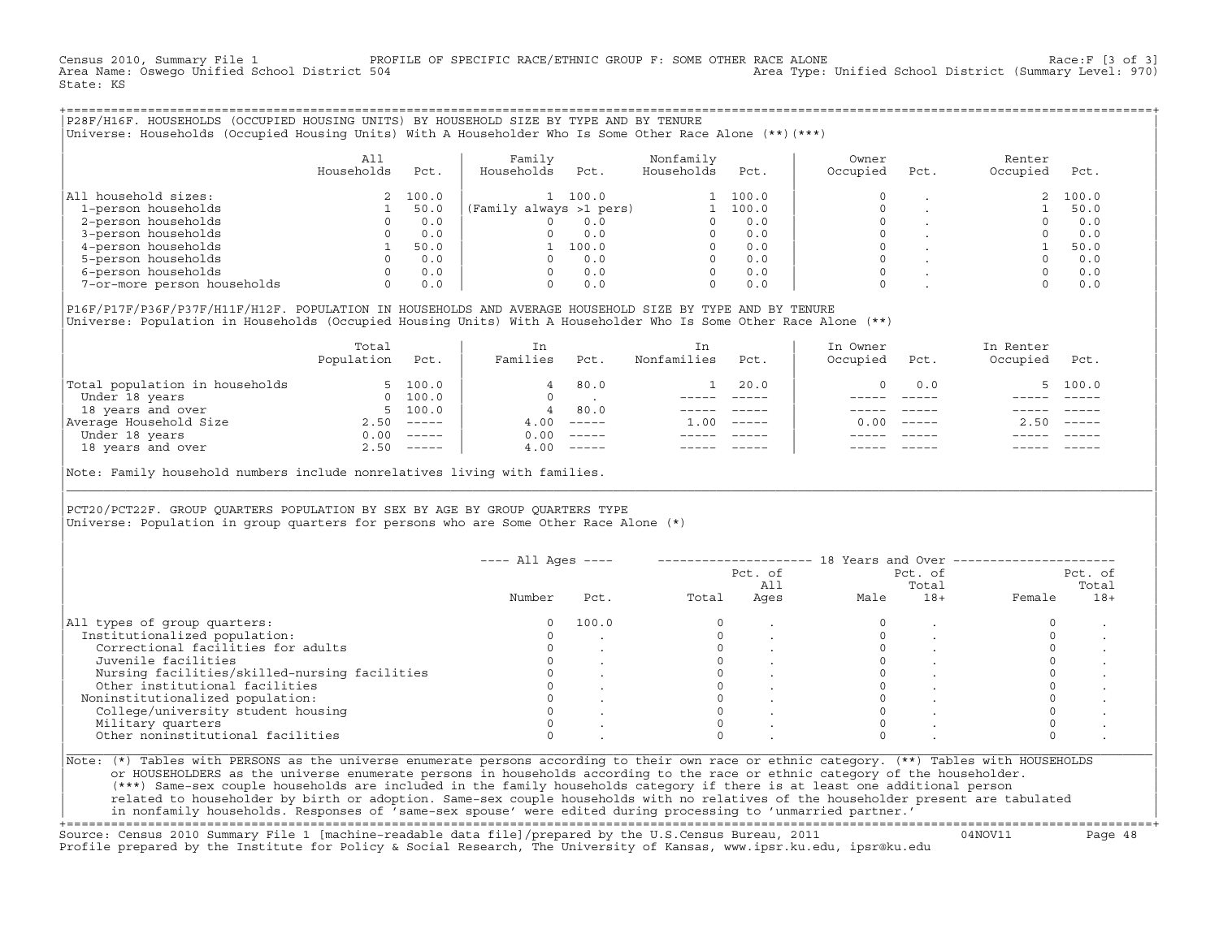Census 2010, Summary File 1 PROFILE OF SPECIFIC RACE/ETHNIC GROUP F: SOME OTHER RACE ALONE Race:F [3 of 3]
Area Name: Oswego Unified School District 504 Area Type: Unified School District (Summary Level: 970)
State: KS

## P28F/H16F. HOUSEHOLDS (OCCUPIED HOUSING UNITS) BY HOUSEHOLD SIZE BY TYPE AND BY TENURE

Universe: Households (Occupied Housing Units) With A Householder Who Is Some Other Race Alone (**)(***)

| | All Households | Pct. | Family Households | Pct. | Nonfamily Households | Pct. | Owner Occupied | Pct. | Renter Occupied | Pct. |
|---|---|---|---|---|---|---|---|---|---|---|
| All household sizes: | 2 | 100.0 | 1 | 100.0 | 1 | 100.0 | 0 | . | 2 | 100.0 |
| 1-person households | 1 | 50.0 | (Family always >1 pers) | | 1 | 100.0 | 0 | . | 1 | 50.0 |
| 2-person households | 0 | 0.0 | 0 | 0.0 | 0 | 0.0 | 0 | . | 0 | 0.0 |
| 3-person households | 0 | 0.0 | 0 | 0.0 | 0 | 0.0 | 0 | . | 0 | 0.0 |
| 4-person households | 1 | 50.0 | 1 | 100.0 | 0 | 0.0 | 0 | . | 1 | 50.0 |
| 5-person households | 0 | 0.0 | 0 | 0.0 | 0 | 0.0 | 0 | . | 0 | 0.0 |
| 6-person households | 0 | 0.0 | 0 | 0.0 | 0 | 0.0 | 0 | . | 0 | 0.0 |
| 7-or-more person households | 0 | 0.0 | 0 | 0.0 | 0 | 0.0 | 0 | . | 0 | 0.0 |

## P16F/P17F/P36F/P37F/H11F/H12F. POPULATION IN HOUSEHOLDS AND AVERAGE HOUSEHOLD SIZE BY TYPE AND BY TENURE

Universe: Population in Households (Occupied Housing Units) With A Householder Who Is Some Other Race Alone (**)

| | Total Population | Pct. | In Families | Pct. | In Nonfamilies | Pct. | In Owner Occupied | Pct. | In Renter Occupied | Pct. |
|---|---|---|---|---|---|---|---|---|---|---|
| Total population in households | 5 | 100.0 | 4 | 80.0 | 1 | 20.0 | 0 | 0.0 | 5 | 100.0 |
| Under 18 years | 0 | 100.0 | 0 | . | ----- | ----- | ----- | ----- | ----- | ----- |
| 18 years and over | 5 | 100.0 | 4 | 80.0 | ----- | ----- | ----- | ----- | ----- | ----- |
| Average Household Size | 2.50 | ----- | 4.00 | ----- | 1.00 | ----- | 0.00 | ----- | 2.50 | ----- |
| Under 18 years | 0.00 | ----- | 0.00 | ----- | ----- | ----- | ----- | ----- | ----- | ----- |
| 18 years and over | 2.50 | ----- | 4.00 | ----- | ----- | ----- | ----- | ----- | ----- | ----- |

Note: Family household numbers include nonrelatives living with families.

## PCT20/PCT22F. GROUP QUARTERS POPULATION BY SEX BY AGE BY GROUP QUARTERS TYPE

Universe: Population in group quarters for persons who are Some Other Race Alone (*)

| | All Ages | | 18 Years and Over | | | | | |
|---|---|---|---|---|---|---|---|---|
| | Number | Pct. | Total | Pct. of All Ages | Male | Pct. of Total 18+ | Female | Pct. of Total 18+ |
| All types of group quarters: | 0 | 100.0 | 0 | . | 0 | . | 0 | . |
| Institutionalized population: | 0 | . | 0 | . | 0 | . | 0 | . |
| Correctional facilities for adults | 0 | . | 0 | . | 0 | . | 0 | . |
| Juvenile facilities | 0 | . | 0 | . | 0 | . | 0 | . |
| Nursing facilities/skilled-nursing facilities | 0 | . | 0 | . | 0 | . | 0 | . |
| Other institutional facilities | 0 | . | 0 | . | 0 | . | 0 | . |
| Noninstitutionalized population: | 0 | . | 0 | . | 0 | . | 0 | . |
| College/university student housing | 0 | . | 0 | . | 0 | . | 0 | . |
| Military quarters | 0 | . | 0 | . | 0 | . | 0 | . |
| Other noninstitutional facilities | 0 | . | 0 | . | 0 | . | 0 | . |

Note: (*) Tables with PERSONS as the universe enumerate persons according to their own race or ethnic category. (**) Tables with HOUSEHOLDS or HOUSEHOLDERS as the universe enumerate persons in households according to the race or ethnic category of the householder. (***) Same-sex couple households are included in the family households category if there is at least one additional person related to householder by birth or adoption. Same-sex couple households with no relatives of the householder present are tabulated in nonfamily households. Responses of 'same-sex spouse' were edited during processing to 'unmarried partner.'

Source: Census 2010 Summary File 1 [machine-readable data file]/prepared by the U.S.Census Bureau, 2011 04NOV11
Profile prepared by the Institute for Policy & Social Research, The University of Kansas, www.ipsr.ku.edu, ipsr@ku.edu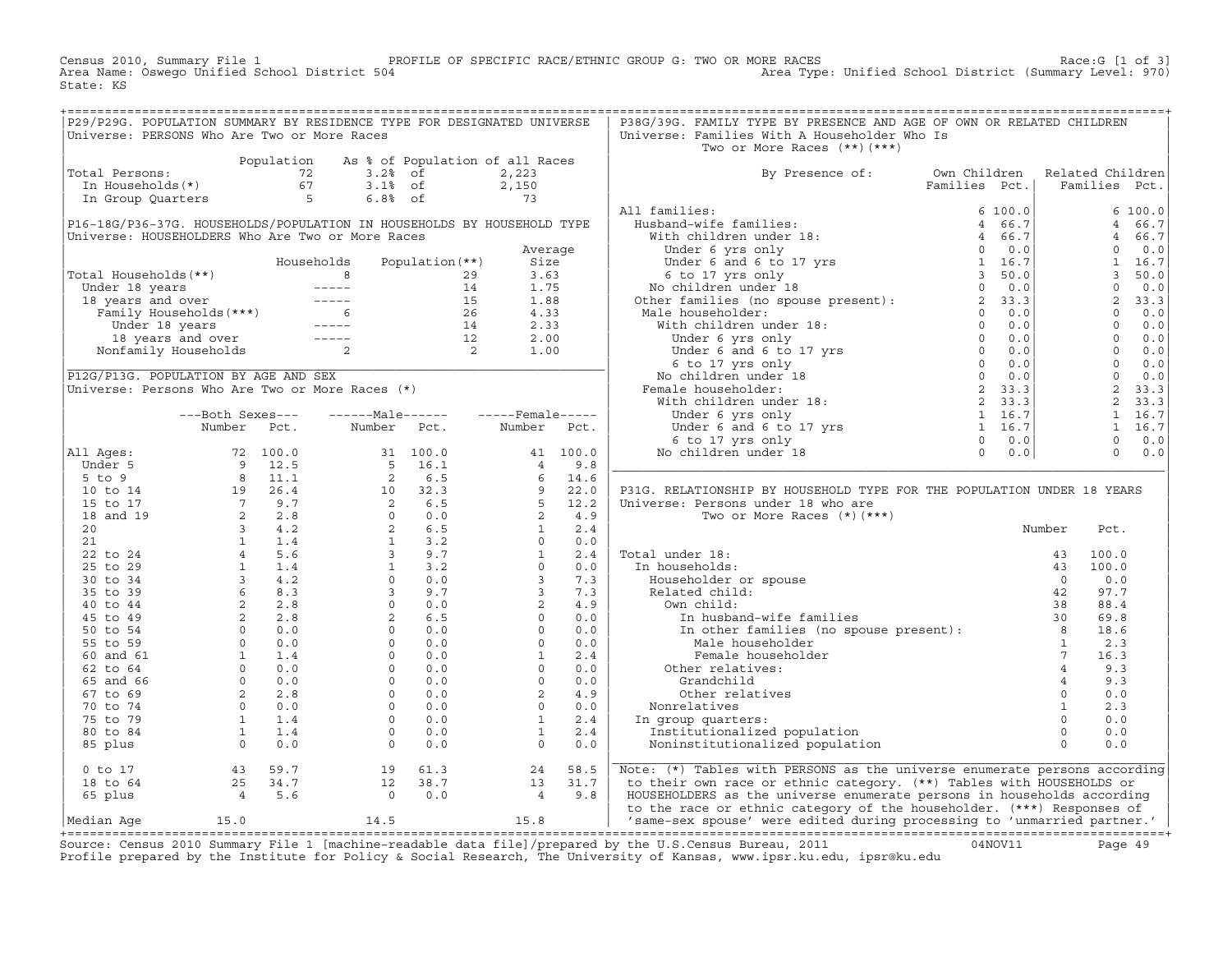Census 2010, Summary File 1 PROFILE OF SPECIFIC RACE/ETHNIC GROUP G: TWO OR MORE RACES Race:G [1 of 3]
Area Name: Oswego Unified School District 504 Area Type: Unified School District (Summary Level: 970)
State: KS

## P29/P29G. POPULATION SUMMARY BY RESIDENCE TYPE FOR DESIGNATED UNIVERSE
Universe: PERSONS Who Are Two or More Races

| | Population | As % of Population of all Races | |
|---|---|---|---|
| Total Persons: | 72 | 3.2% of | 2,223 |
| In Households(*) | 67 | 3.1% of | 2,150 |
| In Group Quarters | 5 | 6.8% of | 73 |

## P16-18G/P36-37G. HOUSEHOLDS/POPULATION IN HOUSEHOLDS BY HOUSEHOLD TYPE
Universe: HOUSEHOLDERS Who Are Two or More Races

| | Households | Population(**) | Average Size |
|---|---|---|---|
| Total Households(**) | 8 | 29 | 3.63 |
| Under 18 years | ----- | 14 | 1.75 |
| 18 years and over | ----- | 15 | 1.88 |
| Family Households(***) | 6 | 26 | 4.33 |
| Under 18 years | ----- | 14 | 2.33 |
| 18 years and over | ----- | 12 | 2.00 |
| Nonfamily Households | 2 | 2 | 1.00 |

## P12G/P13G. POPULATION BY AGE AND SEX
Universe: Persons Who Are Two or More Races (*)

| | Both Sexes Number | Both Sexes Pct. | Male Number | Male Pct. | Female Number | Female Pct. |
|---|---|---|---|---|---|---|
| All Ages: | 72 | 100.0 | 31 | 100.0 | 41 | 100.0 |
| Under 5 | 9 | 12.5 | 5 | 16.1 | 4 | 9.8 |
| 5 to 9 | 8 | 11.1 | 2 | 6.5 | 6 | 14.6 |
| 10 to 14 | 19 | 26.4 | 10 | 32.3 | 9 | 22.0 |
| 15 to 17 | 7 | 9.7 | 2 | 6.5 | 5 | 12.2 |
| 18 and 19 | 2 | 2.8 | 0 | 0.0 | 2 | 4.9 |
| 20 | 3 | 4.2 | 2 | 6.5 | 1 | 2.4 |
| 21 | 1 | 1.4 | 1 | 3.2 | 0 | 0.0 |
| 22 to 24 | 4 | 5.6 | 3 | 9.7 | 1 | 2.4 |
| 25 to 29 | 1 | 1.4 | 1 | 3.2 | 0 | 0.0 |
| 30 to 34 | 3 | 4.2 | 0 | 0.0 | 3 | 7.3 |
| 35 to 39 | 6 | 8.3 | 3 | 9.7 | 3 | 7.3 |
| 40 to 44 | 2 | 2.8 | 0 | 0.0 | 2 | 4.9 |
| 45 to 49 | 2 | 2.8 | 2 | 6.5 | 0 | 0.0 |
| 50 to 54 | 0 | 0.0 | 0 | 0.0 | 0 | 0.0 |
| 55 to 59 | 0 | 0.0 | 0 | 0.0 | 0 | 0.0 |
| 60 and 61 | 1 | 1.4 | 0 | 0.0 | 1 | 2.4 |
| 62 to 64 | 0 | 0.0 | 0 | 0.0 | 0 | 0.0 |
| 65 and 66 | 0 | 0.0 | 0 | 0.0 | 0 | 0.0 |
| 67 to 69 | 2 | 2.8 | 0 | 0.0 | 2 | 4.9 |
| 70 to 74 | 0 | 0.0 | 0 | 0.0 | 0 | 0.0 |
| 75 to 79 | 1 | 1.4 | 0 | 0.0 | 1 | 2.4 |
| 80 to 84 | 1 | 1.4 | 0 | 0.0 | 1 | 2.4 |
| 85 plus | 0 | 0.0 | 0 | 0.0 | 0 | 0.0 |
| 0 to 17 | 43 | 59.7 | 19 | 61.3 | 24 | 58.5 |
| 18 to 64 | 25 | 34.7 | 12 | 38.7 | 13 | 31.7 |
| 65 plus | 4 | 5.6 | 0 | 0.0 | 4 | 9.8 |
| Median Age | 15.0 | | 14.5 | | 15.8 | |

## P38G/39G. FAMILY TYPE BY PRESENCE AND AGE OF OWN OR RELATED CHILDREN
Universe: Families With A Householder Who Is Two or More Races (**)(***)

| By Presence of: | Own Children Families | Own Children Pct. | Related Children Families | Related Children Pct. |
|---|---|---|---|---|
| All families: | 6 | 100.0 | 6 | 100.0 |
| Husband-wife families: | 4 | 66.7 | 4 | 66.7 |
| With children under 18: | 4 | 66.7 | 4 | 66.7 |
| Under 6 yrs only | 0 | 0.0 | 0 | 0.0 |
| Under 6 and 6 to 17 yrs | 1 | 16.7 | 1 | 16.7 |
| 6 to 17 yrs only | 3 | 50.0 | 3 | 50.0 |
| No children under 18 | 0 | 0.0 | 0 | 0.0 |
| Other families (no spouse present): | 2 | 33.3 | 2 | 33.3 |
| Male householder: | 0 | 0.0 | 0 | 0.0 |
| With children under 18: | 0 | 0.0 | 0 | 0.0 |
| Under 6 yrs only | 0 | 0.0 | 0 | 0.0 |
| Under 6 and 6 to 17 yrs | 0 | 0.0 | 0 | 0.0 |
| 6 to 17 yrs only | 0 | 0.0 | 0 | 0.0 |
| No children under 18 | 0 | 0.0 | 0 | 0.0 |
| Female householder: | 2 | 33.3 | 2 | 33.3 |
| With children under 18: | 2 | 33.3 | 2 | 33.3 |
| Under 6 yrs only | 1 | 16.7 | 1 | 16.7 |
| Under 6 and 6 to 17 yrs | 1 | 16.7 | 1 | 16.7 |
| 6 to 17 yrs only | 0 | 0.0 | 0 | 0.0 |
| No children under 18 | 0 | 0.0 | 0 | 0.0 |

## P31G. RELATIONSHIP BY HOUSEHOLD TYPE FOR THE POPULATION UNDER 18 YEARS
Universe: Persons under 18 who are Two or More Races (*)(***)

| | Number | Pct. |
|---|---|---|
| Total under 18: | 43 | 100.0 |
| In households: | 43 | 100.0 |
| Householder or spouse | 0 | 0.0 |
| Related child: | 42 | 97.7 |
| Own child: | 38 | 88.4 |
| In husband-wife families | 30 | 69.8 |
| In other families (no spouse present): | 8 | 18.6 |
| Male householder | 1 | 2.3 |
| Female householder | 7 | 16.3 |
| Other relatives: | 4 | 9.3 |
| Grandchild | 4 | 9.3 |
| Other relatives | 0 | 0.0 |
| Nonrelatives | 1 | 2.3 |
| In group quarters: | 0 | 0.0 |
| Institutionalized population | 0 | 0.0 |
| Noninstitutionalized population | 0 | 0.0 |

Note: (*) Tables with PERSONS as the universe enumerate persons according to their own race or ethnic category. (**) Tables with HOUSEHOLDS or HOUSEHOLDERS as the universe enumerate persons in households according to the race or ethnic category of the householder. (***) Responses of 'same-sex spouse' were edited during processing to 'unmarried partner.'

Source: Census 2010 Summary File 1 [machine-readable data file]/prepared by the U.S.Census Bureau, 2011 04NOV11
Profile prepared by the Institute for Policy & Social Research, The University of Kansas, www.ipsr.ku.edu, ipsr@ku.edu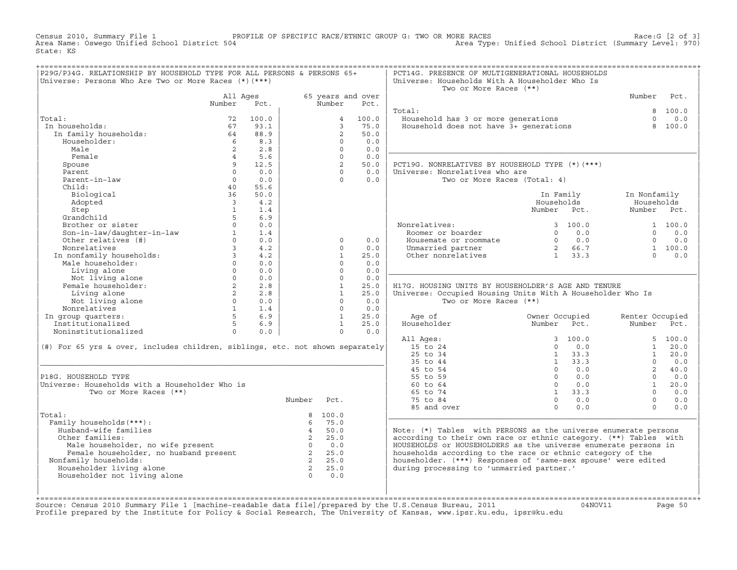Census 2010, Summary File 1 PROFILE OF SPECIFIC RACE/ETHNIC GROUP G: TWO OR MORE RACES Race:G [2 of 3]
Area Name: Oswego Unified School District 504 Area Type: Unified School District (Summary Level: 970)
State: KS

## P29G/P34G. RELATIONSHIP BY HOUSEHOLD TYPE FOR ALL PERSONS & PERSONS 65+

Universe: Persons Who Are Two or More Races (*)(***)

| | All Ages Number | All Ages Pct. | 65 years and over Number | 65 years and over Pct. |
|---|---|---|---|---|
| Total: | 72 | 100.0 | 4 | 100.0 |
| In households: | 67 | 93.1 | 3 | 75.0 |
| In family households: | 64 | 88.9 | 2 | 50.0 |
| Householder: | 6 | 8.3 | 0 | 0.0 |
| Male | 2 | 2.8 | 0 | 0.0 |
| Female | 4 | 5.6 | 0 | 0.0 |
| Spouse | 9 | 12.5 | 2 | 50.0 |
| Parent | 0 | 0.0 | 0 | 0.0 |
| Parent-in-law | 0 | 0.0 | 0 | 0.0 |
| Child: | 40 | 55.6 | | |
| Biological | 36 | 50.0 | | |
| Adopted | 3 | 4.2 | | |
| Step | 1 | 1.4 | | |
| Grandchild | 5 | 6.9 | | |
| Brother or sister | 0 | 0.0 | | |
| Son-in-law/daughter-in-law | 1 | 1.4 | | |
| Other relatives (#) | 0 | 0.0 | 0 | 0.0 |
| Nonrelatives | 3 | 4.2 | 0 | 0.0 |
| In nonfamily households: | 3 | 4.2 | 1 | 25.0 |
| Male householder: | 0 | 0.0 | 0 | 0.0 |
| Living alone | 0 | 0.0 | 0 | 0.0 |
| Not living alone | 0 | 0.0 | 0 | 0.0 |
| Female householder: | 2 | 2.8 | 1 | 25.0 |
| Living alone | 2 | 2.8 | 1 | 25.0 |
| Not living alone | 0 | 0.0 | 0 | 0.0 |
| Nonrelatives | 1 | 1.4 | 0 | 0.0 |
| In group quarters: | 5 | 6.9 | 1 | 25.0 |
| Institutionalized | 5 | 6.9 | 1 | 25.0 |
| Noninstitutionalized | 0 | 0.0 | 0 | 0.0 |

(#) For 65 yrs & over, includes children, siblings, etc. not shown separately

## P18G. HOUSEHOLD TYPE

Universe: Households with a Householder Who is Two or More Races (**)

| | Number | Pct. |
|---|---|---|
| Total: | 8 | 100.0 |
| Family households(***): | 6 | 75.0 |
| Husband-wife families | 4 | 50.0 |
| Other families: | 2 | 25.0 |
| Male householder, no wife present | 0 | 0.0 |
| Female householder, no husband present | 2 | 25.0 |
| Nonfamily households: | 2 | 25.0 |
| Householder living alone | 2 | 25.0 |
| Householder not living alone | 0 | 0.0 |

## PCT14G. PRESENCE OF MULTIGENERATIONAL HOUSEHOLDS

Universe: Households With A Householder Who Is Two or More Races (**)

| | Number | Pct. |
|---|---|---|
| Total: | 8 | 100.0 |
| Household has 3 or more generations | 0 | 0.0 |
| Household does not have 3+ generations | 8 | 100.0 |

## PCT19G. NONRELATIVES BY HOUSEHOLD TYPE (*)(***)

Universe: Nonrelatives who are Two or More Races (Total: 4)

| | In Family Households Number | In Family Households Pct. | In Nonfamily Households Number | In Nonfamily Households Pct. |
|---|---|---|---|---|
| Nonrelatives: | 3 | 100.0 | 1 | 100.0 |
| Roomer or boarder | 0 | 0.0 | 0 | 0.0 |
| Housemate or roommate | 0 | 0.0 | 0 | 0.0 |
| Unmarried partner | 2 | 66.7 | 1 | 100.0 |
| Other nonrelatives | 1 | 33.3 | 0 | 0.0 |

## H17G. HOUSING UNITS BY HOUSEHOLDER'S AGE AND TENURE

Universe: Occupied Housing Units With A Householder Who Is Two or More Races (**)

| Age of Householder | Owner Occupied Number | Owner Occupied Pct. | Renter Occupied Number | Renter Occupied Pct. |
|---|---|---|---|---|
| All Ages: | 3 | 100.0 | 5 | 100.0 |
| 15 to 24 | 0 | 0.0 | 1 | 20.0 |
| 25 to 34 | 1 | 33.3 | 1 | 20.0 |
| 35 to 44 | 1 | 33.3 | 0 | 0.0 |
| 45 to 54 | 0 | 0.0 | 2 | 40.0 |
| 55 to 59 | 0 | 0.0 | 0 | 0.0 |
| 60 to 64 | 0 | 0.0 | 1 | 20.0 |
| 65 to 74 | 1 | 33.3 | 0 | 0.0 |
| 75 to 84 | 0 | 0.0 | 0 | 0.0 |
| 85 and over | 0 | 0.0 | 0 | 0.0 |

Note: (*) Tables with PERSONS as the universe enumerate persons according to their own race or ethnic category. (**) Tables with HOUSEHOLDS or HOUSEHOLDERS as the universe enumerate persons in households according to the race or ethnic category of the householder. (***) Responses of 'same-sex spouse' were edited during processing to 'unmarried partner.'

Source: Census 2010 Summary File 1 [machine-readable data file]/prepared by the U.S.Census Bureau, 2011 04NOV11
Profile prepared by the Institute for Policy & Social Research, The University of Kansas, www.ipsr.ku.edu, ipsr@ku.edu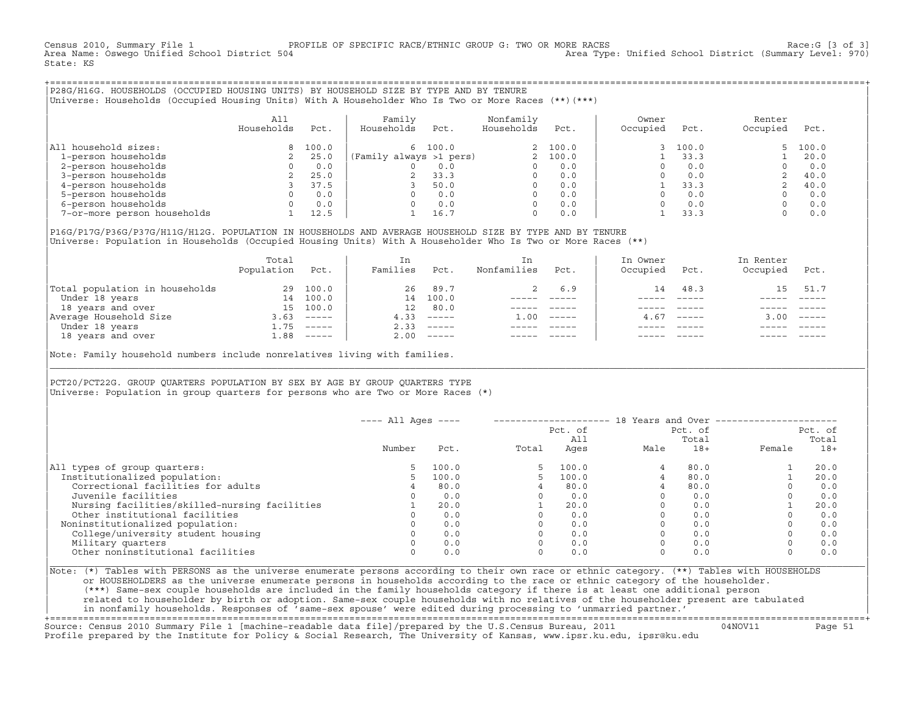Census 2010, Summary File 1 PROFILE OF SPECIFIC RACE/ETHNIC GROUP G: TWO OR MORE RACES Race:G [3 of 3]
Area Name: Oswego Unified School District 504 Area Type: Unified School District (Summary Level: 970)
State: KS

## P28G/H16G. HOUSEHOLDS (OCCUPIED HOUSING UNITS) BY HOUSEHOLD SIZE BY TYPE AND BY TENURE

Universe: Households (Occupied Housing Units) With A Householder Who Is Two or More Races (**)(***)

| | All Households | Pct. | Family Households | Pct. | Nonfamily Households | Pct. | Owner Occupied | Pct. | Renter Occupied | Pct. |
|---|---|---|---|---|---|---|---|---|---|---|
| All household sizes: | 8 | 100.0 | 6 | 100.0 | 2 | 100.0 | 3 | 100.0 | 5 | 100.0 |
| 1-person households | 2 | 25.0 | (Family always >1 pers) | | 2 | 100.0 | 1 | 33.3 | 1 | 20.0 |
| 2-person households | 0 | 0.0 | 0 | 0.0 | 0 | 0.0 | 0 | 0.0 | 0 | 0.0 |
| 3-person households | 2 | 25.0 | 2 | 33.3 | 0 | 0.0 | 0 | 0.0 | 2 | 40.0 |
| 4-person households | 3 | 37.5 | 3 | 50.0 | 0 | 0.0 | 1 | 33.3 | 2 | 40.0 |
| 5-person households | 0 | 0.0 | 0 | 0.0 | 0 | 0.0 | 0 | 0.0 | 0 | 0.0 |
| 6-person households | 0 | 0.0 | 0 | 0.0 | 0 | 0.0 | 0 | 0.0 | 0 | 0.0 |
| 7-or-more person households | 1 | 12.5 | 1 | 16.7 | 0 | 0.0 | 1 | 33.3 | 0 | 0.0 |

## P16G/P17G/P36G/P37G/H11G/H12G. POPULATION IN HOUSEHOLDS AND AVERAGE HOUSEHOLD SIZE BY TYPE AND BY TENURE

Universe: Population in Households (Occupied Housing Units) With A Householder Who Is Two or More Races (**)

| | Total Population | Pct. | In Families | Pct. | In Nonfamilies | Pct. | In Owner Occupied | Pct. | In Renter Occupied | Pct. |
|---|---|---|---|---|---|---|---|---|---|---|
| Total population in households | 29 | 100.0 | 26 | 89.7 | 2 | 6.9 | 14 | 48.3 | 15 | 51.7 |
| Under 18 years | 14 | 100.0 | 14 | 100.0 | ----- | ----- | ----- | ----- | ----- | ----- |
| 18 years and over | 15 | 100.0 | 12 | 80.0 | ----- | ----- | ----- | ----- | ----- | ----- |
| Average Household Size | 3.63 | ----- | 4.33 | ----- | 1.00 | ----- | 4.67 | ----- | 3.00 | ----- |
| Under 18 years | 1.75 | ----- | 2.33 | ----- | ----- | ----- | ----- | ----- | ----- | ----- |
| 18 years and over | 1.88 | ----- | 2.00 | ----- | ----- | ----- | ----- | ----- | ----- | ----- |

Note: Family household numbers include nonrelatives living with families.

## PCT20/PCT22G. GROUP QUARTERS POPULATION BY SEX BY AGE BY GROUP QUARTERS TYPE

Universe: Population in group quarters for persons who are Two or More Races (*)

| | All Ages Number | All Ages Pct. | 18 Years and Over Total | Pct. of All Ages | Male | Pct. of Total 18+ | Female | Pct. of Total 18+ |
|---|---|---|---|---|---|---|---|---|
| All types of group quarters: | 5 | 100.0 | 5 | 100.0 | 4 | 80.0 | 1 | 20.0 |
| Institutionalized population: | 5 | 100.0 | 5 | 100.0 | 4 | 80.0 | 1 | 20.0 |
| Correctional facilities for adults | 4 | 80.0 | 4 | 80.0 | 4 | 80.0 | 0 | 0.0 |
| Juvenile facilities | 0 | 0.0 | 0 | 0.0 | 0 | 0.0 | 0 | 0.0 |
| Nursing facilities/skilled-nursing facilities | 1 | 20.0 | 1 | 20.0 | 0 | 0.0 | 1 | 20.0 |
| Other institutional facilities | 0 | 0.0 | 0 | 0.0 | 0 | 0.0 | 0 | 0.0 |
| Noninstitutionalized population: | 0 | 0.0 | 0 | 0.0 | 0 | 0.0 | 0 | 0.0 |
| College/university student housing | 0 | 0.0 | 0 | 0.0 | 0 | 0.0 | 0 | 0.0 |
| Military quarters | 0 | 0.0 | 0 | 0.0 | 0 | 0.0 | 0 | 0.0 |
| Other noninstitutional facilities | 0 | 0.0 | 0 | 0.0 | 0 | 0.0 | 0 | 0.0 |

Note: (*) Tables with PERSONS as the universe enumerate persons according to their own race or ethnic category. (**) Tables with HOUSEHOLDS or HOUSEHOLDERS as the universe enumerate persons in households according to the race or ethnic category of the householder. (***) Same-sex couple households are included in the family households category if there is at least one additional person related to householder by birth or adoption. Same-sex couple households with no relatives of the householder present are tabulated in nonfamily households. Responses of 'same-sex spouse' were edited during processing to 'unmarried partner.'

Source: Census 2010 Summary File 1 [machine-readable data file]/prepared by the U.S.Census Bureau, 2011 04NOV11
Profile prepared by the Institute for Policy & Social Research, The University of Kansas, www.ipsr.ku.edu, ipsr@ku.edu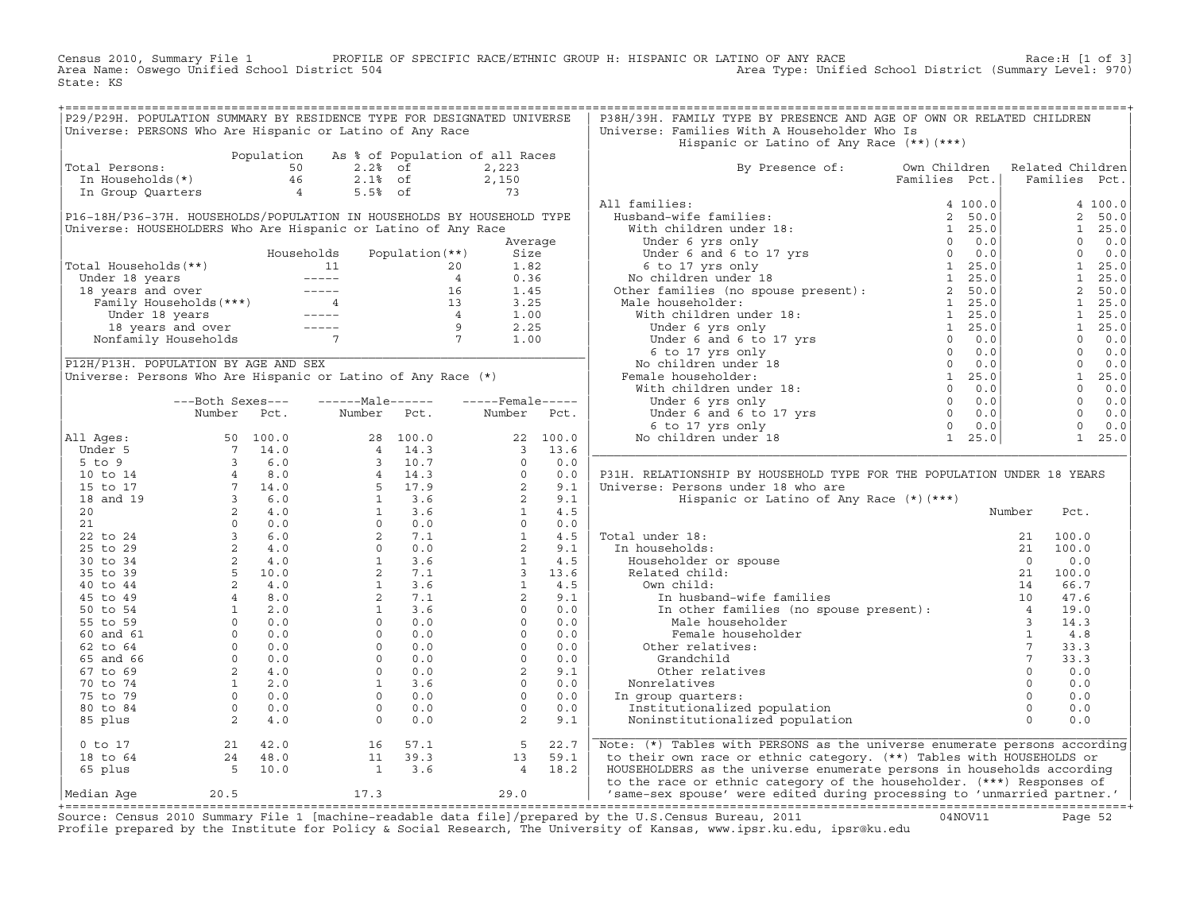Census 2010, Summary File 1 PROFILE OF SPECIFIC RACE/ETHNIC GROUP H: HISPANIC OR LATINO OF ANY RACE Race:H [1 of 3]
Area Name: Oswego Unified School District 504 Area Type: Unified School District (Summary Level: 970)
State: KS

## P29/P29H. POPULATION SUMMARY BY RESIDENCE TYPE FOR DESIGNATED UNIVERSE

Universe: PERSONS Who Are Hispanic or Latino of Any Race

| | Population | As % of Population of all Races | |
|---|---|---|---|
| Total Persons: | 50 | 2.2% of | 2,223 |
| In Households(*) | 46 | 2.1% of | 2,150 |
| In Group Quarters | 4 | 5.5% of | 73 |

## P16-18H/P36-37H. HOUSEHOLDS/POPULATION IN HOUSEHOLDS BY HOUSEHOLD TYPE

Universe: HOUSEHOLDERS Who Are Hispanic or Latino of Any Race

| | Households | Population(**) | Average Size |
|---|---|---|---|
| Total Households(**) | 11 | 20 | 1.82 |
| Under 18 years | ----- | 4 | 0.36 |
| 18 years and over | ----- | 16 | 1.45 |
| Family Households(***) | 4 | 13 | 3.25 |
| Under 18 years | ----- | 4 | 1.00 |
| 18 years and over | ----- | 9 | 2.25 |
| Nonfamily Households | 7 | 7 | 1.00 |

## P12H/P13H. POPULATION BY AGE AND SEX

Universe: Persons Who Are Hispanic or Latino of Any Race (*)

| | Both Sexes Number | Both Sexes Pct. | Male Number | Male Pct. | Female Number | Female Pct. |
|---|---|---|---|---|---|---|
| All Ages: | 50 | 100.0 | 28 | 100.0 | 22 | 100.0 |
| Under 5 | 7 | 14.0 | 4 | 14.3 | 3 | 13.6 |
| 5 to 9 | 3 | 6.0 | 3 | 10.7 | 0 | 0.0 |
| 10 to 14 | 4 | 8.0 | 4 | 14.3 | 0 | 0.0 |
| 15 to 17 | 7 | 14.0 | 5 | 17.9 | 2 | 9.1 |
| 18 and 19 | 3 | 6.0 | 1 | 3.6 | 2 | 9.1 |
| 20 | 2 | 4.0 | 1 | 3.6 | 1 | 4.5 |
| 21 | 0 | 0.0 | 0 | 0.0 | 0 | 0.0 |
| 22 to 24 | 3 | 6.0 | 2 | 7.1 | 1 | 4.5 |
| 25 to 29 | 2 | 4.0 | 0 | 0.0 | 2 | 9.1 |
| 30 to 34 | 2 | 4.0 | 1 | 3.6 | 1 | 4.5 |
| 35 to 39 | 5 | 10.0 | 2 | 7.1 | 3 | 13.6 |
| 40 to 44 | 2 | 4.0 | 1 | 3.6 | 1 | 4.5 |
| 45 to 49 | 4 | 8.0 | 2 | 7.1 | 2 | 9.1 |
| 50 to 54 | 1 | 2.0 | 1 | 3.6 | 0 | 0.0 |
| 55 to 59 | 0 | 0.0 | 0 | 0.0 | 0 | 0.0 |
| 60 and 61 | 0 | 0.0 | 0 | 0.0 | 0 | 0.0 |
| 62 to 64 | 0 | 0.0 | 0 | 0.0 | 0 | 0.0 |
| 65 and 66 | 0 | 0.0 | 0 | 0.0 | 0 | 0.0 |
| 67 to 69 | 2 | 4.0 | 0 | 0.0 | 2 | 9.1 |
| 70 to 74 | 1 | 2.0 | 1 | 3.6 | 0 | 0.0 |
| 75 to 79 | 0 | 0.0 | 0 | 0.0 | 0 | 0.0 |
| 80 to 84 | 0 | 0.0 | 0 | 0.0 | 0 | 0.0 |
| 85 plus | 2 | 4.0 | 0 | 0.0 | 2 | 9.1 |
| 0 to 17 | 21 | 42.0 | 16 | 57.1 | 5 | 22.7 |
| 18 to 64 | 24 | 48.0 | 11 | 39.3 | 13 | 59.1 |
| 65 plus | 5 | 10.0 | 1 | 3.6 | 4 | 18.2 |
| Median Age | 20.5 | | 17.3 | | 29.0 | |

## P38H/39H. FAMILY TYPE BY PRESENCE AND AGE OF OWN OR RELATED CHILDREN

Universe: Families With A Householder Who Is Hispanic or Latino of Any Race (**)(***)

| By Presence of: | Own Children Families | Own Children Pct. | Related Children Families | Related Children Pct. |
|---|---|---|---|---|
| All families: | 4 | 100.0 | 4 | 100.0 |
| Husband-wife families: | 2 | 50.0 | 2 | 50.0 |
| With children under 18: | 1 | 25.0 | 1 | 25.0 |
| Under 6 yrs only | 0 | 0.0 | 0 | 0.0 |
| Under 6 and 6 to 17 yrs | 0 | 0.0 | 0 | 0.0 |
| 6 to 17 yrs only | 1 | 25.0 | 1 | 25.0 |
| No children under 18 | 1 | 25.0 | 1 | 25.0 |
| Other families (no spouse present): | 2 | 50.0 | 2 | 50.0 |
| Male householder: | 1 | 25.0 | 1 | 25.0 |
| With children under 18: | 1 | 25.0 | 1 | 25.0 |
| Under 6 yrs only | 1 | 25.0 | 1 | 25.0 |
| Under 6 and 6 to 17 yrs | 0 | 0.0 | 0 | 0.0 |
| 6 to 17 yrs only | 0 | 0.0 | 0 | 0.0 |
| No children under 18 | 0 | 0.0 | 0 | 0.0 |
| Female householder: | 1 | 25.0 | 1 | 25.0 |
| With children under 18: | 0 | 0.0 | 0 | 0.0 |
| Under 6 yrs only | 0 | 0.0 | 0 | 0.0 |
| Under 6 and 6 to 17 yrs | 0 | 0.0 | 0 | 0.0 |
| 6 to 17 yrs only | 0 | 0.0 | 0 | 0.0 |
| No children under 18 | 1 | 25.0 | 1 | 25.0 |

## P31H. RELATIONSHIP BY HOUSEHOLD TYPE FOR THE POPULATION UNDER 18 YEARS

Universe: Persons under 18 who are Hispanic or Latino of Any Race (*)(***)

| | Number | Pct. |
|---|---|---|
| Total under 18: | 21 | 100.0 |
| In households: | 21 | 100.0 |
| Householder or spouse | 0 | 0.0 |
| Related child: | 21 | 100.0 |
| Own child: | 14 | 66.7 |
| In husband-wife families | 10 | 47.6 |
| In other families (no spouse present): | 4 | 19.0 |
| Male householder | 3 | 14.3 |
| Female householder | 1 | 4.8 |
| Other relatives: | 7 | 33.3 |
| Grandchild | 7 | 33.3 |
| Other relatives | 0 | 0.0 |
| Nonrelatives | 0 | 0.0 |
| In group quarters: | 0 | 0.0 |
| Institutionalized population | 0 | 0.0 |
| Noninstitutionalized population | 0 | 0.0 |

Note: (*) Tables with PERSONS as the universe enumerate persons according to their own race or ethnic category. (**) Tables with HOUSEHOLDS or HOUSEHOLDERS as the universe enumerate persons in households according to the race or ethnic category of the householder. (***) Responses of 'same-sex spouse' were edited during processing to 'unmarried partner.'

Source: Census 2010 Summary File 1 [machine-readable data file]/prepared by the U.S.Census Bureau, 2011 04NOV11
Profile prepared by the Institute for Policy & Social Research, The University of Kansas, www.ipsr.ku.edu, ipsr@ku.edu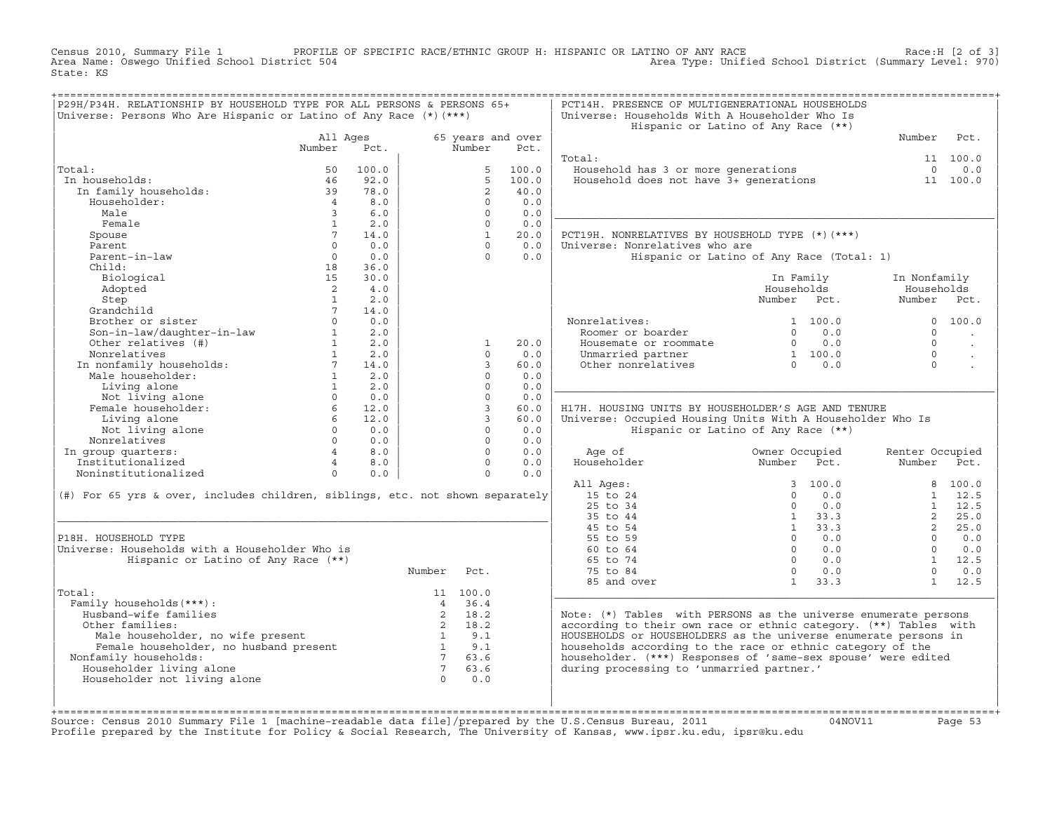Census 2010, Summary File 1 PROFILE OF SPECIFIC RACE/ETHNIC GROUP H: HISPANIC OR LATINO OF ANY RACE Race:H [2 of 3]
Area Name: Oswego Unified School District 504 Area Type: Unified School District (Summary Level: 970)
State: KS

## P29H/P34H. RELATIONSHIP BY HOUSEHOLD TYPE FOR ALL PERSONS & PERSONS 65+

Universe: Persons Who Are Hispanic or Latino of Any Race (*)(***)

| | All Ages Number | All Ages Pct. | 65 years and over Number | 65 years and over Pct. |
|---|---|---|---|---|
| Total: | 50 | 100.0 | 5 | 100.0 |
| In households: | 46 | 92.0 | 5 | 100.0 |
| In family households: | 39 | 78.0 | 2 | 40.0 |
| Householder: | 4 | 8.0 | 0 | 0.0 |
| Male | 3 | 6.0 | 0 | 0.0 |
| Female | 1 | 2.0 | 0 | 0.0 |
| Spouse | 7 | 14.0 | 1 | 20.0 |
| Parent | 0 | 0.0 | 0 | 0.0 |
| Parent-in-law | 0 | 0.0 | 0 | 0.0 |
| Child: | 18 | 36.0 | | |
| Biological | 15 | 30.0 | | |
| Adopted | 2 | 4.0 | | |
| Step | 1 | 2.0 | | |
| Grandchild | 7 | 14.0 | | |
| Brother or sister | 0 | 0.0 | | |
| Son-in-law/daughter-in-law | 1 | 2.0 | | |
| Other relatives (#) | 1 | 2.0 | 1 | 20.0 |
| Nonrelatives | 1 | 2.0 | 0 | 0.0 |
| In nonfamily households: | 7 | 14.0 | 3 | 60.0 |
| Male householder: | 1 | 2.0 | 0 | 0.0 |
| Living alone | 1 | 2.0 | 0 | 0.0 |
| Not living alone | 0 | 0.0 | 0 | 0.0 |
| Female householder: | 6 | 12.0 | 3 | 60.0 |
| Living alone | 6 | 12.0 | 3 | 60.0 |
| Not living alone | 0 | 0.0 | 0 | 0.0 |
| Nonrelatives | 0 | 0.0 | 0 | 0.0 |
| In group quarters: | 4 | 8.0 | 0 | 0.0 |
| Institutionalized | 4 | 8.0 | 0 | 0.0 |
| Noninstitutionalized | 0 | 0.0 | 0 | 0.0 |

(#) For 65 yrs & over, includes children, siblings, etc. not shown separately

## P18H. HOUSEHOLD TYPE

Universe: Households with a Householder Who is Hispanic or Latino of Any Race (**)

| | Number | Pct. |
|---|---|---|
| Total: | 11 | 100.0 |
| Family households(***): | 4 | 36.4 |
| Husband-wife families | 2 | 18.2 |
| Other families: | 2 | 18.2 |
| Male householder, no wife present | 1 | 9.1 |
| Female householder, no husband present | 1 | 9.1 |
| Nonfamily households: | 7 | 63.6 |
| Householder living alone | 7 | 63.6 |
| Householder not living alone | 0 | 0.0 |

## PCT14H. PRESENCE OF MULTIGENERATIONAL HOUSEHOLDS

Universe: Households With A Householder Who Is Hispanic or Latino of Any Race (**)

| | Number | Pct. |
|---|---|---|
| Total: | 11 | 100.0 |
| Household has 3 or more generations | 0 | 0.0 |
| Household does not have 3+ generations | 11 | 100.0 |

## PCT19H. NONRELATIVES BY HOUSEHOLD TYPE (*)(***)

Universe: Nonrelatives who are Hispanic or Latino of Any Race (Total: 1)

| | In Family Households Number | In Family Households Pct. | In Nonfamily Households Number | In Nonfamily Households Pct. |
|---|---|---|---|---|
| Nonrelatives: | 1 | 100.0 | 0 | 100.0 |
| Roomer or boarder | 0 | 0.0 | 0 | . |
| Housemate or roommate | 0 | 0.0 | 0 | . |
| Unmarried partner | 1 | 100.0 | 0 | . |
| Other nonrelatives | 0 | 0.0 | 0 | . |

## H17H. HOUSING UNITS BY HOUSEHOLDER'S AGE AND TENURE

Universe: Occupied Housing Units With A Householder Who Is Hispanic or Latino of Any Race (**)

| Age of Householder | Owner Occupied Number | Owner Occupied Pct. | Renter Occupied Number | Renter Occupied Pct. |
|---|---|---|---|---|
| All Ages: | 3 | 100.0 | 8 | 100.0 |
| 15 to 24 | 0 | 0.0 | 1 | 12.5 |
| 25 to 34 | 0 | 0.0 | 1 | 12.5 |
| 35 to 44 | 1 | 33.3 | 2 | 25.0 |
| 45 to 54 | 1 | 33.3 | 2 | 25.0 |
| 55 to 59 | 0 | 0.0 | 0 | 0.0 |
| 60 to 64 | 0 | 0.0 | 0 | 0.0 |
| 65 to 74 | 0 | 0.0 | 1 | 12.5 |
| 75 to 84 | 0 | 0.0 | 0 | 0.0 |
| 85 and over | 1 | 33.3 | 1 | 12.5 |

Note: (*) Tables with PERSONS as the universe enumerate persons according to their own race or ethnic category. (**) Tables with HOUSEHOLDS or HOUSEHOLDERS as the universe enumerate persons in households according to the race or ethnic category of the householder. (***) Responses of 'same-sex spouse' were edited during processing to 'unmarried partner.'

Source: Census 2010 Summary File 1 [machine-readable data file]/prepared by the U.S.Census Bureau, 2011 04NOV11
Profile prepared by the Institute for Policy & Social Research, The University of Kansas, www.ipsr.ku.edu, ipsr@ku.edu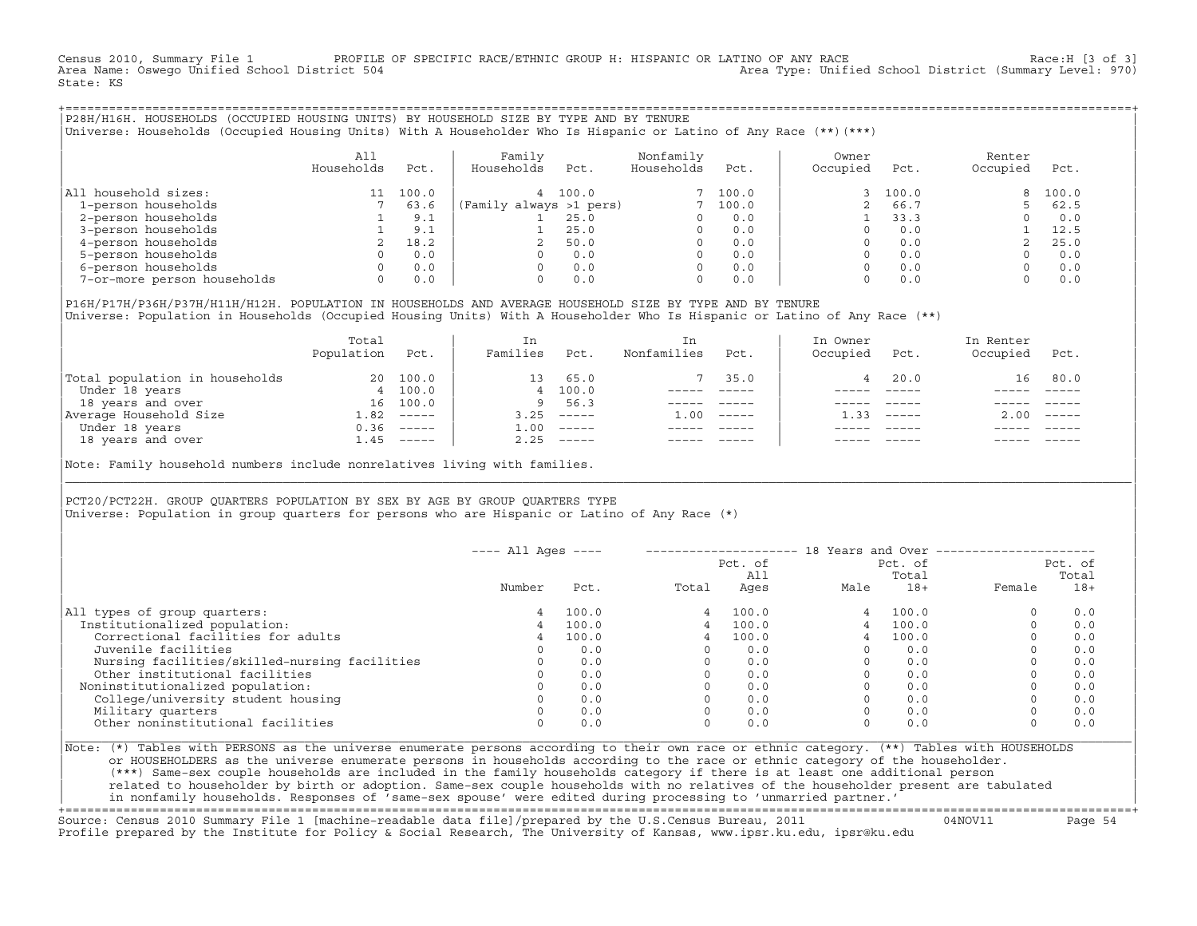Census 2010, Summary File 1 PROFILE OF SPECIFIC RACE/ETHNIC GROUP H: HISPANIC OR LATINO OF ANY RACE Race:H [3 of 3]
Area Name: Oswego Unified School District 504 Area Type: Unified School District (Summary Level: 970)
State: KS

## P28H/H16H. HOUSEHOLDS (OCCUPIED HOUSING UNITS) BY HOUSEHOLD SIZE BY TYPE AND BY TENURE

Universe: Households (Occupied Housing Units) With A Householder Who Is Hispanic or Latino of Any Race (**)(***)

| | All Households | Pct. | Family Households | Pct. | Nonfamily Households | Pct. | Owner Occupied | Pct. | Renter Occupied | Pct. |
|---|---|---|---|---|---|---|---|---|---|---|
| All household sizes: | 11 | 100.0 | 4 | 100.0 | 7 | 100.0 | 3 | 100.0 | 8 | 100.0 |
| 1-person households | 7 | 63.6 | (Family always >1 pers) | | 7 | 100.0 | 2 | 66.7 | 5 | 62.5 |
| 2-person households | 1 | 9.1 | 1 | 25.0 | 0 | 0.0 | 1 | 33.3 | 0 | 0.0 |
| 3-person households | 1 | 9.1 | 1 | 25.0 | 0 | 0.0 | 0 | 0.0 | 1 | 12.5 |
| 4-person households | 2 | 18.2 | 2 | 50.0 | 0 | 0.0 | 0 | 0.0 | 2 | 25.0 |
| 5-person households | 0 | 0.0 | 0 | 0.0 | 0 | 0.0 | 0 | 0.0 | 0 | 0.0 |
| 6-person households | 0 | 0.0 | 0 | 0.0 | 0 | 0.0 | 0 | 0.0 | 0 | 0.0 |
| 7-or-more person households | 0 | 0.0 | 0 | 0.0 | 0 | 0.0 | 0 | 0.0 | 0 | 0.0 |

## P16H/P17H/P36H/P37H/H11H/H12H. POPULATION IN HOUSEHOLDS AND AVERAGE HOUSEHOLD SIZE BY TYPE AND BY TENURE

Universe: Population in Households (Occupied Housing Units) With A Householder Who Is Hispanic or Latino of Any Race (**)

| | Total Population | Pct. | In Families | Pct. | In Nonfamilies | Pct. | In Owner Occupied | Pct. | In Renter Occupied | Pct. |
|---|---|---|---|---|---|---|---|---|---|---|
| Total population in households | 20 | 100.0 | 13 | 65.0 | 7 | 35.0 | 4 | 20.0 | 16 | 80.0 |
| Under 18 years | 4 | 100.0 | 4 | 100.0 | ----- | ----- | ----- | ----- | ----- | ----- |
| 18 years and over | 16 | 100.0 | 9 | 56.3 | ----- | ----- | ----- | ----- | ----- | ----- |
| Average Household Size | 1.82 | ----- | 3.25 | ----- | 1.00 | ----- | 1.33 | ----- | 2.00 | ----- |
| Under 18 years | 0.36 | ----- | 1.00 | ----- | ----- | ----- | ----- | ----- | ----- | ----- |
| 18 years and over | 1.45 | ----- | 2.25 | ----- | ----- | ----- | ----- | ----- | ----- | ----- |

Note: Family household numbers include nonrelatives living with families.

## PCT20/PCT22H. GROUP QUARTERS POPULATION BY SEX BY AGE BY GROUP QUARTERS TYPE

Universe: Population in group quarters for persons who are Hispanic or Latino of Any Race (*)

| | All Ages | | 18 Years and Over | | | | | |
|---|---|---|---|---|---|---|---|---|
| | Number | Pct. | Total | Pct. of All Ages | Male | Pct. of Total 18+ | Female | Pct. of Total 18+ |
| All types of group quarters: | 4 | 100.0 | 4 | 100.0 | 4 | 100.0 | 0 | 0.0 |
| Institutionalized population: | 4 | 100.0 | 4 | 100.0 | 4 | 100.0 | 0 | 0.0 |
| Correctional facilities for adults | 4 | 100.0 | 4 | 100.0 | 4 | 100.0 | 0 | 0.0 |
| Juvenile facilities | 0 | 0.0 | 0 | 0.0 | 0 | 0.0 | 0 | 0.0 |
| Nursing facilities/skilled-nursing facilities | 0 | 0.0 | 0 | 0.0 | 0 | 0.0 | 0 | 0.0 |
| Other institutional facilities | 0 | 0.0 | 0 | 0.0 | 0 | 0.0 | 0 | 0.0 |
| Noninstitutionalized population: | 0 | 0.0 | 0 | 0.0 | 0 | 0.0 | 0 | 0.0 |
| College/university student housing | 0 | 0.0 | 0 | 0.0 | 0 | 0.0 | 0 | 0.0 |
| Military quarters | 0 | 0.0 | 0 | 0.0 | 0 | 0.0 | 0 | 0.0 |
| Other noninstitutional facilities | 0 | 0.0 | 0 | 0.0 | 0 | 0.0 | 0 | 0.0 |

Note: (*) Tables with PERSONS as the universe enumerate persons according to their own race or ethnic category. (**) Tables with HOUSEHOLDS or HOUSEHOLDERS as the universe enumerate persons in households according to the race or ethnic category of the householder. (***) Same-sex couple households are included in the family households category if there is at least one additional person related to householder by birth or adoption. Same-sex couple households with no relatives of the householder present are tabulated in nonfamily households. Responses of 'same-sex spouse' were edited during processing to 'unmarried partner.'

Source: Census 2010 Summary File 1 [machine-readable data file]/prepared by the U.S.Census Bureau, 2011 04NOV11
Profile prepared by the Institute for Policy & Social Research, The University of Kansas, www.ipsr.ku.edu, ipsr@ku.edu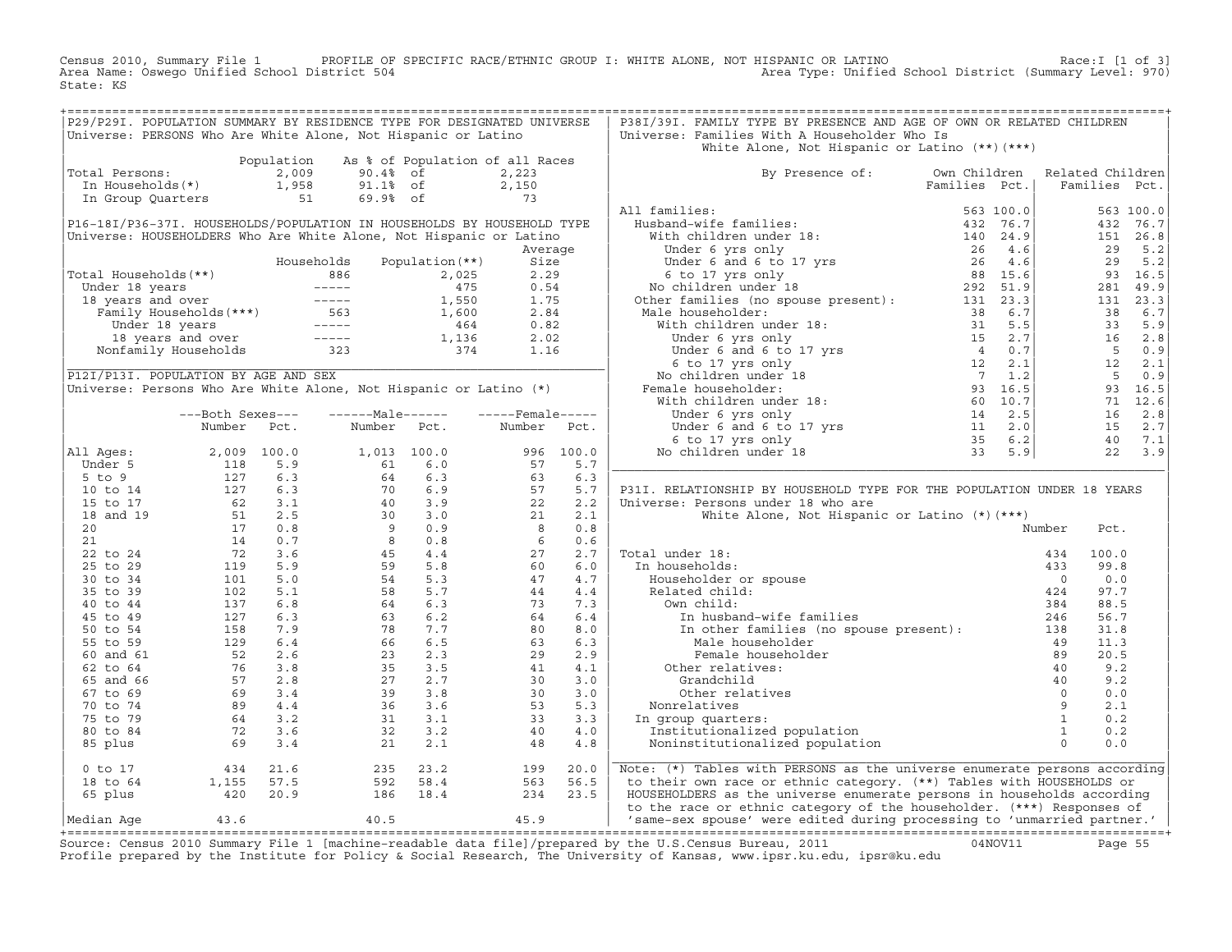Census 2010, Summary File 1 PROFILE OF SPECIFIC RACE/ETHNIC GROUP I: WHITE ALONE, NOT HISPANIC OR LATINO Race:I [1 of 3]
Area Name: Oswego Unified School District 504 Area Type: Unified School District (Summary Level: 970)
State: KS

## P29/P29I. POPULATION SUMMARY BY RESIDENCE TYPE FOR DESIGNATED UNIVERSE

Universe: PERSONS Who Are White Alone, Not Hispanic or Latino

| | Population | As % of Population of all Races | |
|---|---|---|---|
| Total Persons: | 2,009 | 90.4% of | 2,223 |
| In Households(*) | 1,958 | 91.1% of | 2,150 |
| In Group Quarters | 51 | 69.9% of | 73 |

## P16-18I/P36-37I. HOUSEHOLDS/POPULATION IN HOUSEHOLDS BY HOUSEHOLD TYPE

Universe: HOUSEHOLDERS Who Are White Alone, Not Hispanic or Latino

| | Households | Population(**) | Average Size |
|---|---|---|---|
| Total Households(**) | 886 | 2,025 | 2.29 |
| Under 18 years | ----- | 475 | 0.54 |
| 18 years and over | ----- | 1,550 | 1.75 |
| Family Households(***) | 563 | 1,600 | 2.84 |
| Under 18 years | ----- | 464 | 0.82 |
| 18 years and over | ----- | 1,136 | 2.02 |
| Nonfamily Households | 323 | 374 | 1.16 |

## P12I/P13I. POPULATION BY AGE AND SEX

Universe: Persons Who Are White Alone, Not Hispanic or Latino (*)

| | Both Sexes Number | Both Sexes Pct. | Male Number | Male Pct. | Female Number | Female Pct. |
|---|---|---|---|---|---|---|
| All Ages: | 2,009 | 100.0 | 1,013 | 100.0 | 996 | 100.0 |
| Under 5 | 118 | 5.9 | 61 | 6.0 | 57 | 5.7 |
| 5 to 9 | 127 | 6.3 | 64 | 6.3 | 63 | 6.3 |
| 10 to 14 | 127 | 6.3 | 70 | 6.9 | 57 | 5.7 |
| 15 to 17 | 62 | 3.1 | 40 | 3.9 | 22 | 2.2 |
| 18 and 19 | 51 | 2.5 | 30 | 3.0 | 21 | 2.1 |
| 20 | 17 | 0.8 | 9 | 0.9 | 8 | 0.8 |
| 21 | 14 | 0.7 | 8 | 0.8 | 6 | 0.6 |
| 22 to 24 | 72 | 3.6 | 45 | 4.4 | 27 | 2.7 |
| 25 to 29 | 119 | 5.9 | 59 | 5.8 | 60 | 6.0 |
| 30 to 34 | 101 | 5.0 | 54 | 5.3 | 47 | 4.7 |
| 35 to 39 | 102 | 5.1 | 58 | 5.7 | 44 | 4.4 |
| 40 to 44 | 137 | 6.8 | 64 | 6.3 | 73 | 7.3 |
| 45 to 49 | 127 | 6.3 | 63 | 6.2 | 64 | 6.4 |
| 50 to 54 | 158 | 7.9 | 78 | 7.7 | 80 | 8.0 |
| 55 to 59 | 129 | 6.4 | 66 | 6.5 | 63 | 6.3 |
| 60 and 61 | 52 | 2.6 | 23 | 2.3 | 29 | 2.9 |
| 62 to 64 | 76 | 3.8 | 35 | 3.5 | 41 | 4.1 |
| 65 and 66 | 57 | 2.8 | 27 | 2.7 | 30 | 3.0 |
| 67 to 69 | 69 | 3.4 | 39 | 3.8 | 30 | 3.0 |
| 70 to 74 | 89 | 4.4 | 36 | 3.6 | 53 | 5.3 |
| 75 to 79 | 64 | 3.2 | 31 | 3.1 | 33 | 3.3 |
| 80 to 84 | 72 | 3.6 | 32 | 3.2 | 40 | 4.0 |
| 85 plus | 69 | 3.4 | 21 | 2.1 | 48 | 4.8 |
| 0 to 17 | 434 | 21.6 | 235 | 23.2 | 199 | 20.0 |
| 18 to 64 | 1,155 | 57.5 | 592 | 58.4 | 563 | 56.5 |
| 65 plus | 420 | 20.9 | 186 | 18.4 | 234 | 23.5 |
| Median Age | 43.6 | | 40.5 | | 45.9 | |

## P38I/39I. FAMILY TYPE BY PRESENCE AND AGE OF OWN OR RELATED CHILDREN

Universe: Families With A Householder Who Is White Alone, Not Hispanic or Latino (**)(***)

| By Presence of: | Own Children Families | Own Children Pct. | Related Children Families | Related Children Pct. |
|---|---|---|---|---|
| All families: | 563 | 100.0 | 563 | 100.0 |
| Husband-wife families: | 432 | 76.7 | 432 | 76.7 |
| With children under 18: | 140 | 24.9 | 151 | 26.8 |
| Under 6 yrs only | 26 | 4.6 | 29 | 5.2 |
| Under 6 and 6 to 17 yrs | 26 | 4.6 | 29 | 5.2 |
| 6 to 17 yrs only | 88 | 15.6 | 93 | 16.5 |
| No children under 18 | 292 | 51.9 | 281 | 49.9 |
| Other families (no spouse present): | 131 | 23.3 | 131 | 23.3 |
| Male householder: | 38 | 6.7 | 38 | 6.7 |
| With children under 18: | 31 | 5.5 | 33 | 5.9 |
| Under 6 yrs only | 15 | 2.7 | 16 | 2.8 |
| Under 6 and 6 to 17 yrs | 4 | 0.7 | 5 | 0.9 |
| 6 to 17 yrs only | 12 | 2.1 | 12 | 2.1 |
| No children under 18 | 7 | 1.2 | 5 | 0.9 |
| Female householder: | 93 | 16.5 | 93 | 16.5 |
| With children under 18: | 60 | 10.7 | 71 | 12.6 |
| Under 6 yrs only | 14 | 2.5 | 16 | 2.8 |
| Under 6 and 6 to 17 yrs | 11 | 2.0 | 15 | 2.7 |
| 6 to 17 yrs only | 35 | 6.2 | 40 | 7.1 |
| No children under 18 | 33 | 5.9 | 22 | 3.9 |

## P31I. RELATIONSHIP BY HOUSEHOLD TYPE FOR THE POPULATION UNDER 18 YEARS

Universe: Persons under 18 who are White Alone, Not Hispanic or Latino (*)(***)

| | Number | Pct. |
|---|---|---|
| Total under 18: | 434 | 100.0 |
| In households: | 433 | 99.8 |
| Householder or spouse | 0 | 0.0 |
| Related child: | 424 | 97.7 |
| Own child: | 384 | 88.5 |
| In husband-wife families | 246 | 56.7 |
| In other families (no spouse present): | 138 | 31.8 |
| Male householder | 49 | 11.3 |
| Female householder | 89 | 20.5 |
| Other relatives: | 40 | 9.2 |
| Grandchild | 40 | 9.2 |
| Other relatives | 0 | 0.0 |
| Nonrelatives | 9 | 2.1 |
| In group quarters: | 1 | 0.2 |
| Institutionalized population | 1 | 0.2 |
| Noninstitutionalized population | 0 | 0.0 |

Note: (*) Tables with PERSONS as the universe enumerate persons according to their own race or ethnic category. (**) Tables with HOUSEHOLDS or HOUSEHOLDERS as the universe enumerate persons in households according to the race or ethnic category of the householder. (***) Responses of 'same-sex spouse' were edited during processing to 'unmarried partner.'

Source: Census 2010 Summary File 1 [machine-readable data file]/prepared by the U.S.Census Bureau, 2011 04NOV11
Profile prepared by the Institute for Policy & Social Research, The University of Kansas, www.ipsr.ku.edu, ipsr@ku.edu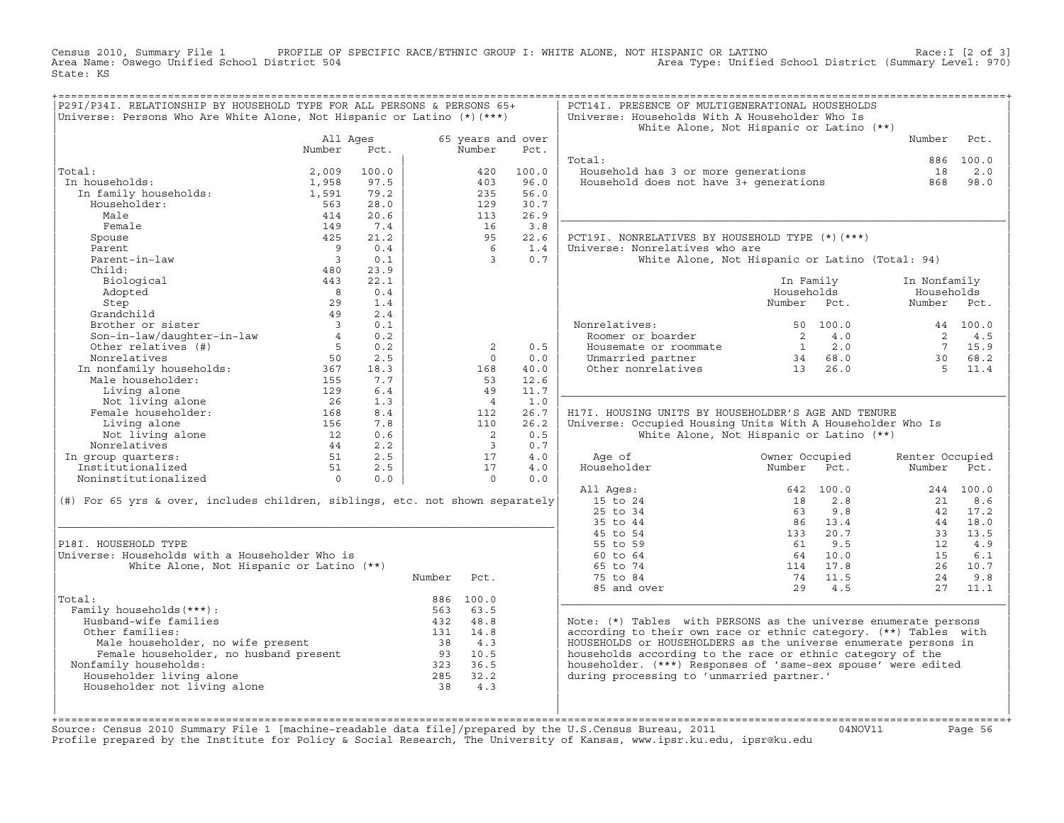Census 2010, Summary File 1 PROFILE OF SPECIFIC RACE/ETHNIC GROUP I: WHITE ALONE, NOT HISPANIC OR LATINO Race:I [2 of 3]
Area Name: Oswego Unified School District 504 Area Type: Unified School District (Summary Level: 970)
State: KS

## P29I/P34I. RELATIONSHIP BY HOUSEHOLD TYPE FOR ALL PERSONS & PERSONS 65+

Universe: Persons Who Are White Alone, Not Hispanic or Latino (*)(***)

| | All Ages Number | All Ages Pct. | 65 years and over Number | 65 years and over Pct. |
|---|---|---|---|---|
| Total: | 2,009 | 100.0 | 420 | 100.0 |
| In households: | 1,958 | 97.5 | 403 | 96.0 |
| In family households: | 1,591 | 79.2 | 235 | 56.0 |
| Householder: | 563 | 28.0 | 129 | 30.7 |
| Male | 414 | 20.6 | 113 | 26.9 |
| Female | 149 | 7.4 | 16 | 3.8 |
| Spouse | 425 | 21.2 | 95 | 22.6 |
| Parent | 9 | 0.4 | 6 | 1.4 |
| Parent-in-law | 3 | 0.1 | 3 | 0.7 |
| Child: | 480 | 23.9 | | |
| Biological | 443 | 22.1 | | |
| Adopted | 8 | 0.4 | | |
| Step | 29 | 1.4 | | |
| Grandchild | 49 | 2.4 | | |
| Brother or sister | 3 | 0.1 | | |
| Son-in-law/daughter-in-law | 4 | 0.2 | | |
| Other relatives (#) | 5 | 0.2 | 2 | 0.5 |
| Nonrelatives | 50 | 2.5 | 0 | 0.0 |
| In nonfamily households: | 367 | 18.3 | 168 | 40.0 |
| Male householder: | 155 | 7.7 | 53 | 12.6 |
| Living alone | 129 | 6.4 | 49 | 11.7 |
| Not living alone | 26 | 1.3 | 4 | 1.0 |
| Female householder: | 168 | 8.4 | 112 | 26.7 |
| Living alone | 156 | 7.8 | 110 | 26.2 |
| Not living alone | 12 | 0.6 | 2 | 0.5 |
| Nonrelatives | 44 | 2.2 | 3 | 0.7 |
| In group quarters: | 51 | 2.5 | 17 | 4.0 |
| Institutionalized | 51 | 2.5 | 17 | 4.0 |
| Noninstitutionalized | 0 | 0.0 | 0 | 0.0 |

(#) For 65 yrs & over, includes children, siblings, etc. not shown separately

## P18I. HOUSEHOLD TYPE

Universe: Households with a Householder Who is White Alone, Not Hispanic or Latino (**)

| | Number | Pct. |
|---|---|---|
| Total: | 886 | 100.0 |
| Family households(***): | 563 | 63.5 |
| Husband-wife families | 432 | 48.8 |
| Other families: | 131 | 14.8 |
| Male householder, no wife present | 38 | 4.3 |
| Female householder, no husband present | 93 | 10.5 |
| Nonfamily households: | 323 | 36.5 |
| Householder living alone | 285 | 32.2 |
| Householder not living alone | 38 | 4.3 |

## PCT14I. PRESENCE OF MULTIGENERATIONAL HOUSEHOLDS

Universe: Households With A Householder Who Is White Alone, Not Hispanic or Latino (**)

| | Number | Pct. |
|---|---|---|
| Total: | 886 | 100.0 |
| Household has 3 or more generations | 18 | 2.0 |
| Household does not have 3+ generations | 868 | 98.0 |

## PCT19I. NONRELATIVES BY HOUSEHOLD TYPE (*)(***)

Universe: Nonrelatives who are White Alone, Not Hispanic or Latino (Total: 94)

| | In Family Households Number | In Family Households Pct. | In Nonfamily Households Number | In Nonfamily Households Pct. |
|---|---|---|---|---|
| Nonrelatives: | 50 | 100.0 | 44 | 100.0 |
| Roomer or boarder | 2 | 4.0 | 2 | 4.5 |
| Housemate or roommate | 1 | 2.0 | 7 | 15.9 |
| Unmarried partner | 34 | 68.0 | 30 | 68.2 |
| Other nonrelatives | 13 | 26.0 | 5 | 11.4 |

## H17I. HOUSING UNITS BY HOUSEHOLDER'S AGE AND TENURE

Universe: Occupied Housing Units With A Householder Who Is White Alone, Not Hispanic or Latino (**)

| Age of Householder | Owner Occupied Number | Owner Occupied Pct. | Renter Occupied Number | Renter Occupied Pct. |
|---|---|---|---|---|
| All Ages: | 642 | 100.0 | 244 | 100.0 |
| 15 to 24 | 18 | 2.8 | 21 | 8.6 |
| 25 to 34 | 63 | 9.8 | 42 | 17.2 |
| 35 to 44 | 86 | 13.4 | 44 | 18.0 |
| 45 to 54 | 133 | 20.7 | 33 | 13.5 |
| 55 to 59 | 61 | 9.5 | 12 | 4.9 |
| 60 to 64 | 64 | 10.0 | 15 | 6.1 |
| 65 to 74 | 114 | 17.8 | 26 | 10.7 |
| 75 to 84 | 74 | 11.5 | 24 | 9.8 |
| 85 and over | 29 | 4.5 | 27 | 11.1 |

Note: (*) Tables with PERSONS as the universe enumerate persons according to their own race or ethnic category. (**) Tables with HOUSEHOLDS or HOUSEHOLDERS as the universe enumerate persons in households according to the race or ethnic category of the householder. (***) Responses of 'same-sex spouse' were edited during processing to 'unmarried partner.'

Source: Census 2010 Summary File 1 [machine-readable data file]/prepared by the U.S.Census Bureau, 2011 04NOV11
Profile prepared by the Institute for Policy & Social Research, The University of Kansas, www.ipsr.ku.edu, ipsr@ku.edu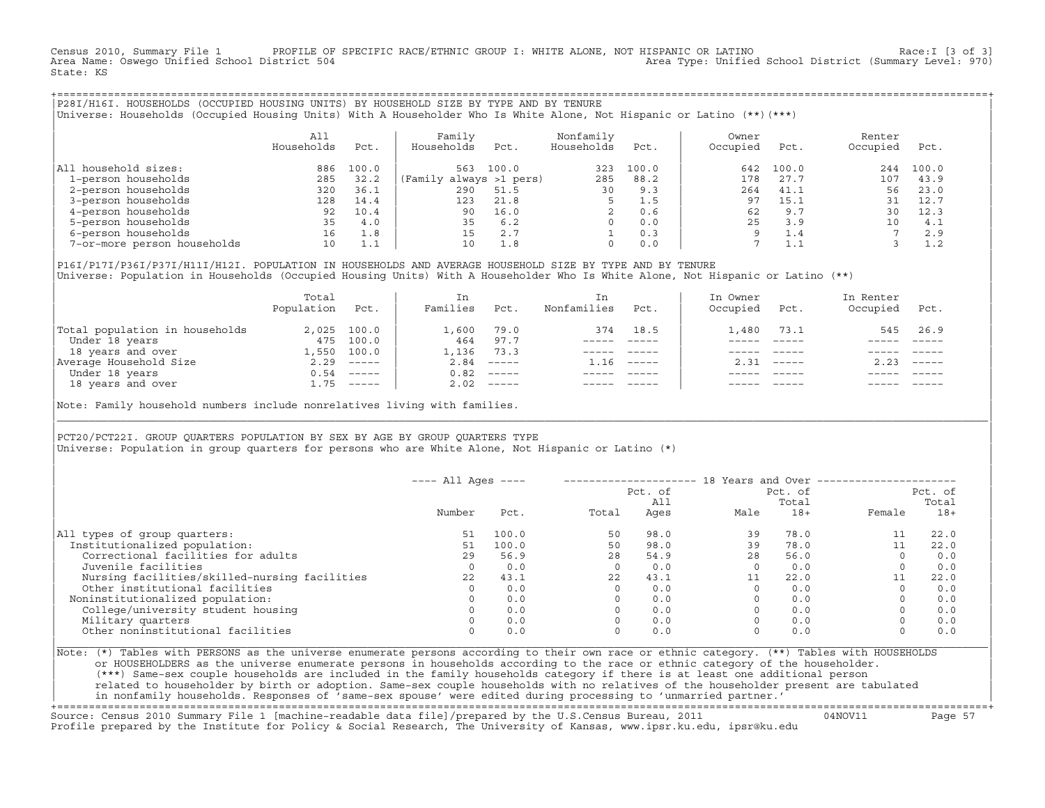Census 2010, Summary File 1 PROFILE OF SPECIFIC RACE/ETHNIC GROUP I: WHITE ALONE, NOT HISPANIC OR LATINO Race:I [3 of 3]
Area Name: Oswego Unified School District 504 Area Type: Unified School District (Summary Level: 970)
State: KS

## P28I/H16I. HOUSEHOLDS (OCCUPIED HOUSING UNITS) BY HOUSEHOLD SIZE BY TYPE AND BY TENURE

Universe: Households (Occupied Housing Units) With A Householder Who Is White Alone, Not Hispanic or Latino (**)(***)

| | All Households | Pct. | Family Households | Pct. | Nonfamily Households | Pct. | Owner Occupied | Pct. | Renter Occupied | Pct. |
|---|---|---|---|---|---|---|---|---|---|---|
| All household sizes: | 886 | 100.0 | 563 | 100.0 | 323 | 100.0 | 642 | 100.0 | 244 | 100.0 |
| 1-person households | 285 | 32.2 | (Family always >1 pers) | | 285 | 88.2 | 178 | 27.7 | 107 | 43.9 |
| 2-person households | 320 | 36.1 | 290 | 51.5 | 30 | 9.3 | 264 | 41.1 | 56 | 23.0 |
| 3-person households | 128 | 14.4 | 123 | 21.8 | 5 | 1.5 | 97 | 15.1 | 31 | 12.7 |
| 4-person households | 92 | 10.4 | 90 | 16.0 | 2 | 0.6 | 62 | 9.7 | 30 | 12.3 |
| 5-person households | 35 | 4.0 | 35 | 6.2 | 0 | 0.0 | 25 | 3.9 | 10 | 4.1 |
| 6-person households | 16 | 1.8 | 15 | 2.7 | 1 | 0.3 | 9 | 1.4 | 7 | 2.9 |
| 7-or-more person households | 10 | 1.1 | 10 | 1.8 | 0 | 0.0 | 7 | 1.1 | 3 | 1.2 |

## P16I/P17I/P36I/P37I/H11I/H12I. POPULATION IN HOUSEHOLDS AND AVERAGE HOUSEHOLD SIZE BY TYPE AND BY TENURE

Universe: Population in Households (Occupied Housing Units) With A Householder Who Is White Alone, Not Hispanic or Latino (**)

| | Total Population | Pct. | In Families | Pct. | In Nonfamilies | Pct. | In Owner Occupied | Pct. | In Renter Occupied | Pct. |
|---|---|---|---|---|---|---|---|---|---|---|
| Total population in households | 2,025 | 100.0 | 1,600 | 79.0 | 374 | 18.5 | 1,480 | 73.1 | 545 | 26.9 |
| Under 18 years | 475 | 100.0 | 464 | 97.7 | ----- | ----- | ----- | ----- | ----- | ----- |
| 18 years and over | 1,550 | 100.0 | 1,136 | 73.3 | ----- | ----- | ----- | ----- | ----- | ----- |
| Average Household Size | 2.29 | ----- | 2.84 | ----- | 1.16 | ----- | 2.31 | ----- | 2.23 | ----- |
| Under 18 years | 0.54 | ----- | 0.82 | ----- | ----- | ----- | ----- | ----- | ----- | ----- |
| 18 years and over | 1.75 | ----- | 2.02 | ----- | ----- | ----- | ----- | ----- | ----- | ----- |

Note: Family household numbers include nonrelatives living with families.

## PCT20/PCT22I. GROUP QUARTERS POPULATION BY SEX BY AGE BY GROUP QUARTERS TYPE

Universe: Population in group quarters for persons who are White Alone, Not Hispanic or Latino (*)

| | ---- All Ages ---- | | 18 Years and Over | | | | | |
|---|---|---|---|---|---|---|---|---|
| | Number | Pct. | Total | Pct. of All Ages | Male | Pct. of Total 18+ | Female | Pct. of Total 18+ |
| All types of group quarters: | 51 | 100.0 | 50 | 98.0 | 39 | 78.0 | 11 | 22.0 |
| Institutionalized population: | 51 | 100.0 | 50 | 98.0 | 39 | 78.0 | 11 | 22.0 |
| Correctional facilities for adults | 29 | 56.9 | 28 | 54.9 | 28 | 56.0 | 0 | 0.0 |
| Juvenile facilities | 0 | 0.0 | 0 | 0.0 | 0 | 0.0 | 0 | 0.0 |
| Nursing facilities/skilled-nursing facilities | 22 | 43.1 | 22 | 43.1 | 11 | 22.0 | 11 | 22.0 |
| Other institutional facilities | 0 | 0.0 | 0 | 0.0 | 0 | 0.0 | 0 | 0.0 |
| Noninstitutionalized population: | 0 | 0.0 | 0 | 0.0 | 0 | 0.0 | 0 | 0.0 |
| College/university student housing | 0 | 0.0 | 0 | 0.0 | 0 | 0.0 | 0 | 0.0 |
| Military quarters | 0 | 0.0 | 0 | 0.0 | 0 | 0.0 | 0 | 0.0 |
| Other noninstitutional facilities | 0 | 0.0 | 0 | 0.0 | 0 | 0.0 | 0 | 0.0 |

Note: (*) Tables with PERSONS as the universe enumerate persons according to their own race or ethnic category. (**) Tables with HOUSEHOLDS or HOUSEHOLDERS as the universe enumerate persons in households according to the race or ethnic category of the householder. (***) Same-sex couple households are included in the family households category if there is at least one additional person related to householder by birth or adoption. Same-sex couple households with no relatives of the householder present are tabulated in nonfamily households. Responses of 'same-sex spouse' were edited during processing to 'unmarried partner.'

Source: Census 2010 Summary File 1 [machine-readable data file]/prepared by the U.S.Census Bureau, 2011 04NOV11
Profile prepared by the Institute for Policy & Social Research, The University of Kansas, www.ipsr.ku.edu, ipsr@ku.edu